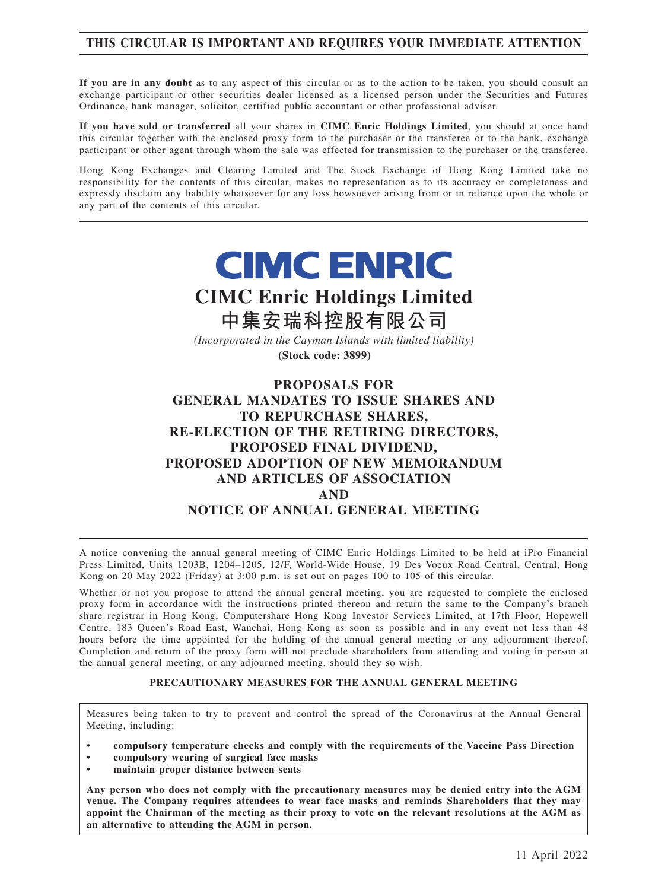**THIS CIRCULAR IS IMPORTANT AND REQUIRES YOUR IMMEDIATE ATTENTION**

**If you are in any doubt** as to any aspect of this circular or as to the action to be taken, you should consult an exchange participant or other securities dealer licensed as a licensed person under the Securities and Futures Ordinance, bank manager, solicitor, certified public accountant or other professional adviser.

**If you have sold or transferred** all your shares in **CIMC Enric Holdings Limited**, you should at once hand this circular together with the enclosed proxy form to the purchaser or the transferee or to the bank, exchange participant or other agent through whom the sale was effected for transmission to the purchaser or the transferee.

Hong Kong Exchanges and Clearing Limited and The Stock Exchange of Hong Kong Limited take no responsibility for the contents of this circular, makes no representation as to its accuracy or completeness and expressly disclaim any liability whatsoever for any loss howsoever arising from or in reliance upon the whole or any part of the contents of this circular.

CIMC ENRIC

# CIMC Enric Holdings Limited
# 中集安瑞科控股有限公司

*(Incorporated in the Cayman Islands with limited liability)*

**(Stock code: 3899)**

## PROPOSALS FOR GENERAL MANDATES TO ISSUE SHARES AND TO REPURCHASE SHARES, RE-ELECTION OF THE RETIRING DIRECTORS, PROPOSED FINAL DIVIDEND, PROPOSED ADOPTION OF NEW MEMORANDUM AND ARTICLES OF ASSOCIATION AND NOTICE OF ANNUAL GENERAL MEETING

A notice convening the annual general meeting of CIMC Enric Holdings Limited to be held at iPro Financial Press Limited, Units 1203B, 1204–1205, 12/F, World-Wide House, 19 Des Voeux Road Central, Central, Hong Kong on 20 May 2022 (Friday) at 3:00 p.m. is set out on pages 100 to 105 of this circular.

Whether or not you propose to attend the annual general meeting, you are requested to complete the enclosed proxy form in accordance with the instructions printed thereon and return the same to the Company's branch share registrar in Hong Kong, Computershare Hong Kong Investor Services Limited, at 17th Floor, Hopewell Centre, 183 Queen's Road East, Wanchai, Hong Kong as soon as possible and in any event not less than 48 hours before the time appointed for the holding of the annual general meeting or any adjournment thereof. Completion and return of the proxy form will not preclude shareholders from attending and voting in person at the annual general meeting, or any adjourned meeting, should they so wish.

**PRECAUTIONARY MEASURES FOR THE ANNUAL GENERAL MEETING**

Measures being taken to try to prevent and control the spread of the Coronavirus at the Annual General Meeting, including:

- **compulsory temperature checks and comply with the requirements of the Vaccine Pass Direction**
- **compulsory wearing of surgical face masks**
- **maintain proper distance between seats**

**Any person who does not comply with the precautionary measures may be denied entry into the AGM venue. The Company requires attendees to wear face masks and reminds Shareholders that they may appoint the Chairman of the meeting as their proxy to vote on the relevant resolutions at the AGM as an alternative to attending the AGM in person.**

11 April 2022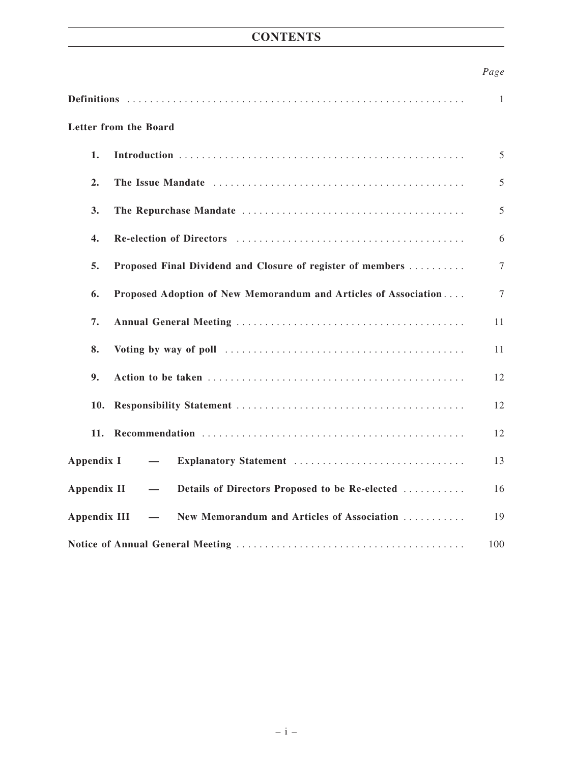# CONTENTS

| | Page |
|---|---|
| **Definitions** | 1 |
| **Letter from the Board** | |
| **1. Introduction** | 5 |
| **2. The Issue Mandate** | 5 |
| **3. The Repurchase Mandate** | 5 |
| **4. Re-election of Directors** | 6 |
| **5. Proposed Final Dividend and Closure of register of members** | 7 |
| **6. Proposed Adoption of New Memorandum and Articles of Association** | 7 |
| **7. Annual General Meeting** | 11 |
| **8. Voting by way of poll** | 11 |
| **9. Action to be taken** | 12 |
| **10. Responsibility Statement** | 12 |
| **11. Recommendation** | 12 |
| **Appendix I — Explanatory Statement** | 13 |
| **Appendix II — Details of Directors Proposed to be Re-elected** | 16 |
| **Appendix III — New Memorandum and Articles of Association** | 19 |
| **Notice of Annual General Meeting** | 100 |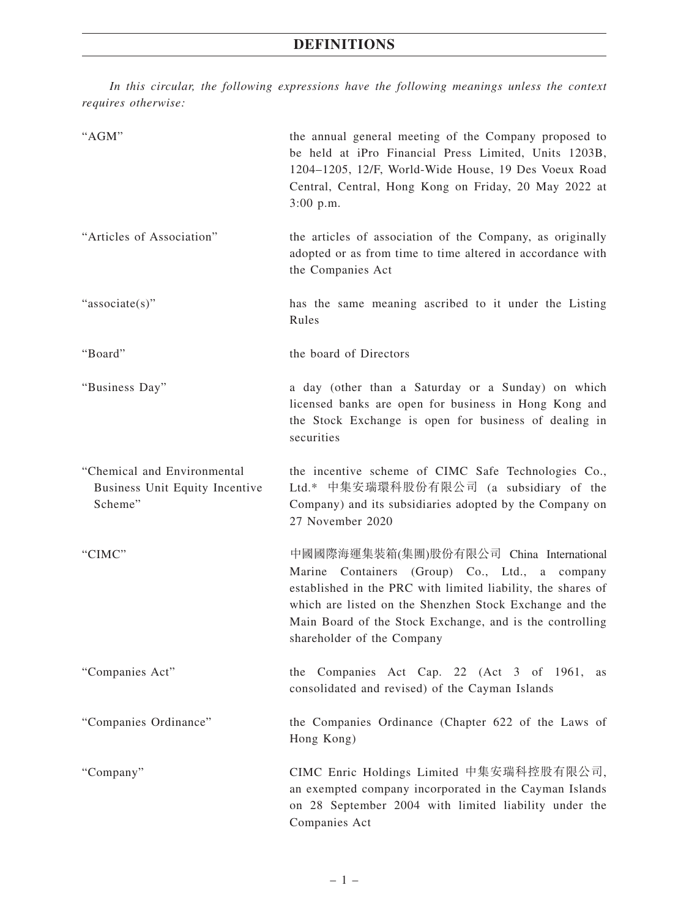# DEFINITIONS

*In this circular, the following expressions have the following meanings unless the context requires otherwise:*

| | |
|---|---|
| "AGM" | the annual general meeting of the Company proposed to be held at iPro Financial Press Limited, Units 1203B, 1204–1205, 12/F, World-Wide House, 19 Des Voeux Road Central, Central, Hong Kong on Friday, 20 May 2022 at 3:00 p.m. |
| "Articles of Association" | the articles of association of the Company, as originally adopted or as from time to time altered in accordance with the Companies Act |
| "associate(s)" | has the same meaning ascribed to it under the Listing Rules |
| "Board" | the board of Directors |
| "Business Day" | a day (other than a Saturday or a Sunday) on which licensed banks are open for business in Hong Kong and the Stock Exchange is open for business of dealing in securities |
| "Chemical and Environmental Business Unit Equity Incentive Scheme" | the incentive scheme of CIMC Safe Technologies Co., Ltd.* 中集安瑞環科股份有限公司 (a subsidiary of the Company) and its subsidiaries adopted by the Company on 27 November 2020 |
| "CIMC" | 中國國際海運集裝箱(集團)股份有限公司 China International Marine Containers (Group) Co., Ltd., a company established in the PRC with limited liability, the shares of which are listed on the Shenzhen Stock Exchange and the Main Board of the Stock Exchange, and is the controlling shareholder of the Company |
| "Companies Act" | the Companies Act Cap. 22 (Act 3 of 1961, as consolidated and revised) of the Cayman Islands |
| "Companies Ordinance" | the Companies Ordinance (Chapter 622 of the Laws of Hong Kong) |
| "Company" | CIMC Enric Holdings Limited 中集安瑞科控股有限公司, an exempted company incorporated in the Cayman Islands on 28 September 2004 with limited liability under the Companies Act |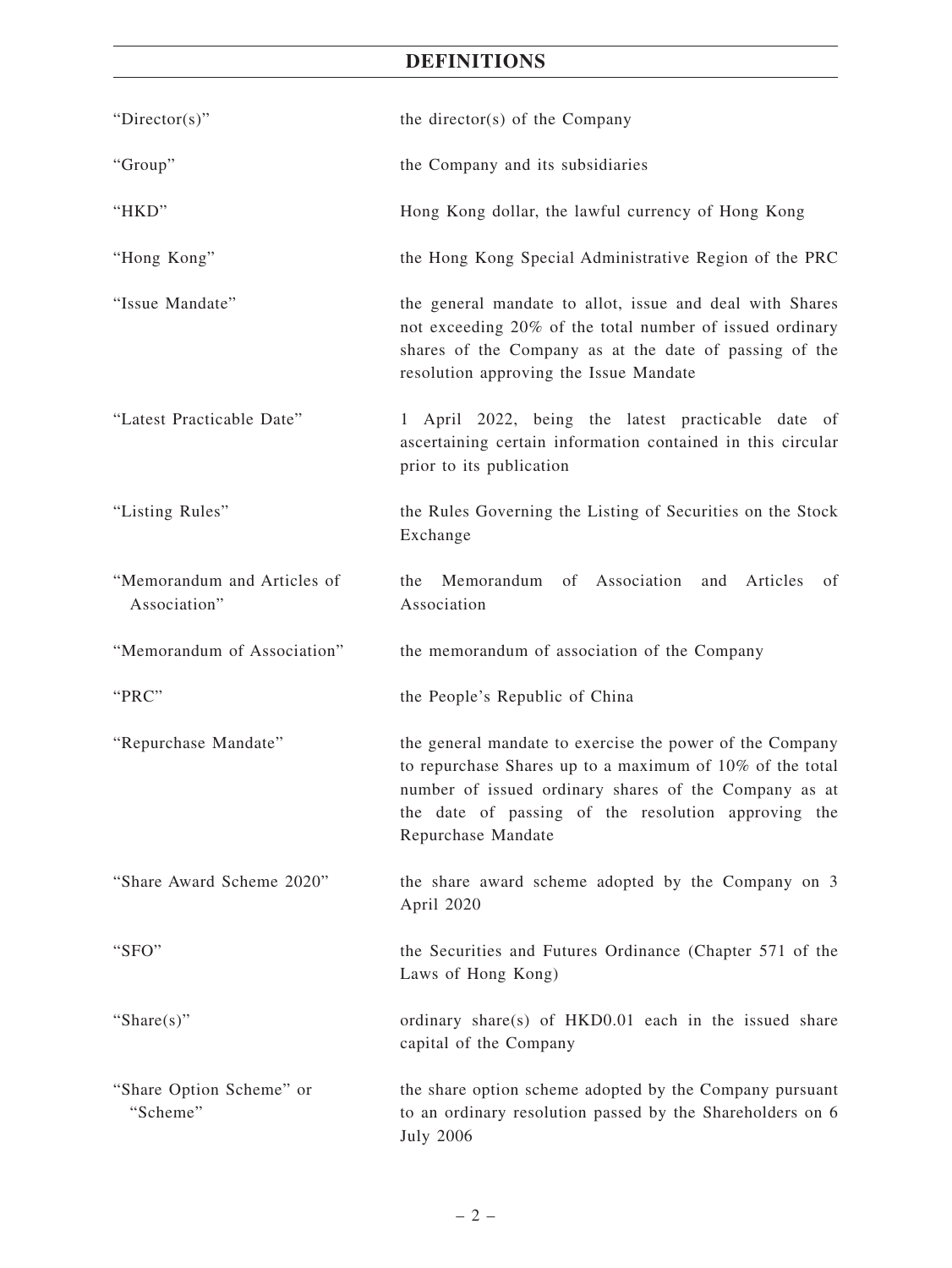# DEFINITIONS

| | |
|---|---|
| "Director(s)" | the director(s) of the Company |
| "Group" | the Company and its subsidiaries |
| "HKD" | Hong Kong dollar, the lawful currency of Hong Kong |
| "Hong Kong" | the Hong Kong Special Administrative Region of the PRC |
| "Issue Mandate" | the general mandate to allot, issue and deal with Shares not exceeding 20% of the total number of issued ordinary shares of the Company as at the date of passing of the resolution approving the Issue Mandate |
| "Latest Practicable Date" | 1 April 2022, being the latest practicable date of ascertaining certain information contained in this circular prior to its publication |
| "Listing Rules" | the Rules Governing the Listing of Securities on the Stock Exchange |
| "Memorandum and Articles of Association" | the Memorandum of Association and Articles of Association |
| "Memorandum of Association" | the memorandum of association of the Company |
| "PRC" | the People's Republic of China |
| "Repurchase Mandate" | the general mandate to exercise the power of the Company to repurchase Shares up to a maximum of 10% of the total number of issued ordinary shares of the Company as at the date of passing of the resolution approving the Repurchase Mandate |
| "Share Award Scheme 2020" | the share award scheme adopted by the Company on 3 April 2020 |
| "SFO" | the Securities and Futures Ordinance (Chapter 571 of the Laws of Hong Kong) |
| "Share(s)" | ordinary share(s) of HKD0.01 each in the issued share capital of the Company |
| "Share Option Scheme" or "Scheme" | the share option scheme adopted by the Company pursuant to an ordinary resolution passed by the Shareholders on 6 July 2006 |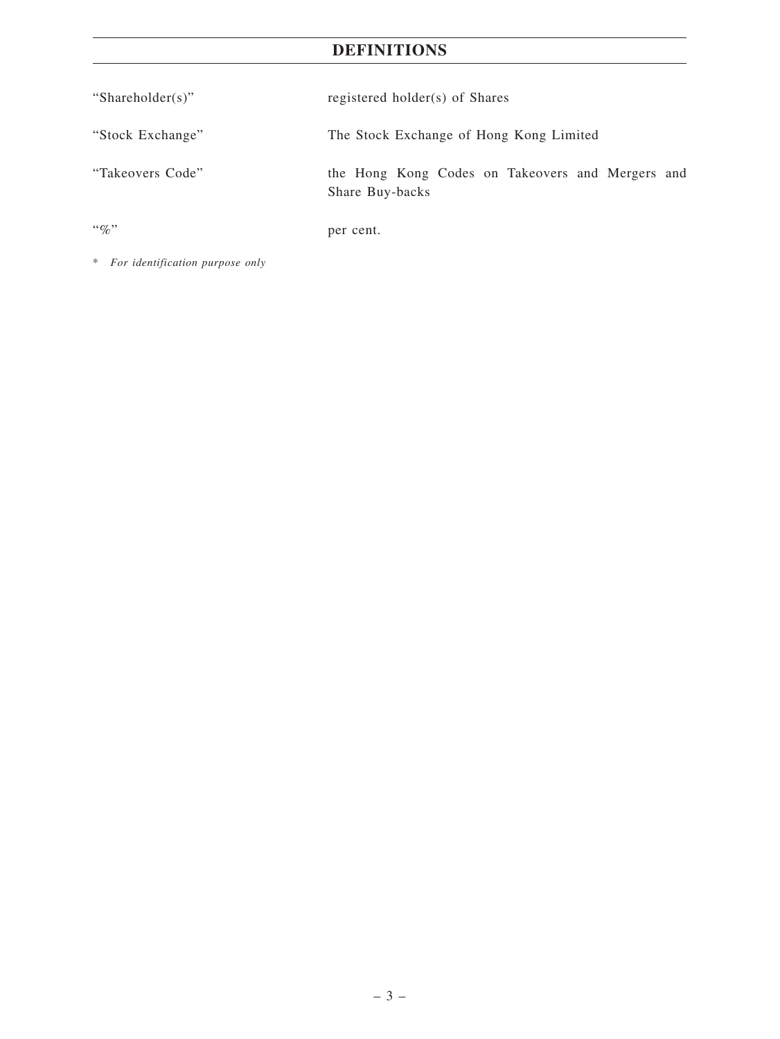# DEFINITIONS

| | |
|---|---|
| "Shareholder(s)" | registered holder(s) of Shares |
| "Stock Exchange" | The Stock Exchange of Hong Kong Limited |
| "Takeovers Code" | the Hong Kong Codes on Takeovers and Mergers and Share Buy-backs |
| "%" | per cent. |

\* *For identification purpose only*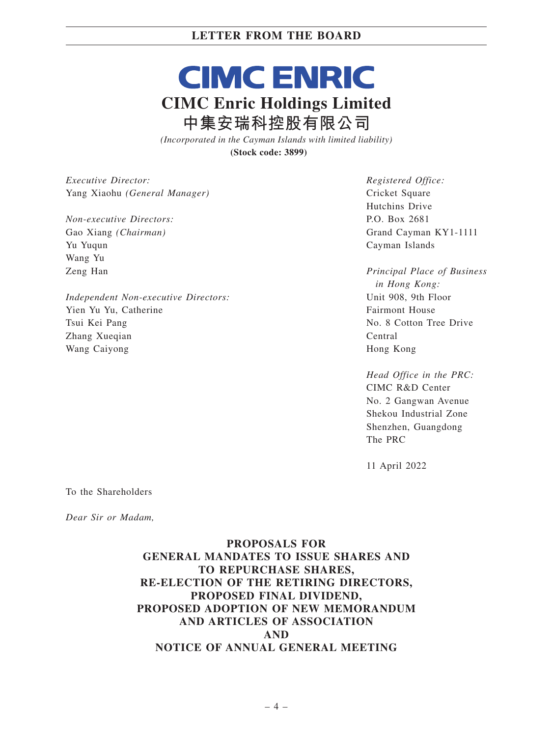# CIMC ENRIC

## CIMC Enric Holdings Limited

## 中集安瑞科控股有限公司

*(Incorporated in the Cayman Islands with limited liability)*

**(Stock code: 3899)**

*Executive Director:*
Yang Xiaohu *(General Manager)*

*Non-executive Directors:*
Gao Xiang *(Chairman)*
Yu Yuqun
Wang Yu
Zeng Han

*Independent Non-executive Directors:*
Yien Yu Yu, Catherine
Tsui Kei Pang
Zhang Xueqian
Wang Caiyong

*Registered Office:*
Cricket Square
Hutchins Drive
P.O. Box 2681
Grand Cayman KY1-1111
Cayman Islands

*Principal Place of Business in Hong Kong:*
Unit 908, 9th Floor
Fairmont House
No. 8 Cotton Tree Drive
Central
Hong Kong

*Head Office in the PRC:*
CIMC R&D Center
No. 2 Gangwan Avenue
Shekou Industrial Zone
Shenzhen, Guangdong
The PRC

11 April 2022

To the Shareholders

*Dear Sir or Madam,*

**PROPOSALS FOR GENERAL MANDATES TO ISSUE SHARES AND TO REPURCHASE SHARES, RE-ELECTION OF THE RETIRING DIRECTORS, PROPOSED FINAL DIVIDEND, PROPOSED ADOPTION OF NEW MEMORANDUM AND ARTICLES OF ASSOCIATION AND NOTICE OF ANNUAL GENERAL MEETING**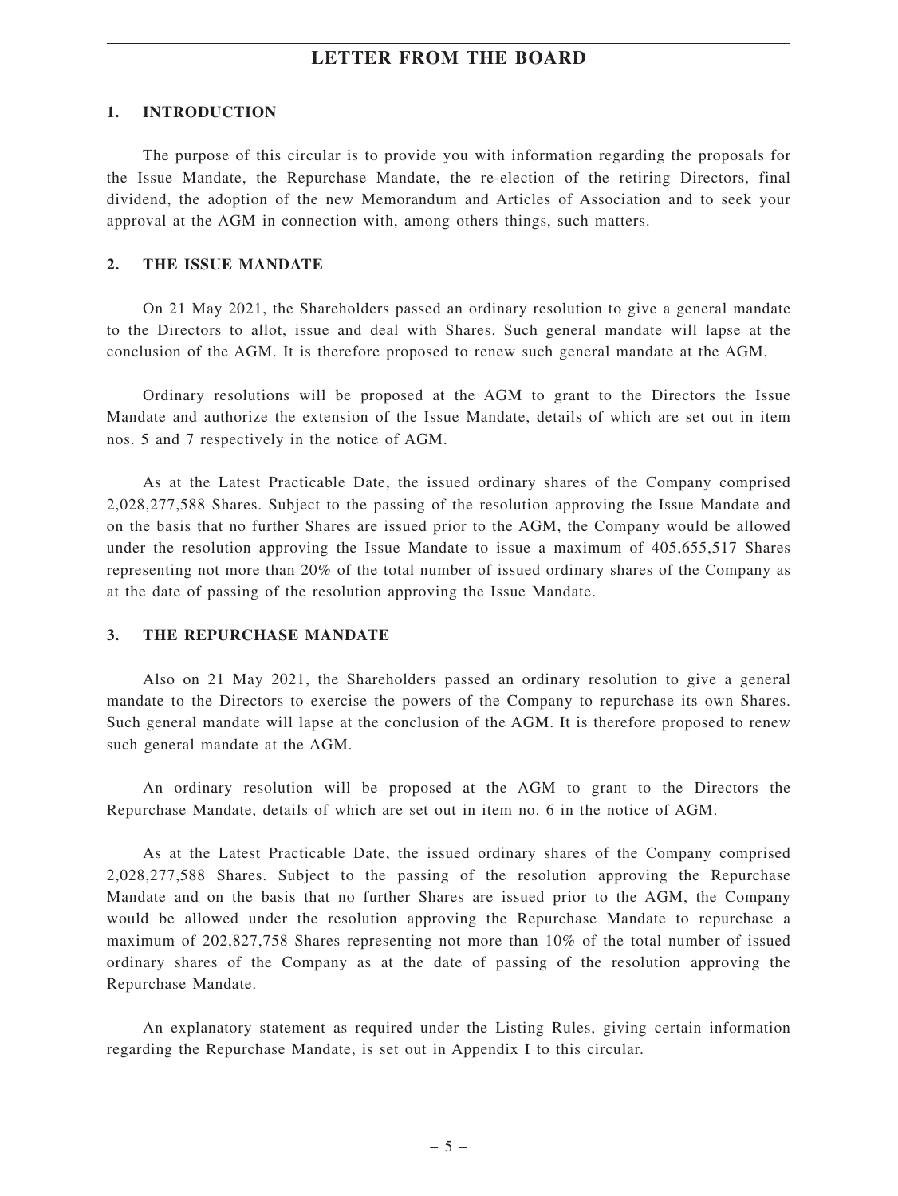# LETTER FROM THE BOARD

## 1. INTRODUCTION

The purpose of this circular is to provide you with information regarding the proposals for the Issue Mandate, the Repurchase Mandate, the re-election of the retiring Directors, final dividend, the adoption of the new Memorandum and Articles of Association and to seek your approval at the AGM in connection with, among others things, such matters.

## 2. THE ISSUE MANDATE

On 21 May 2021, the Shareholders passed an ordinary resolution to give a general mandate to the Directors to allot, issue and deal with Shares. Such general mandate will lapse at the conclusion of the AGM. It is therefore proposed to renew such general mandate at the AGM.

Ordinary resolutions will be proposed at the AGM to grant to the Directors the Issue Mandate and authorize the extension of the Issue Mandate, details of which are set out in item nos. 5 and 7 respectively in the notice of AGM.

As at the Latest Practicable Date, the issued ordinary shares of the Company comprised 2,028,277,588 Shares. Subject to the passing of the resolution approving the Issue Mandate and on the basis that no further Shares are issued prior to the AGM, the Company would be allowed under the resolution approving the Issue Mandate to issue a maximum of 405,655,517 Shares representing not more than 20% of the total number of issued ordinary shares of the Company as at the date of passing of the resolution approving the Issue Mandate.

## 3. THE REPURCHASE MANDATE

Also on 21 May 2021, the Shareholders passed an ordinary resolution to give a general mandate to the Directors to exercise the powers of the Company to repurchase its own Shares. Such general mandate will lapse at the conclusion of the AGM. It is therefore proposed to renew such general mandate at the AGM.

An ordinary resolution will be proposed at the AGM to grant to the Directors the Repurchase Mandate, details of which are set out in item no. 6 in the notice of AGM.

As at the Latest Practicable Date, the issued ordinary shares of the Company comprised 2,028,277,588 Shares. Subject to the passing of the resolution approving the Repurchase Mandate and on the basis that no further Shares are issued prior to the AGM, the Company would be allowed under the resolution approving the Repurchase Mandate to repurchase a maximum of 202,827,758 Shares representing not more than 10% of the total number of issued ordinary shares of the Company as at the date of passing of the resolution approving the Repurchase Mandate.

An explanatory statement as required under the Listing Rules, giving certain information regarding the Repurchase Mandate, is set out in Appendix I to this circular.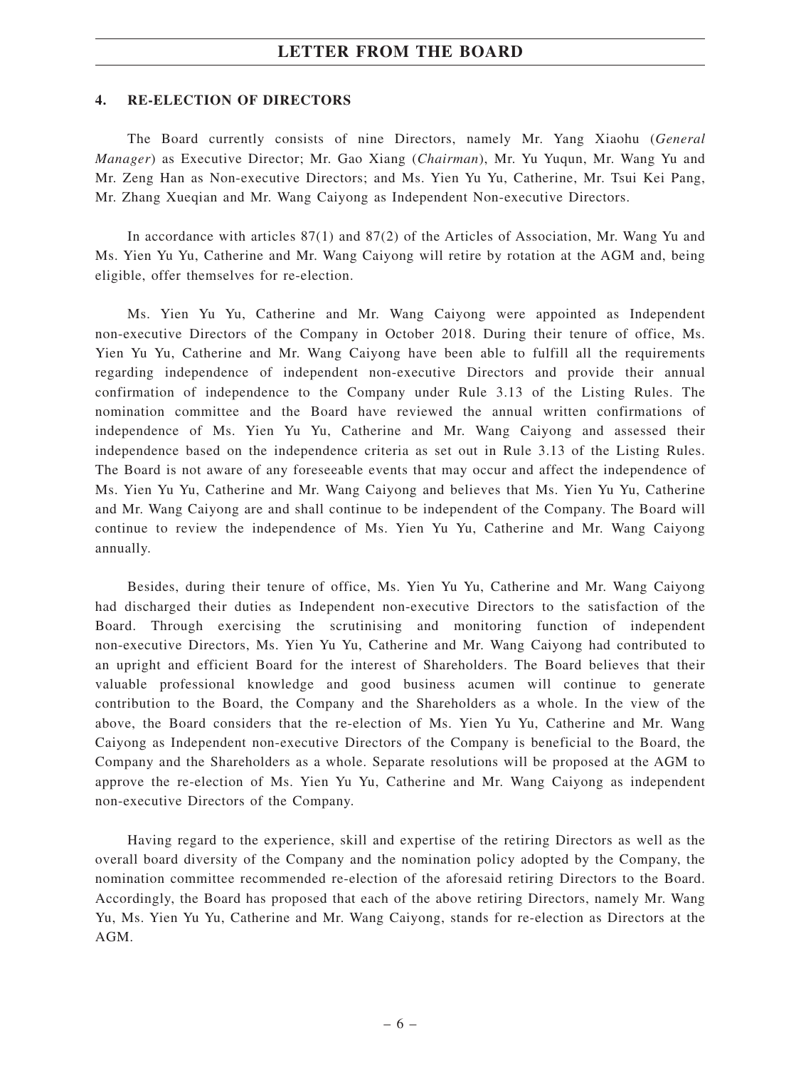## 4. RE-ELECTION OF DIRECTORS

The Board currently consists of nine Directors, namely Mr. Yang Xiaohu (*General Manager*) as Executive Director; Mr. Gao Xiang (*Chairman*), Mr. Yu Yuqun, Mr. Wang Yu and Mr. Zeng Han as Non-executive Directors; and Ms. Yien Yu Yu, Catherine, Mr. Tsui Kei Pang, Mr. Zhang Xueqian and Mr. Wang Caiyong as Independent Non-executive Directors.

In accordance with articles 87(1) and 87(2) of the Articles of Association, Mr. Wang Yu and Ms. Yien Yu Yu, Catherine and Mr. Wang Caiyong will retire by rotation at the AGM and, being eligible, offer themselves for re-election.

Ms. Yien Yu Yu, Catherine and Mr. Wang Caiyong were appointed as Independent non-executive Directors of the Company in October 2018. During their tenure of office, Ms. Yien Yu Yu, Catherine and Mr. Wang Caiyong have been able to fulfill all the requirements regarding independence of independent non-executive Directors and provide their annual confirmation of independence to the Company under Rule 3.13 of the Listing Rules. The nomination committee and the Board have reviewed the annual written confirmations of independence of Ms. Yien Yu Yu, Catherine and Mr. Wang Caiyong and assessed their independence based on the independence criteria as set out in Rule 3.13 of the Listing Rules. The Board is not aware of any foreseeable events that may occur and affect the independence of Ms. Yien Yu Yu, Catherine and Mr. Wang Caiyong and believes that Ms. Yien Yu Yu, Catherine and Mr. Wang Caiyong are and shall continue to be independent of the Company. The Board will continue to review the independence of Ms. Yien Yu Yu, Catherine and Mr. Wang Caiyong annually.

Besides, during their tenure of office, Ms. Yien Yu Yu, Catherine and Mr. Wang Caiyong had discharged their duties as Independent non-executive Directors to the satisfaction of the Board. Through exercising the scrutinising and monitoring function of independent non-executive Directors, Ms. Yien Yu Yu, Catherine and Mr. Wang Caiyong had contributed to an upright and efficient Board for the interest of Shareholders. The Board believes that their valuable professional knowledge and good business acumen will continue to generate contribution to the Board, the Company and the Shareholders as a whole. In the view of the above, the Board considers that the re-election of Ms. Yien Yu Yu, Catherine and Mr. Wang Caiyong as Independent non-executive Directors of the Company is beneficial to the Board, the Company and the Shareholders as a whole. Separate resolutions will be proposed at the AGM to approve the re-election of Ms. Yien Yu Yu, Catherine and Mr. Wang Caiyong as independent non-executive Directors of the Company.

Having regard to the experience, skill and expertise of the retiring Directors as well as the overall board diversity of the Company and the nomination policy adopted by the Company, the nomination committee recommended re-election of the aforesaid retiring Directors to the Board. Accordingly, the Board has proposed that each of the above retiring Directors, namely Mr. Wang Yu, Ms. Yien Yu Yu, Catherine and Mr. Wang Caiyong, stands for re-election as Directors at the AGM.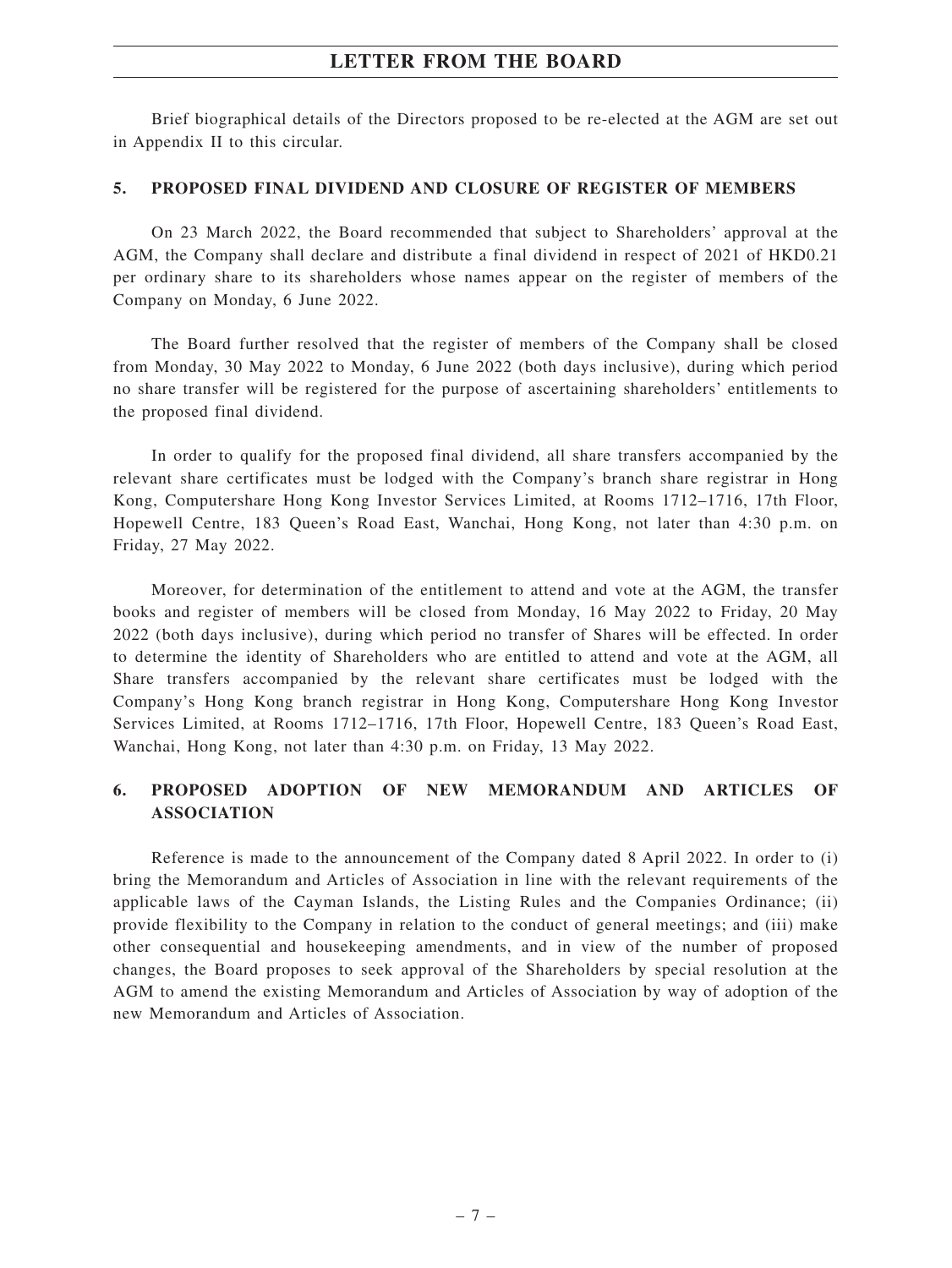Brief biographical details of the Directors proposed to be re-elected at the AGM are set out in Appendix II to this circular.

## 5. PROPOSED FINAL DIVIDEND AND CLOSURE OF REGISTER OF MEMBERS

On 23 March 2022, the Board recommended that subject to Shareholders' approval at the AGM, the Company shall declare and distribute a final dividend in respect of 2021 of HKD0.21 per ordinary share to its shareholders whose names appear on the register of members of the Company on Monday, 6 June 2022.

The Board further resolved that the register of members of the Company shall be closed from Monday, 30 May 2022 to Monday, 6 June 2022 (both days inclusive), during which period no share transfer will be registered for the purpose of ascertaining shareholders' entitlements to the proposed final dividend.

In order to qualify for the proposed final dividend, all share transfers accompanied by the relevant share certificates must be lodged with the Company's branch share registrar in Hong Kong, Computershare Hong Kong Investor Services Limited, at Rooms 1712–1716, 17th Floor, Hopewell Centre, 183 Queen's Road East, Wanchai, Hong Kong, not later than 4:30 p.m. on Friday, 27 May 2022.

Moreover, for determination of the entitlement to attend and vote at the AGM, the transfer books and register of members will be closed from Monday, 16 May 2022 to Friday, 20 May 2022 (both days inclusive), during which period no transfer of Shares will be effected. In order to determine the identity of Shareholders who are entitled to attend and vote at the AGM, all Share transfers accompanied by the relevant share certificates must be lodged with the Company's Hong Kong branch registrar in Hong Kong, Computershare Hong Kong Investor Services Limited, at Rooms 1712–1716, 17th Floor, Hopewell Centre, 183 Queen's Road East, Wanchai, Hong Kong, not later than 4:30 p.m. on Friday, 13 May 2022.

## 6. PROPOSED ADOPTION OF NEW MEMORANDUM AND ARTICLES OF ASSOCIATION

Reference is made to the announcement of the Company dated 8 April 2022. In order to (i) bring the Memorandum and Articles of Association in line with the relevant requirements of the applicable laws of the Cayman Islands, the Listing Rules and the Companies Ordinance; (ii) provide flexibility to the Company in relation to the conduct of general meetings; and (iii) make other consequential and housekeeping amendments, and in view of the number of proposed changes, the Board proposes to seek approval of the Shareholders by special resolution at the AGM to amend the existing Memorandum and Articles of Association by way of adoption of the new Memorandum and Articles of Association.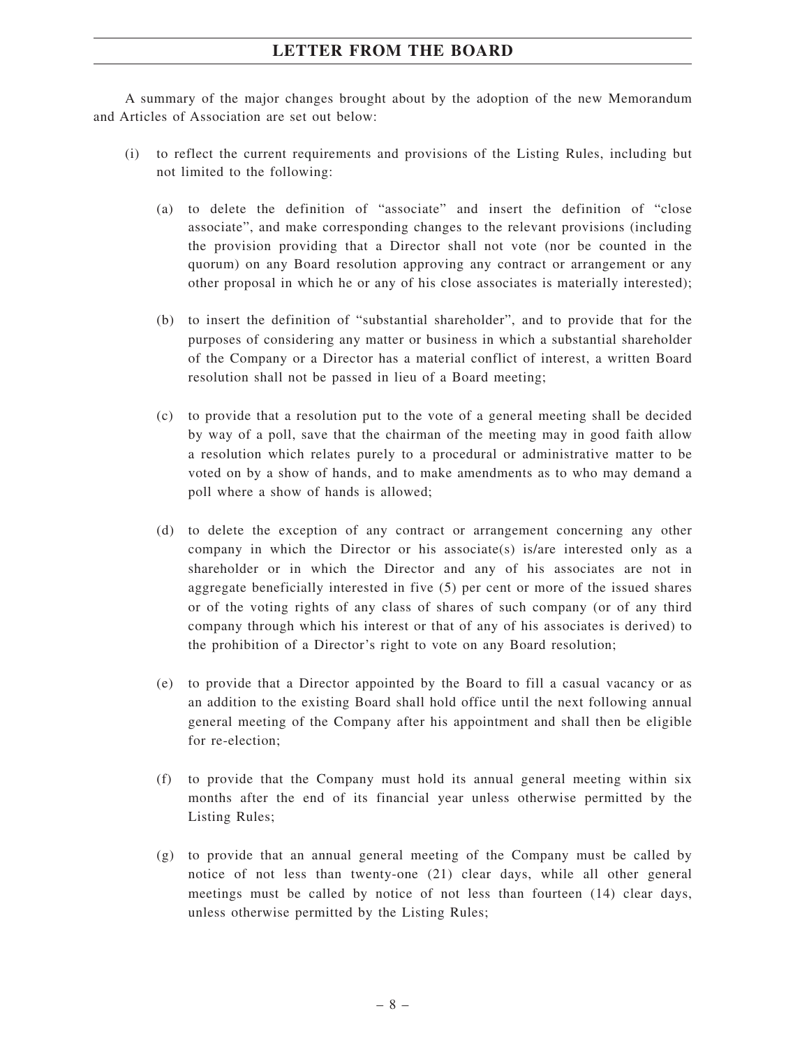A summary of the major changes brought about by the adoption of the new Memorandum and Articles of Association are set out below:

(i) to reflect the current requirements and provisions of the Listing Rules, including but not limited to the following:

   (a) to delete the definition of "associate" and insert the definition of "close associate", and make corresponding changes to the relevant provisions (including the provision providing that a Director shall not vote (nor be counted in the quorum) on any Board resolution approving any contract or arrangement or any other proposal in which he or any of his close associates is materially interested);

   (b) to insert the definition of "substantial shareholder", and to provide that for the purposes of considering any matter or business in which a substantial shareholder of the Company or a Director has a material conflict of interest, a written Board resolution shall not be passed in lieu of a Board meeting;

   (c) to provide that a resolution put to the vote of a general meeting shall be decided by way of a poll, save that the chairman of the meeting may in good faith allow a resolution which relates purely to a procedural or administrative matter to be voted on by a show of hands, and to make amendments as to who may demand a poll where a show of hands is allowed;

   (d) to delete the exception of any contract or arrangement concerning any other company in which the Director or his associate(s) is/are interested only as a shareholder or in which the Director and any of his associates are not in aggregate beneficially interested in five (5) per cent or more of the issued shares or of the voting rights of any class of shares of such company (or of any third company through which his interest or that of any of his associates is derived) to the prohibition of a Director's right to vote on any Board resolution;

   (e) to provide that a Director appointed by the Board to fill a casual vacancy or as an addition to the existing Board shall hold office until the next following annual general meeting of the Company after his appointment and shall then be eligible for re-election;

   (f) to provide that the Company must hold its annual general meeting within six months after the end of its financial year unless otherwise permitted by the Listing Rules;

   (g) to provide that an annual general meeting of the Company must be called by notice of not less than twenty-one (21) clear days, while all other general meetings must be called by notice of not less than fourteen (14) clear days, unless otherwise permitted by the Listing Rules;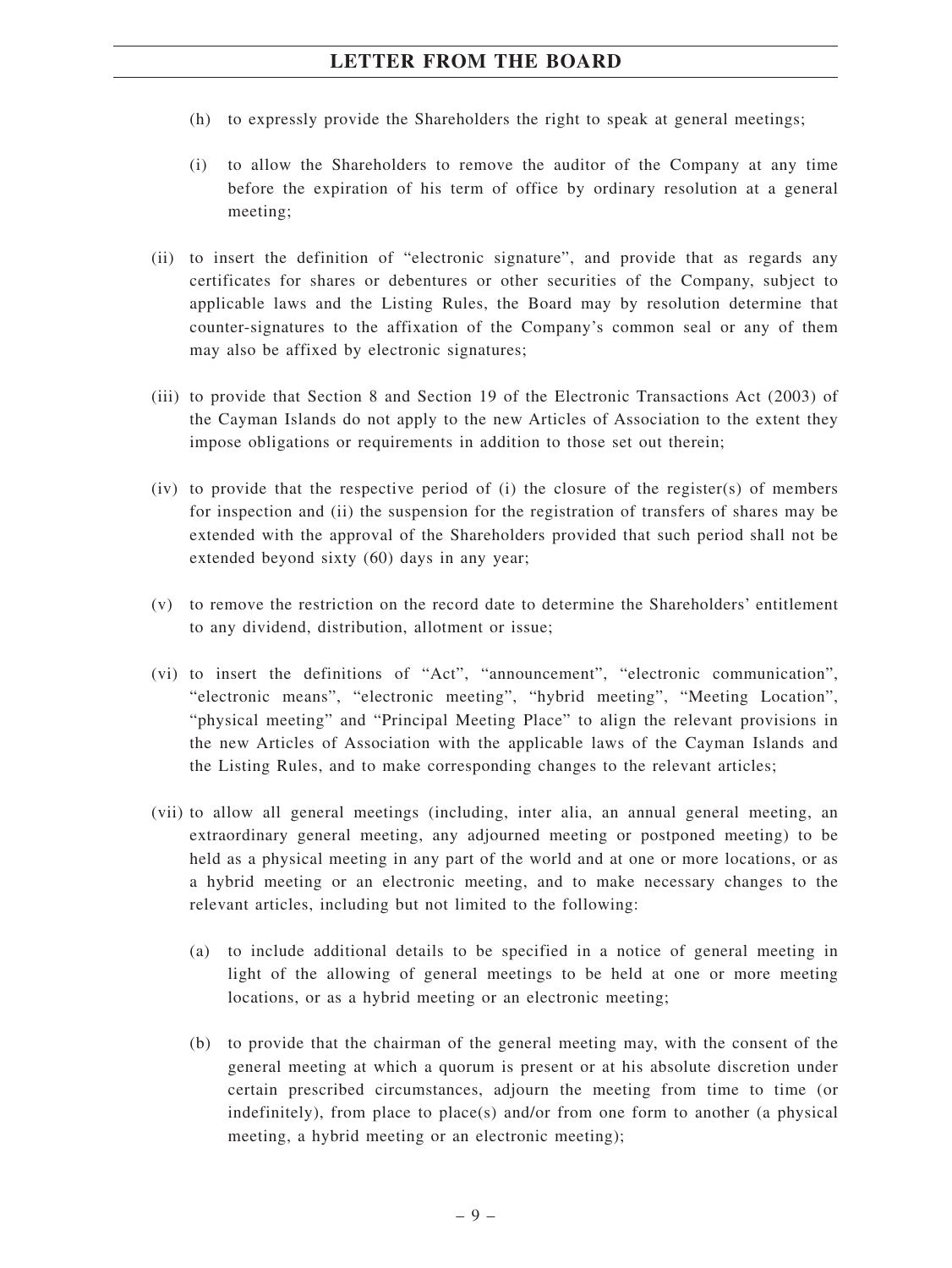(h) to expressly provide the Shareholders the right to speak at general meetings;

(i) to allow the Shareholders to remove the auditor of the Company at any time before the expiration of his term of office by ordinary resolution at a general meeting;

(ii) to insert the definition of "electronic signature", and provide that as regards any certificates for shares or debentures or other securities of the Company, subject to applicable laws and the Listing Rules, the Board may by resolution determine that counter-signatures to the affixation of the Company's common seal or any of them may also be affixed by electronic signatures;

(iii) to provide that Section 8 and Section 19 of the Electronic Transactions Act (2003) of the Cayman Islands do not apply to the new Articles of Association to the extent they impose obligations or requirements in addition to those set out therein;

(iv) to provide that the respective period of (i) the closure of the register(s) of members for inspection and (ii) the suspension for the registration of transfers of shares may be extended with the approval of the Shareholders provided that such period shall not be extended beyond sixty (60) days in any year;

(v) to remove the restriction on the record date to determine the Shareholders' entitlement to any dividend, distribution, allotment or issue;

(vi) to insert the definitions of "Act", "announcement", "electronic communication", "electronic means", "electronic meeting", "hybrid meeting", "Meeting Location", "physical meeting" and "Principal Meeting Place" to align the relevant provisions in the new Articles of Association with the applicable laws of the Cayman Islands and the Listing Rules, and to make corresponding changes to the relevant articles;

(vii) to allow all general meetings (including, inter alia, an annual general meeting, an extraordinary general meeting, any adjourned meeting or postponed meeting) to be held as a physical meeting in any part of the world and at one or more locations, or as a hybrid meeting or an electronic meeting, and to make necessary changes to the relevant articles, including but not limited to the following:

(a) to include additional details to be specified in a notice of general meeting in light of the allowing of general meetings to be held at one or more meeting locations, or as a hybrid meeting or an electronic meeting;

(b) to provide that the chairman of the general meeting may, with the consent of the general meeting at which a quorum is present or at his absolute discretion under certain prescribed circumstances, adjourn the meeting from time to time (or indefinitely), from place to place(s) and/or from one form to another (a physical meeting, a hybrid meeting or an electronic meeting);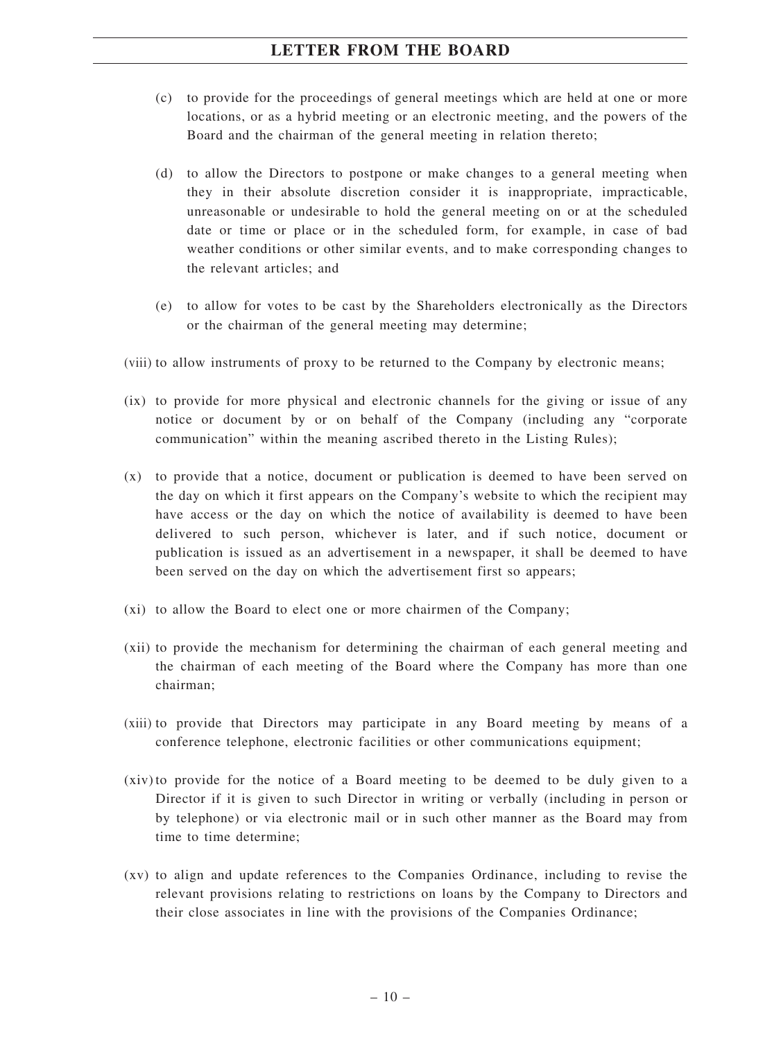(c) to provide for the proceedings of general meetings which are held at one or more locations, or as a hybrid meeting or an electronic meeting, and the powers of the Board and the chairman of the general meeting in relation thereto;

(d) to allow the Directors to postpone or make changes to a general meeting when they in their absolute discretion consider it is inappropriate, impracticable, unreasonable or undesirable to hold the general meeting on or at the scheduled date or time or place or in the scheduled form, for example, in case of bad weather conditions or other similar events, and to make corresponding changes to the relevant articles; and

(e) to allow for votes to be cast by the Shareholders electronically as the Directors or the chairman of the general meeting may determine;

(viii) to allow instruments of proxy to be returned to the Company by electronic means;

(ix) to provide for more physical and electronic channels for the giving or issue of any notice or document by or on behalf of the Company (including any "corporate communication" within the meaning ascribed thereto in the Listing Rules);

(x) to provide that a notice, document or publication is deemed to have been served on the day on which it first appears on the Company's website to which the recipient may have access or the day on which the notice of availability is deemed to have been delivered to such person, whichever is later, and if such notice, document or publication is issued as an advertisement in a newspaper, it shall be deemed to have been served on the day on which the advertisement first so appears;

(xi) to allow the Board to elect one or more chairmen of the Company;

(xii) to provide the mechanism for determining the chairman of each general meeting and the chairman of each meeting of the Board where the Company has more than one chairman;

(xiii) to provide that Directors may participate in any Board meeting by means of a conference telephone, electronic facilities or other communications equipment;

(xiv) to provide for the notice of a Board meeting to be deemed to be duly given to a Director if it is given to such Director in writing or verbally (including in person or by telephone) or via electronic mail or in such other manner as the Board may from time to time determine;

(xv) to align and update references to the Companies Ordinance, including to revise the relevant provisions relating to restrictions on loans by the Company to Directors and their close associates in line with the provisions of the Companies Ordinance;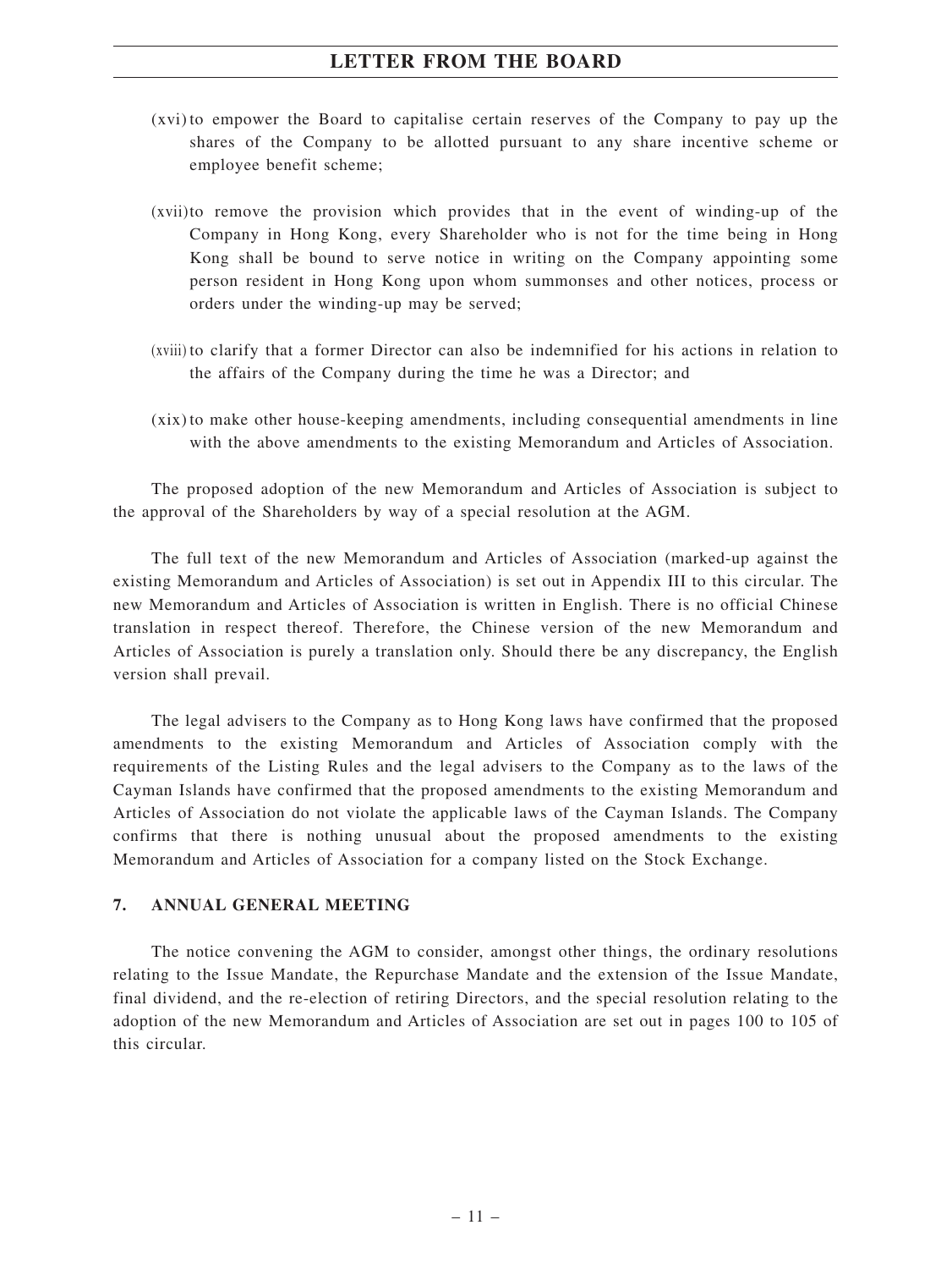(xvi) to empower the Board to capitalise certain reserves of the Company to pay up the shares of the Company to be allotted pursuant to any share incentive scheme or employee benefit scheme;

(xvii) to remove the provision which provides that in the event of winding-up of the Company in Hong Kong, every Shareholder who is not for the time being in Hong Kong shall be bound to serve notice in writing on the Company appointing some person resident in Hong Kong upon whom summonses and other notices, process or orders under the winding-up may be served;

(xviii) to clarify that a former Director can also be indemnified for his actions in relation to the affairs of the Company during the time he was a Director; and

(xix) to make other house-keeping amendments, including consequential amendments in line with the above amendments to the existing Memorandum and Articles of Association.

The proposed adoption of the new Memorandum and Articles of Association is subject to the approval of the Shareholders by way of a special resolution at the AGM.

The full text of the new Memorandum and Articles of Association (marked-up against the existing Memorandum and Articles of Association) is set out in Appendix III to this circular. The new Memorandum and Articles of Association is written in English. There is no official Chinese translation in respect thereof. Therefore, the Chinese version of the new Memorandum and Articles of Association is purely a translation only. Should there be any discrepancy, the English version shall prevail.

The legal advisers to the Company as to Hong Kong laws have confirmed that the proposed amendments to the existing Memorandum and Articles of Association comply with the requirements of the Listing Rules and the legal advisers to the Company as to the laws of the Cayman Islands have confirmed that the proposed amendments to the existing Memorandum and Articles of Association do not violate the applicable laws of the Cayman Islands. The Company confirms that there is nothing unusual about the proposed amendments to the existing Memorandum and Articles of Association for a company listed on the Stock Exchange.

## 7. ANNUAL GENERAL MEETING

The notice convening the AGM to consider, amongst other things, the ordinary resolutions relating to the Issue Mandate, the Repurchase Mandate and the extension of the Issue Mandate, final dividend, and the re-election of retiring Directors, and the special resolution relating to the adoption of the new Memorandum and Articles of Association are set out in pages 100 to 105 of this circular.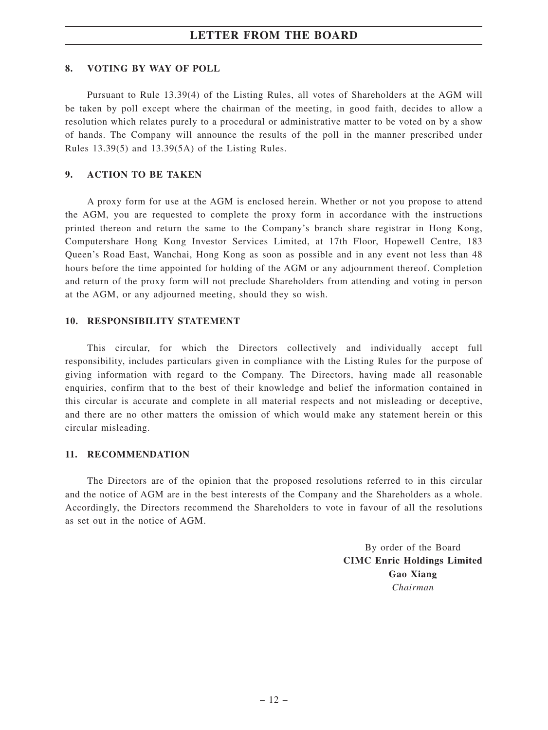## 8. VOTING BY WAY OF POLL

Pursuant to Rule 13.39(4) of the Listing Rules, all votes of Shareholders at the AGM will be taken by poll except where the chairman of the meeting, in good faith, decides to allow a resolution which relates purely to a procedural or administrative matter to be voted on by a show of hands. The Company will announce the results of the poll in the manner prescribed under Rules 13.39(5) and 13.39(5A) of the Listing Rules.

## 9. ACTION TO BE TAKEN

A proxy form for use at the AGM is enclosed herein. Whether or not you propose to attend the AGM, you are requested to complete the proxy form in accordance with the instructions printed thereon and return the same to the Company's branch share registrar in Hong Kong, Computershare Hong Kong Investor Services Limited, at 17th Floor, Hopewell Centre, 183 Queen's Road East, Wanchai, Hong Kong as soon as possible and in any event not less than 48 hours before the time appointed for holding of the AGM or any adjournment thereof. Completion and return of the proxy form will not preclude Shareholders from attending and voting in person at the AGM, or any adjourned meeting, should they so wish.

## 10. RESPONSIBILITY STATEMENT

This circular, for which the Directors collectively and individually accept full responsibility, includes particulars given in compliance with the Listing Rules for the purpose of giving information with regard to the Company. The Directors, having made all reasonable enquiries, confirm that to the best of their knowledge and belief the information contained in this circular is accurate and complete in all material respects and not misleading or deceptive, and there are no other matters the omission of which would make any statement herein or this circular misleading.

## 11. RECOMMENDATION

The Directors are of the opinion that the proposed resolutions referred to in this circular and the notice of AGM are in the best interests of the Company and the Shareholders as a whole. Accordingly, the Directors recommend the Shareholders to vote in favour of all the resolutions as set out in the notice of AGM.

By order of the Board
**CIMC Enric Holdings Limited**
**Gao Xiang**
*Chairman*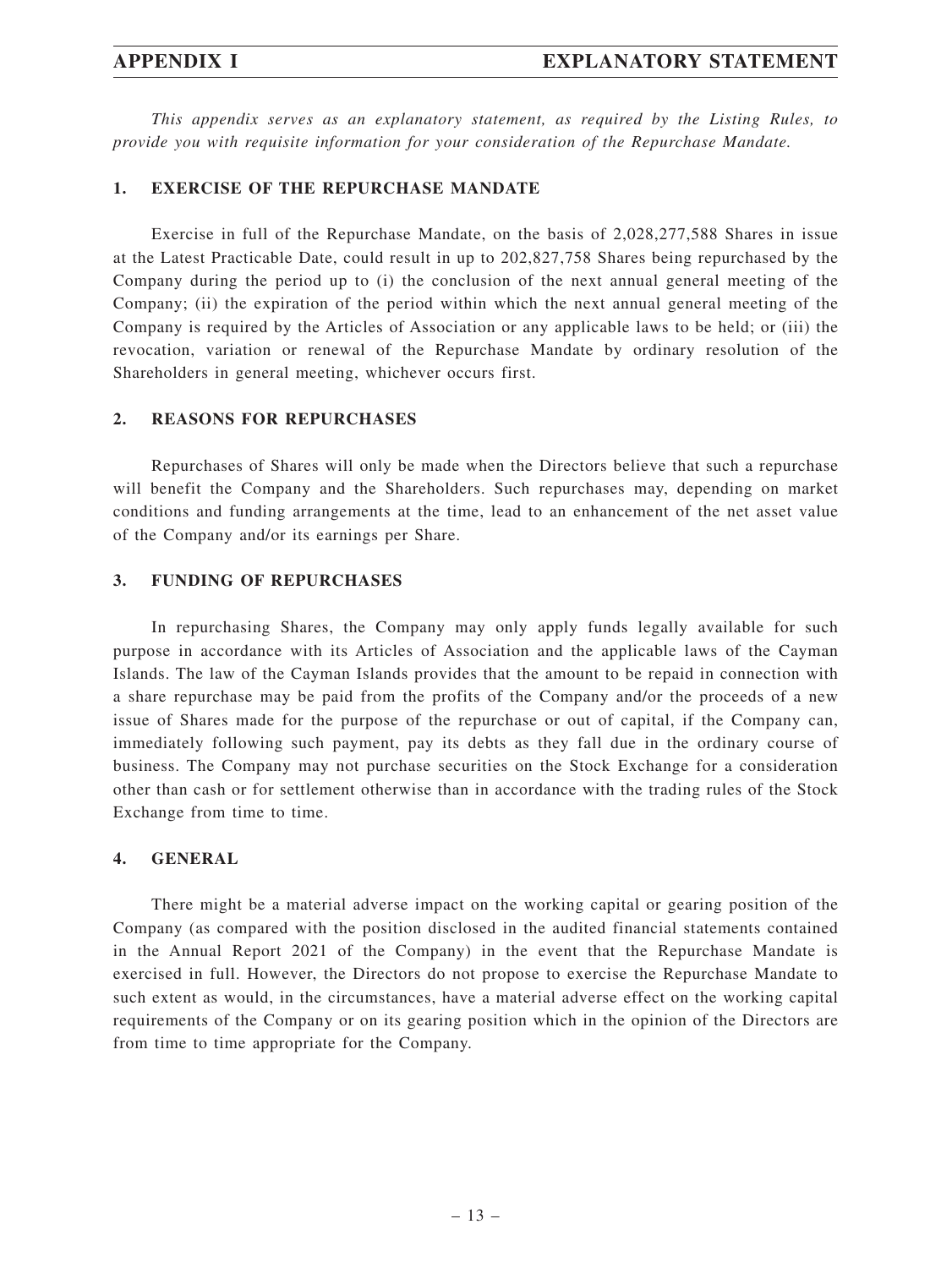# APPENDIX I — EXPLANATORY STATEMENT

*This appendix serves as an explanatory statement, as required by the Listing Rules, to provide you with requisite information for your consideration of the Repurchase Mandate.*

## 1. EXERCISE OF THE REPURCHASE MANDATE

Exercise in full of the Repurchase Mandate, on the basis of 2,028,277,588 Shares in issue at the Latest Practicable Date, could result in up to 202,827,758 Shares being repurchased by the Company during the period up to (i) the conclusion of the next annual general meeting of the Company; (ii) the expiration of the period within which the next annual general meeting of the Company is required by the Articles of Association or any applicable laws to be held; or (iii) the revocation, variation or renewal of the Repurchase Mandate by ordinary resolution of the Shareholders in general meeting, whichever occurs first.

## 2. REASONS FOR REPURCHASES

Repurchases of Shares will only be made when the Directors believe that such a repurchase will benefit the Company and the Shareholders. Such repurchases may, depending on market conditions and funding arrangements at the time, lead to an enhancement of the net asset value of the Company and/or its earnings per Share.

## 3. FUNDING OF REPURCHASES

In repurchasing Shares, the Company may only apply funds legally available for such purpose in accordance with its Articles of Association and the applicable laws of the Cayman Islands. The law of the Cayman Islands provides that the amount to be repaid in connection with a share repurchase may be paid from the profits of the Company and/or the proceeds of a new issue of Shares made for the purpose of the repurchase or out of capital, if the Company can, immediately following such payment, pay its debts as they fall due in the ordinary course of business. The Company may not purchase securities on the Stock Exchange for a consideration other than cash or for settlement otherwise than in accordance with the trading rules of the Stock Exchange from time to time.

## 4. GENERAL

There might be a material adverse impact on the working capital or gearing position of the Company (as compared with the position disclosed in the audited financial statements contained in the Annual Report 2021 of the Company) in the event that the Repurchase Mandate is exercised in full. However, the Directors do not propose to exercise the Repurchase Mandate to such extent as would, in the circumstances, have a material adverse effect on the working capital requirements of the Company or on its gearing position which in the opinion of the Directors are from time to time appropriate for the Company.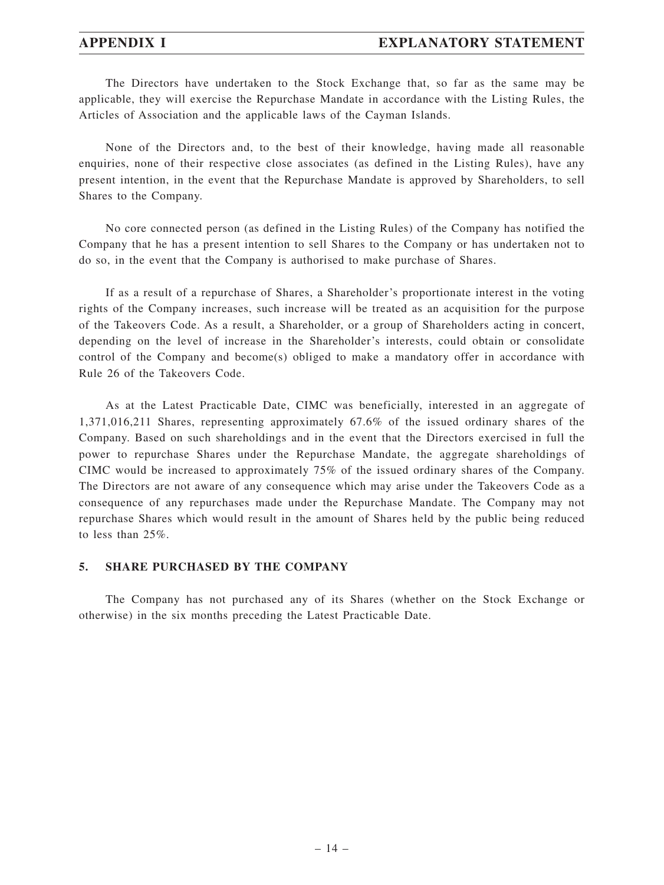The Directors have undertaken to the Stock Exchange that, so far as the same may be applicable, they will exercise the Repurchase Mandate in accordance with the Listing Rules, the Articles of Association and the applicable laws of the Cayman Islands.

None of the Directors and, to the best of their knowledge, having made all reasonable enquiries, none of their respective close associates (as defined in the Listing Rules), have any present intention, in the event that the Repurchase Mandate is approved by Shareholders, to sell Shares to the Company.

No core connected person (as defined in the Listing Rules) of the Company has notified the Company that he has a present intention to sell Shares to the Company or has undertaken not to do so, in the event that the Company is authorised to make purchase of Shares.

If as a result of a repurchase of Shares, a Shareholder's proportionate interest in the voting rights of the Company increases, such increase will be treated as an acquisition for the purpose of the Takeovers Code. As a result, a Shareholder, or a group of Shareholders acting in concert, depending on the level of increase in the Shareholder's interests, could obtain or consolidate control of the Company and become(s) obliged to make a mandatory offer in accordance with Rule 26 of the Takeovers Code.

As at the Latest Practicable Date, CIMC was beneficially, interested in an aggregate of 1,371,016,211 Shares, representing approximately 67.6% of the issued ordinary shares of the Company. Based on such shareholdings and in the event that the Directors exercised in full the power to repurchase Shares under the Repurchase Mandate, the aggregate shareholdings of CIMC would be increased to approximately 75% of the issued ordinary shares of the Company. The Directors are not aware of any consequence which may arise under the Takeovers Code as a consequence of any repurchases made under the Repurchase Mandate. The Company may not repurchase Shares which would result in the amount of Shares held by the public being reduced to less than 25%.

## 5. SHARE PURCHASED BY THE COMPANY

The Company has not purchased any of its Shares (whether on the Stock Exchange or otherwise) in the six months preceding the Latest Practicable Date.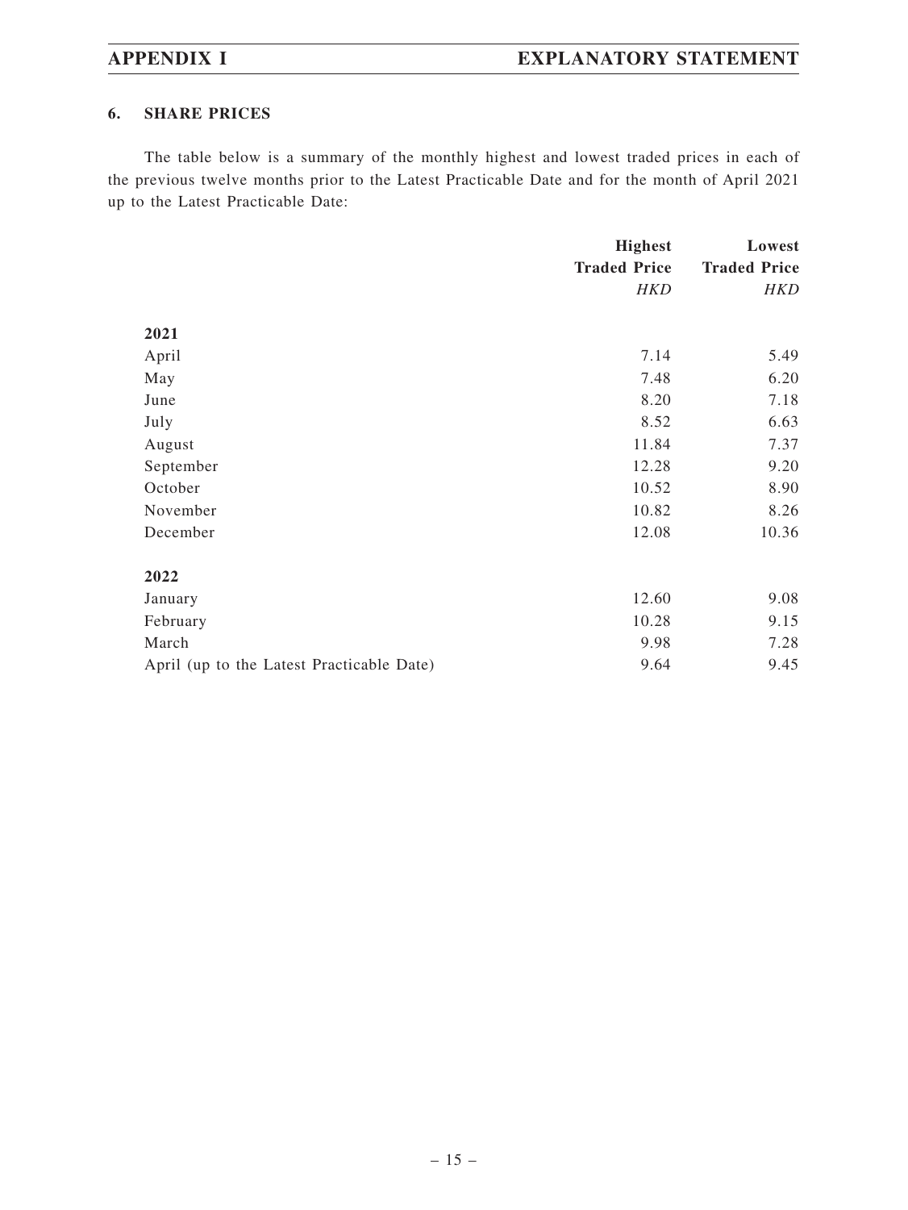## 6. SHARE PRICES

The table below is a summary of the monthly highest and lowest traded prices in each of the previous twelve months prior to the Latest Practicable Date and for the month of April 2021 up to the Latest Practicable Date:

| | **Highest Traded Price** | **Lowest Traded Price** |
|---|---|---|
| | *HKD* | *HKD* |
| **2021** | | |
| April | 7.14 | 5.49 |
| May | 7.48 | 6.20 |
| June | 8.20 | 7.18 |
| July | 8.52 | 6.63 |
| August | 11.84 | 7.37 |
| September | 12.28 | 9.20 |
| October | 10.52 | 8.90 |
| November | 10.82 | 8.26 |
| December | 12.08 | 10.36 |
| **2022** | | |
| January | 12.60 | 9.08 |
| February | 10.28 | 9.15 |
| March | 9.98 | 7.28 |
| April (up to the Latest Practicable Date) | 9.64 | 9.45 |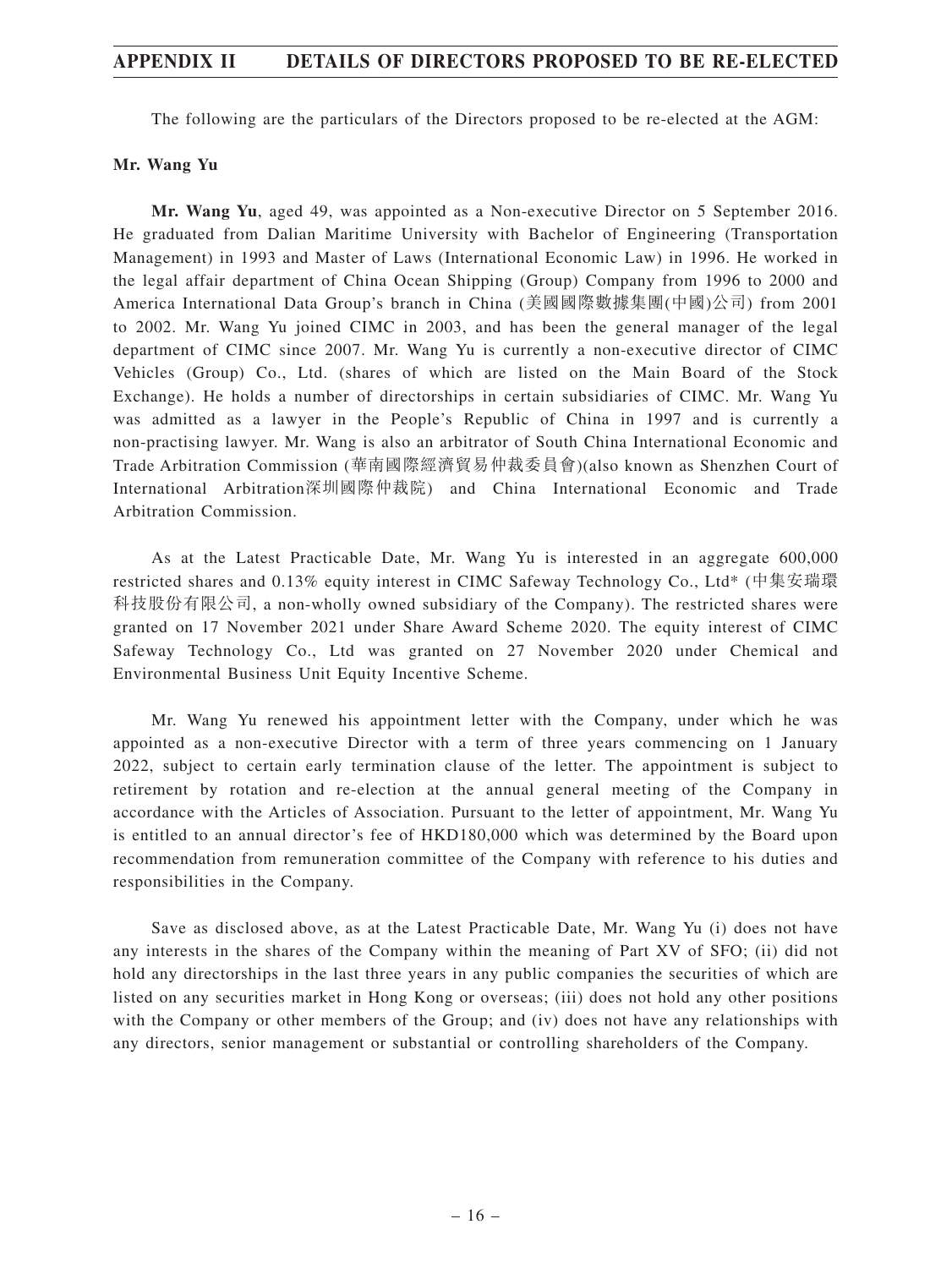The following are the particulars of the Directors proposed to be re-elected at the AGM:

**Mr. Wang Yu**

**Mr. Wang Yu**, aged 49, was appointed as a Non-executive Director on 5 September 2016. He graduated from Dalian Maritime University with Bachelor of Engineering (Transportation Management) in 1993 and Master of Laws (International Economic Law) in 1996. He worked in the legal affair department of China Ocean Shipping (Group) Company from 1996 to 2000 and America International Data Group's branch in China (美國國際數據集團(中國)公司) from 2001 to 2002. Mr. Wang Yu joined CIMC in 2003, and has been the general manager of the legal department of CIMC since 2007. Mr. Wang Yu is currently a non-executive director of CIMC Vehicles (Group) Co., Ltd. (shares of which are listed on the Main Board of the Stock Exchange). He holds a number of directorships in certain subsidiaries of CIMC. Mr. Wang Yu was admitted as a lawyer in the People's Republic of China in 1997 and is currently a non-practising lawyer. Mr. Wang is also an arbitrator of South China International Economic and Trade Arbitration Commission (華南國際經濟貿易仲裁委員會)(also known as Shenzhen Court of International Arbitration深圳國際仲裁院) and China International Economic and Trade Arbitration Commission.

As at the Latest Practicable Date, Mr. Wang Yu is interested in an aggregate 600,000 restricted shares and 0.13% equity interest in CIMC Safeway Technology Co., Ltd* (中集安瑞環科技股份有限公司, a non-wholly owned subsidiary of the Company). The restricted shares were granted on 17 November 2021 under Share Award Scheme 2020. The equity interest of CIMC Safeway Technology Co., Ltd was granted on 27 November 2020 under Chemical and Environmental Business Unit Equity Incentive Scheme.

Mr. Wang Yu renewed his appointment letter with the Company, under which he was appointed as a non-executive Director with a term of three years commencing on 1 January 2022, subject to certain early termination clause of the letter. The appointment is subject to retirement by rotation and re-election at the annual general meeting of the Company in accordance with the Articles of Association. Pursuant to the letter of appointment, Mr. Wang Yu is entitled to an annual director's fee of HKD180,000 which was determined by the Board upon recommendation from remuneration committee of the Company with reference to his duties and responsibilities in the Company.

Save as disclosed above, as at the Latest Practicable Date, Mr. Wang Yu (i) does not have any interests in the shares of the Company within the meaning of Part XV of SFO; (ii) did not hold any directorships in the last three years in any public companies the securities of which are listed on any securities market in Hong Kong or overseas; (iii) does not hold any other positions with the Company or other members of the Group; and (iv) does not have any relationships with any directors, senior management or substantial or controlling shareholders of the Company.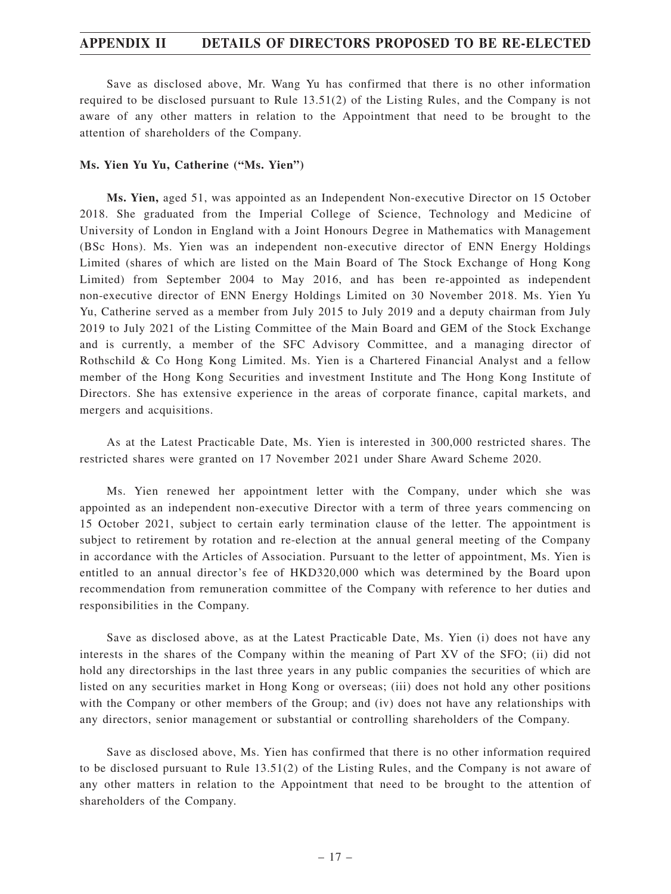Save as disclosed above, Mr. Wang Yu has confirmed that there is no other information required to be disclosed pursuant to Rule 13.51(2) of the Listing Rules, and the Company is not aware of any other matters in relation to the Appointment that need to be brought to the attention of shareholders of the Company.

**Ms. Yien Yu Yu, Catherine ("Ms. Yien")**

**Ms. Yien,** aged 51, was appointed as an Independent Non-executive Director on 15 October 2018. She graduated from the Imperial College of Science, Technology and Medicine of University of London in England with a Joint Honours Degree in Mathematics with Management (BSc Hons). Ms. Yien was an independent non-executive director of ENN Energy Holdings Limited (shares of which are listed on the Main Board of The Stock Exchange of Hong Kong Limited) from September 2004 to May 2016, and has been re-appointed as independent non-executive director of ENN Energy Holdings Limited on 30 November 2018. Ms. Yien Yu Yu, Catherine served as a member from July 2015 to July 2019 and a deputy chairman from July 2019 to July 2021 of the Listing Committee of the Main Board and GEM of the Stock Exchange and is currently, a member of the SFC Advisory Committee, and a managing director of Rothschild & Co Hong Kong Limited. Ms. Yien is a Chartered Financial Analyst and a fellow member of the Hong Kong Securities and investment Institute and The Hong Kong Institute of Directors. She has extensive experience in the areas of corporate finance, capital markets, and mergers and acquisitions.

As at the Latest Practicable Date, Ms. Yien is interested in 300,000 restricted shares. The restricted shares were granted on 17 November 2021 under Share Award Scheme 2020.

Ms. Yien renewed her appointment letter with the Company, under which she was appointed as an independent non-executive Director with a term of three years commencing on 15 October 2021, subject to certain early termination clause of the letter. The appointment is subject to retirement by rotation and re-election at the annual general meeting of the Company in accordance with the Articles of Association. Pursuant to the letter of appointment, Ms. Yien is entitled to an annual director's fee of HKD320,000 which was determined by the Board upon recommendation from remuneration committee of the Company with reference to her duties and responsibilities in the Company.

Save as disclosed above, as at the Latest Practicable Date, Ms. Yien (i) does not have any interests in the shares of the Company within the meaning of Part XV of the SFO; (ii) did not hold any directorships in the last three years in any public companies the securities of which are listed on any securities market in Hong Kong or overseas; (iii) does not hold any other positions with the Company or other members of the Group; and (iv) does not have any relationships with any directors, senior management or substantial or controlling shareholders of the Company.

Save as disclosed above, Ms. Yien has confirmed that there is no other information required to be disclosed pursuant to Rule 13.51(2) of the Listing Rules, and the Company is not aware of any other matters in relation to the Appointment that need to be brought to the attention of shareholders of the Company.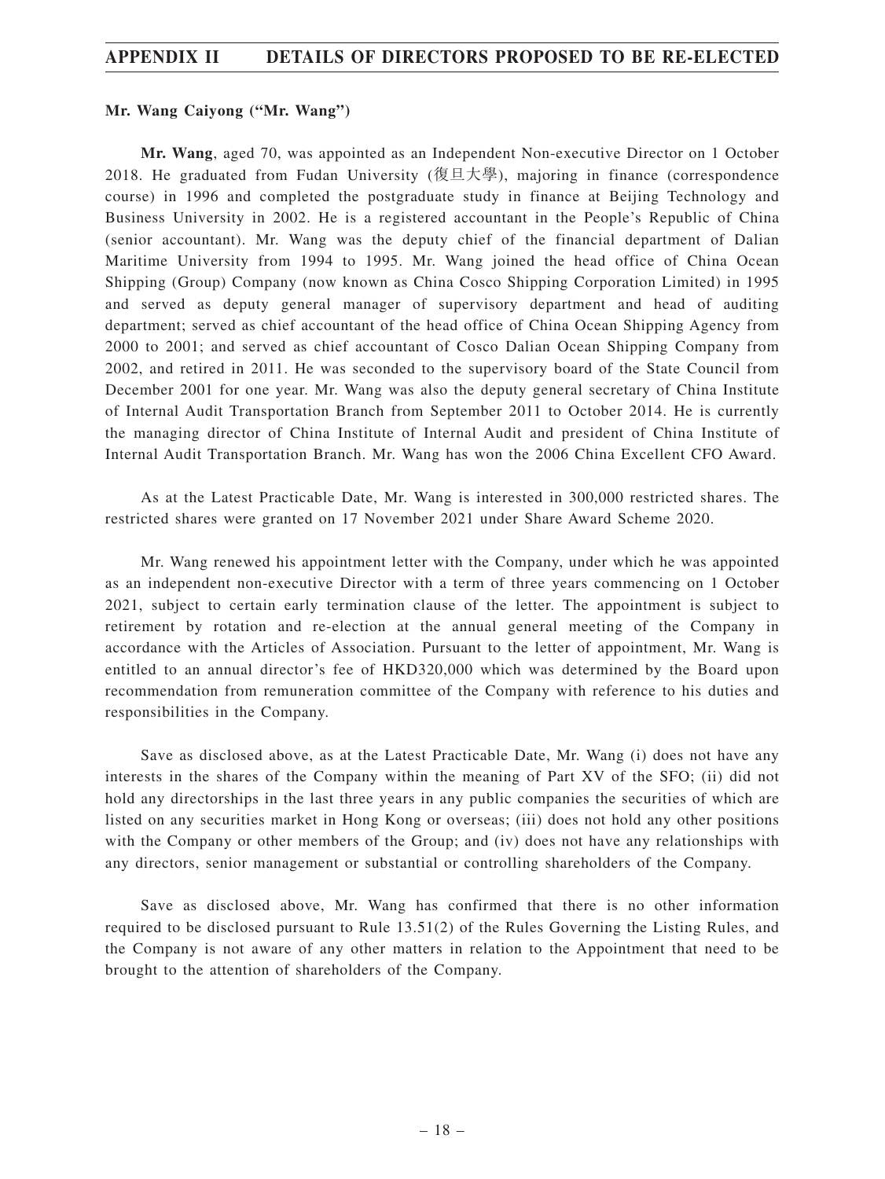**Mr. Wang Caiyong ("Mr. Wang")**

**Mr. Wang**, aged 70, was appointed as an Independent Non-executive Director on 1 October 2018. He graduated from Fudan University (復旦大學), majoring in finance (correspondence course) in 1996 and completed the postgraduate study in finance at Beijing Technology and Business University in 2002. He is a registered accountant in the People's Republic of China (senior accountant). Mr. Wang was the deputy chief of the financial department of Dalian Maritime University from 1994 to 1995. Mr. Wang joined the head office of China Ocean Shipping (Group) Company (now known as China Cosco Shipping Corporation Limited) in 1995 and served as deputy general manager of supervisory department and head of auditing department; served as chief accountant of the head office of China Ocean Shipping Agency from 2000 to 2001; and served as chief accountant of Cosco Dalian Ocean Shipping Company from 2002, and retired in 2011. He was seconded to the supervisory board of the State Council from December 2001 for one year. Mr. Wang was also the deputy general secretary of China Institute of Internal Audit Transportation Branch from September 2011 to October 2014. He is currently the managing director of China Institute of Internal Audit and president of China Institute of Internal Audit Transportation Branch. Mr. Wang has won the 2006 China Excellent CFO Award.

As at the Latest Practicable Date, Mr. Wang is interested in 300,000 restricted shares. The restricted shares were granted on 17 November 2021 under Share Award Scheme 2020.

Mr. Wang renewed his appointment letter with the Company, under which he was appointed as an independent non-executive Director with a term of three years commencing on 1 October 2021, subject to certain early termination clause of the letter. The appointment is subject to retirement by rotation and re-election at the annual general meeting of the Company in accordance with the Articles of Association. Pursuant to the letter of appointment, Mr. Wang is entitled to an annual director's fee of HKD320,000 which was determined by the Board upon recommendation from remuneration committee of the Company with reference to his duties and responsibilities in the Company.

Save as disclosed above, as at the Latest Practicable Date, Mr. Wang (i) does not have any interests in the shares of the Company within the meaning of Part XV of the SFO; (ii) did not hold any directorships in the last three years in any public companies the securities of which are listed on any securities market in Hong Kong or overseas; (iii) does not hold any other positions with the Company or other members of the Group; and (iv) does not have any relationships with any directors, senior management or substantial or controlling shareholders of the Company.

Save as disclosed above, Mr. Wang has confirmed that there is no other information required to be disclosed pursuant to Rule 13.51(2) of the Rules Governing the Listing Rules, and the Company is not aware of any other matters in relation to the Appointment that need to be brought to the attention of shareholders of the Company.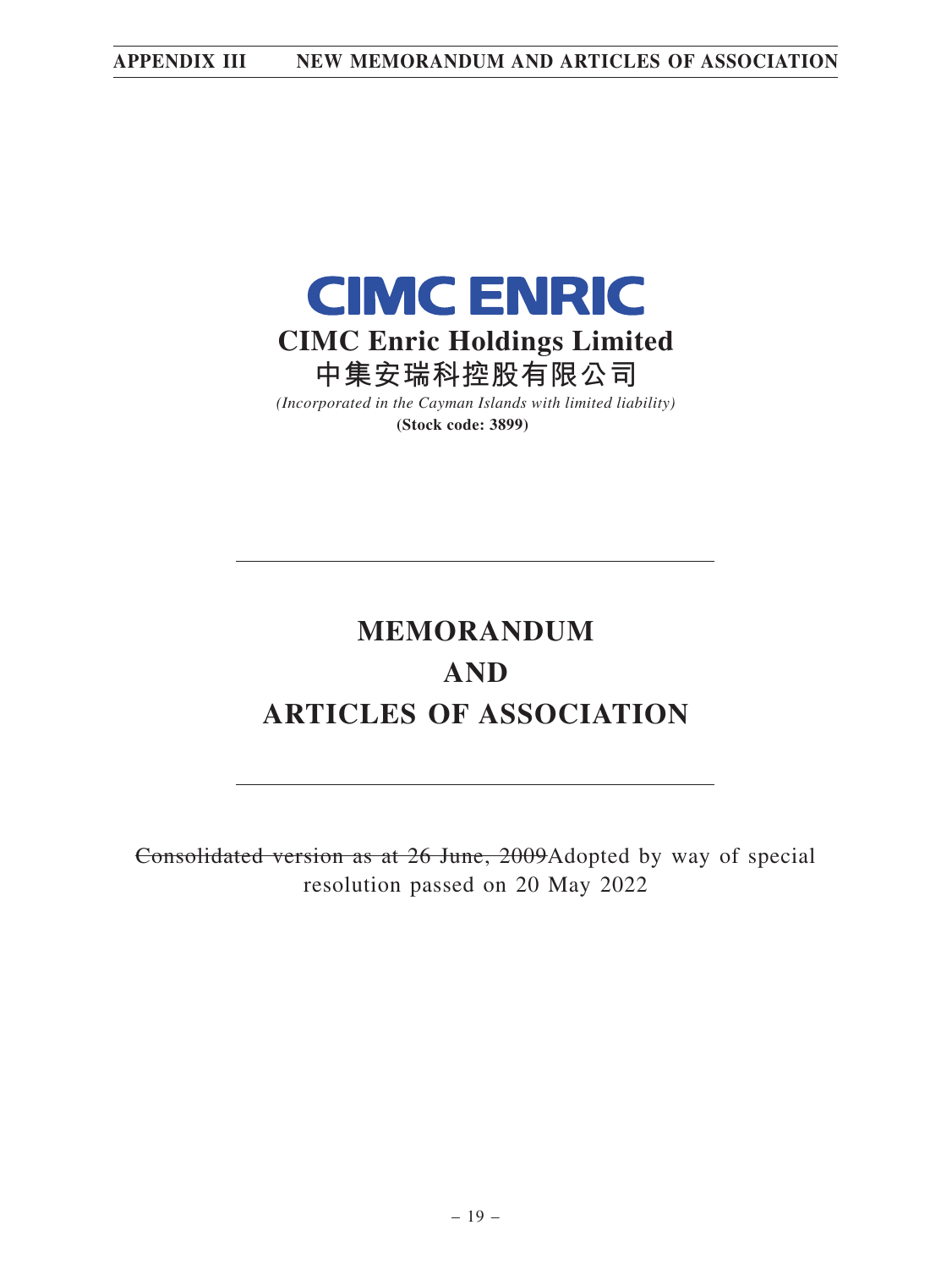**CIMC ENRIC**

**CIMC Enric Holdings Limited**

**中集安瑞科控股有限公司**

*(Incorporated in the Cayman Islands with limited liability)*

**(Stock code: 3899)**

---

# MEMORANDUM
# AND
# ARTICLES OF ASSOCIATION

---

~~Consolidated version as at 26 June, 2009~~Adopted by way of special resolution passed on 20 May 2022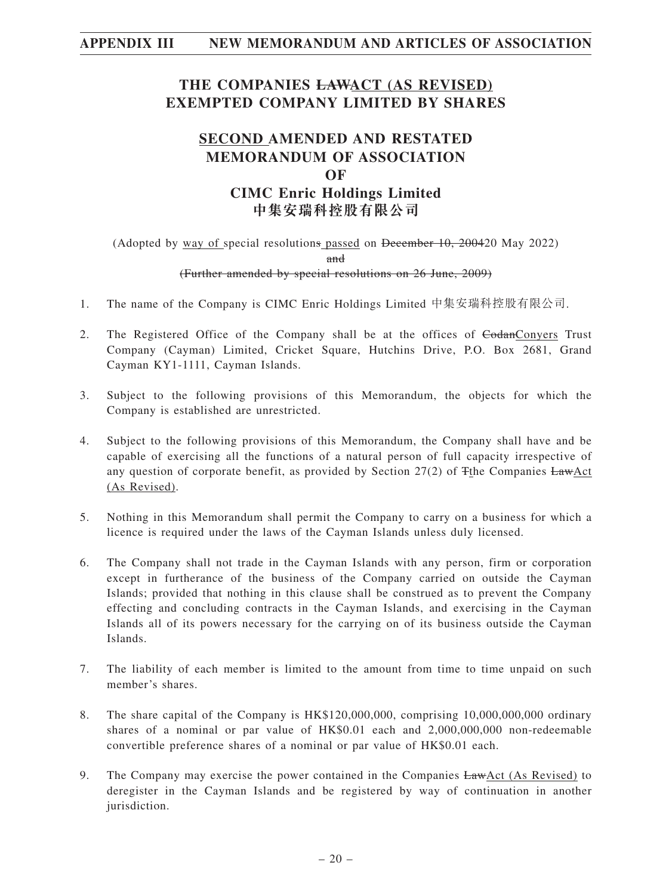# THE COMPANIES ~~LAW~~<u>ACT (AS REVISED)</u> EXEMPTED COMPANY LIMITED BY SHARES

# <u>SECOND</u> AMENDED AND RESTATED MEMORANDUM OF ASSOCIATION OF CIMC Enric Holdings Limited 中集安瑞科控股有限公司

(Adopted by <u>way of</u> special resolution~~s~~ <u>passed</u> on ~~December 10, 2004~~<u>20 May 2022</u>)
~~and~~
~~(Further amended by special resolutions on 26 June, 2009)~~

1. The name of the Company is CIMC Enric Holdings Limited 中集安瑞科控股有限公司.

2. The Registered Office of the Company shall be at the offices of ~~Codan~~<u>Conyers</u> Trust Company (Cayman) Limited, Cricket Square, Hutchins Drive, P.O. Box 2681, Grand Cayman KY1-1111, Cayman Islands.

3. Subject to the following provisions of this Memorandum, the objects for which the Company is established are unrestricted.

4. Subject to the following provisions of this Memorandum, the Company shall have and be capable of exercising all the functions of a natural person of full capacity irrespective of any question of corporate benefit, as provided by Section 27(2) of ~~T~~<u>t</u>he Companies ~~Law~~<u>Act (As Revised)</u>.

5. Nothing in this Memorandum shall permit the Company to carry on a business for which a licence is required under the laws of the Cayman Islands unless duly licensed.

6. The Company shall not trade in the Cayman Islands with any person, firm or corporation except in furtherance of the business of the Company carried on outside the Cayman Islands; provided that nothing in this clause shall be construed as to prevent the Company effecting and concluding contracts in the Cayman Islands, and exercising in the Cayman Islands all of its powers necessary for the carrying on of its business outside the Cayman Islands.

7. The liability of each member is limited to the amount from time to time unpaid on such member's shares.

8. The share capital of the Company is HK$120,000,000, comprising 10,000,000,000 ordinary shares of a nominal or par value of HK$0.01 each and 2,000,000,000 non-redeemable convertible preference shares of a nominal or par value of HK$0.01 each.

9. The Company may exercise the power contained in the Companies ~~Law~~<u>Act (As Revised)</u> to deregister in the Cayman Islands and be registered by way of continuation in another jurisdiction.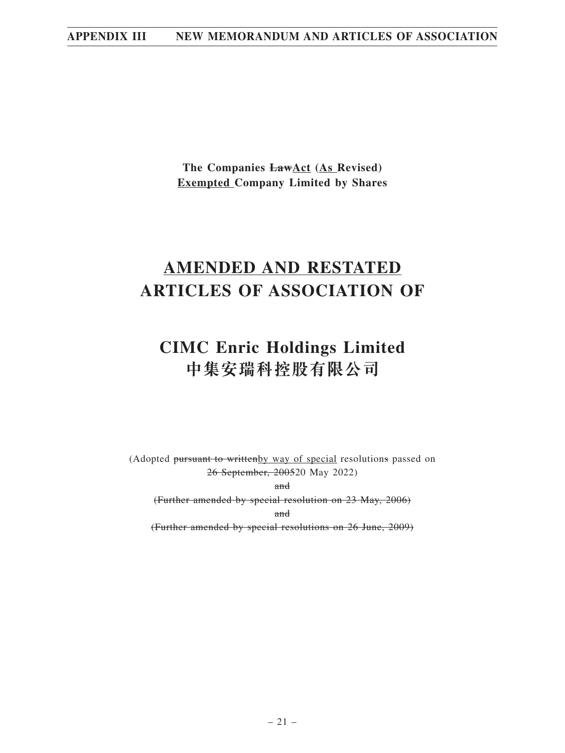**The Companies ~~Law~~<u>Act</u> (<u>As</u> Revised)**
**<u>Exempted</u> Company Limited by Shares**

# <u>AMENDED AND RESTATED</u> ARTICLES OF ASSOCIATION OF

# CIMC Enric Holdings Limited
# 中集安瑞科控股有限公司

(Adopted ~~pursuant to written~~<u>by way of special</u> resolution~~s~~ passed on ~~26 September, 2005~~20 May 2022)

~~and~~

~~(Further amended by special resolution on 23 May, 2006)~~

~~and~~

~~(Further amended by special resolutions on 26 June, 2009)~~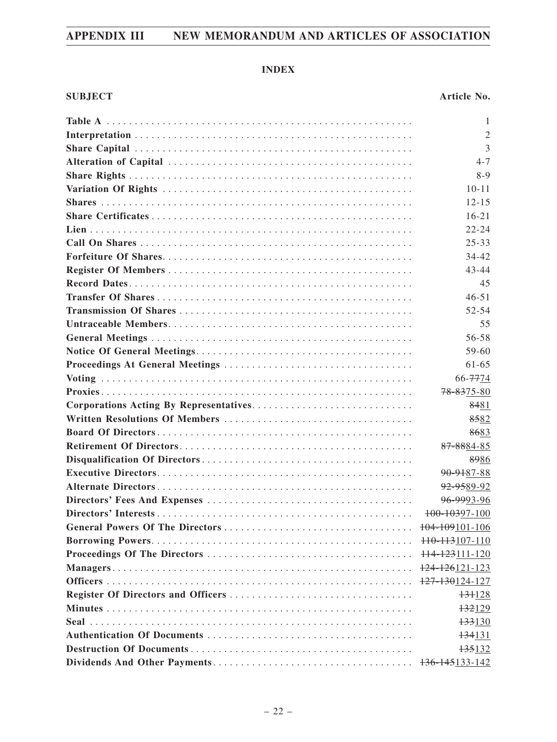**INDEX**

| SUBJECT | Article No. |
|---|---|
| **Table A** | 1 |
| **Interpretation** | 2 |
| **Share Capital** | 3 |
| **Alteration of Capital** | 4-7 |
| **Share Rights** | 8-9 |
| **Variation Of Rights** | 10-11 |
| **Shares** | 12-15 |
| **Share Certificates** | 16-21 |
| **Lien** | 22-24 |
| **Call On Shares** | 25-33 |
| **Forfeiture Of Shares** | 34-42 |
| **Register Of Members** | 43-44 |
| **Record Dates** | 45 |
| **Transfer Of Shares** | 46-51 |
| **Transmission Of Shares** | 52-54 |
| **Untraceable Members** | 55 |
| **General Meetings** | 56-58 |
| **Notice Of General Meetings** | 59-60 |
| **Proceedings At General Meetings** | 61-65 |
| **Voting** | 66-~~77~~74 |
| **Proxies** | ~~78-83~~75-80 |
| **Corporations Acting By Representatives** | ~~84~~81 |
| **Written Resolutions Of Members** | ~~85~~82 |
| **Board Of Directors** | ~~86~~83 |
| **Retirement Of Directors** | ~~87-88~~84-85 |
| **Disqualification Of Directors** | ~~89~~86 |
| **Executive Directors** | ~~90-91~~87-88 |
| **Alternate Directors** | ~~92-95~~89-92 |
| **Directors' Fees And Expenses** | ~~96-99~~93-96 |
| **Directors' Interests** | ~~100-103~~97-100 |
| **General Powers Of The Directors** | ~~104-109~~101-106 |
| **Borrowing Powers** | ~~110-113~~107-110 |
| **Proceedings Of The Directors** | ~~114-123~~111-120 |
| **Managers** | ~~124-126~~121-123 |
| **Officers** | ~~127-130~~124-127 |
| **Register Of Directors and Officers** | ~~131~~128 |
| **Minutes** | ~~132~~129 |
| **Seal** | ~~133~~130 |
| **Authentication Of Documents** | ~~134~~131 |
| **Destruction Of Documents** | ~~135~~132 |
| **Dividends And Other Payments** | ~~136-145~~133-142 |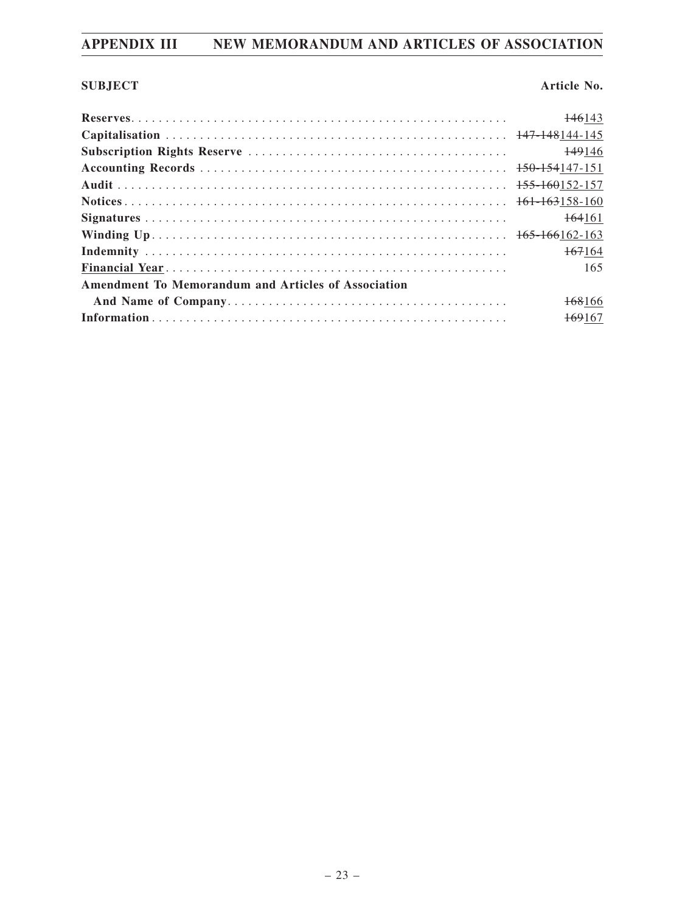| SUBJECT | Article No. |
|---|---|
| **Reserves** | ~~146~~143 |
| **Capitalisation** | ~~147-148~~144-145 |
| **Subscription Rights Reserve** | ~~149~~146 |
| **Accounting Records** | ~~150-154~~147-151 |
| **Audit** | ~~155-160~~152-157 |
| **Notices** | ~~161-163~~158-160 |
| **Signatures** | ~~164~~161 |
| **Winding Up** | ~~165-166~~162-163 |
| **Indemnity** | ~~167~~164 |
| **Financial Year** | 165 |
| **Amendment To Memorandum and Articles of Association And Name of Company** | ~~168~~166 |
| **Information** | ~~169~~167 |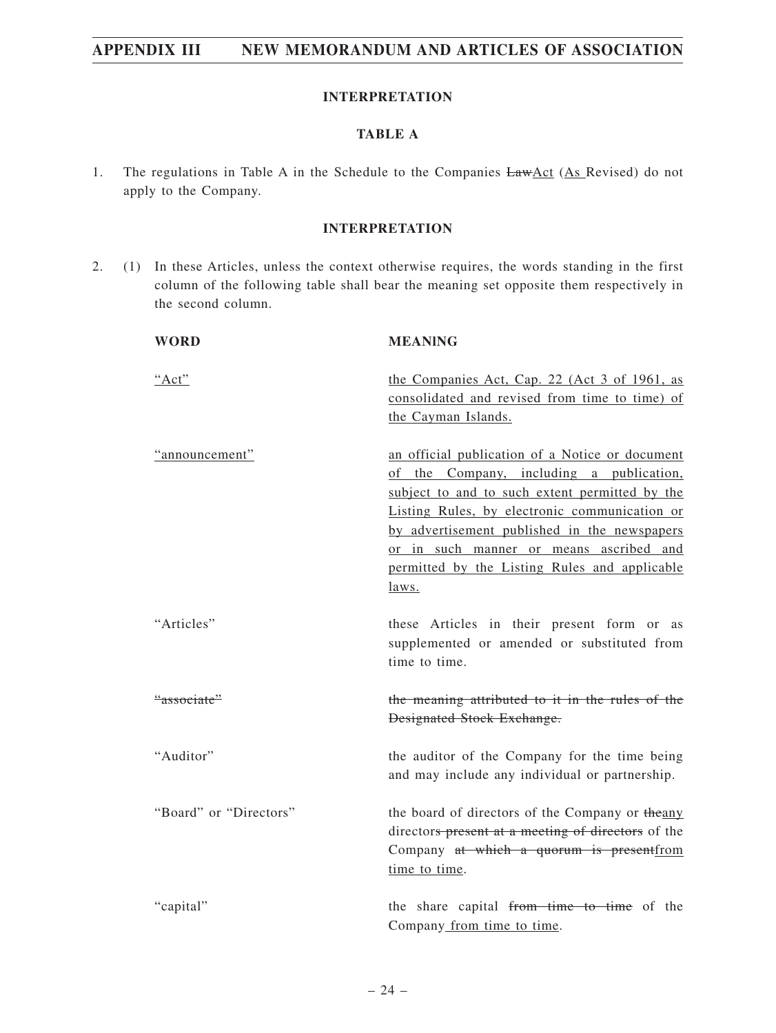## INTERPRETATION

### TABLE A

1. The regulations in Table A in the Schedule to the Companies ~~Law~~<u>Act</u> (<u>As </u>Revised) do not apply to the Company.

### INTERPRETATION

2. (1) In these Articles, unless the context otherwise requires, the words standing in the first column of the following table shall bear the meaning set opposite them respectively in the second column.

| WORD | MEANING |
|---|---|
| <u>"Act"</u> | <u>the Companies Act, Cap. 22 (Act 3 of 1961, as consolidated and revised from time to time) of the Cayman Islands.</u> |
| <u>"announcement"</u> | <u>an official publication of a Notice or document of the Company, including a publication, subject to and to such extent permitted by the Listing Rules, by electronic communication or by advertisement published in the newspapers or in such manner or means ascribed and permitted by the Listing Rules and applicable laws.</u> |
| "Articles" | these Articles in their present form or as supplemented or amended or substituted from time to time. |
| ~~"associate"~~ | ~~the meaning attributed to it in the rules of the Designated Stock Exchange.~~ |
| "Auditor" | the auditor of the Company for the time being and may include any individual or partnership. |
| "Board" or "Directors" | the board of directors of the Company or ~~the~~<u>any</u> director~~s present at a meeting of directors~~ of the Company ~~at which a quorum is present~~<u>from time to time</u>. |
| "capital" | the share capital ~~from time to time~~ of the Company<u> from time to time</u>. |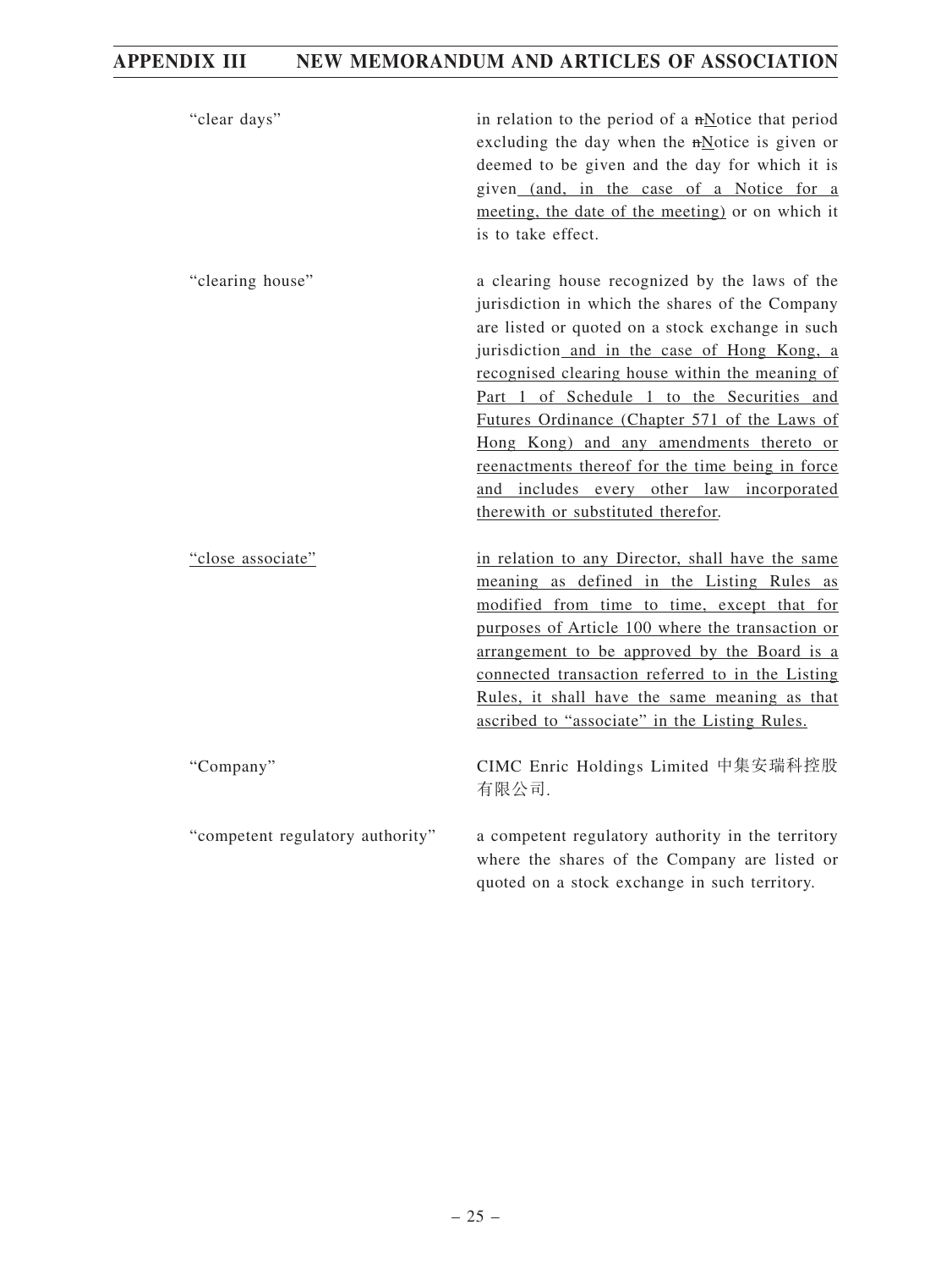| | |
|---|---|
| "clear days" | in relation to the period of a ~~n~~<u>N</u>otice that period excluding the day when the ~~n~~<u>N</u>otice is given or deemed to be given and the day for which it is given <u>(and, in the case of a Notice for a meeting, the date of the meeting)</u> or on which it is to take effect. |
| "clearing house" | a clearing house recognized by the laws of the jurisdiction in which the shares of the Company are listed or quoted on a stock exchange in such jurisdiction <u>and in the case of Hong Kong, a recognised clearing house within the meaning of Part 1 of Schedule 1 to the Securities and Futures Ordinance (Chapter 571 of the Laws of Hong Kong) and any amendments thereto or reenactments thereof for the time being in force and includes every other law incorporated therewith or substituted therefor</u>. |
| <u>"close associate"</u> | <u>in relation to any Director, shall have the same meaning as defined in the Listing Rules as modified from time to time, except that for purposes of Article 100 where the transaction or arrangement to be approved by the Board is a connected transaction referred to in the Listing Rules, it shall have the same meaning as that ascribed to "associate" in the Listing Rules.</u> |
| "Company" | CIMC Enric Holdings Limited 中集安瑞科控股有限公司. |
| "competent regulatory authority" | a competent regulatory authority in the territory where the shares of the Company are listed or quoted on a stock exchange in such territory. |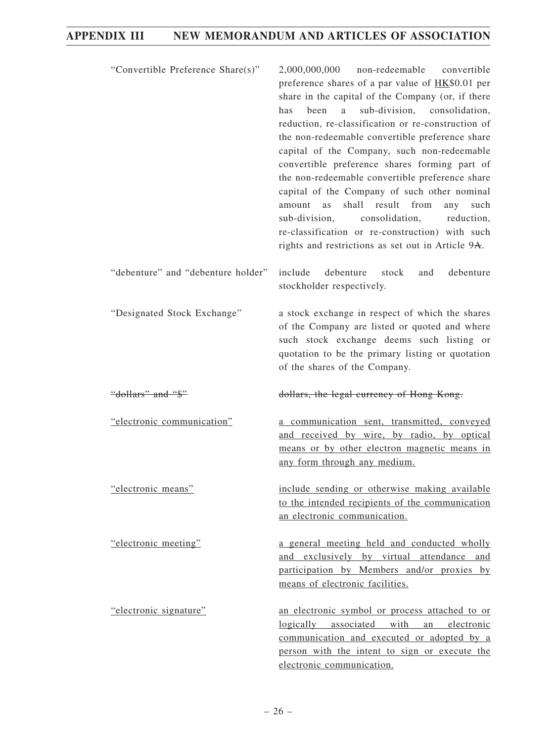| | |
|---|---|
| "Convertible Preference Share(s)" | 2,000,000,000 non-redeemable convertible preference shares of a par value of <u>HK</u>$0.01 per share in the capital of the Company (or, if there has been a sub-division, consolidation, reduction, re-classification or re-construction of the non-redeemable convertible preference share capital of the Company, such non-redeemable convertible preference shares forming part of the non-redeemable convertible preference share capital of the Company of such other nominal amount as shall result from any such sub-division, consolidation, reduction, re-classification or re-construction) with such rights and restrictions as set out in Article 9~~A~~. |
| "debenture" and "debenture holder" | include debenture stock and debenture stockholder respectively. |
| "Designated Stock Exchange" | a stock exchange in respect of which the shares of the Company are listed or quoted and where such stock exchange deems such listing or quotation to be the primary listing or quotation of the shares of the Company. |
| ~~"dollars" and "$"~~ | ~~dollars, the legal currency of Hong Kong.~~ |
| <u>"electronic communication"</u> | <u>a communication sent, transmitted, conveyed and received by wire, by radio, by optical means or by other electron magnetic means in any form through any medium.</u> |
| <u>"electronic means"</u> | <u>include sending or otherwise making available to the intended recipients of the communication an electronic communication.</u> |
| <u>"electronic meeting"</u> | <u>a general meeting held and conducted wholly and exclusively by virtual attendance and participation by Members and/or proxies by means of electronic facilities.</u> |
| <u>"electronic signature"</u> | <u>an electronic symbol or process attached to or logically associated with an electronic communication and executed or adopted by a person with the intent to sign or execute the electronic communication.</u> |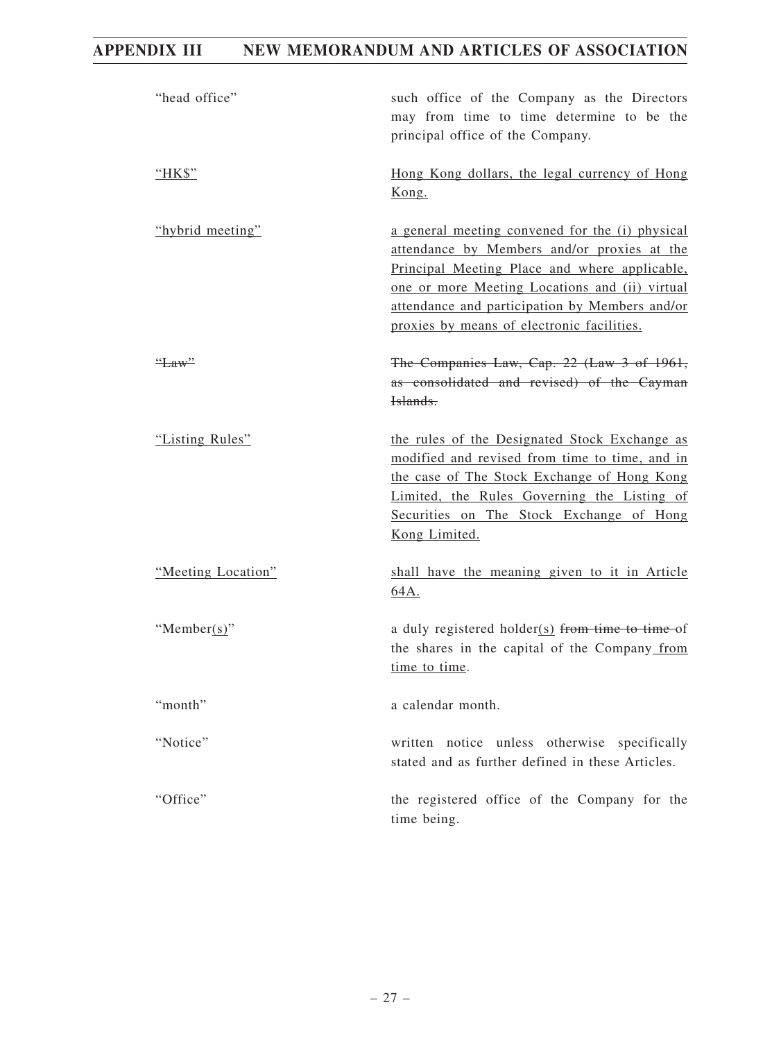| | |
|---|---|
| "head office" | such office of the Company as the Directors may from time to time determine to be the principal office of the Company. |
| <u>"HK$"</u> | <u>Hong Kong dollars, the legal currency of Hong Kong.</u> |
| <u>"hybrid meeting"</u> | <u>a general meeting convened for the (i) physical attendance by Members and/or proxies at the Principal Meeting Place and where applicable, one or more Meeting Locations and (ii) virtual attendance and participation by Members and/or proxies by means of electronic facilities.</u> |
| ~~"Law"~~ | ~~The Companies Law, Cap. 22 (Law 3 of 1961, as consolidated and revised) of the Cayman Islands.~~ |
| <u>"Listing Rules"</u> | <u>the rules of the Designated Stock Exchange as modified and revised from time to time, and in the case of The Stock Exchange of Hong Kong Limited, the Rules Governing the Listing of Securities on The Stock Exchange of Hong Kong Limited.</u> |
| <u>"Meeting Location"</u> | <u>shall have the meaning given to it in Article 64A.</u> |
| "Member<u>(s)</u>" | a duly registered holder<u>(s)</u> ~~from time to time~~ of the shares in the capital of the Company<u> from time to time</u>. |
| "month" | a calendar month. |
| "Notice" | written notice unless otherwise specifically stated and as further defined in these Articles. |
| "Office" | the registered office of the Company for the time being. |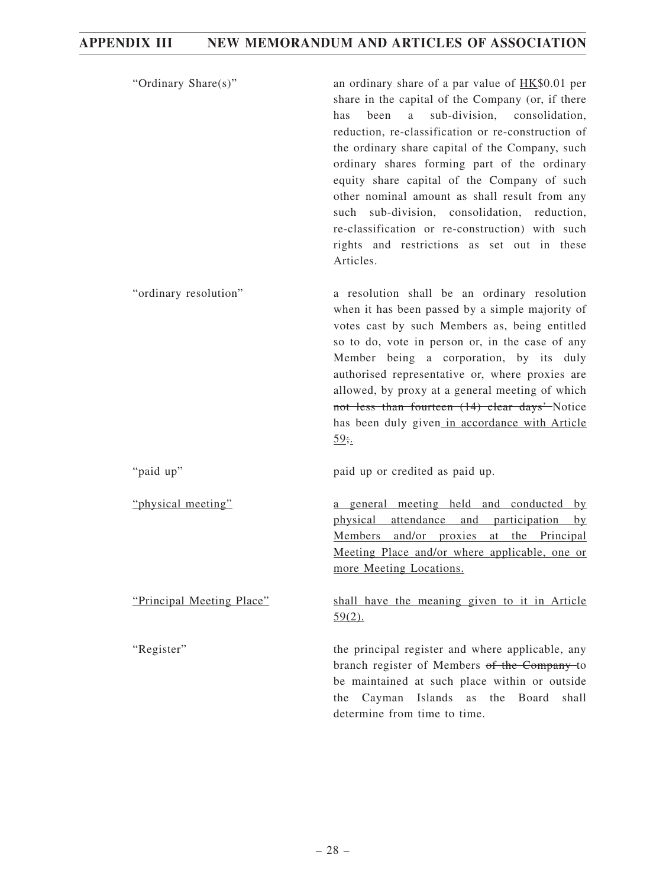| | |
|---|---|
| "Ordinary Share(s)" | an ordinary share of a par value of HK$0.01 per share in the capital of the Company (or, if there has been a sub-division, consolidation, reduction, re-classification or re-construction of the ordinary share capital of the Company, such ordinary shares forming part of the ordinary equity share capital of the Company of such other nominal amount as shall result from any such sub-division, consolidation, reduction, re-classification or re-construction) with such rights and restrictions as set out in these Articles. |
| "ordinary resolution" | a resolution shall be an ordinary resolution when it has been passed by a simple majority of votes cast by such Members as, being entitled so to do, vote in person or, in the case of any Member being a corporation, by its duly authorised representative or, where proxies are allowed, by proxy at a general meeting of which ~~not less than fourteen (14) clear days'~~ Notice has been duly given in accordance with Article 59~~;~~. |
| "paid up" | paid up or credited as paid up. |
| "physical meeting" | a general meeting held and conducted by physical attendance and participation by Members and/or proxies at the Principal Meeting Place and/or where applicable, one or more Meeting Locations. |
| "Principal Meeting Place" | shall have the meaning given to it in Article 59(2). |
| "Register" | the principal register and where applicable, any branch register of Members ~~of the Company~~ to be maintained at such place within or outside the Cayman Islands as the Board shall determine from time to time. |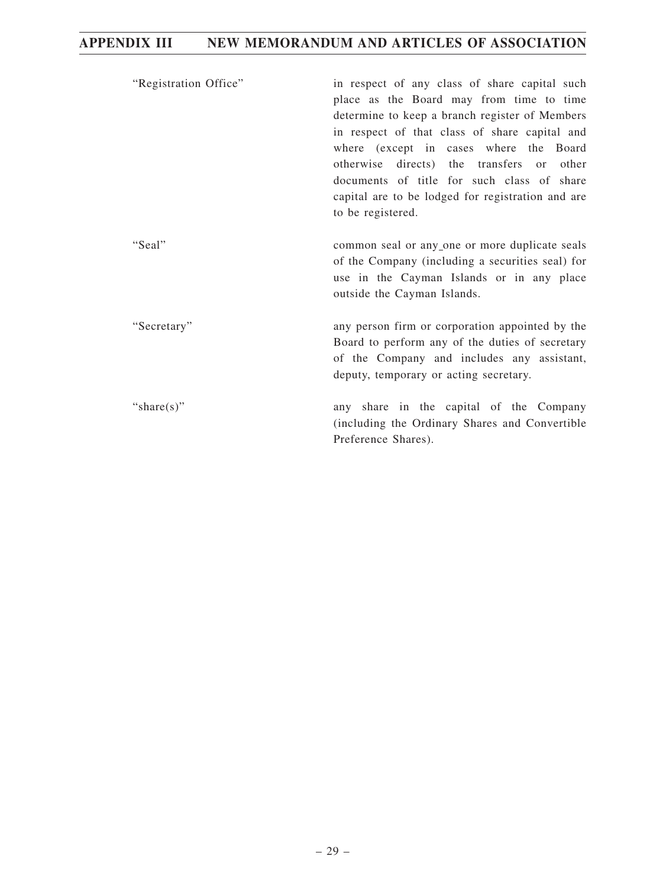| | |
|---|---|
| "Registration Office" | in respect of any class of share capital such place as the Board may from time to time determine to keep a branch register of Members in respect of that class of share capital and where (except in cases where the Board otherwise directs) the transfers or other documents of title for such class of share capital are to be lodged for registration and are to be registered. |
| "Seal" | common seal or any one or more duplicate seals of the Company (including a securities seal) for use in the Cayman Islands or in any place outside the Cayman Islands. |
| "Secretary" | any person firm or corporation appointed by the Board to perform any of the duties of secretary of the Company and includes any assistant, deputy, temporary or acting secretary. |
| "share(s)" | any share in the capital of the Company (including the Ordinary Shares and Convertible Preference Shares). |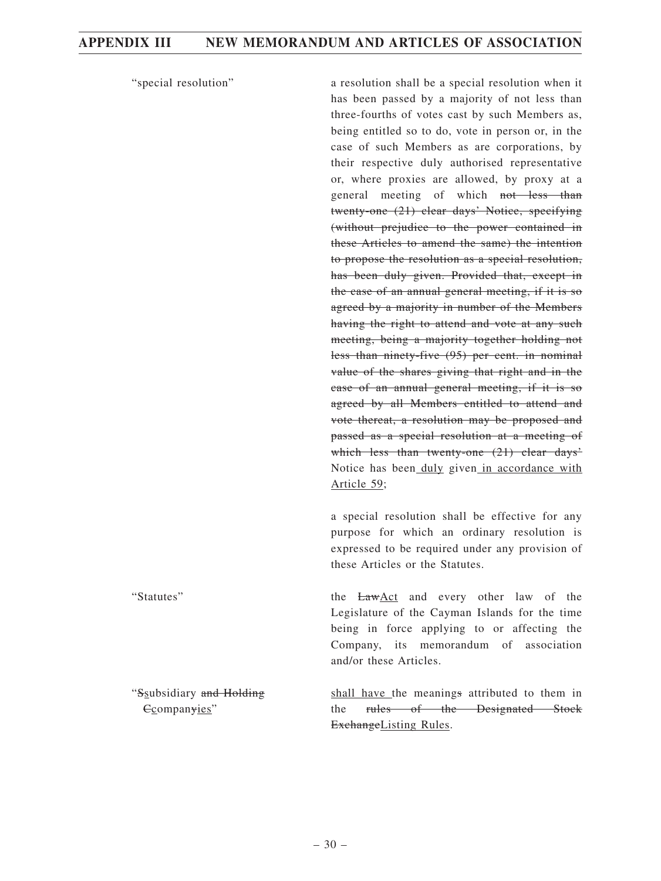| | |
|---|---|
| "special resolution" | a resolution shall be a special resolution when it has been passed by a majority of not less than three-fourths of votes cast by such Members as, being entitled so to do, vote in person or, in the case of such Members as are corporations, by their respective duly authorised representative or, where proxies are allowed, by proxy at a general meeting of which ~~not less than twenty-one (21) clear days' Notice, specifying (without prejudice to the power contained in these Articles to amend the same) the intention to propose the resolution as a special resolution, has been duly given. Provided that, except in the case of an annual general meeting, if it is so agreed by a majority in number of the Members having the right to attend and vote at any such meeting, being a majority together holding not less than ninety-five (95) per cent. in nominal value of the shares giving that right and in the case of an annual general meeting, if it is so agreed by all Members entitled to attend and vote thereat, a resolution may be proposed and passed as a special resolution at a meeting of which less than twenty-one (21) clear days'~~ Notice has been duly given in accordance with Article 59;<br><br>a special resolution shall be effective for any purpose for which an ordinary resolution is expressed to be required under any provision of these Articles or the Statutes. |
| "Statutes" | the ~~Law~~Act and every other law of the Legislature of the Cayman Islands for the time being in force applying to or affecting the Company, its memorandum of association and/or these Articles. |
| "~~S~~subsidiary ~~and Holding~~ ~~C~~compan~~y~~ies" | shall have the meaning~~s~~ attributed to them in the ~~rules of the Designated Stock Exchange~~Listing Rules. |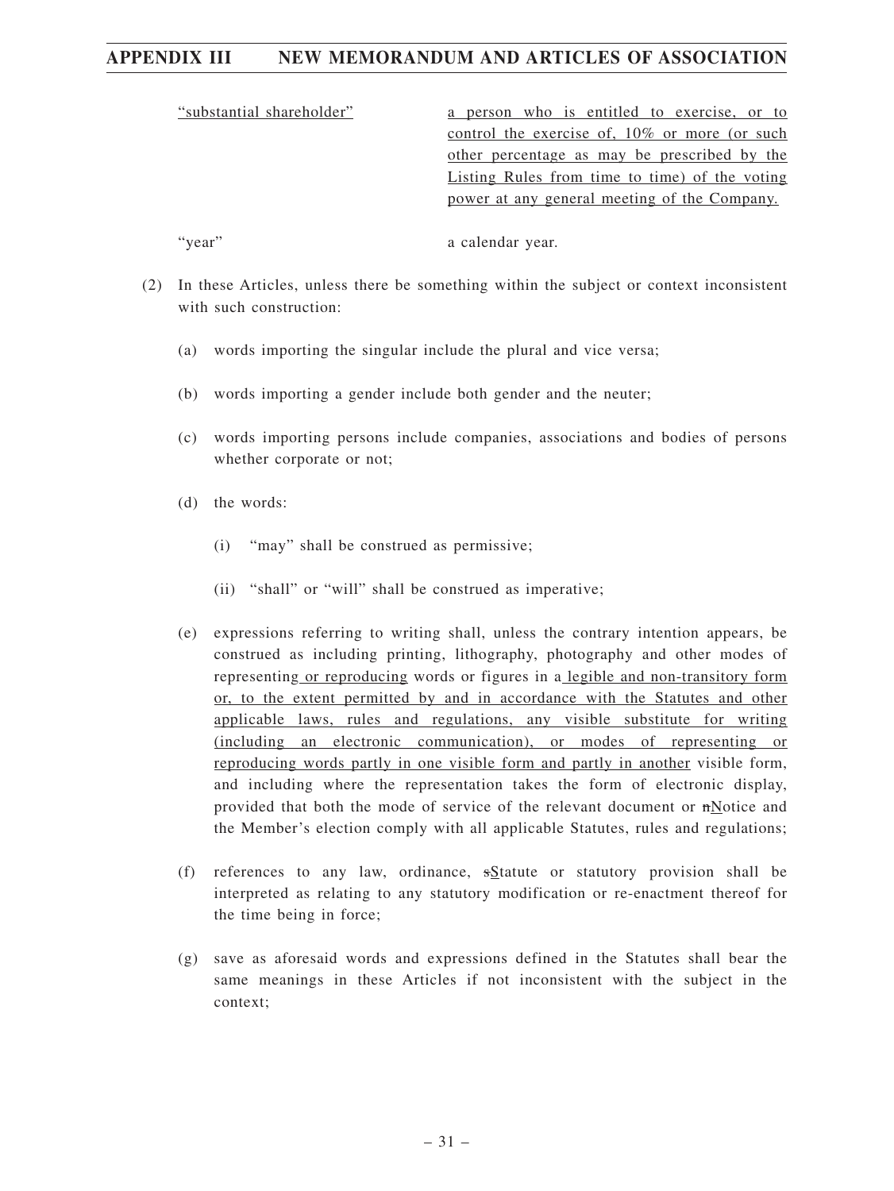"substantial shareholder" — a person who is entitled to exercise, or to control the exercise of, 10% or more (or such other percentage as may be prescribed by the Listing Rules from time to time) of the voting power at any general meeting of the Company.

"year" — a calendar year.

(2) In these Articles, unless there be something within the subject or context inconsistent with such construction:

(a) words importing the singular include the plural and vice versa;

(b) words importing a gender include both gender and the neuter;

(c) words importing persons include companies, associations and bodies of persons whether corporate or not;

(d) the words:

(i) "may" shall be construed as permissive;

(ii) "shall" or "will" shall be construed as imperative;

(e) expressions referring to writing shall, unless the contrary intention appears, be construed as including printing, lithography, photography and other modes of representing or reproducing words or figures in a legible and non-transitory form or, to the extent permitted by and in accordance with the Statutes and other applicable laws, rules and regulations, any visible substitute for writing (including an electronic communication), or modes of representing or reproducing words partly in one visible form and partly in another visible form, and including where the representation takes the form of electronic display, provided that both the mode of service of the relevant document or ~~n~~Notice and the Member's election comply with all applicable Statutes, rules and regulations;

(f) references to any law, ordinance, ~~s~~Statute or statutory provision shall be interpreted as relating to any statutory modification or re-enactment thereof for the time being in force;

(g) save as aforesaid words and expressions defined in the Statutes shall bear the same meanings in these Articles if not inconsistent with the subject in the context;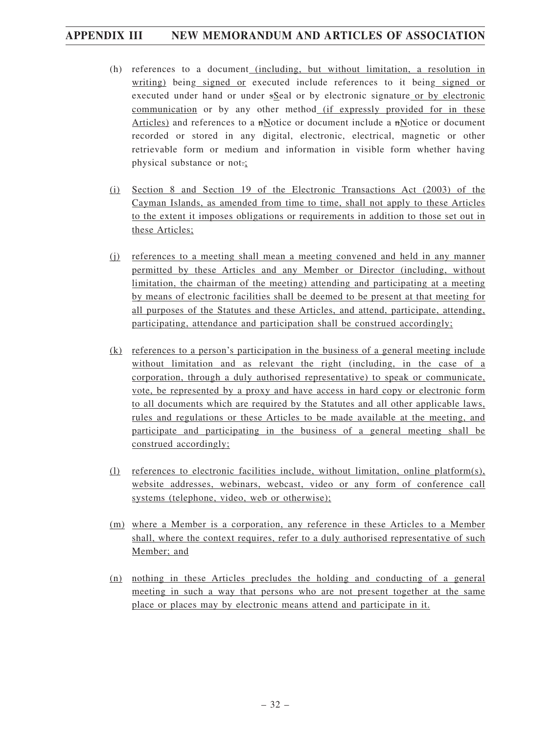(h) references to a document (including, but without limitation, a resolution in writing) being signed or executed include references to it being signed or executed under hand or under sSeal or by electronic signature or by electronic communication or by any other method (if expressly provided for in these Articles) and references to a nNotice or document include a nNotice or document recorded or stored in any digital, electronic, electrical, magnetic or other retrievable form or medium and information in visible form whether having physical substance or not.;

(i) Section 8 and Section 19 of the Electronic Transactions Act (2003) of the Cayman Islands, as amended from time to time, shall not apply to these Articles to the extent it imposes obligations or requirements in addition to those set out in these Articles;

(j) references to a meeting shall mean a meeting convened and held in any manner permitted by these Articles and any Member or Director (including, without limitation, the chairman of the meeting) attending and participating at a meeting by means of electronic facilities shall be deemed to be present at that meeting for all purposes of the Statutes and these Articles, and attend, participate, attending, participating, attendance and participation shall be construed accordingly;

(k) references to a person's participation in the business of a general meeting include without limitation and as relevant the right (including, in the case of a corporation, through a duly authorised representative) to speak or communicate, vote, be represented by a proxy and have access in hard copy or electronic form to all documents which are required by the Statutes and all other applicable laws, rules and regulations or these Articles to be made available at the meeting, and participate and participating in the business of a general meeting shall be construed accordingly;

(l) references to electronic facilities include, without limitation, online platform(s), website addresses, webinars, webcast, video or any form of conference call systems (telephone, video, web or otherwise);

(m) where a Member is a corporation, any reference in these Articles to a Member shall, where the context requires, refer to a duly authorised representative of such Member; and

(n) nothing in these Articles precludes the holding and conducting of a general meeting in such a way that persons who are not present together at the same place or places may by electronic means attend and participate in it.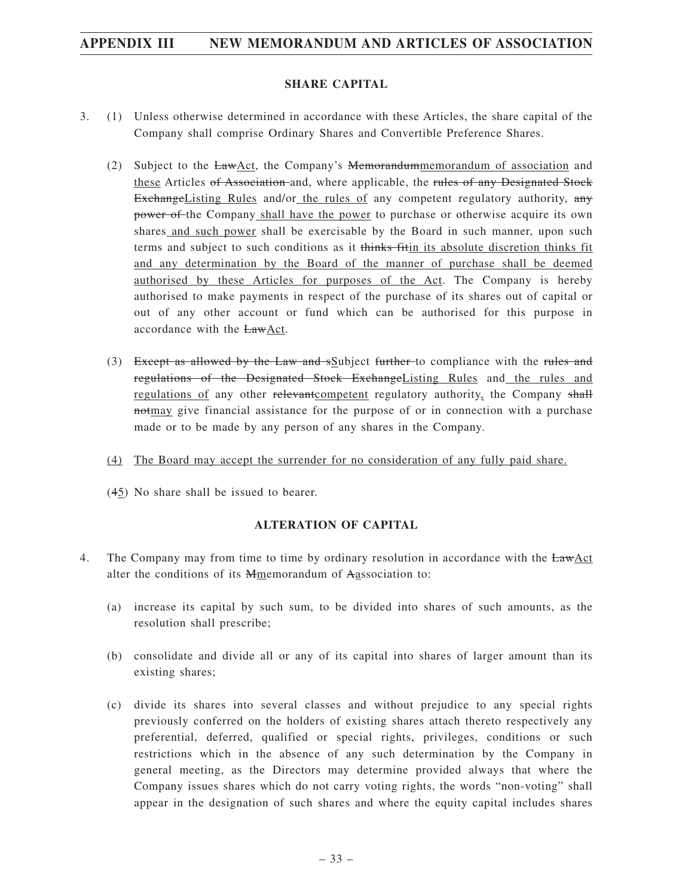## SHARE CAPITAL

3. (1) Unless otherwise determined in accordance with these Articles, the share capital of the Company shall comprise Ordinary Shares and Convertible Preference Shares.

   (2) Subject to the ~~Law~~Act, the Company's ~~Memorandum~~memorandum of association and these Articles ~~of Association~~ and, where applicable, the ~~rules of any Designated Stock Exchange~~Listing Rules and/or the rules of any competent regulatory authority, ~~any power of~~ the Company shall have the power to purchase or otherwise acquire its own shares and such power shall be exercisable by the Board in such manner, upon such terms and subject to such conditions as it ~~thinks fit~~in its absolute discretion thinks fit and any determination by the Board of the manner of purchase shall be deemed authorised by these Articles for purposes of the Act. The Company is hereby authorised to make payments in respect of the purchase of its shares out of capital or out of any other account or fund which can be authorised for this purpose in accordance with the ~~Law~~Act.

   (3) ~~Except as allowed by the Law and s~~Subject ~~further~~ to compliance with the ~~rules and regulations of the Designated Stock Exchange~~Listing Rules and the rules and regulations of any other ~~relevant~~competent regulatory authority, the Company ~~shall not~~may give financial assistance for the purpose of or in connection with a purchase made or to be made by any person of any shares in the Company.

   (4) The Board may accept the surrender for no consideration of any fully paid share.

   (~~4~~5) No share shall be issued to bearer.

## ALTERATION OF CAPITAL

4. The Company may from time to time by ordinary resolution in accordance with the ~~Law~~Act alter the conditions of its ~~M~~memorandum of ~~A~~association to:

   (a) increase its capital by such sum, to be divided into shares of such amounts, as the resolution shall prescribe;

   (b) consolidate and divide all or any of its capital into shares of larger amount than its existing shares;

   (c) divide its shares into several classes and without prejudice to any special rights previously conferred on the holders of existing shares attach thereto respectively any preferential, deferred, qualified or special rights, privileges, conditions or such restrictions which in the absence of any such determination by the Company in general meeting, as the Directors may determine provided always that where the Company issues shares which do not carry voting rights, the words "non-voting" shall appear in the designation of such shares and where the equity capital includes shares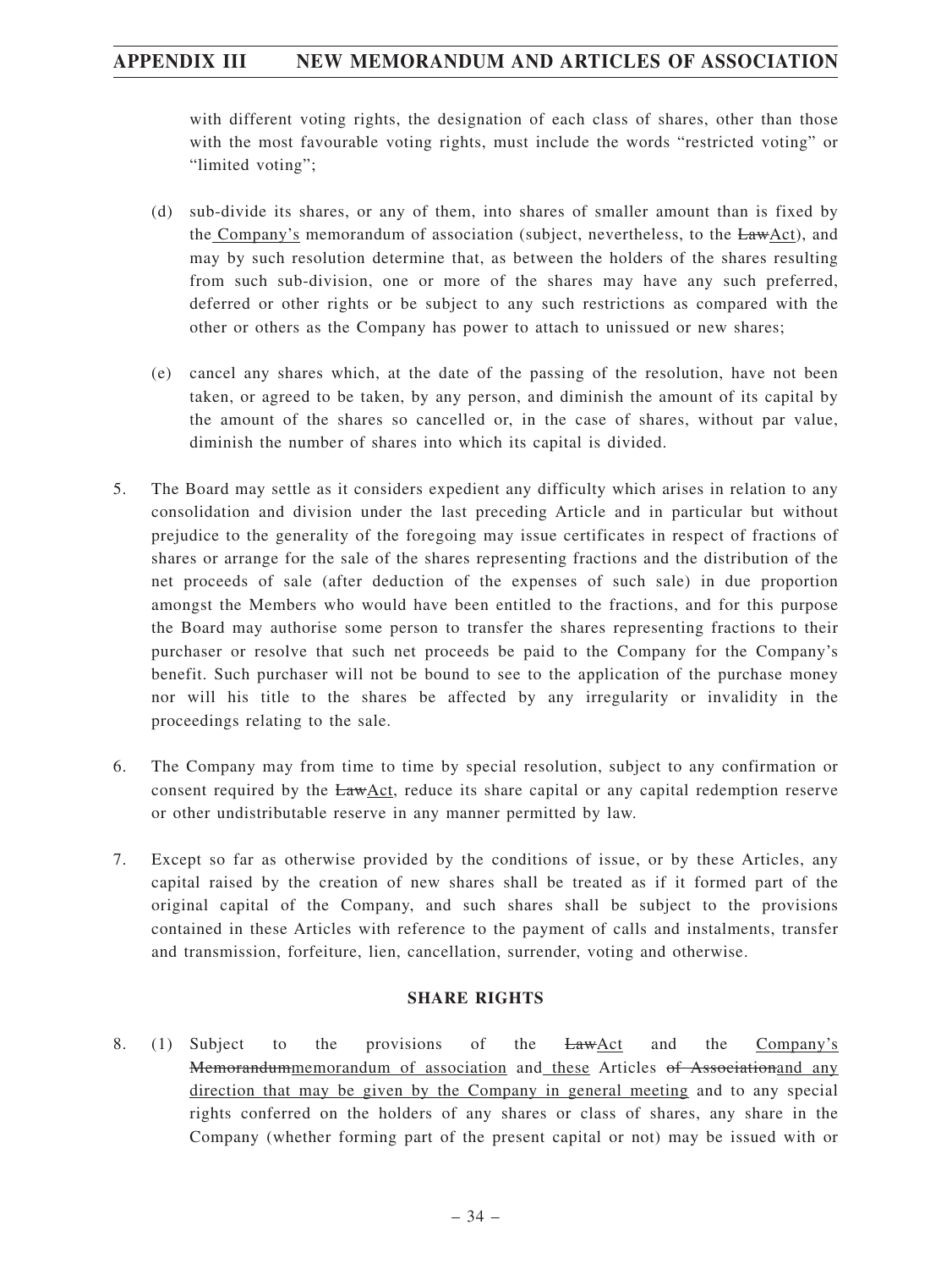with different voting rights, the designation of each class of shares, other than those with the most favourable voting rights, must include the words "restricted voting" or "limited voting";

(d) sub-divide its shares, or any of them, into shares of smaller amount than is fixed by the Company's memorandum of association (subject, nevertheless, to the ~~Law~~Act), and may by such resolution determine that, as between the holders of the shares resulting from such sub-division, one or more of the shares may have any such preferred, deferred or other rights or be subject to any such restrictions as compared with the other or others as the Company has power to attach to unissued or new shares;

(e) cancel any shares which, at the date of the passing of the resolution, have not been taken, or agreed to be taken, by any person, and diminish the amount of its capital by the amount of the shares so cancelled or, in the case of shares, without par value, diminish the number of shares into which its capital is divided.

5. The Board may settle as it considers expedient any difficulty which arises in relation to any consolidation and division under the last preceding Article and in particular but without prejudice to the generality of the foregoing may issue certificates in respect of fractions of shares or arrange for the sale of the shares representing fractions and the distribution of the net proceeds of sale (after deduction of the expenses of such sale) in due proportion amongst the Members who would have been entitled to the fractions, and for this purpose the Board may authorise some person to transfer the shares representing fractions to their purchaser or resolve that such net proceeds be paid to the Company for the Company's benefit. Such purchaser will not be bound to see to the application of the purchase money nor will his title to the shares be affected by any irregularity or invalidity in the proceedings relating to the sale.

6. The Company may from time to time by special resolution, subject to any confirmation or consent required by the ~~Law~~Act, reduce its share capital or any capital redemption reserve or other undistributable reserve in any manner permitted by law.

7. Except so far as otherwise provided by the conditions of issue, or by these Articles, any capital raised by the creation of new shares shall be treated as if it formed part of the original capital of the Company, and such shares shall be subject to the provisions contained in these Articles with reference to the payment of calls and instalments, transfer and transmission, forfeiture, lien, cancellation, surrender, voting and otherwise.

**SHARE RIGHTS**

8. (1) Subject to the provisions of the ~~Law~~Act and the Company's ~~Memorandum~~memorandum of association and these Articles ~~of Association~~and any direction that may be given by the Company in general meeting and to any special rights conferred on the holders of any shares or class of shares, any share in the Company (whether forming part of the present capital or not) may be issued with or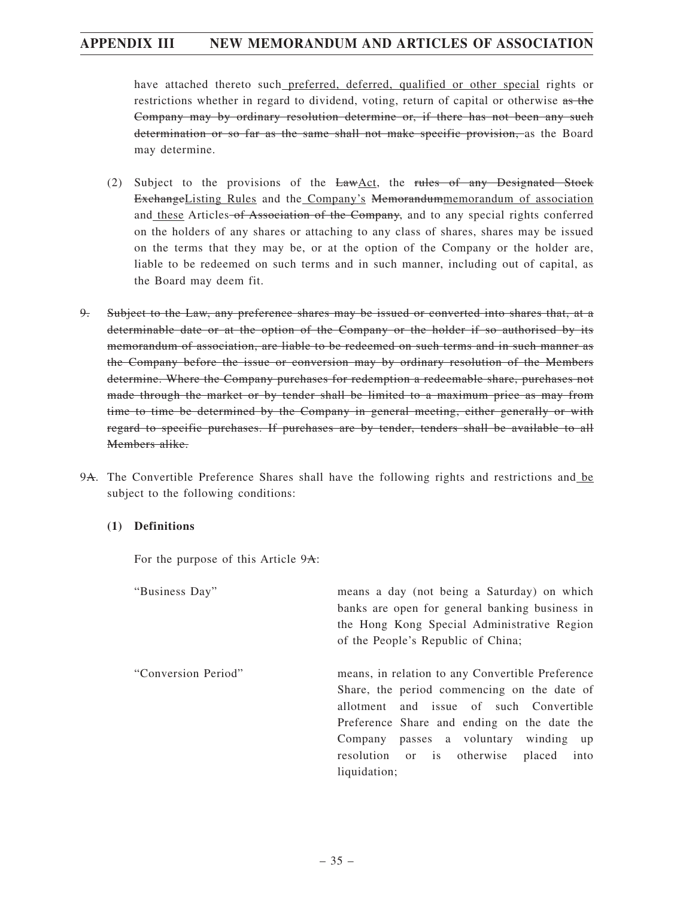have attached thereto such <u>preferred, deferred, qualified or other special</u> rights or restrictions whether in regard to dividend, voting, return of capital or otherwise ~~as the Company may by ordinary resolution determine or, if there has not been any such determination or so far as the same shall not make specific provision,~~ as the Board may determine.

(2) Subject to the provisions of the ~~Law~~<u>Act</u>, the ~~rules of any Designated Stock Exchange~~<u>Listing Rules</u> and the <u>Company's</u> ~~Memorandum~~<u>memorandum of association</u> and <u>these</u> Articles ~~of Association of the Company~~, and to any special rights conferred on the holders of any shares or attaching to any class of shares, shares may be issued on the terms that they may be, or at the option of the Company or the holder are, liable to be redeemed on such terms and in such manner, including out of capital, as the Board may deem fit.

~~9. Subject to the Law, any preference shares may be issued or converted into shares that, at a determinable date or at the option of the Company or the holder if so authorised by its memorandum of association, are liable to be redeemed on such terms and in such manner as the Company before the issue or conversion may by ordinary resolution of the Members determine. Where the Company purchases for redemption a redeemable share, purchases not made through the market or by tender shall be limited to a maximum price as may from time to time be determined by the Company in general meeting, either generally or with regard to specific purchases. If purchases are by tender, tenders shall be available to all Members alike.~~

9~~A~~. The Convertible Preference Shares shall have the following rights and restrictions and <u>be</u> subject to the following conditions:

**(1) Definitions**

For the purpose of this Article 9~~A~~:

| | |
|---|---|
| "Business Day" | means a day (not being a Saturday) on which banks are open for general banking business in the Hong Kong Special Administrative Region of the People's Republic of China; |
| "Conversion Period" | means, in relation to any Convertible Preference Share, the period commencing on the date of allotment and issue of such Convertible Preference Share and ending on the date the Company passes a voluntary winding up resolution or is otherwise placed into liquidation; |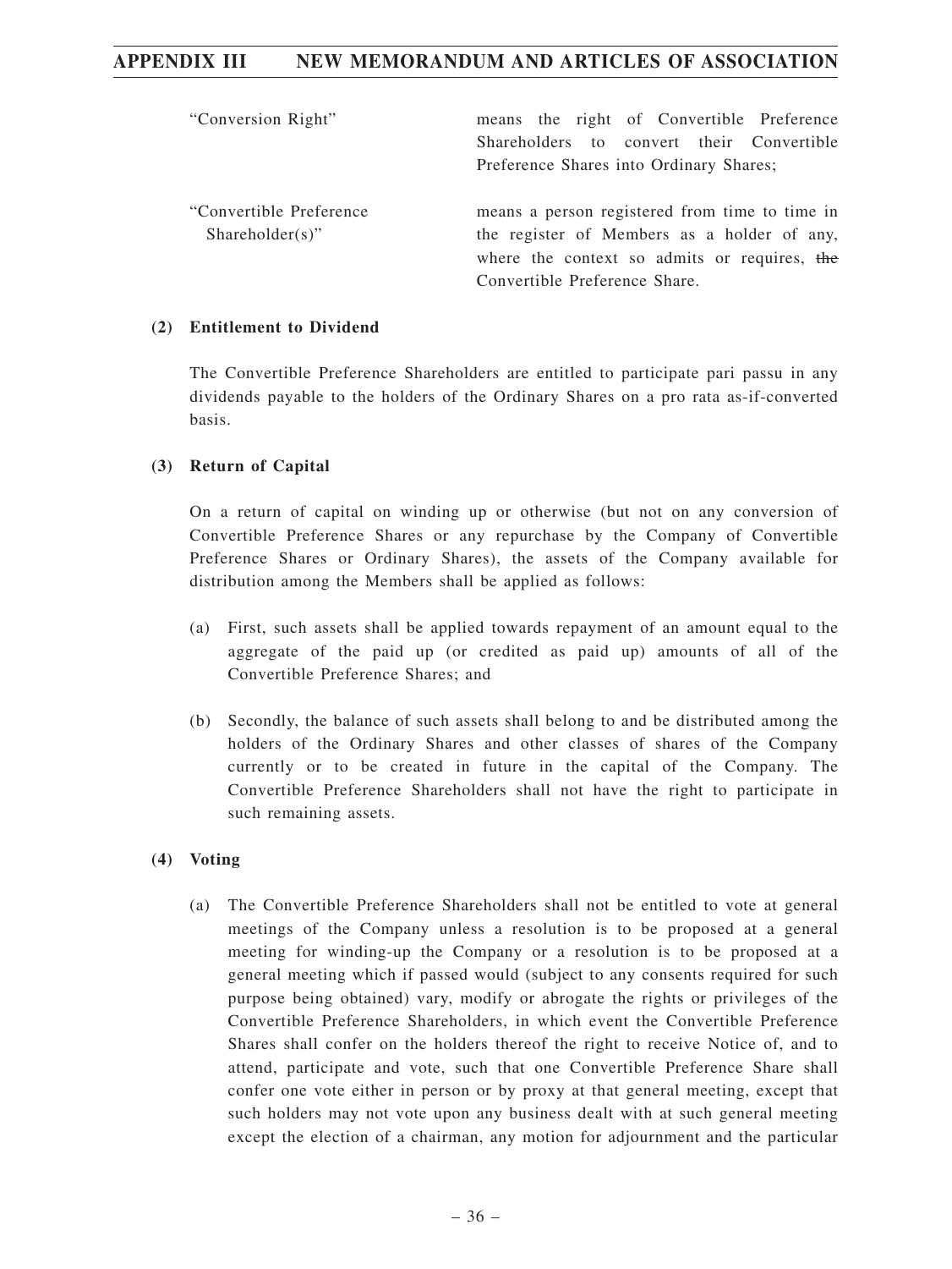| | |
|---|---|
| "Conversion Right" | means the right of Convertible Preference Shareholders to convert their Convertible Preference Shares into Ordinary Shares; |
| "Convertible Preference Shareholder(s)" | means a person registered from time to time in the register of Members as a holder of any, where the context so admits or requires, ~~the~~ Convertible Preference Share. |

**(2) Entitlement to Dividend**

The Convertible Preference Shareholders are entitled to participate pari passu in any dividends payable to the holders of the Ordinary Shares on a pro rata as-if-converted basis.

**(3) Return of Capital**

On a return of capital on winding up or otherwise (but not on any conversion of Convertible Preference Shares or any repurchase by the Company of Convertible Preference Shares or Ordinary Shares), the assets of the Company available for distribution among the Members shall be applied as follows:

(a) First, such assets shall be applied towards repayment of an amount equal to the aggregate of the paid up (or credited as paid up) amounts of all of the Convertible Preference Shares; and

(b) Secondly, the balance of such assets shall belong to and be distributed among the holders of the Ordinary Shares and other classes of shares of the Company currently or to be created in future in the capital of the Company. The Convertible Preference Shareholders shall not have the right to participate in such remaining assets.

**(4) Voting**

(a) The Convertible Preference Shareholders shall not be entitled to vote at general meetings of the Company unless a resolution is to be proposed at a general meeting for winding-up the Company or a resolution is to be proposed at a general meeting which if passed would (subject to any consents required for such purpose being obtained) vary, modify or abrogate the rights or privileges of the Convertible Preference Shareholders, in which event the Convertible Preference Shares shall confer on the holders thereof the right to receive Notice of, and to attend, participate and vote, such that one Convertible Preference Share shall confer one vote either in person or by proxy at that general meeting, except that such holders may not vote upon any business dealt with at such general meeting except the election of a chairman, any motion for adjournment and the particular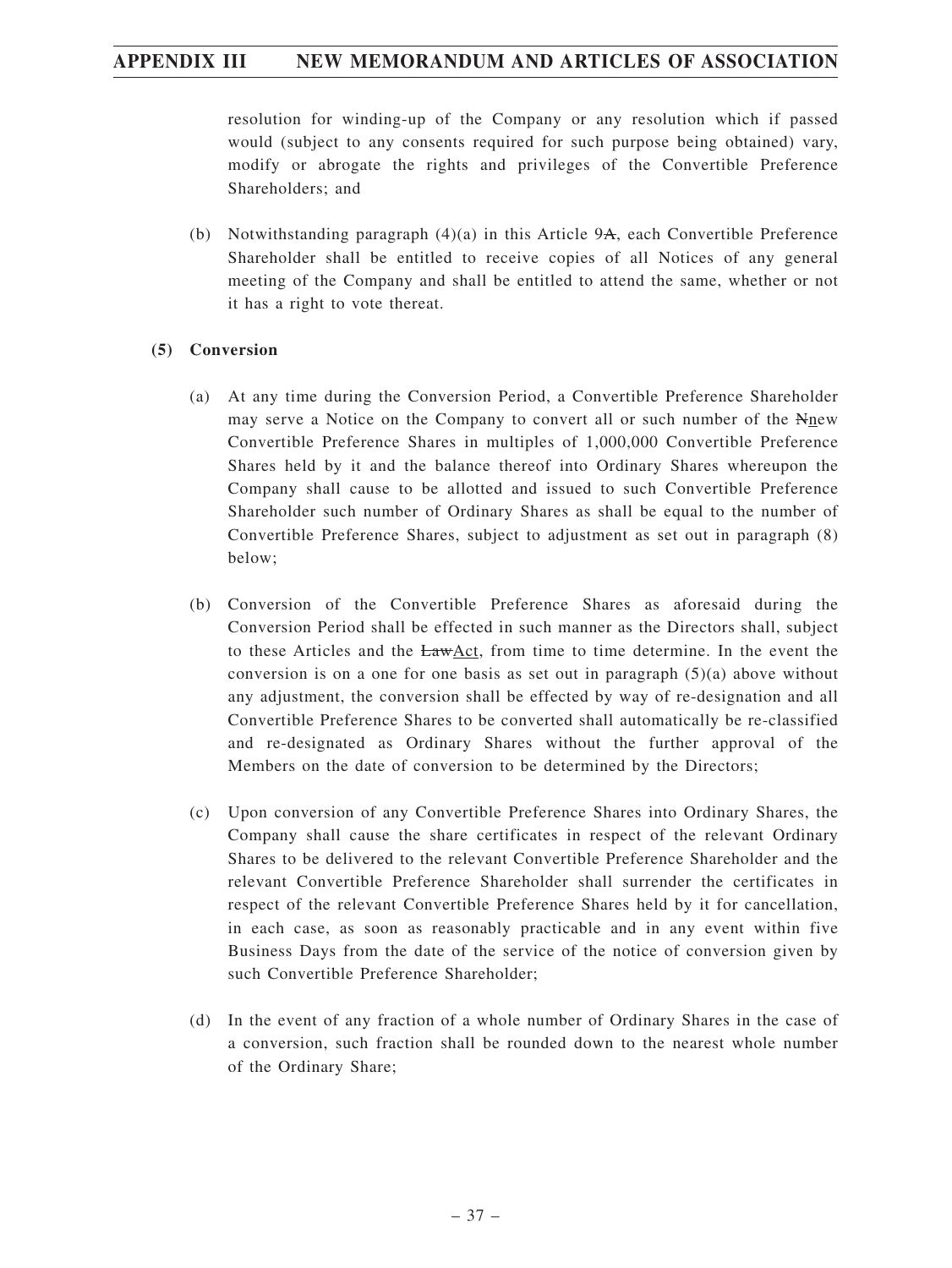resolution for winding-up of the Company or any resolution which if passed would (subject to any consents required for such purpose being obtained) vary, modify or abrogate the rights and privileges of the Convertible Preference Shareholders; and

(b) Notwithstanding paragraph (4)(a) in this Article 9~~A~~, each Convertible Preference Shareholder shall be entitled to receive copies of all Notices of any general meeting of the Company and shall be entitled to attend the same, whether or not it has a right to vote thereat.

**(5) Conversion**

(a) At any time during the Conversion Period, a Convertible Preference Shareholder may serve a Notice on the Company to convert all or such number of the ~~N~~new Convertible Preference Shares in multiples of 1,000,000 Convertible Preference Shares held by it and the balance thereof into Ordinary Shares whereupon the Company shall cause to be allotted and issued to such Convertible Preference Shareholder such number of Ordinary Shares as shall be equal to the number of Convertible Preference Shares, subject to adjustment as set out in paragraph (8) below;

(b) Conversion of the Convertible Preference Shares as aforesaid during the Conversion Period shall be effected in such manner as the Directors shall, subject to these Articles and the ~~Law~~Act, from time to time determine. In the event the conversion is on a one for one basis as set out in paragraph (5)(a) above without any adjustment, the conversion shall be effected by way of re-designation and all Convertible Preference Shares to be converted shall automatically be re-classified and re-designated as Ordinary Shares without the further approval of the Members on the date of conversion to be determined by the Directors;

(c) Upon conversion of any Convertible Preference Shares into Ordinary Shares, the Company shall cause the share certificates in respect of the relevant Ordinary Shares to be delivered to the relevant Convertible Preference Shareholder and the relevant Convertible Preference Shareholder shall surrender the certificates in respect of the relevant Convertible Preference Shares held by it for cancellation, in each case, as soon as reasonably practicable and in any event within five Business Days from the date of the service of the notice of conversion given by such Convertible Preference Shareholder;

(d) In the event of any fraction of a whole number of Ordinary Shares in the case of a conversion, such fraction shall be rounded down to the nearest whole number of the Ordinary Share;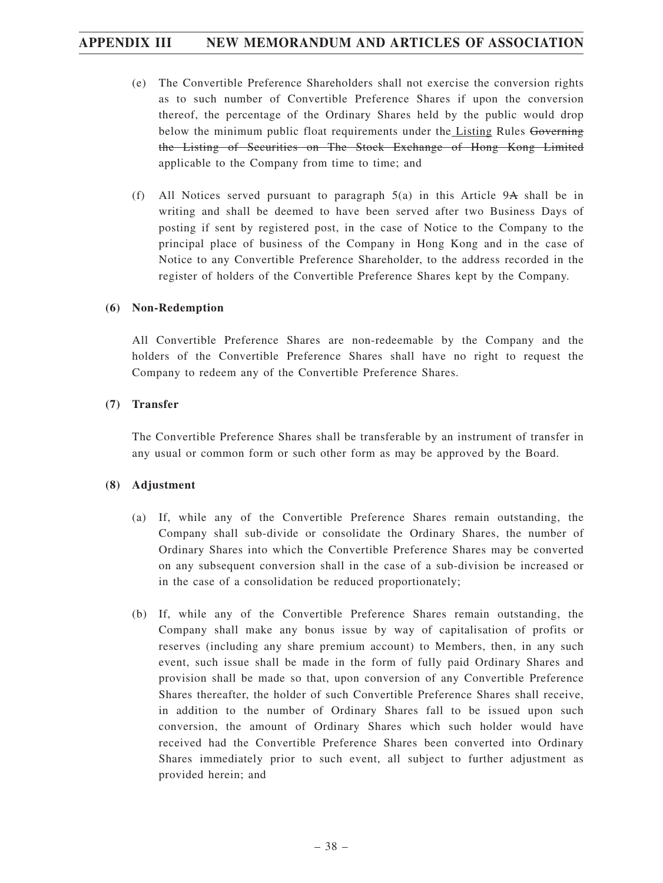(e) The Convertible Preference Shareholders shall not exercise the conversion rights as to such number of Convertible Preference Shares if upon the conversion thereof, the percentage of the Ordinary Shares held by the public would drop below the minimum public float requirements under the Listing Rules ~~Governing the Listing of Securities on The Stock Exchange of Hong Kong Limited~~ applicable to the Company from time to time; and

(f) All Notices served pursuant to paragraph 5(a) in this Article 9~~A~~ shall be in writing and shall be deemed to have been served after two Business Days of posting if sent by registered post, in the case of Notice to the Company to the principal place of business of the Company in Hong Kong and in the case of Notice to any Convertible Preference Shareholder, to the address recorded in the register of holders of the Convertible Preference Shares kept by the Company.

**(6) Non-Redemption**

All Convertible Preference Shares are non-redeemable by the Company and the holders of the Convertible Preference Shares shall have no right to request the Company to redeem any of the Convertible Preference Shares.

**(7) Transfer**

The Convertible Preference Shares shall be transferable by an instrument of transfer in any usual or common form or such other form as may be approved by the Board.

**(8) Adjustment**

(a) If, while any of the Convertible Preference Shares remain outstanding, the Company shall sub-divide or consolidate the Ordinary Shares, the number of Ordinary Shares into which the Convertible Preference Shares may be converted on any subsequent conversion shall in the case of a sub-division be increased or in the case of a consolidation be reduced proportionately;

(b) If, while any of the Convertible Preference Shares remain outstanding, the Company shall make any bonus issue by way of capitalisation of profits or reserves (including any share premium account) to Members, then, in any such event, such issue shall be made in the form of fully paid Ordinary Shares and provision shall be made so that, upon conversion of any Convertible Preference Shares thereafter, the holder of such Convertible Preference Shares shall receive, in addition to the number of Ordinary Shares fall to be issued upon such conversion, the amount of Ordinary Shares which such holder would have received had the Convertible Preference Shares been converted into Ordinary Shares immediately prior to such event, all subject to further adjustment as provided herein; and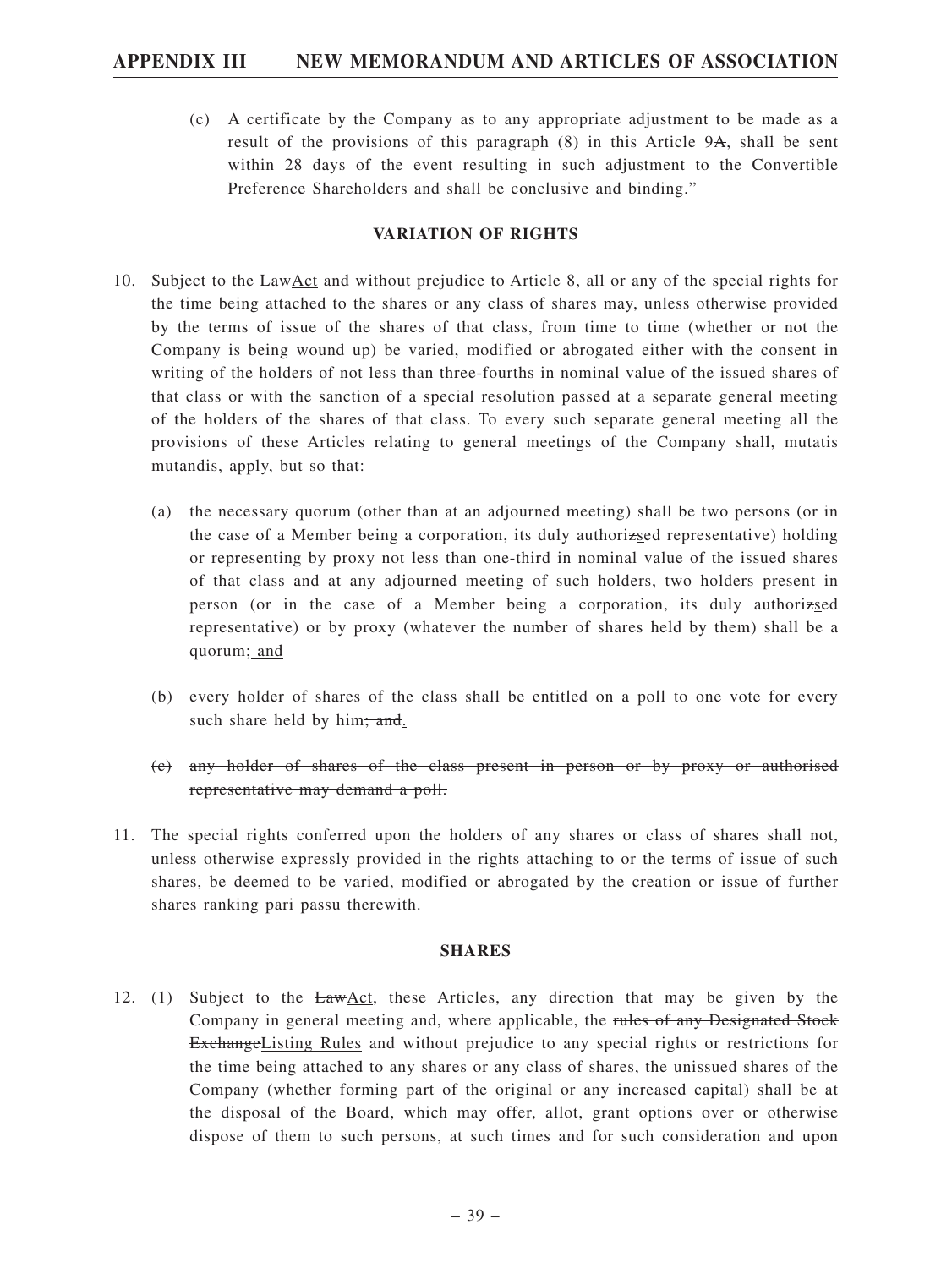(c) A certificate by the Company as to any appropriate adjustment to be made as a result of the provisions of this paragraph (8) in this Article 9~~A~~, shall be sent within 28 days of the event resulting in such adjustment to the Convertible Preference Shareholders and shall be conclusive and binding.<u>"</u>

**VARIATION OF RIGHTS**

10. Subject to the ~~Law~~<u>Act</u> and without prejudice to Article 8, all or any of the special rights for the time being attached to the shares or any class of shares may, unless otherwise provided by the terms of issue of the shares of that class, from time to time (whether or not the Company is being wound up) be varied, modified or abrogated either with the consent in writing of the holders of not less than three-fourths in nominal value of the issued shares of that class or with the sanction of a special resolution passed at a separate general meeting of the holders of the shares of that class. To every such separate general meeting all the provisions of these Articles relating to general meetings of the Company shall, mutatis mutandis, apply, but so that:

    (a) the necessary quorum (other than at an adjourned meeting) shall be two persons (or in the case of a Member being a corporation, its duly authori~~z~~<u>s</u>ed representative) holding or representing by proxy not less than one-third in nominal value of the issued shares of that class and at any adjourned meeting of such holders, two holders present in person (or in the case of a Member being a corporation, its duly authori~~z~~<u>s</u>ed representative) or by proxy (whatever the number of shares held by them) shall be a quorum;<u> and</u>

    (b) every holder of shares of the class shall be entitled ~~on a poll~~ to one vote for every such share held by him~~; and~~<u>.</u>

    ~~(c) any holder of shares of the class present in person or by proxy or authorised representative may demand a poll.~~

11. The special rights conferred upon the holders of any shares or class of shares shall not, unless otherwise expressly provided in the rights attaching to or the terms of issue of such shares, be deemed to be varied, modified or abrogated by the creation or issue of further shares ranking pari passu therewith.

**SHARES**

12. (1) Subject to the ~~Law~~<u>Act</u>, these Articles, any direction that may be given by the Company in general meeting and, where applicable, the ~~rules of any Designated Stock Exchange~~<u>Listing Rules</u> and without prejudice to any special rights or restrictions for the time being attached to any shares or any class of shares, the unissued shares of the Company (whether forming part of the original or any increased capital) shall be at the disposal of the Board, which may offer, allot, grant options over or otherwise dispose of them to such persons, at such times and for such consideration and upon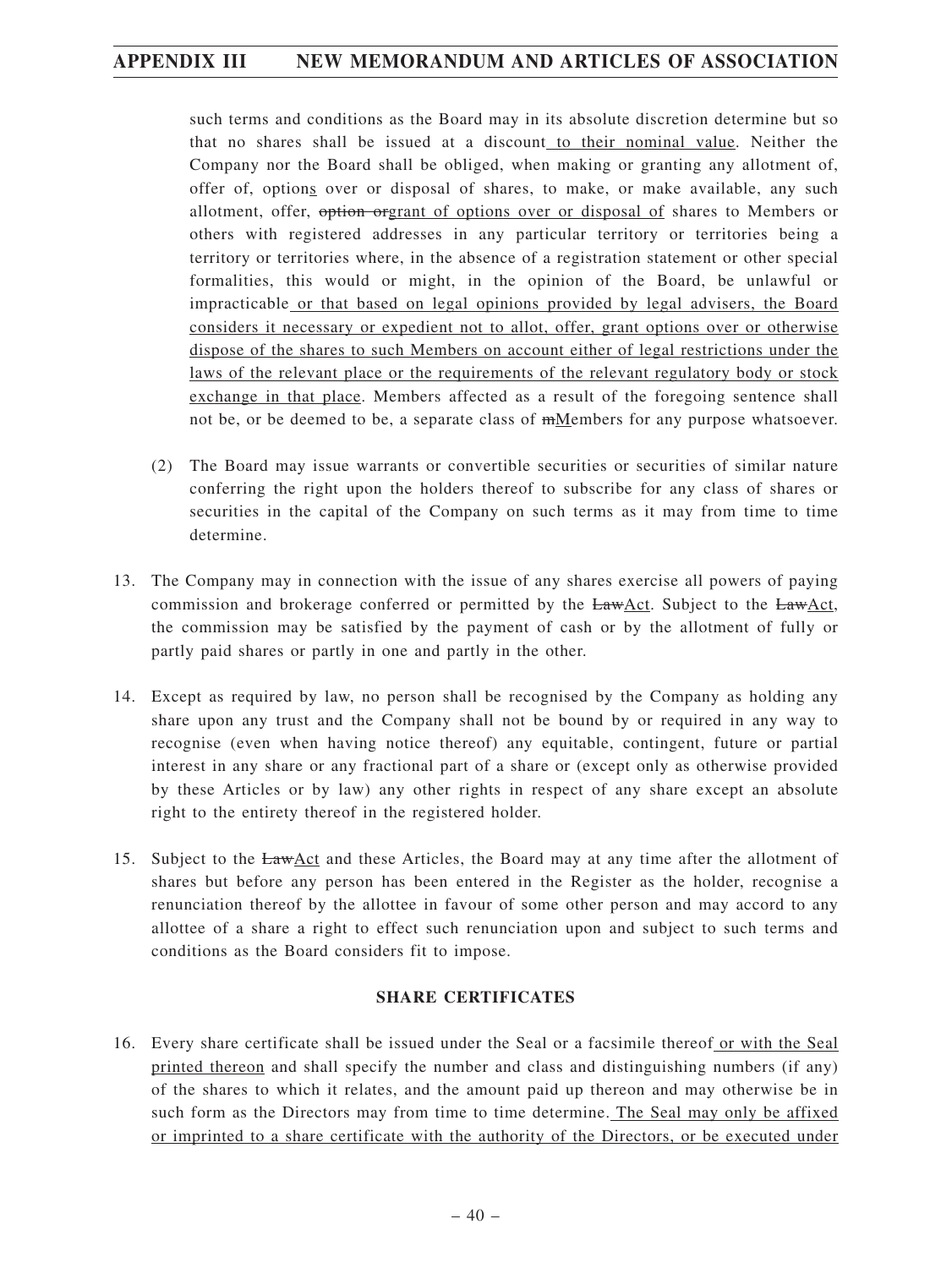such terms and conditions as the Board may in its absolute discretion determine but so that no shares shall be issued at a discount to their nominal value. Neither the Company nor the Board shall be obliged, when making or granting any allotment of, offer of, options over or disposal of shares, to make, or make available, any such allotment, offer, ~~option or~~grant of options over or disposal of shares to Members or others with registered addresses in any particular territory or territories being a territory or territories where, in the absence of a registration statement or other special formalities, this would or might, in the opinion of the Board, be unlawful or impracticable or that based on legal opinions provided by legal advisers, the Board considers it necessary or expedient not to allot, offer, grant options over or otherwise dispose of the shares to such Members on account either of legal restrictions under the laws of the relevant place or the requirements of the relevant regulatory body or stock exchange in that place. Members affected as a result of the foregoing sentence shall not be, or be deemed to be, a separate class of ~~m~~Members for any purpose whatsoever.

(2) The Board may issue warrants or convertible securities or securities of similar nature conferring the right upon the holders thereof to subscribe for any class of shares or securities in the capital of the Company on such terms as it may from time to time determine.

13. The Company may in connection with the issue of any shares exercise all powers of paying commission and brokerage conferred or permitted by the ~~Law~~Act. Subject to the ~~Law~~Act, the commission may be satisfied by the payment of cash or by the allotment of fully or partly paid shares or partly in one and partly in the other.

14. Except as required by law, no person shall be recognised by the Company as holding any share upon any trust and the Company shall not be bound by or required in any way to recognise (even when having notice thereof) any equitable, contingent, future or partial interest in any share or any fractional part of a share or (except only as otherwise provided by these Articles or by law) any other rights in respect of any share except an absolute right to the entirety thereof in the registered holder.

15. Subject to the ~~Law~~Act and these Articles, the Board may at any time after the allotment of shares but before any person has been entered in the Register as the holder, recognise a renunciation thereof by the allottee in favour of some other person and may accord to any allottee of a share a right to effect such renunciation upon and subject to such terms and conditions as the Board considers fit to impose.

**SHARE CERTIFICATES**

16. Every share certificate shall be issued under the Seal or a facsimile thereof or with the Seal printed thereon and shall specify the number and class and distinguishing numbers (if any) of the shares to which it relates, and the amount paid up thereon and may otherwise be in such form as the Directors may from time to time determine. The Seal may only be affixed or imprinted to a share certificate with the authority of the Directors, or be executed under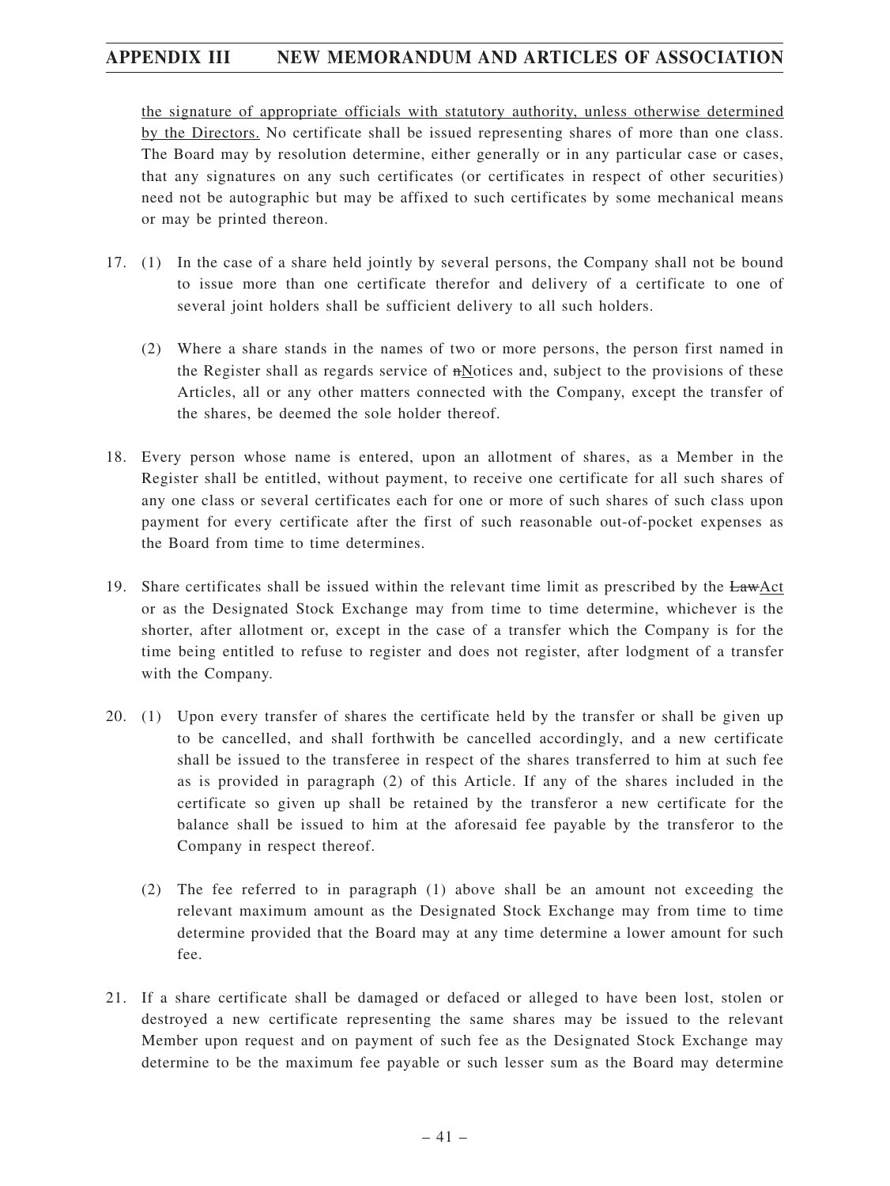the signature of appropriate officials with statutory authority, unless otherwise determined by the Directors. No certificate shall be issued representing shares of more than one class. The Board may by resolution determine, either generally or in any particular case or cases, that any signatures on any such certificates (or certificates in respect of other securities) need not be autographic but may be affixed to such certificates by some mechanical means or may be printed thereon.

17. (1) In the case of a share held jointly by several persons, the Company shall not be bound to issue more than one certificate therefor and delivery of a certificate to one of several joint holders shall be sufficient delivery to all such holders.

    (2) Where a share stands in the names of two or more persons, the person first named in the Register shall as regards service of ~~n~~Notices and, subject to the provisions of these Articles, all or any other matters connected with the Company, except the transfer of the shares, be deemed the sole holder thereof.

18. Every person whose name is entered, upon an allotment of shares, as a Member in the Register shall be entitled, without payment, to receive one certificate for all such shares of any one class or several certificates each for one or more of such shares of such class upon payment for every certificate after the first of such reasonable out-of-pocket expenses as the Board from time to time determines.

19. Share certificates shall be issued within the relevant time limit as prescribed by the ~~Law~~Act or as the Designated Stock Exchange may from time to time determine, whichever is the shorter, after allotment or, except in the case of a transfer which the Company is for the time being entitled to refuse to register and does not register, after lodgment of a transfer with the Company.

20. (1) Upon every transfer of shares the certificate held by the transfer or shall be given up to be cancelled, and shall forthwith be cancelled accordingly, and a new certificate shall be issued to the transferee in respect of the shares transferred to him at such fee as is provided in paragraph (2) of this Article. If any of the shares included in the certificate so given up shall be retained by the transferor a new certificate for the balance shall be issued to him at the aforesaid fee payable by the transferor to the Company in respect thereof.

    (2) The fee referred to in paragraph (1) above shall be an amount not exceeding the relevant maximum amount as the Designated Stock Exchange may from time to time determine provided that the Board may at any time determine a lower amount for such fee.

21. If a share certificate shall be damaged or defaced or alleged to have been lost, stolen or destroyed a new certificate representing the same shares may be issued to the relevant Member upon request and on payment of such fee as the Designated Stock Exchange may determine to be the maximum fee payable or such lesser sum as the Board may determine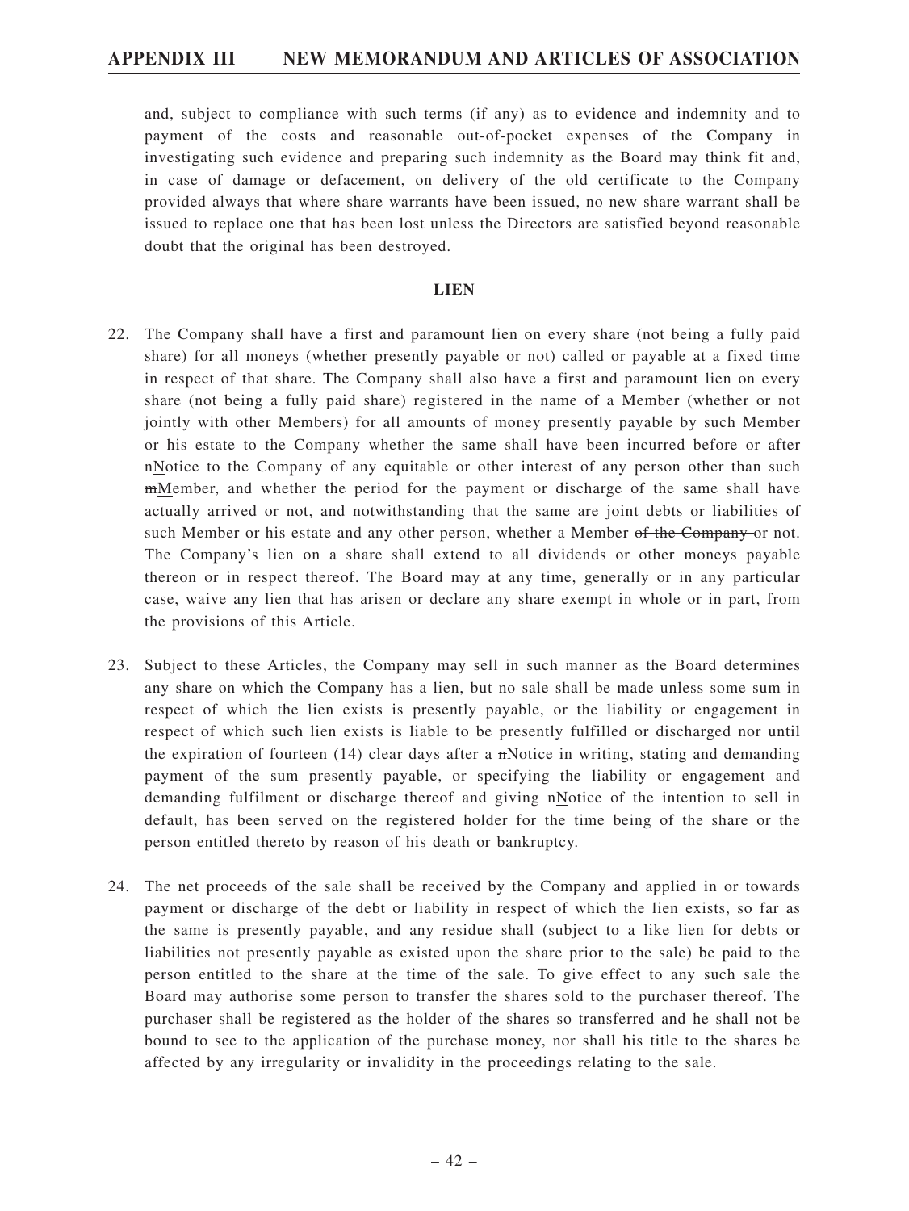and, subject to compliance with such terms (if any) as to evidence and indemnity and to payment of the costs and reasonable out-of-pocket expenses of the Company in investigating such evidence and preparing such indemnity as the Board may think fit and, in case of damage or defacement, on delivery of the old certificate to the Company provided always that where share warrants have been issued, no new share warrant shall be issued to replace one that has been lost unless the Directors are satisfied beyond reasonable doubt that the original has been destroyed.

**LIEN**

22. The Company shall have a first and paramount lien on every share (not being a fully paid share) for all moneys (whether presently payable or not) called or payable at a fixed time in respect of that share. The Company shall also have a first and paramount lien on every share (not being a fully paid share) registered in the name of a Member (whether or not jointly with other Members) for all amounts of money presently payable by such Member or his estate to the Company whether the same shall have been incurred before or after ~~n~~Notice to the Company of any equitable or other interest of any person other than such ~~m~~Member, and whether the period for the payment or discharge of the same shall have actually arrived or not, and notwithstanding that the same are joint debts or liabilities of such Member or his estate and any other person, whether a Member ~~of the Company~~ or not. The Company's lien on a share shall extend to all dividends or other moneys payable thereon or in respect thereof. The Board may at any time, generally or in any particular case, waive any lien that has arisen or declare any share exempt in whole or in part, from the provisions of this Article.

23. Subject to these Articles, the Company may sell in such manner as the Board determines any share on which the Company has a lien, but no sale shall be made unless some sum in respect of which the lien exists is presently payable, or the liability or engagement in respect of which such lien exists is liable to be presently fulfilled or discharged nor until the expiration of fourteen (14) clear days after a ~~n~~Notice in writing, stating and demanding payment of the sum presently payable, or specifying the liability or engagement and demanding fulfilment or discharge thereof and giving ~~n~~Notice of the intention to sell in default, has been served on the registered holder for the time being of the share or the person entitled thereto by reason of his death or bankruptcy.

24. The net proceeds of the sale shall be received by the Company and applied in or towards payment or discharge of the debt or liability in respect of which the lien exists, so far as the same is presently payable, and any residue shall (subject to a like lien for debts or liabilities not presently payable as existed upon the share prior to the sale) be paid to the person entitled to the share at the time of the sale. To give effect to any such sale the Board may authorise some person to transfer the shares sold to the purchaser thereof. The purchaser shall be registered as the holder of the shares so transferred and he shall not be bound to see to the application of the purchase money, nor shall his title to the shares be affected by any irregularity or invalidity in the proceedings relating to the sale.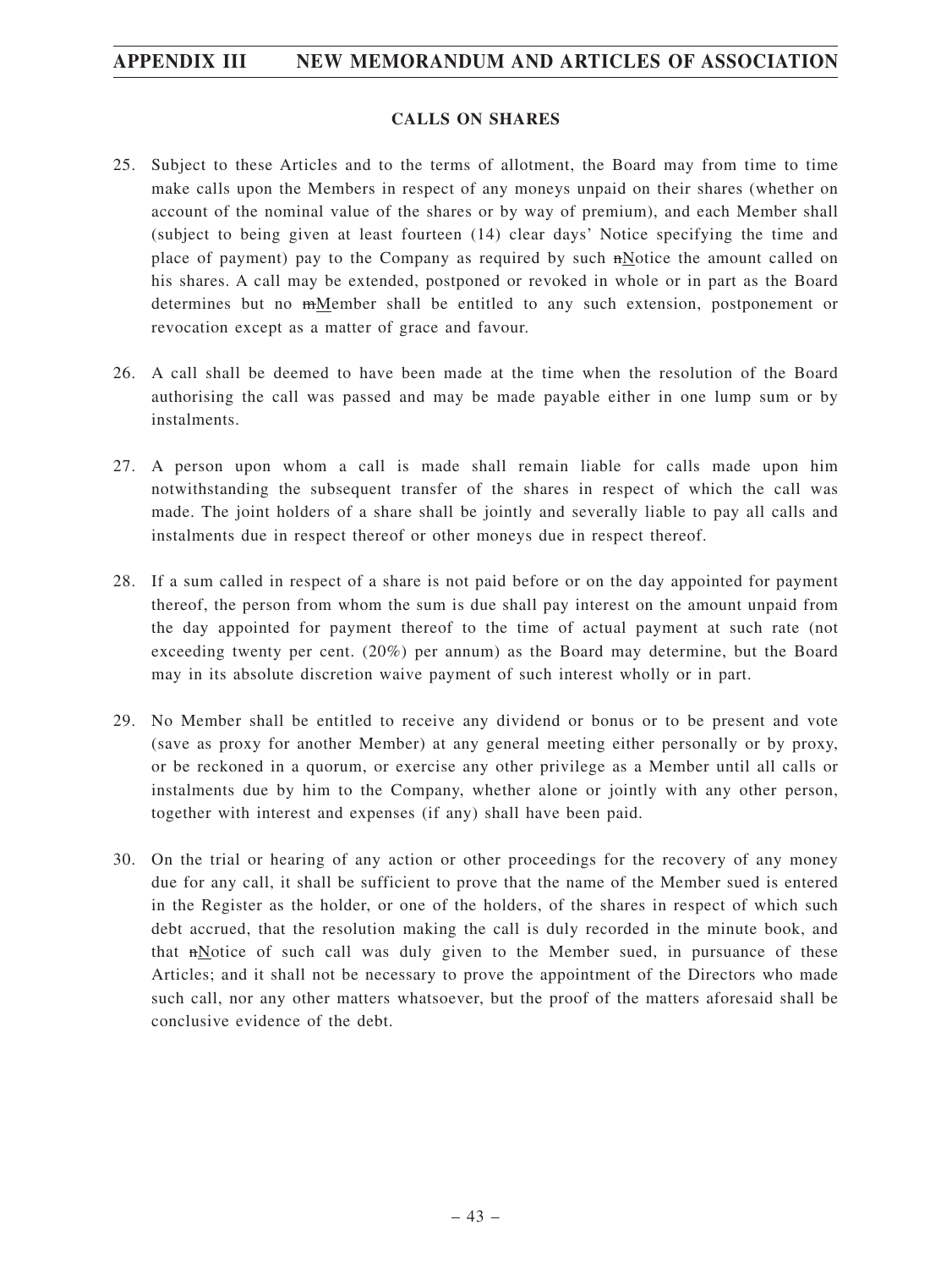## CALLS ON SHARES

25. Subject to these Articles and to the terms of allotment, the Board may from time to time make calls upon the Members in respect of any moneys unpaid on their shares (whether on account of the nominal value of the shares or by way of premium), and each Member shall (subject to being given at least fourteen (14) clear days' Notice specifying the time and place of payment) pay to the Company as required by such ~~n~~Notice the amount called on his shares. A call may be extended, postponed or revoked in whole or in part as the Board determines but no ~~m~~Member shall be entitled to any such extension, postponement or revocation except as a matter of grace and favour.

26. A call shall be deemed to have been made at the time when the resolution of the Board authorising the call was passed and may be made payable either in one lump sum or by instalments.

27. A person upon whom a call is made shall remain liable for calls made upon him notwithstanding the subsequent transfer of the shares in respect of which the call was made. The joint holders of a share shall be jointly and severally liable to pay all calls and instalments due in respect thereof or other moneys due in respect thereof.

28. If a sum called in respect of a share is not paid before or on the day appointed for payment thereof, the person from whom the sum is due shall pay interest on the amount unpaid from the day appointed for payment thereof to the time of actual payment at such rate (not exceeding twenty per cent. (20%) per annum) as the Board may determine, but the Board may in its absolute discretion waive payment of such interest wholly or in part.

29. No Member shall be entitled to receive any dividend or bonus or to be present and vote (save as proxy for another Member) at any general meeting either personally or by proxy, or be reckoned in a quorum, or exercise any other privilege as a Member until all calls or instalments due by him to the Company, whether alone or jointly with any other person, together with interest and expenses (if any) shall have been paid.

30. On the trial or hearing of any action or other proceedings for the recovery of any money due for any call, it shall be sufficient to prove that the name of the Member sued is entered in the Register as the holder, or one of the holders, of the shares in respect of which such debt accrued, that the resolution making the call is duly recorded in the minute book, and that ~~n~~Notice of such call was duly given to the Member sued, in pursuance of these Articles; and it shall not be necessary to prove the appointment of the Directors who made such call, nor any other matters whatsoever, but the proof of the matters aforesaid shall be conclusive evidence of the debt.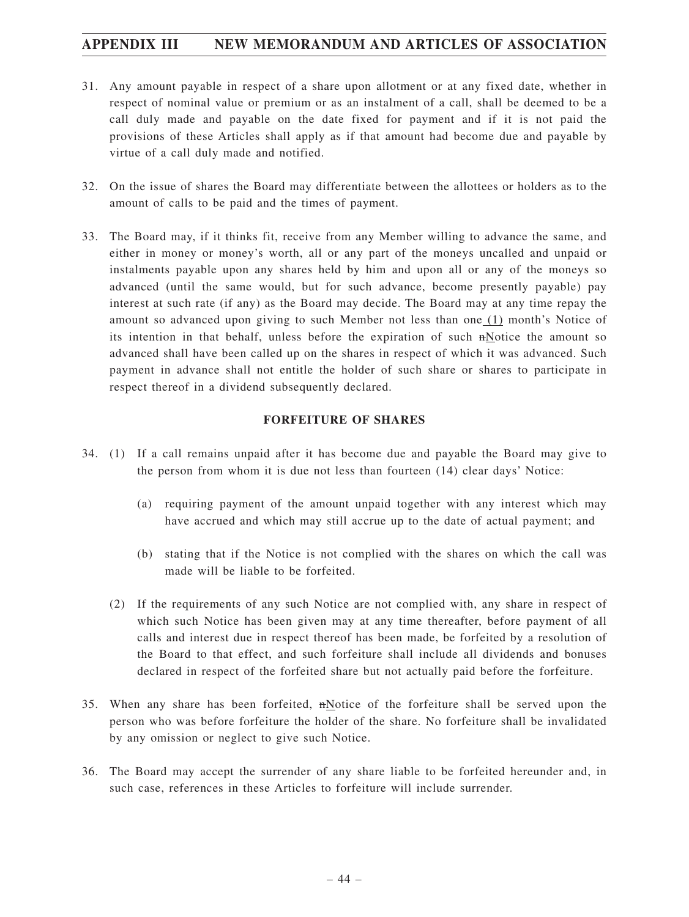31. Any amount payable in respect of a share upon allotment or at any fixed date, whether in respect of nominal value or premium or as an instalment of a call, shall be deemed to be a call duly made and payable on the date fixed for payment and if it is not paid the provisions of these Articles shall apply as if that amount had become due and payable by virtue of a call duly made and notified.

32. On the issue of shares the Board may differentiate between the allottees or holders as to the amount of calls to be paid and the times of payment.

33. The Board may, if it thinks fit, receive from any Member willing to advance the same, and either in money or money's worth, all or any part of the moneys uncalled and unpaid or instalments payable upon any shares held by him and upon all or any of the moneys so advanced (until the same would, but for such advance, become presently payable) pay interest at such rate (if any) as the Board may decide. The Board may at any time repay the amount so advanced upon giving to such Member not less than one (1) month's Notice of its intention in that behalf, unless before the expiration of such ~~n~~Notice the amount so advanced shall have been called up on the shares in respect of which it was advanced. Such payment in advance shall not entitle the holder of such share or shares to participate in respect thereof in a dividend subsequently declared.

## FORFEITURE OF SHARES

34. (1) If a call remains unpaid after it has become due and payable the Board may give to the person from whom it is due not less than fourteen (14) clear days' Notice:

    (a) requiring payment of the amount unpaid together with any interest which may have accrued and which may still accrue up to the date of actual payment; and

    (b) stating that if the Notice is not complied with the shares on which the call was made will be liable to be forfeited.

    (2) If the requirements of any such Notice are not complied with, any share in respect of which such Notice has been given may at any time thereafter, before payment of all calls and interest due in respect thereof has been made, be forfeited by a resolution of the Board to that effect, and such forfeiture shall include all dividends and bonuses declared in respect of the forfeited share but not actually paid before the forfeiture.

35. When any share has been forfeited, ~~n~~Notice of the forfeiture shall be served upon the person who was before forfeiture the holder of the share. No forfeiture shall be invalidated by any omission or neglect to give such Notice.

36. The Board may accept the surrender of any share liable to be forfeited hereunder and, in such case, references in these Articles to forfeiture will include surrender.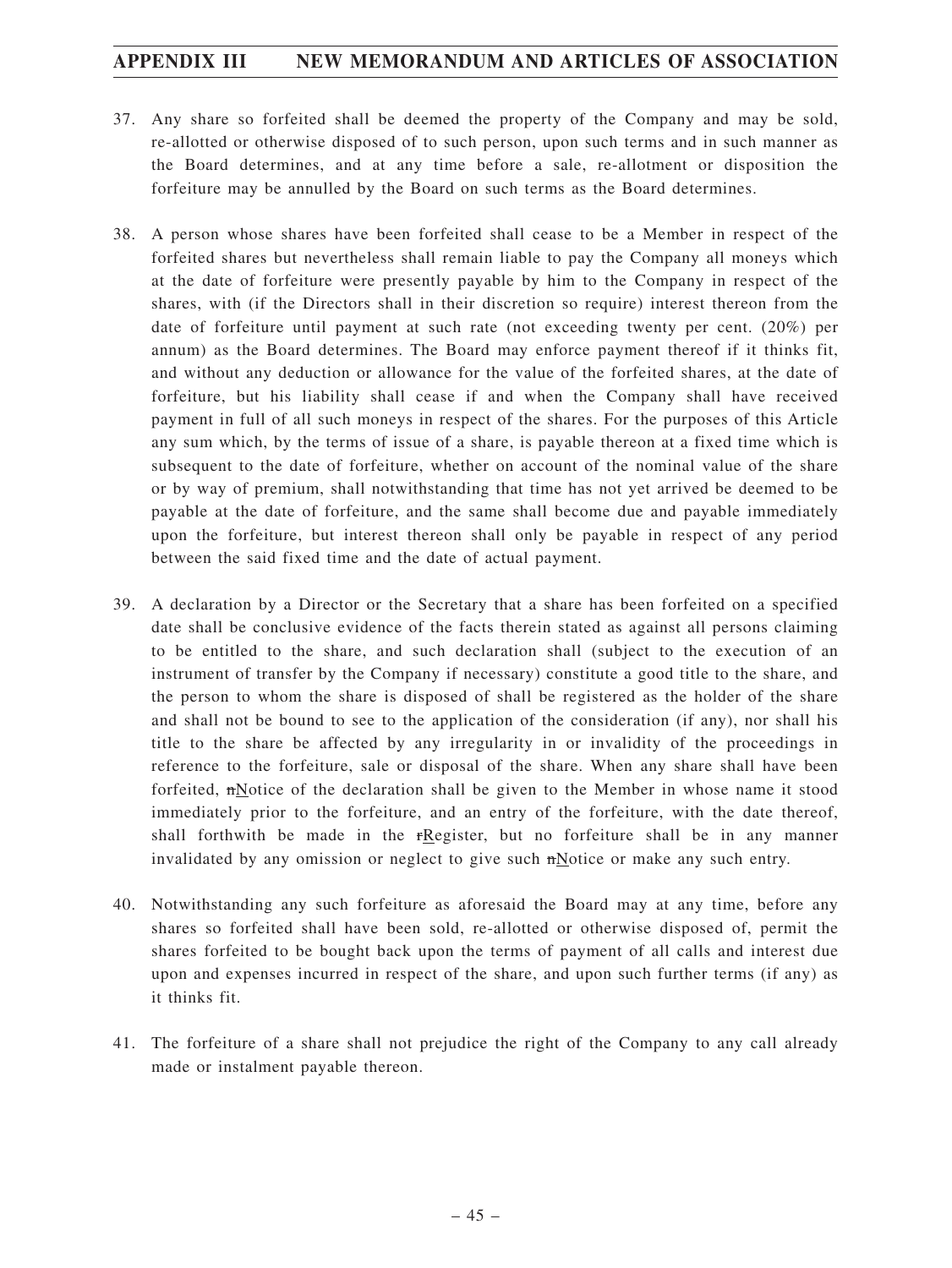37. Any share so forfeited shall be deemed the property of the Company and may be sold, re-allotted or otherwise disposed of to such person, upon such terms and in such manner as the Board determines, and at any time before a sale, re-allotment or disposition the forfeiture may be annulled by the Board on such terms as the Board determines.

38. A person whose shares have been forfeited shall cease to be a Member in respect of the forfeited shares but nevertheless shall remain liable to pay the Company all moneys which at the date of forfeiture were presently payable by him to the Company in respect of the shares, with (if the Directors shall in their discretion so require) interest thereon from the date of forfeiture until payment at such rate (not exceeding twenty per cent. (20%) per annum) as the Board determines. The Board may enforce payment thereof if it thinks fit, and without any deduction or allowance for the value of the forfeited shares, at the date of forfeiture, but his liability shall cease if and when the Company shall have received payment in full of all such moneys in respect of the shares. For the purposes of this Article any sum which, by the terms of issue of a share, is payable thereon at a fixed time which is subsequent to the date of forfeiture, whether on account of the nominal value of the share or by way of premium, shall notwithstanding that time has not yet arrived be deemed to be payable at the date of forfeiture, and the same shall become due and payable immediately upon the forfeiture, but interest thereon shall only be payable in respect of any period between the said fixed time and the date of actual payment.

39. A declaration by a Director or the Secretary that a share has been forfeited on a specified date shall be conclusive evidence of the facts therein stated as against all persons claiming to be entitled to the share, and such declaration shall (subject to the execution of an instrument of transfer by the Company if necessary) constitute a good title to the share, and the person to whom the share is disposed of shall be registered as the holder of the share and shall not be bound to see to the application of the consideration (if any), nor shall his title to the share be affected by any irregularity in or invalidity of the proceedings in reference to the forfeiture, sale or disposal of the share. When any share shall have been forfeited, ~~n~~<u>N</u>otice of the declaration shall be given to the Member in whose name it stood immediately prior to the forfeiture, and an entry of the forfeiture, with the date thereof, shall forthwith be made in the ~~r~~<u>R</u>egister, but no forfeiture shall be in any manner invalidated by any omission or neglect to give such ~~n~~<u>N</u>otice or make any such entry.

40. Notwithstanding any such forfeiture as aforesaid the Board may at any time, before any shares so forfeited shall have been sold, re-allotted or otherwise disposed of, permit the shares forfeited to be bought back upon the terms of payment of all calls and interest due upon and expenses incurred in respect of the share, and upon such further terms (if any) as it thinks fit.

41. The forfeiture of a share shall not prejudice the right of the Company to any call already made or instalment payable thereon.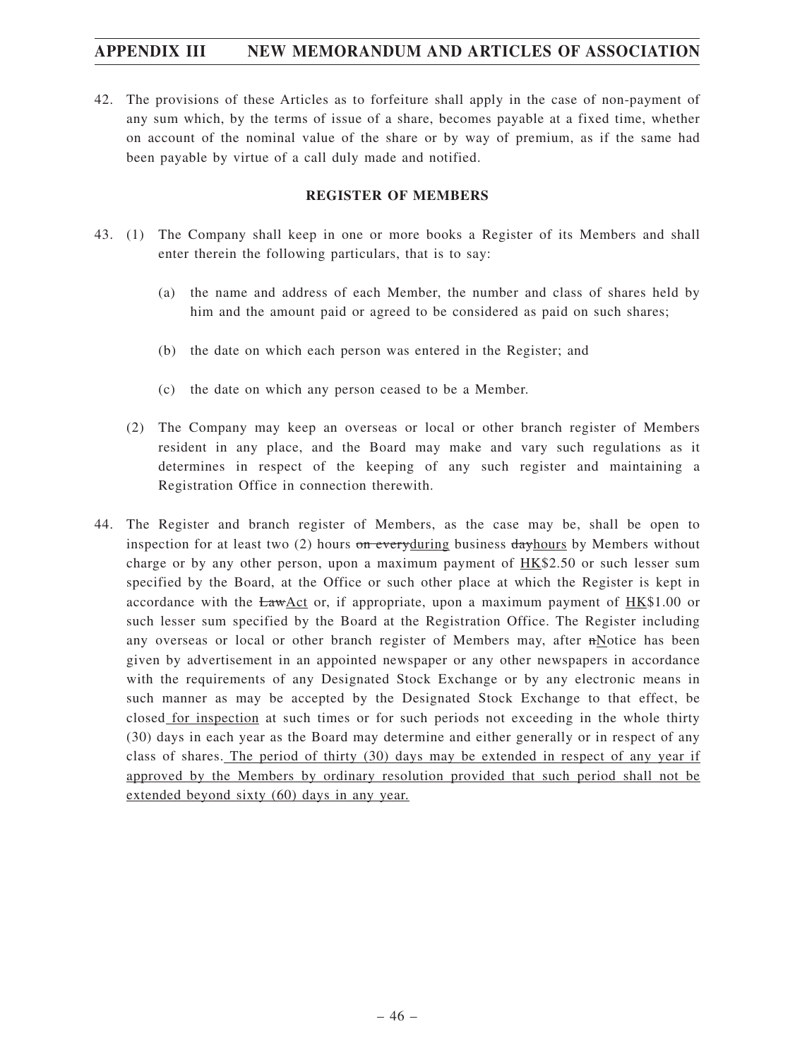42. The provisions of these Articles as to forfeiture shall apply in the case of non-payment of any sum which, by the terms of issue of a share, becomes payable at a fixed time, whether on account of the nominal value of the share or by way of premium, as if the same had been payable by virtue of a call duly made and notified.

## REGISTER OF MEMBERS

43. (1) The Company shall keep in one or more books a Register of its Members and shall enter therein the following particulars, that is to say:

    (a) the name and address of each Member, the number and class of shares held by him and the amount paid or agreed to be considered as paid on such shares;

    (b) the date on which each person was entered in the Register; and

    (c) the date on which any person ceased to be a Member.

    (2) The Company may keep an overseas or local or other branch register of Members resident in any place, and the Board may make and vary such regulations as it determines in respect of the keeping of any such register and maintaining a Registration Office in connection therewith.

44. The Register and branch register of Members, as the case may be, shall be open to inspection for at least two (2) hours ~~on every~~<u>during</u> business ~~day~~<u>hours</u> by Members without charge or by any other person, upon a maximum payment of <u>HK</u>$2.50 or such lesser sum specified by the Board, at the Office or such other place at which the Register is kept in accordance with the ~~Law~~<u>Act</u> or, if appropriate, upon a maximum payment of <u>HK</u>$1.00 or such lesser sum specified by the Board at the Registration Office. The Register including any overseas or local or other branch register of Members may, after ~~n~~<u>N</u>otice has been given by advertisement in an appointed newspaper or any other newspapers in accordance with the requirements of any Designated Stock Exchange or by any electronic means in such manner as may be accepted by the Designated Stock Exchange to that effect, be closed<u> for inspection</u> at such times or for such periods not exceeding in the whole thirty (30) days in each year as the Board may determine and either generally or in respect of any class of shares.<u> The period of thirty (30) days may be extended in respect of any year if approved by the Members by ordinary resolution provided that such period shall not be extended beyond sixty (60) days in any year.</u>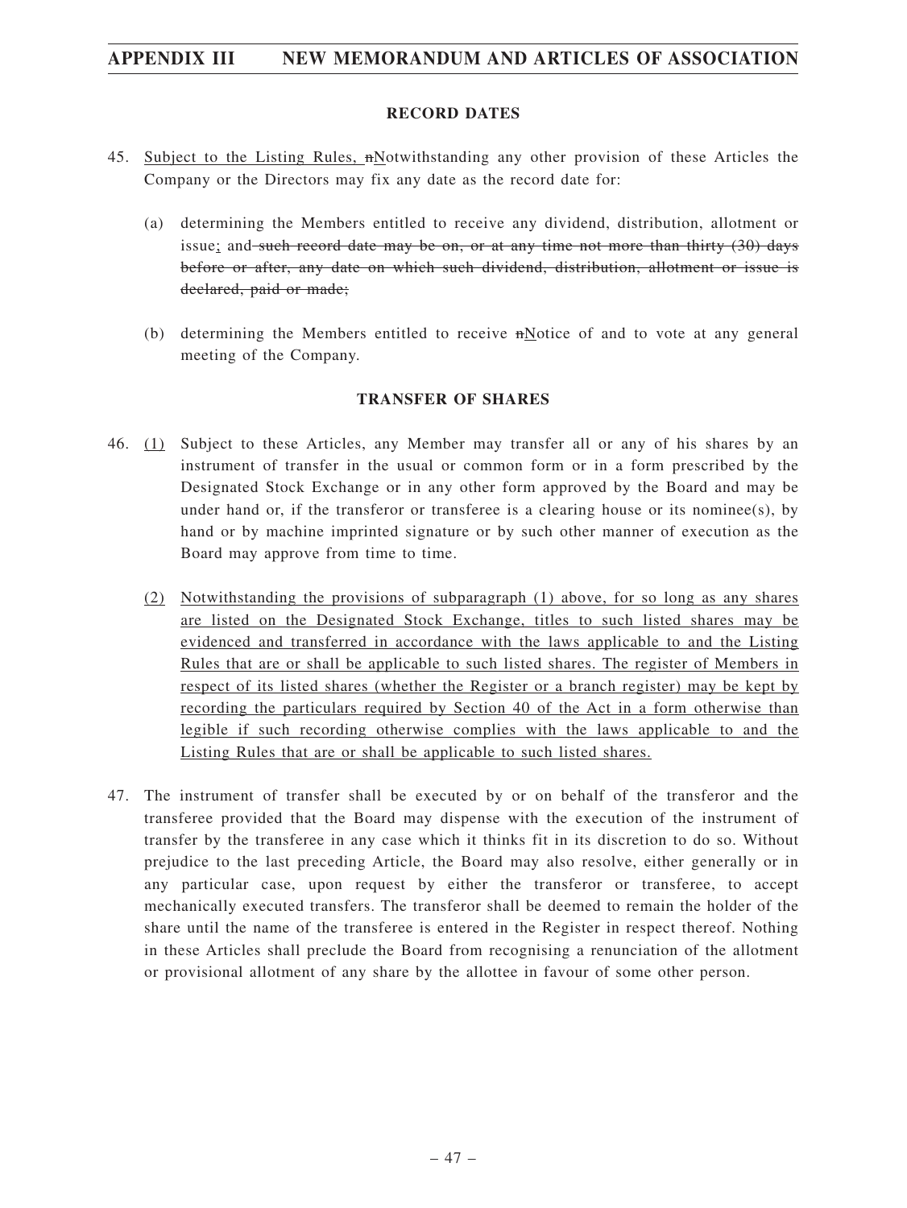### RECORD DATES

45. <u>Subject to the Listing Rules,</u> ~~n~~<u>N</u>otwithstanding any other provision of these Articles the Company or the Directors may fix any date as the record date for:

    (a) determining the Members entitled to receive any dividend, distribution, allotment or issue<u>;</u> and ~~such record date may be on, or at any time not more than thirty (30) days before or after, any date on which such dividend, distribution, allotment or issue is declared, paid or made;~~

    (b) determining the Members entitled to receive ~~n~~<u>N</u>otice of and to vote at any general meeting of the Company.

### TRANSFER OF SHARES

46. <u>(1)</u> Subject to these Articles, any Member may transfer all or any of his shares by an instrument of transfer in the usual or common form or in a form prescribed by the Designated Stock Exchange or in any other form approved by the Board and may be under hand or, if the transferor or transferee is a clearing house or its nominee(s), by hand or by machine imprinted signature or by such other manner of execution as the Board may approve from time to time.

    <u>(2) Notwithstanding the provisions of subparagraph (1) above, for so long as any shares are listed on the Designated Stock Exchange, titles to such listed shares may be evidenced and transferred in accordance with the laws applicable to and the Listing Rules that are or shall be applicable to such listed shares. The register of Members in respect of its listed shares (whether the Register or a branch register) may be kept by recording the particulars required by Section 40 of the Act in a form otherwise than legible if such recording otherwise complies with the laws applicable to and the Listing Rules that are or shall be applicable to such listed shares.</u>

47. The instrument of transfer shall be executed by or on behalf of the transferor and the transferee provided that the Board may dispense with the execution of the instrument of transfer by the transferee in any case which it thinks fit in its discretion to do so. Without prejudice to the last preceding Article, the Board may also resolve, either generally or in any particular case, upon request by either the transferor or transferee, to accept mechanically executed transfers. The transferor shall be deemed to remain the holder of the share until the name of the transferee is entered in the Register in respect thereof. Nothing in these Articles shall preclude the Board from recognising a renunciation of the allotment or provisional allotment of any share by the allottee in favour of some other person.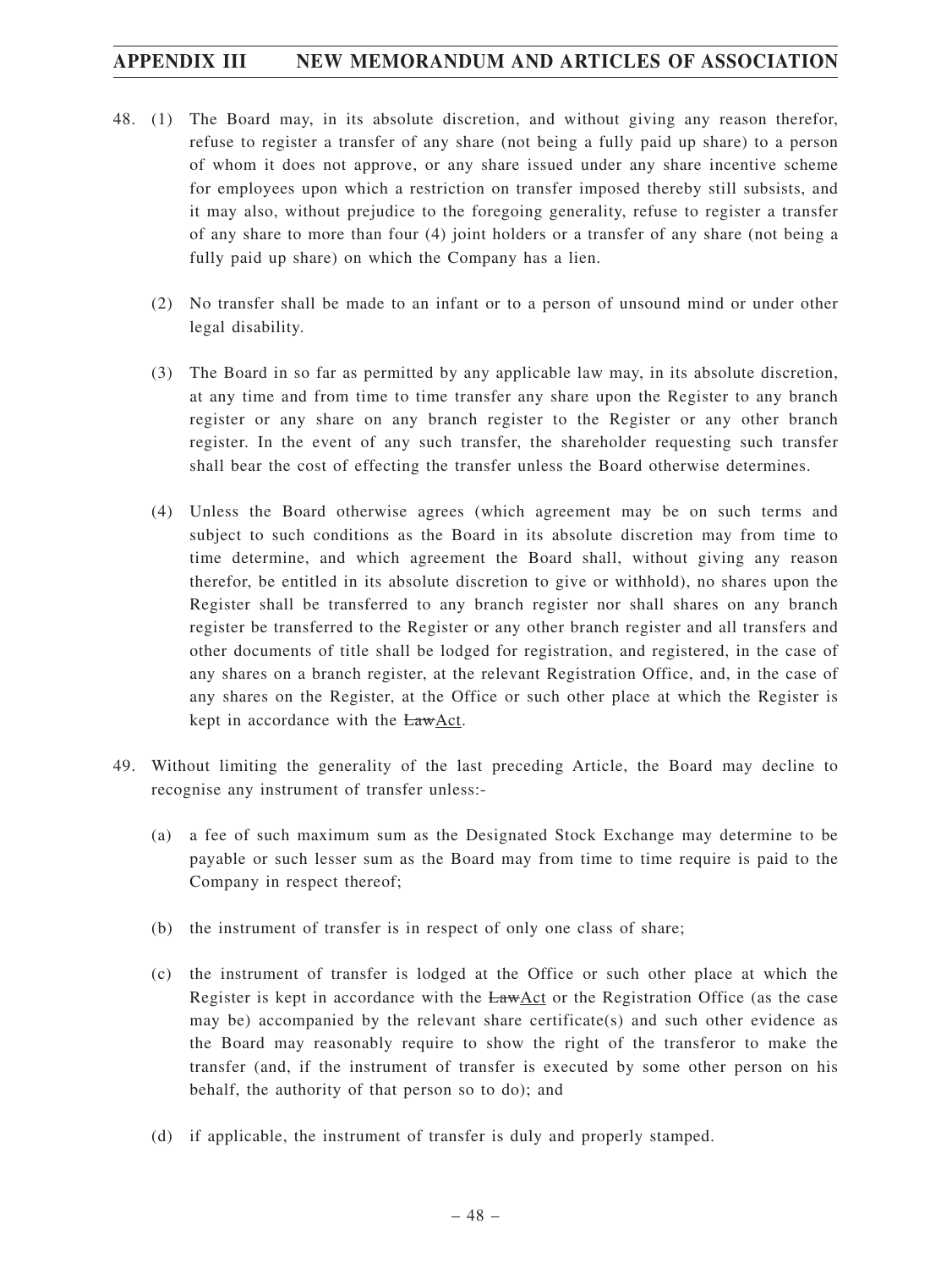48. (1) The Board may, in its absolute discretion, and without giving any reason therefor, refuse to register a transfer of any share (not being a fully paid up share) to a person of whom it does not approve, or any share issued under any share incentive scheme for employees upon which a restriction on transfer imposed thereby still subsists, and it may also, without prejudice to the foregoing generality, refuse to register a transfer of any share to more than four (4) joint holders or a transfer of any share (not being a fully paid up share) on which the Company has a lien.

(2) No transfer shall be made to an infant or to a person of unsound mind or under other legal disability.

(3) The Board in so far as permitted by any applicable law may, in its absolute discretion, at any time and from time to time transfer any share upon the Register to any branch register or any share on any branch register to the Register or any other branch register. In the event of any such transfer, the shareholder requesting such transfer shall bear the cost of effecting the transfer unless the Board otherwise determines.

(4) Unless the Board otherwise agrees (which agreement may be on such terms and subject to such conditions as the Board in its absolute discretion may from time to time determine, and which agreement the Board shall, without giving any reason therefor, be entitled in its absolute discretion to give or withhold), no shares upon the Register shall be transferred to any branch register nor shall shares on any branch register be transferred to the Register or any other branch register and all transfers and other documents of title shall be lodged for registration, and registered, in the case of any shares on a branch register, at the relevant Registration Office, and, in the case of any shares on the Register, at the Office or such other place at which the Register is kept in accordance with the ~~Law~~Act.

49. Without limiting the generality of the last preceding Article, the Board may decline to recognise any instrument of transfer unless:-

(a) a fee of such maximum sum as the Designated Stock Exchange may determine to be payable or such lesser sum as the Board may from time to time require is paid to the Company in respect thereof;

(b) the instrument of transfer is in respect of only one class of share;

(c) the instrument of transfer is lodged at the Office or such other place at which the Register is kept in accordance with the ~~Law~~Act or the Registration Office (as the case may be) accompanied by the relevant share certificate(s) and such other evidence as the Board may reasonably require to show the right of the transferor to make the transfer (and, if the instrument of transfer is executed by some other person on his behalf, the authority of that person so to do); and

(d) if applicable, the instrument of transfer is duly and properly stamped.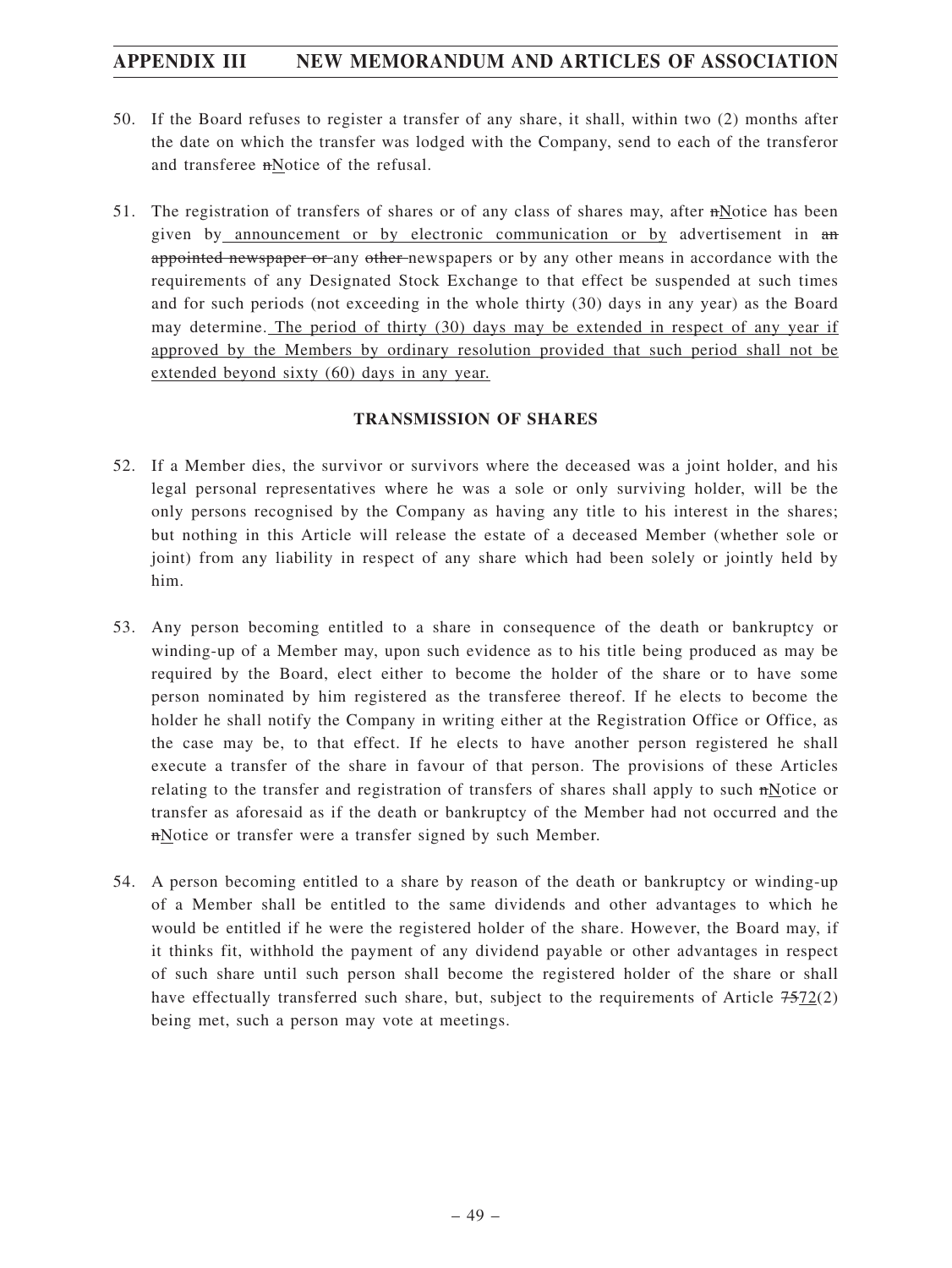50. If the Board refuses to register a transfer of any share, it shall, within two (2) months after the date on which the transfer was lodged with the Company, send to each of the transferor and transferee ~~n~~<u>N</u>otice of the refusal.

51. The registration of transfers of shares or of any class of shares may, after ~~n~~<u>N</u>otice has been given by<u> announcement or by electronic communication or by</u> advertisement in ~~an appointed newspaper or~~ any ~~other~~ newspapers or by any other means in accordance with the requirements of any Designated Stock Exchange to that effect be suspended at such times and for such periods (not exceeding in the whole thirty (30) days in any year) as the Board may determine.<u> The period of thirty (30) days may be extended in respect of any year if approved by the Members by ordinary resolution provided that such period shall not be extended beyond sixty (60) days in any year.</u>

**TRANSMISSION OF SHARES**

52. If a Member dies, the survivor or survivors where the deceased was a joint holder, and his legal personal representatives where he was a sole or only surviving holder, will be the only persons recognised by the Company as having any title to his interest in the shares; but nothing in this Article will release the estate of a deceased Member (whether sole or joint) from any liability in respect of any share which had been solely or jointly held by him.

53. Any person becoming entitled to a share in consequence of the death or bankruptcy or winding-up of a Member may, upon such evidence as to his title being produced as may be required by the Board, elect either to become the holder of the share or to have some person nominated by him registered as the transferee thereof. If he elects to become the holder he shall notify the Company in writing either at the Registration Office or Office, as the case may be, to that effect. If he elects to have another person registered he shall execute a transfer of the share in favour of that person. The provisions of these Articles relating to the transfer and registration of transfers of shares shall apply to such ~~n~~<u>N</u>otice or transfer as aforesaid as if the death or bankruptcy of the Member had not occurred and the ~~n~~<u>N</u>otice or transfer were a transfer signed by such Member.

54. A person becoming entitled to a share by reason of the death or bankruptcy or winding-up of a Member shall be entitled to the same dividends and other advantages to which he would be entitled if he were the registered holder of the share. However, the Board may, if it thinks fit, withhold the payment of any dividend payable or other advantages in respect of such share until such person shall become the registered holder of the share or shall have effectually transferred such share, but, subject to the requirements of Article ~~75~~<u>72</u>(2) being met, such a person may vote at meetings.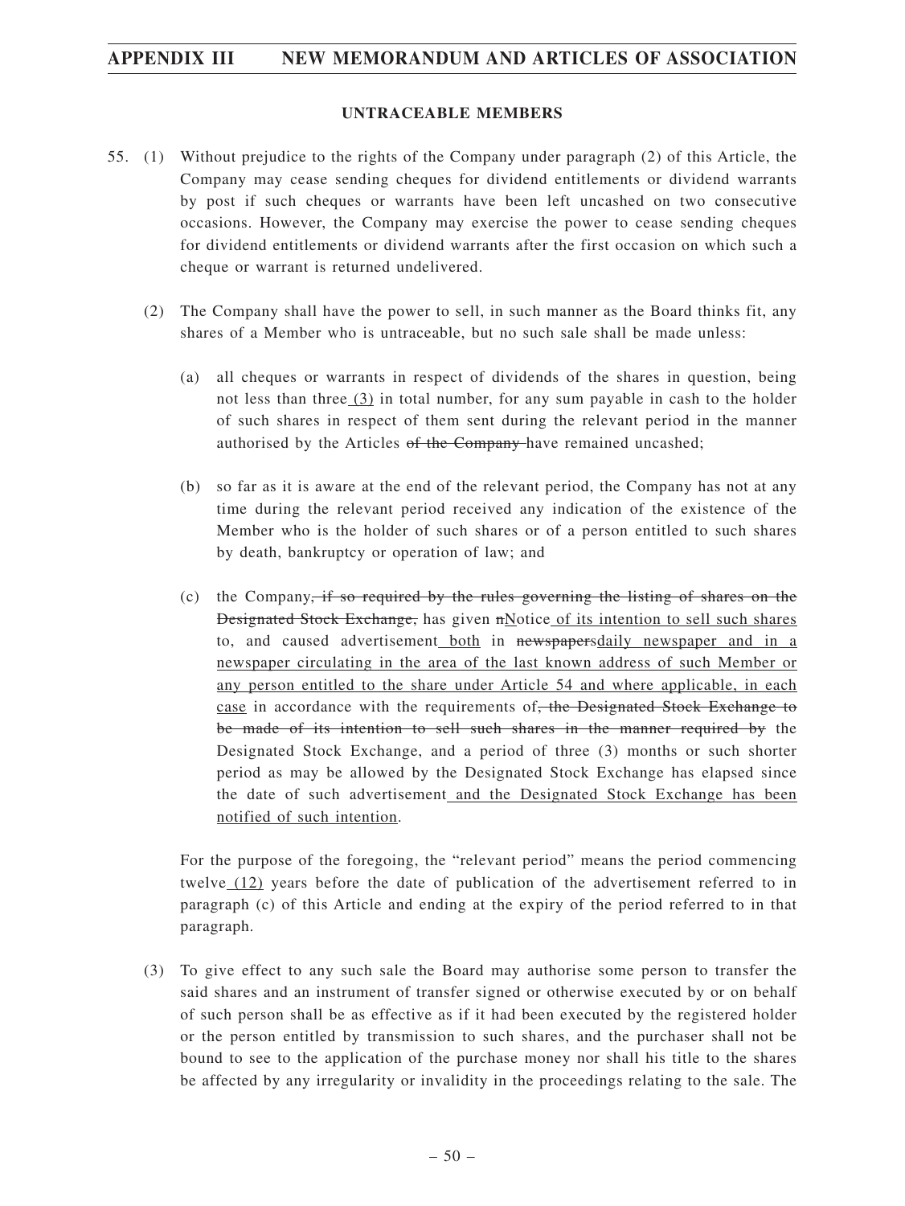## UNTRACEABLE MEMBERS

55. (1) Without prejudice to the rights of the Company under paragraph (2) of this Article, the Company may cease sending cheques for dividend entitlements or dividend warrants by post if such cheques or warrants have been left uncashed on two consecutive occasions. However, the Company may exercise the power to cease sending cheques for dividend entitlements or dividend warrants after the first occasion on which such a cheque or warrant is returned undelivered.

(2) The Company shall have the power to sell, in such manner as the Board thinks fit, any shares of a Member who is untraceable, but no such sale shall be made unless:

(a) all cheques or warrants in respect of dividends of the shares in question, being not less than three<u> (3)</u> in total number, for any sum payable in cash to the holder of such shares in respect of them sent during the relevant period in the manner authorised by the Articles ~~of the Company~~ have remained uncashed;

(b) so far as it is aware at the end of the relevant period, the Company has not at any time during the relevant period received any indication of the existence of the Member who is the holder of such shares or of a person entitled to such shares by death, bankruptcy or operation of law; and

(c) the Company~~, if so required by the rules governing the listing of shares on the Designated Stock Exchange,~~ has given ~~n~~<u>N</u>otice<u> of its intention to sell such shares</u> to, and caused advertisement<u> both</u> in ~~newspapers~~<u>daily newspaper and in a newspaper circulating in the area of the last known address of such Member or any person entitled to the share under Article 54 and where applicable, in each case</u> in accordance with the requirements of~~, the Designated Stock Exchange to be made of its intention to sell such shares in the manner required by~~ the Designated Stock Exchange, and a period of three (3) months or such shorter period as may be allowed by the Designated Stock Exchange has elapsed since the date of such advertisement<u> and the Designated Stock Exchange has been notified of such intention</u>.

For the purpose of the foregoing, the "relevant period" means the period commencing twelve<u> (12)</u> years before the date of publication of the advertisement referred to in paragraph (c) of this Article and ending at the expiry of the period referred to in that paragraph.

(3) To give effect to any such sale the Board may authorise some person to transfer the said shares and an instrument of transfer signed or otherwise executed by or on behalf of such person shall be as effective as if it had been executed by the registered holder or the person entitled by transmission to such shares, and the purchaser shall not be bound to see to the application of the purchase money nor shall his title to the shares be affected by any irregularity or invalidity in the proceedings relating to the sale. The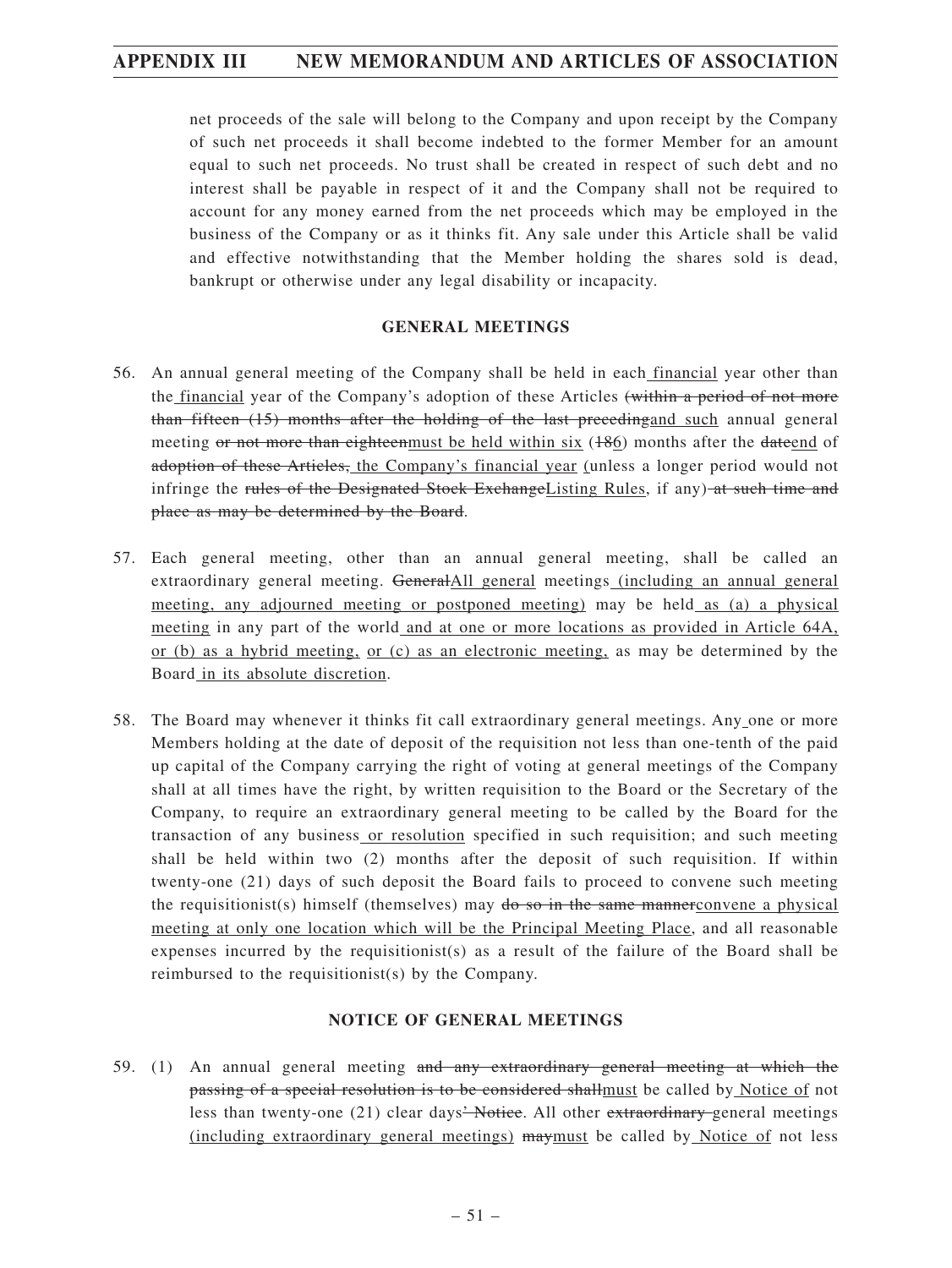net proceeds of the sale will belong to the Company and upon receipt by the Company of such net proceeds it shall become indebted to the former Member for an amount equal to such net proceeds. No trust shall be created in respect of such debt and no interest shall be payable in respect of it and the Company shall not be required to account for any money earned from the net proceeds which may be employed in the business of the Company or as it thinks fit. Any sale under this Article shall be valid and effective notwithstanding that the Member holding the shares sold is dead, bankrupt or otherwise under any legal disability or incapacity.

## GENERAL MEETINGS

56. An annual general meeting of the Company shall be held in each <u>financial</u> year other than the <u>financial</u> year of the Company's adoption of these Articles ~~(within a period of not more than fifteen (15) months after the holding of the last preceding~~<u>and such</u> annual general meeting ~~or not more than eighteen~~<u>must be held within six</u> (~~18~~<u>6</u>) months after the ~~date~~<u>end</u> of ~~adoption of these Articles,~~ <u>the Company's financial year</u> <u>(</u>unless a longer period would not infringe the ~~rules of the Designated Stock Exchange~~<u>Listing Rules</u>, if any) ~~at such time and place as may be determined by the Board~~.

57. Each general meeting, other than an annual general meeting, shall be called an extraordinary general meeting. ~~General~~<u>All general</u> meetings <u>(including an annual general meeting, any adjourned meeting or postponed meeting)</u> may be held <u>as (a) a physical meeting</u> in any part of the world <u>and at one or more locations as provided in Article 64A, or (b) as a hybrid meeting, or (c) as an electronic meeting,</u> as may be determined by the Board <u>in its absolute discretion</u>.

58. The Board may whenever it thinks fit call extraordinary general meetings. Any <u>one or more</u> Members holding at the date of deposit of the requisition not less than one-tenth of the paid up capital of the Company carrying the right of voting at general meetings of the Company shall at all times have the right, by written requisition to the Board or the Secretary of the Company, to require an extraordinary general meeting to be called by the Board for the transaction of any business <u>or resolution</u> specified in such requisition; and such meeting shall be held within two (2) months after the deposit of such requisition. If within twenty-one (21) days of such deposit the Board fails to proceed to convene such meeting the requisitionist(s) himself (themselves) may ~~do so in the same manner~~<u>convene a physical meeting at only one location which will be the Principal Meeting Place</u>, and all reasonable expenses incurred by the requisitionist(s) as a result of the failure of the Board shall be reimbursed to the requisitionist(s) by the Company.

## NOTICE OF GENERAL MEETINGS

59. (1) An annual general meeting ~~and any extraordinary general meeting at which the passing of a special resolution is to be considered shall~~<u>must</u> be called by <u>Notice of</u> not less than twenty-one (21) clear days~~' Notice~~. All other ~~extraordinary~~ general meetings <u>(including extraordinary general meetings)</u> ~~may~~<u>must</u> be called by <u>Notice of</u> not less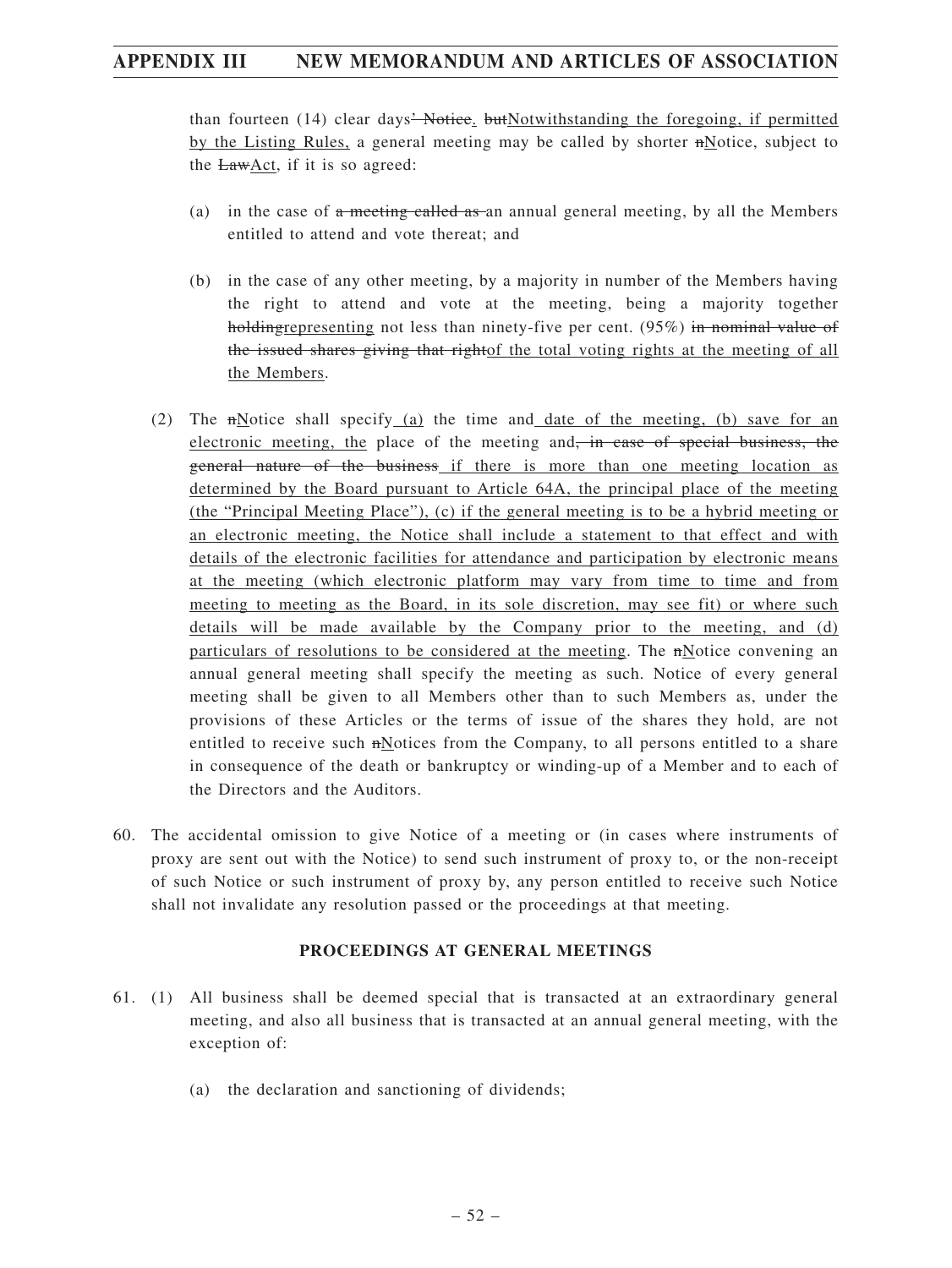than fourteen (14) clear days~~' Notice~~. ~~but~~Notwithstanding the foregoing, if permitted by the Listing Rules, a general meeting may be called by shorter ~~n~~Notice, subject to the ~~Law~~Act, if it is so agreed:

(a) in the case of ~~a meeting called as~~ an annual general meeting, by all the Members entitled to attend and vote thereat; and

(b) in the case of any other meeting, by a majority in number of the Members having the right to attend and vote at the meeting, being a majority together ~~holding~~representing not less than ninety-five per cent. (95%) ~~in nominal value of the issued shares giving that right~~of the total voting rights at the meeting of all the Members.

(2) The ~~n~~Notice shall specify (a) the time and date of the meeting, (b) save for an electronic meeting, the place of the meeting and~~, in case of special business, the general nature of the business~~ if there is more than one meeting location as determined by the Board pursuant to Article 64A, the principal place of the meeting (the "Principal Meeting Place"), (c) if the general meeting is to be a hybrid meeting or an electronic meeting, the Notice shall include a statement to that effect and with details of the electronic facilities for attendance and participation by electronic means at the meeting (which electronic platform may vary from time to time and from meeting to meeting as the Board, in its sole discretion, may see fit) or where such details will be made available by the Company prior to the meeting, and (d) particulars of resolutions to be considered at the meeting. The ~~n~~Notice convening an annual general meeting shall specify the meeting as such. Notice of every general meeting shall be given to all Members other than to such Members as, under the provisions of these Articles or the terms of issue of the shares they hold, are not entitled to receive such ~~n~~Notices from the Company, to all persons entitled to a share in consequence of the death or bankruptcy or winding-up of a Member and to each of the Directors and the Auditors.

60. The accidental omission to give Notice of a meeting or (in cases where instruments of proxy are sent out with the Notice) to send such instrument of proxy to, or the non-receipt of such Notice or such instrument of proxy by, any person entitled to receive such Notice shall not invalidate any resolution passed or the proceedings at that meeting.

## PROCEEDINGS AT GENERAL MEETINGS

61. (1) All business shall be deemed special that is transacted at an extraordinary general meeting, and also all business that is transacted at an annual general meeting, with the exception of:

(a) the declaration and sanctioning of dividends;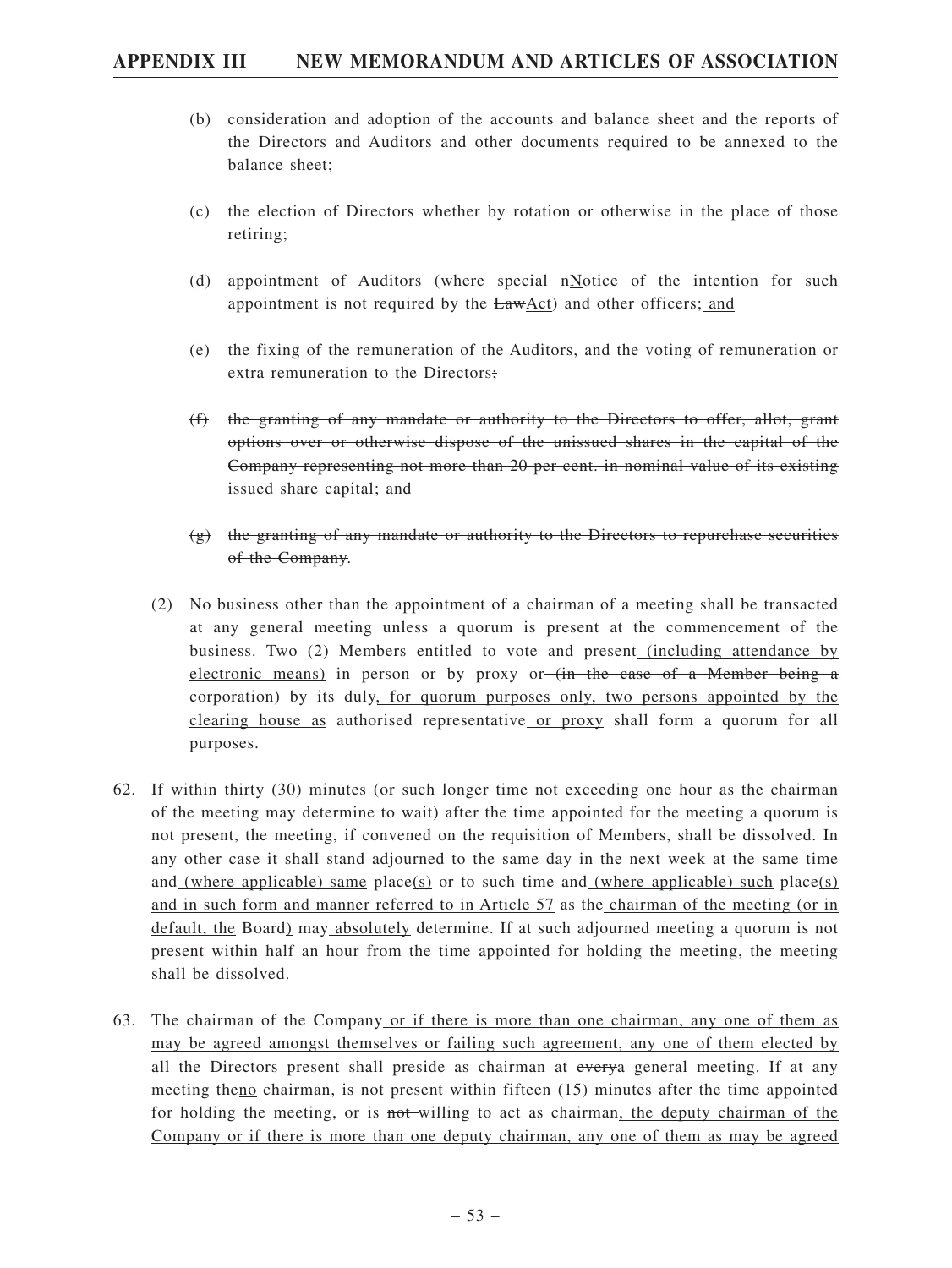(b) consideration and adoption of the accounts and balance sheet and the reports of the Directors and Auditors and other documents required to be annexed to the balance sheet;

(c) the election of Directors whether by rotation or otherwise in the place of those retiring;

(d) appointment of Auditors (where special ~~n~~<u>N</u>otice of the intention for such appointment is not required by the ~~Law~~<u>Act</u>) and other officers;<u> and</u>

(e) the fixing of the remuneration of the Auditors, and the voting of remuneration or extra remuneration to the Directors~~;~~

~~(f) the granting of any mandate or authority to the Directors to offer, allot, grant options over or otherwise dispose of the unissued shares in the capital of the Company representing not more than 20 per cent. in nominal value of its existing issued share capital; and~~

~~(g) the granting of any mandate or authority to the Directors to repurchase securities of the Company~~.

(2) No business other than the appointment of a chairman of a meeting shall be transacted at any general meeting unless a quorum is present at the commencement of the business. Two (2) Members entitled to vote and present<u> (including attendance by electronic means)</u> in person or by proxy or~~ (in the case of a Member being a corporation) by its duly~~<u>, for quorum purposes only, two persons appointed by the clearing house as</u> authorised representative<u> or proxy</u> shall form a quorum for all purposes.

62. If within thirty (30) minutes (or such longer time not exceeding one hour as the chairman of the meeting may determine to wait) after the time appointed for the meeting a quorum is not present, the meeting, if convened on the requisition of Members, shall be dissolved. In any other case it shall stand adjourned to the same day in the next week at the same time and<u> (where applicable) same</u> place<u>(s)</u> or to such time and<u> (where applicable) such</u> place<u>(s) and in such form and manner referred to in Article 57</u> as the<u> chairman of the meeting (or in default, the</u> Board<u>)</u> may<u> absolutely</u> determine. If at such adjourned meeting a quorum is not present within half an hour from the time appointed for holding the meeting, the meeting shall be dissolved.

63. The chairman of the Company<u> or if there is more than one chairman, any one of them as may be agreed amongst themselves or failing such agreement, any one of them elected by all the Directors present</u> shall preside as chairman at ~~every~~<u>a</u> general meeting. If at any meeting ~~the~~<u>no</u> chairman~~,~~ is ~~not~~ present within fifteen (15) minutes after the time appointed for holding the meeting, or is ~~not~~ willing to act as chairman<u>, the deputy chairman of the Company or if there is more than one deputy chairman, any one of them as may be agreed</u>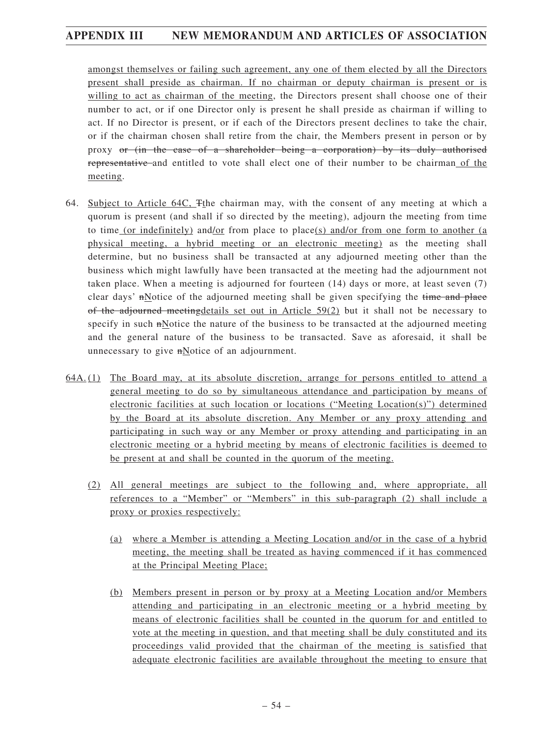amongst themselves or failing such agreement, any one of them elected by all the Directors present shall preside as chairman. If no chairman or deputy chairman is present or is willing to act as chairman of the meeting, the Directors present shall choose one of their number to act, or if one Director only is present he shall preside as chairman if willing to act. If no Director is present, or if each of the Directors present declines to take the chair, or if the chairman chosen shall retire from the chair, the Members present in person or by proxy ~~or (in the case of a shareholder being a corporation) by its duly authorised representative~~ and entitled to vote shall elect one of their number to be chairman of the meeting.

64. Subject to Article 64C, ~~T~~the chairman may, with the consent of any meeting at which a quorum is present (and shall if so directed by the meeting), adjourn the meeting from time to time (or indefinitely) and/or from place to place(s) and/or from one form to another (a physical meeting, a hybrid meeting or an electronic meeting) as the meeting shall determine, but no business shall be transacted at any adjourned meeting other than the business which might lawfully have been transacted at the meeting had the adjournment not taken place. When a meeting is adjourned for fourteen (14) days or more, at least seven (7) clear days' ~~n~~Notice of the adjourned meeting shall be given specifying the ~~time and place of the adjourned meeting~~details set out in Article 59(2) but it shall not be necessary to specify in such ~~n~~Notice the nature of the business to be transacted at the adjourned meeting and the general nature of the business to be transacted. Save as aforesaid, it shall be unnecessary to give ~~n~~Notice of an adjournment.

64A. (1) The Board may, at its absolute discretion, arrange for persons entitled to attend a general meeting to do so by simultaneous attendance and participation by means of electronic facilities at such location or locations ("Meeting Location(s)") determined by the Board at its absolute discretion. Any Member or any proxy attending and participating in such way or any Member or proxy attending and participating in an electronic meeting or a hybrid meeting by means of electronic facilities is deemed to be present at and shall be counted in the quorum of the meeting.

(2) All general meetings are subject to the following and, where appropriate, all references to a "Member" or "Members" in this sub-paragraph (2) shall include a proxy or proxies respectively:

(a) where a Member is attending a Meeting Location and/or in the case of a hybrid meeting, the meeting shall be treated as having commenced if it has commenced at the Principal Meeting Place;

(b) Members present in person or by proxy at a Meeting Location and/or Members attending and participating in an electronic meeting or a hybrid meeting by means of electronic facilities shall be counted in the quorum for and entitled to vote at the meeting in question, and that meeting shall be duly constituted and its proceedings valid provided that the chairman of the meeting is satisfied that adequate electronic facilities are available throughout the meeting to ensure that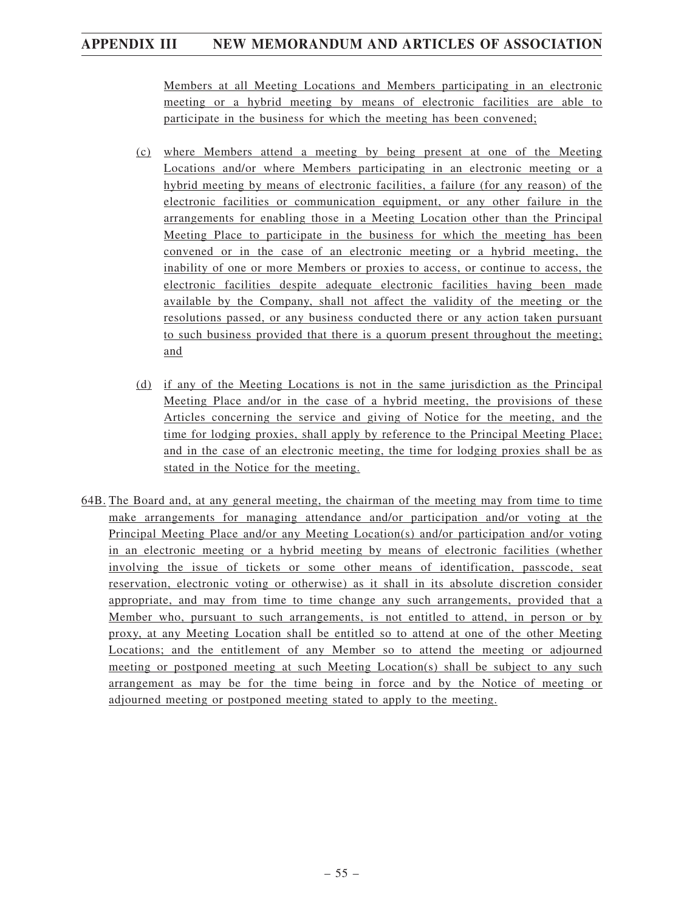Members at all Meeting Locations and Members participating in an electronic meeting or a hybrid meeting by means of electronic facilities are able to participate in the business for which the meeting has been convened;

(c) where Members attend a meeting by being present at one of the Meeting Locations and/or where Members participating in an electronic meeting or a hybrid meeting by means of electronic facilities, a failure (for any reason) of the electronic facilities or communication equipment, or any other failure in the arrangements for enabling those in a Meeting Location other than the Principal Meeting Place to participate in the business for which the meeting has been convened or in the case of an electronic meeting or a hybrid meeting, the inability of one or more Members or proxies to access, or continue to access, the electronic facilities despite adequate electronic facilities having been made available by the Company, shall not affect the validity of the meeting or the resolutions passed, or any business conducted there or any action taken pursuant to such business provided that there is a quorum present throughout the meeting; and

(d) if any of the Meeting Locations is not in the same jurisdiction as the Principal Meeting Place and/or in the case of a hybrid meeting, the provisions of these Articles concerning the service and giving of Notice for the meeting, and the time for lodging proxies, shall apply by reference to the Principal Meeting Place; and in the case of an electronic meeting, the time for lodging proxies shall be as stated in the Notice for the meeting.

64B. The Board and, at any general meeting, the chairman of the meeting may from time to time make arrangements for managing attendance and/or participation and/or voting at the Principal Meeting Place and/or any Meeting Location(s) and/or participation and/or voting in an electronic meeting or a hybrid meeting by means of electronic facilities (whether involving the issue of tickets or some other means of identification, passcode, seat reservation, electronic voting or otherwise) as it shall in its absolute discretion consider appropriate, and may from time to time change any such arrangements, provided that a Member who, pursuant to such arrangements, is not entitled to attend, in person or by proxy, at any Meeting Location shall be entitled so to attend at one of the other Meeting Locations; and the entitlement of any Member so to attend the meeting or adjourned meeting or postponed meeting at such Meeting Location(s) shall be subject to any such arrangement as may be for the time being in force and by the Notice of meeting or adjourned meeting or postponed meeting stated to apply to the meeting.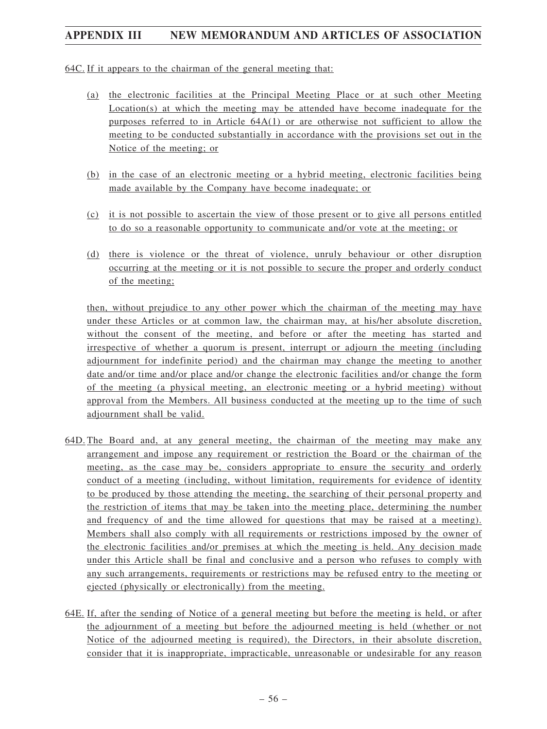64C. If it appears to the chairman of the general meeting that:

(a) the electronic facilities at the Principal Meeting Place or at such other Meeting Location(s) at which the meeting may be attended have become inadequate for the purposes referred to in Article 64A(1) or are otherwise not sufficient to allow the meeting to be conducted substantially in accordance with the provisions set out in the Notice of the meeting; or

(b) in the case of an electronic meeting or a hybrid meeting, electronic facilities being made available by the Company have become inadequate; or

(c) it is not possible to ascertain the view of those present or to give all persons entitled to do so a reasonable opportunity to communicate and/or vote at the meeting; or

(d) there is violence or the threat of violence, unruly behaviour or other disruption occurring at the meeting or it is not possible to secure the proper and orderly conduct of the meeting;

then, without prejudice to any other power which the chairman of the meeting may have under these Articles or at common law, the chairman may, at his/her absolute discretion, without the consent of the meeting, and before or after the meeting has started and irrespective of whether a quorum is present, interrupt or adjourn the meeting (including adjournment for indefinite period) and the chairman may change the meeting to another date and/or time and/or place and/or change the electronic facilities and/or change the form of the meeting (a physical meeting, an electronic meeting or a hybrid meeting) without approval from the Members. All business conducted at the meeting up to the time of such adjournment shall be valid.

64D. The Board and, at any general meeting, the chairman of the meeting may make any arrangement and impose any requirement or restriction the Board or the chairman of the meeting, as the case may be, considers appropriate to ensure the security and orderly conduct of a meeting (including, without limitation, requirements for evidence of identity to be produced by those attending the meeting, the searching of their personal property and the restriction of items that may be taken into the meeting place, determining the number and frequency of and the time allowed for questions that may be raised at a meeting). Members shall also comply with all requirements or restrictions imposed by the owner of the electronic facilities and/or premises at which the meeting is held. Any decision made under this Article shall be final and conclusive and a person who refuses to comply with any such arrangements, requirements or restrictions may be refused entry to the meeting or ejected (physically or electronically) from the meeting.

64E. If, after the sending of Notice of a general meeting but before the meeting is held, or after the adjournment of a meeting but before the adjourned meeting is held (whether or not Notice of the adjourned meeting is required), the Directors, in their absolute discretion, consider that it is inappropriate, impracticable, unreasonable or undesirable for any reason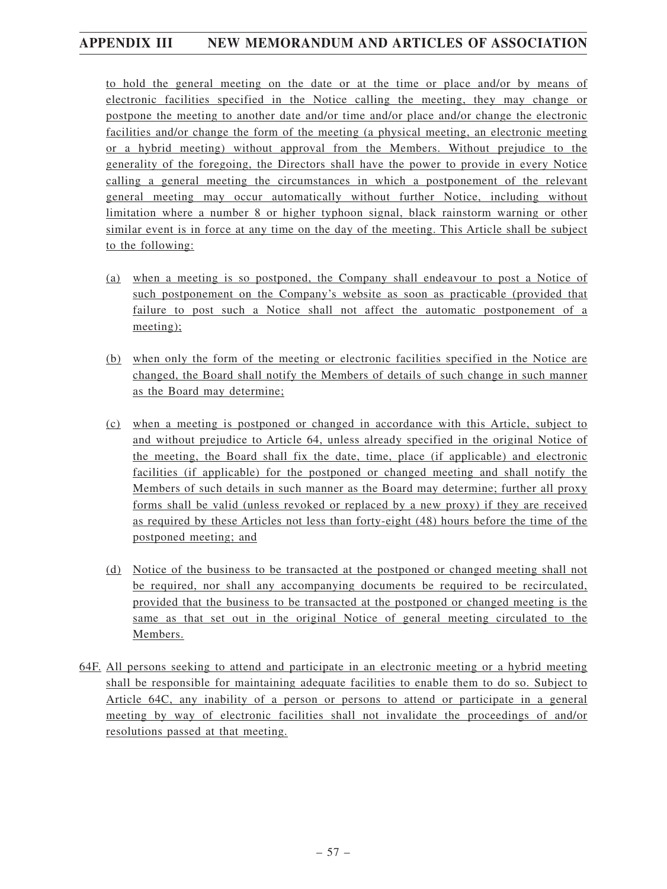to hold the general meeting on the date or at the time or place and/or by means of electronic facilities specified in the Notice calling the meeting, they may change or postpone the meeting to another date and/or time and/or place and/or change the electronic facilities and/or change the form of the meeting (a physical meeting, an electronic meeting or a hybrid meeting) without approval from the Members. Without prejudice to the generality of the foregoing, the Directors shall have the power to provide in every Notice calling a general meeting the circumstances in which a postponement of the relevant general meeting may occur automatically without further Notice, including without limitation where a number 8 or higher typhoon signal, black rainstorm warning or other similar event is in force at any time on the day of the meeting. This Article shall be subject to the following:

(a) when a meeting is so postponed, the Company shall endeavour to post a Notice of such postponement on the Company's website as soon as practicable (provided that failure to post such a Notice shall not affect the automatic postponement of a meeting);

(b) when only the form of the meeting or electronic facilities specified in the Notice are changed, the Board shall notify the Members of details of such change in such manner as the Board may determine;

(c) when a meeting is postponed or changed in accordance with this Article, subject to and without prejudice to Article 64, unless already specified in the original Notice of the meeting, the Board shall fix the date, time, place (if applicable) and electronic facilities (if applicable) for the postponed or changed meeting and shall notify the Members of such details in such manner as the Board may determine; further all proxy forms shall be valid (unless revoked or replaced by a new proxy) if they are received as required by these Articles not less than forty-eight (48) hours before the time of the postponed meeting; and

(d) Notice of the business to be transacted at the postponed or changed meeting shall not be required, nor shall any accompanying documents be required to be recirculated, provided that the business to be transacted at the postponed or changed meeting is the same as that set out in the original Notice of general meeting circulated to the Members.

64F. All persons seeking to attend and participate in an electronic meeting or a hybrid meeting shall be responsible for maintaining adequate facilities to enable them to do so. Subject to Article 64C, any inability of a person or persons to attend or participate in a general meeting by way of electronic facilities shall not invalidate the proceedings of and/or resolutions passed at that meeting.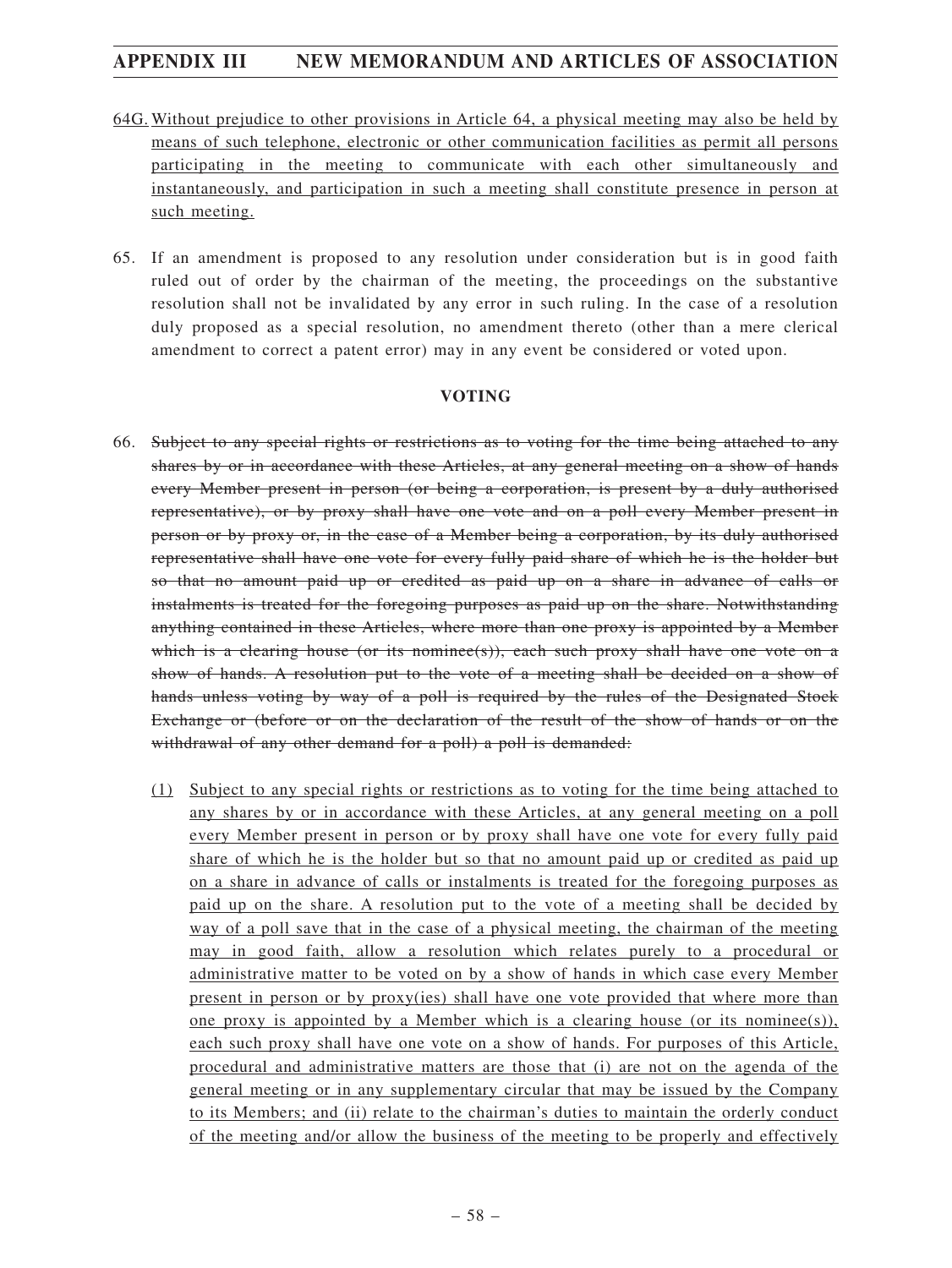64G. Without prejudice to other provisions in Article 64, a physical meeting may also be held by means of such telephone, electronic or other communication facilities as permit all persons participating in the meeting to communicate with each other simultaneously and instantaneously, and participation in such a meeting shall constitute presence in person at such meeting.

65. If an amendment is proposed to any resolution under consideration but is in good faith ruled out of order by the chairman of the meeting, the proceedings on the substantive resolution shall not be invalidated by any error in such ruling. In the case of a resolution duly proposed as a special resolution, no amendment thereto (other than a mere clerical amendment to correct a patent error) may in any event be considered or voted upon.

**VOTING**

66. ~~Subject to any special rights or restrictions as to voting for the time being attached to any shares by or in accordance with these Articles, at any general meeting on a show of hands every Member present in person (or being a corporation, is present by a duly authorised representative), or by proxy shall have one vote and on a poll every Member present in person or by proxy or, in the case of a Member being a corporation, by its duly authorised representative shall have one vote for every fully paid share of which he is the holder but so that no amount paid up or credited as paid up on a share in advance of calls or instalments is treated for the foregoing purposes as paid up on the share. Notwithstanding anything contained in these Articles, where more than one proxy is appointed by a Member which is a clearing house (or its nominee(s)), each such proxy shall have one vote on a show of hands. A resolution put to the vote of a meeting shall be decided on a show of hands unless voting by way of a poll is required by the rules of the Designated Stock Exchange or (before or on the declaration of the result of the show of hands or on the withdrawal of any other demand for a poll) a poll is demanded:~~

(1) Subject to any special rights or restrictions as to voting for the time being attached to any shares by or in accordance with these Articles, at any general meeting on a poll every Member present in person or by proxy shall have one vote for every fully paid share of which he is the holder but so that no amount paid up or credited as paid up on a share in advance of calls or instalments is treated for the foregoing purposes as paid up on the share. A resolution put to the vote of a meeting shall be decided by way of a poll save that in the case of a physical meeting, the chairman of the meeting may in good faith, allow a resolution which relates purely to a procedural or administrative matter to be voted on by a show of hands in which case every Member present in person or by proxy(ies) shall have one vote provided that where more than one proxy is appointed by a Member which is a clearing house (or its nominee(s)), each such proxy shall have one vote on a show of hands. For purposes of this Article, procedural and administrative matters are those that (i) are not on the agenda of the general meeting or in any supplementary circular that may be issued by the Company to its Members; and (ii) relate to the chairman's duties to maintain the orderly conduct of the meeting and/or allow the business of the meeting to be properly and effectively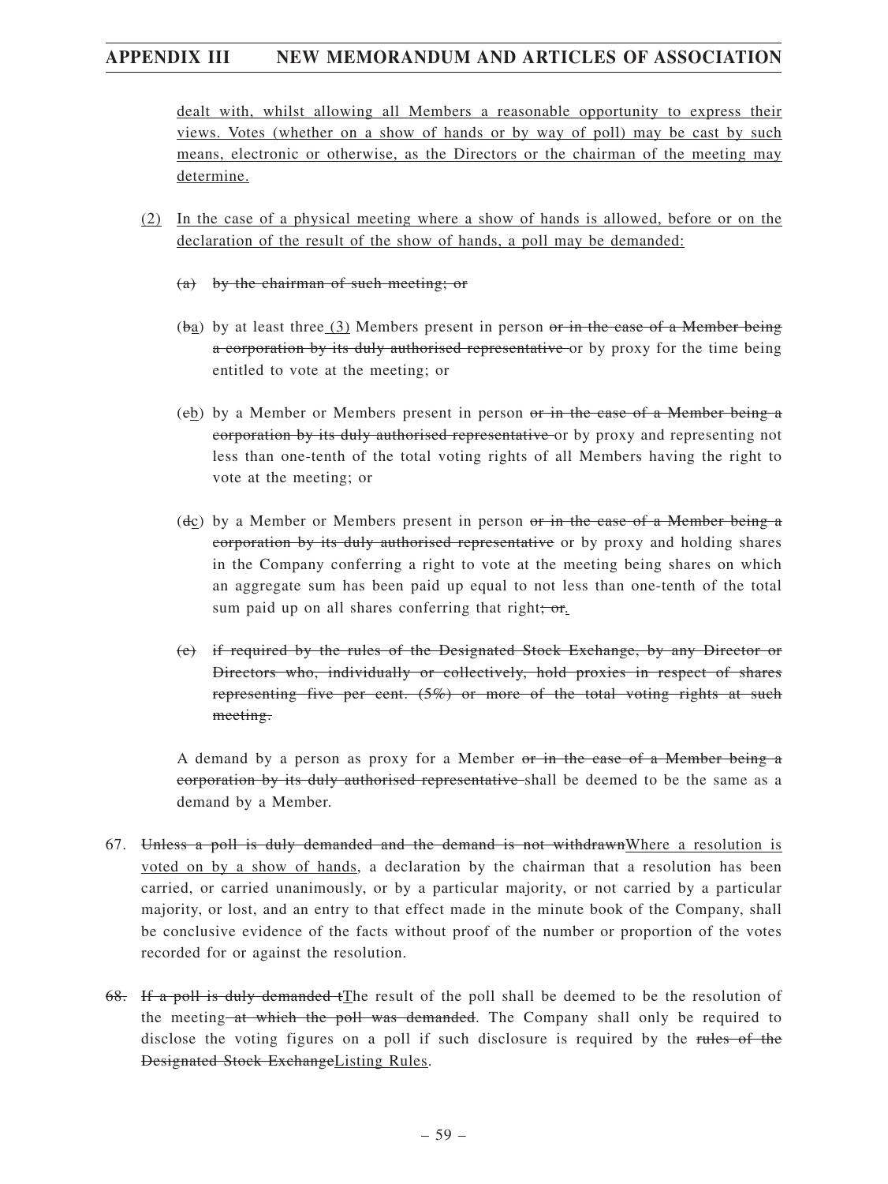dealt with, whilst allowing all Members a reasonable opportunity to express their views. Votes (whether on a show of hands or by way of poll) may be cast by such means, electronic or otherwise, as the Directors or the chairman of the meeting may determine.

(2) In the case of a physical meeting where a show of hands is allowed, before or on the declaration of the result of the show of hands, a poll may be demanded:

~~(a) by the chairman of such meeting; or~~

(~~b~~a) by at least three (3) Members present in person ~~or in the case of a Member being a corporation by its duly authorised representative~~ or by proxy for the time being entitled to vote at the meeting; or

(~~c~~b) by a Member or Members present in person ~~or in the case of a Member being a corporation by its duly authorised representative~~ or by proxy and representing not less than one-tenth of the total voting rights of all Members having the right to vote at the meeting; or

(~~d~~c) by a Member or Members present in person ~~or in the case of a Member being a corporation by its duly authorised representative~~ or by proxy and holding shares in the Company conferring a right to vote at the meeting being shares on which an aggregate sum has been paid up equal to not less than one-tenth of the total sum paid up on all shares conferring that right~~; or~~.

~~(e) if required by the rules of the Designated Stock Exchange, by any Director or Directors who, individually or collectively, hold proxies in respect of shares representing five per cent. (5%) or more of the total voting rights at such meeting.~~

A demand by a person as proxy for a Member ~~or in the case of a Member being a corporation by its duly authorised representative~~ shall be deemed to be the same as a demand by a Member.

67. ~~Unless a poll is duly demanded and the demand is not withdrawn~~Where a resolution is voted on by a show of hands, a declaration by the chairman that a resolution has been carried, or carried unanimously, or by a particular majority, or not carried by a particular majority, or lost, and an entry to that effect made in the minute book of the Company, shall be conclusive evidence of the facts without proof of the number or proportion of the votes recorded for or against the resolution.

~~68.~~ ~~If a poll is duly demanded t~~The result of the poll shall be deemed to be the resolution of the meeting ~~at which the poll was demanded~~. The Company shall only be required to disclose the voting figures on a poll if such disclosure is required by the ~~rules of the Designated Stock Exchange~~Listing Rules.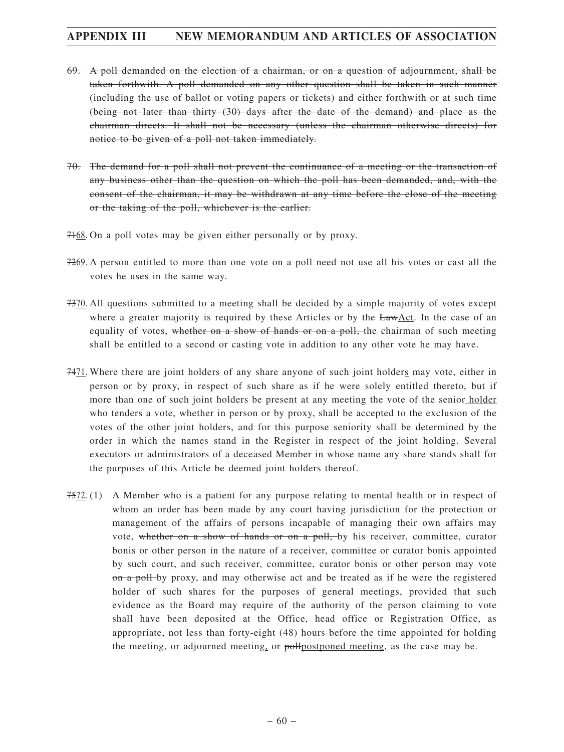~~69. A poll demanded on the election of a chairman, or on a question of adjournment, shall be taken forthwith. A poll demanded on any other question shall be taken in such manner (including the use of ballot or voting papers or tickets) and either forthwith or at such time (being not later than thirty (30) days after the date of the demand) and place as the chairman directs. It shall not be necessary (unless the chairman otherwise directs) for notice to be given of a poll not taken immediately.~~

~~70. The demand for a poll shall not prevent the continuance of a meeting or the transaction of any business other than the question on which the poll has been demanded, and, with the consent of the chairman, it may be withdrawn at any time before the close of the meeting or the taking of the poll, whichever is the earlier.~~

~~71~~68. On a poll votes may be given either personally or by proxy.

~~72~~69. A person entitled to more than one vote on a poll need not use all his votes or cast all the votes he uses in the same way.

~~73~~70. All questions submitted to a meeting shall be decided by a simple majority of votes except where a greater majority is required by these Articles or by the ~~Law~~Act. In the case of an equality of votes, ~~whether on a show of hands or on a poll,~~ the chairman of such meeting shall be entitled to a second or casting vote in addition to any other vote he may have.

~~74~~71. Where there are joint holders of any share anyone of such joint holders may vote, either in person or by proxy, in respect of such share as if he were solely entitled thereto, but if more than one of such joint holders be present at any meeting the vote of the senior holder who tenders a vote, whether in person or by proxy, shall be accepted to the exclusion of the votes of the other joint holders, and for this purpose seniority shall be determined by the order in which the names stand in the Register in respect of the joint holding. Several executors or administrators of a deceased Member in whose name any share stands shall for the purposes of this Article be deemed joint holders thereof.

~~75~~72. (1) A Member who is a patient for any purpose relating to mental health or in respect of whom an order has been made by any court having jurisdiction for the protection or management of the affairs of persons incapable of managing their own affairs may vote, ~~whether on a show of hands or on a poll,~~ by his receiver, committee, curator bonis or other person in the nature of a receiver, committee or curator bonis appointed by such court, and such receiver, committee, curator bonis or other person may vote ~~on a poll~~ by proxy, and may otherwise act and be treated as if he were the registered holder of such shares for the purposes of general meetings, provided that such evidence as the Board may require of the authority of the person claiming to vote shall have been deposited at the Office, head office or Registration Office, as appropriate, not less than forty-eight (48) hours before the time appointed for holding the meeting, or adjourned meeting, or ~~poll~~postponed meeting, as the case may be.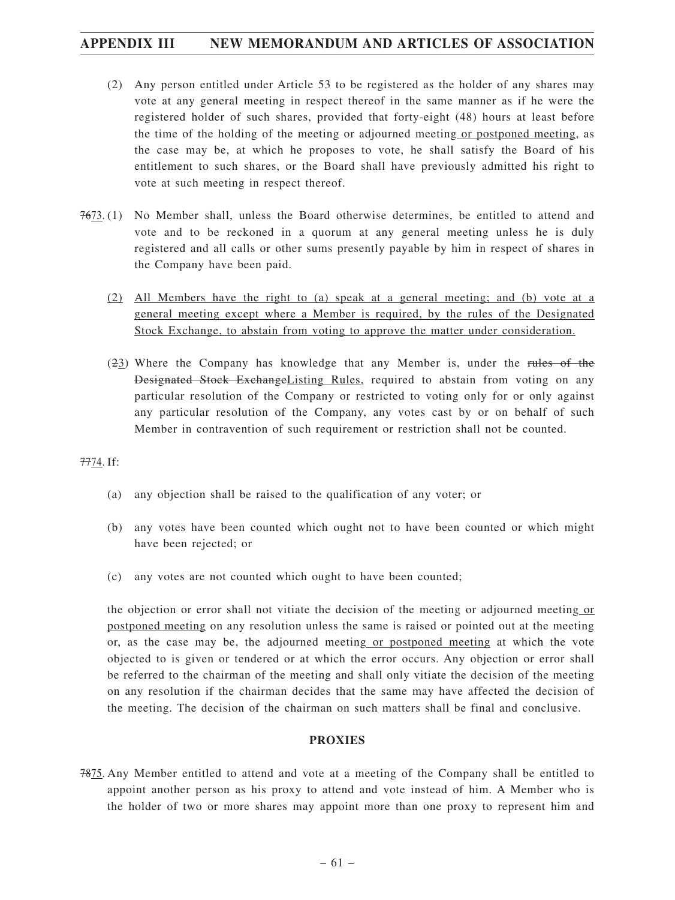(2) Any person entitled under Article 53 to be registered as the holder of any shares may vote at any general meeting in respect thereof in the same manner as if he were the registered holder of such shares, provided that forty-eight (48) hours at least before the time of the holding of the meeting or adjourned meeting or postponed meeting, as the case may be, at which he proposes to vote, he shall satisfy the Board of his entitlement to such shares, or the Board shall have previously admitted his right to vote at such meeting in respect thereof.

~~76~~73. (1) No Member shall, unless the Board otherwise determines, be entitled to attend and vote and to be reckoned in a quorum at any general meeting unless he is duly registered and all calls or other sums presently payable by him in respect of shares in the Company have been paid.

(2) All Members have the right to (a) speak at a general meeting; and (b) vote at a general meeting except where a Member is required, by the rules of the Designated Stock Exchange, to abstain from voting to approve the matter under consideration.

(~~2~~3) Where the Company has knowledge that any Member is, under the ~~rules of the Designated Stock Exchange~~Listing Rules, required to abstain from voting on any particular resolution of the Company or restricted to voting only for or only against any particular resolution of the Company, any votes cast by or on behalf of such Member in contravention of such requirement or restriction shall not be counted.

~~77~~74. If:

(a) any objection shall be raised to the qualification of any voter; or

(b) any votes have been counted which ought not to have been counted or which might have been rejected; or

(c) any votes are not counted which ought to have been counted;

the objection or error shall not vitiate the decision of the meeting or adjourned meeting or postponed meeting on any resolution unless the same is raised or pointed out at the meeting or, as the case may be, the adjourned meeting or postponed meeting at which the vote objected to is given or tendered or at which the error occurs. Any objection or error shall be referred to the chairman of the meeting and shall only vitiate the decision of the meeting on any resolution if the chairman decides that the same may have affected the decision of the meeting. The decision of the chairman on such matters shall be final and conclusive.

## PROXIES

~~78~~75. Any Member entitled to attend and vote at a meeting of the Company shall be entitled to appoint another person as his proxy to attend and vote instead of him. A Member who is the holder of two or more shares may appoint more than one proxy to represent him and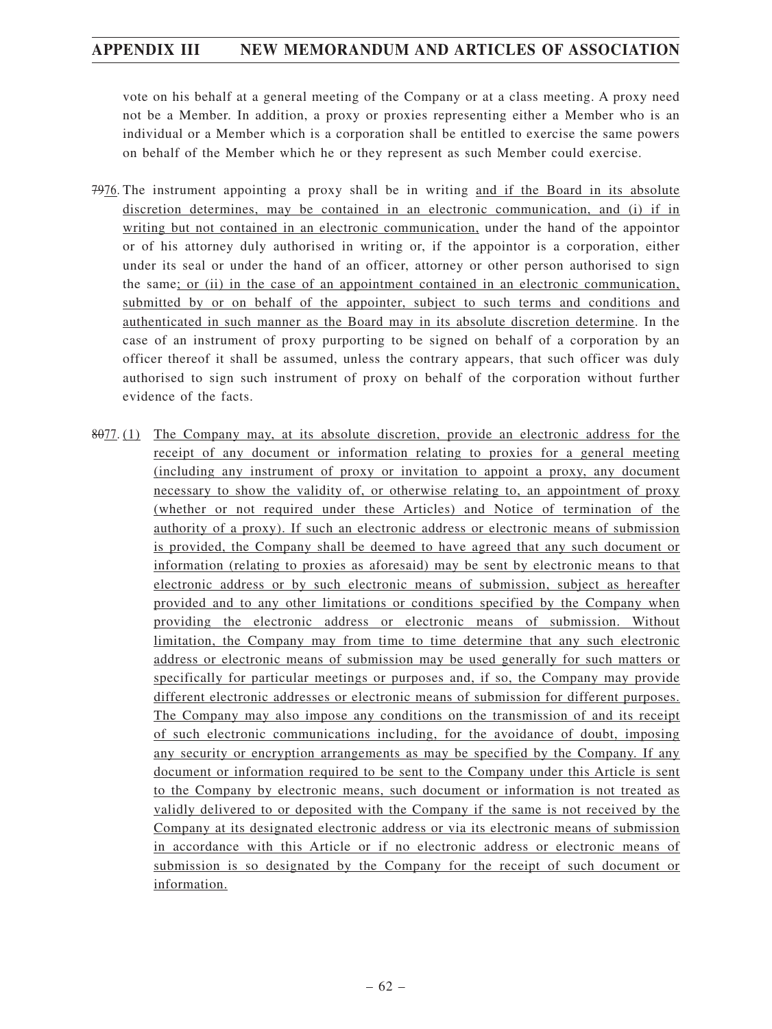vote on his behalf at a general meeting of the Company or at a class meeting. A proxy need not be a Member. In addition, a proxy or proxies representing either a Member who is an individual or a Member which is a corporation shall be entitled to exercise the same powers on behalf of the Member which he or they represent as such Member could exercise.

~~79~~76. The instrument appointing a proxy shall be in writing and if the Board in its absolute discretion determines, may be contained in an electronic communication, and (i) if in writing but not contained in an electronic communication, under the hand of the appointor or of his attorney duly authorised in writing or, if the appointor is a corporation, either under its seal or under the hand of an officer, attorney or other person authorised to sign the same; or (ii) in the case of an appointment contained in an electronic communication, submitted by or on behalf of the appointer, subject to such terms and conditions and authenticated in such manner as the Board may in its absolute discretion determine. In the case of an instrument of proxy purporting to be signed on behalf of a corporation by an officer thereof it shall be assumed, unless the contrary appears, that such officer was duly authorised to sign such instrument of proxy on behalf of the corporation without further evidence of the facts.

~~80~~77. (1) The Company may, at its absolute discretion, provide an electronic address for the receipt of any document or information relating to proxies for a general meeting (including any instrument of proxy or invitation to appoint a proxy, any document necessary to show the validity of, or otherwise relating to, an appointment of proxy (whether or not required under these Articles) and Notice of termination of the authority of a proxy). If such an electronic address or electronic means of submission is provided, the Company shall be deemed to have agreed that any such document or information (relating to proxies as aforesaid) may be sent by electronic means to that electronic address or by such electronic means of submission, subject as hereafter provided and to any other limitations or conditions specified by the Company when providing the electronic address or electronic means of submission. Without limitation, the Company may from time to time determine that any such electronic address or electronic means of submission may be used generally for such matters or specifically for particular meetings or purposes and, if so, the Company may provide different electronic addresses or electronic means of submission for different purposes. The Company may also impose any conditions on the transmission of and its receipt of such electronic communications including, for the avoidance of doubt, imposing any security or encryption arrangements as may be specified by the Company. If any document or information required to be sent to the Company under this Article is sent to the Company by electronic means, such document or information is not treated as validly delivered to or deposited with the Company if the same is not received by the Company at its designated electronic address or via its electronic means of submission in accordance with this Article or if no electronic address or electronic means of submission is so designated by the Company for the receipt of such document or information.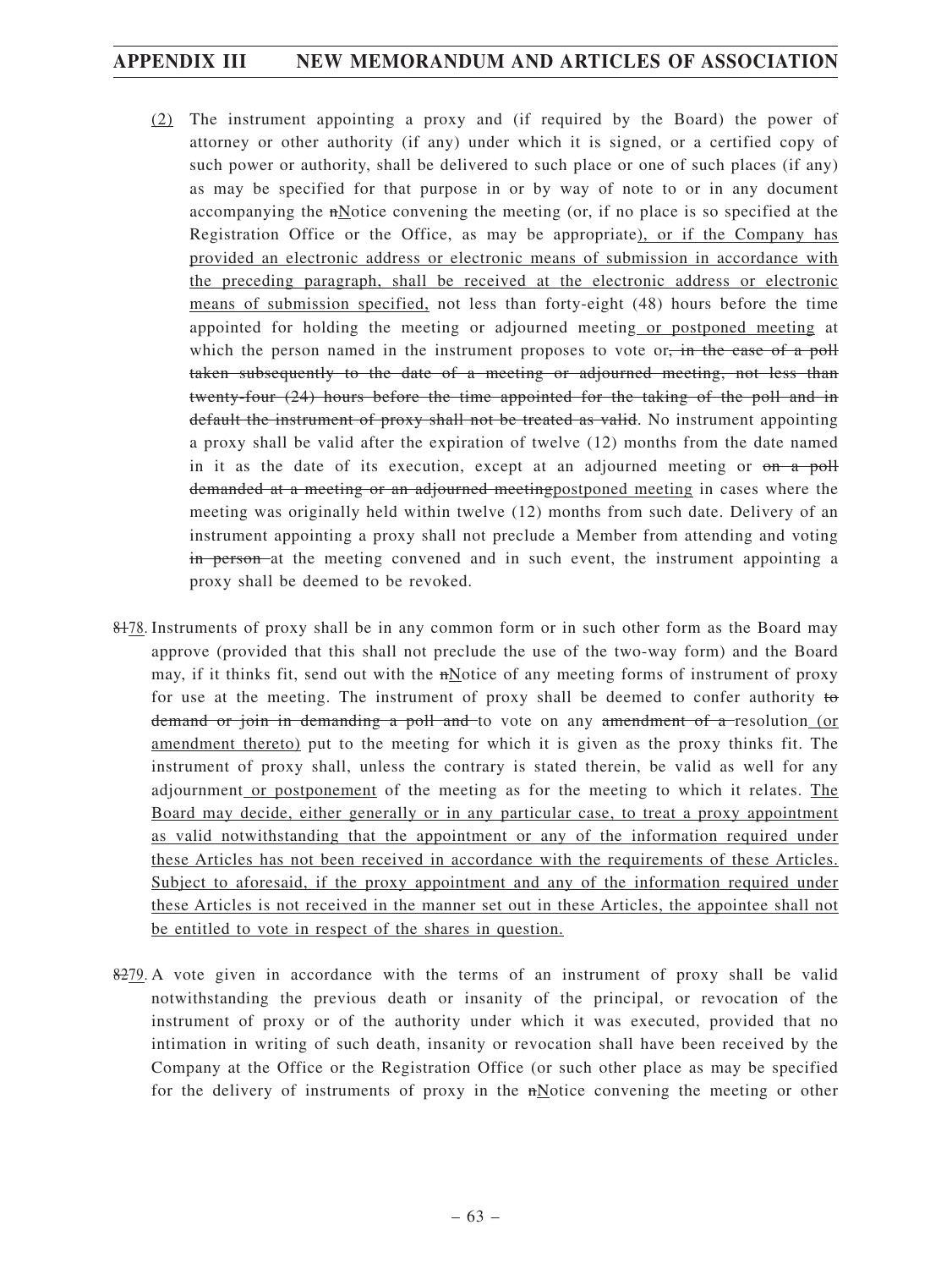<u>(2)</u> The instrument appointing a proxy and (if required by the Board) the power of attorney or other authority (if any) under which it is signed, or a certified copy of such power or authority, shall be delivered to such place or one of such places (if any) as may be specified for that purpose in or by way of note to or in any document accompanying the ~~n~~<u>N</u>otice convening the meeting (or, if no place is so specified at the Registration Office or the Office, as may be appropriate)<u>, or if the Company has provided an electronic address or electronic means of submission in accordance with the preceding paragraph, shall be received at the electronic address or electronic means of submission specified,</u> not less than forty-eight (48) hours before the time appointed for holding the meeting or adjourned meeting<u> or postponed meeting</u> at which the person named in the instrument proposes to vote or~~, in the case of a poll taken subsequently to the date of a meeting or adjourned meeting, not less than twenty-four (24) hours before the time appointed for the taking of the poll and in default the instrument of proxy shall not be treated as valid~~. No instrument appointing a proxy shall be valid after the expiration of twelve (12) months from the date named in it as the date of its execution, except at an adjourned meeting or ~~on a poll demanded at a meeting or an adjourned meeting~~<u>postponed meeting</u> in cases where the meeting was originally held within twelve (12) months from such date. Delivery of an instrument appointing a proxy shall not preclude a Member from attending and voting ~~in person~~ at the meeting convened and in such event, the instrument appointing a proxy shall be deemed to be revoked.

~~81~~<u>78</u>. Instruments of proxy shall be in any common form or in such other form as the Board may approve (provided that this shall not preclude the use of the two-way form) and the Board may, if it thinks fit, send out with the ~~n~~<u>N</u>otice of any meeting forms of instrument of proxy for use at the meeting. The instrument of proxy shall be deemed to confer authority ~~to demand or join in demanding a poll and~~ to vote on any ~~amendment of a~~ resolution<u> (or amendment thereto)</u> put to the meeting for which it is given as the proxy thinks fit. The instrument of proxy shall, unless the contrary is stated therein, be valid as well for any adjournment<u> or postponement</u> of the meeting as for the meeting to which it relates. <u>The Board may decide, either generally or in any particular case, to treat a proxy appointment as valid notwithstanding that the appointment or any of the information required under these Articles has not been received in accordance with the requirements of these Articles. Subject to aforesaid, if the proxy appointment and any of the information required under these Articles is not received in the manner set out in these Articles, the appointee shall not be entitled to vote in respect of the shares in question.</u>

~~82~~<u>79</u>. A vote given in accordance with the terms of an instrument of proxy shall be valid notwithstanding the previous death or insanity of the principal, or revocation of the instrument of proxy or of the authority under which it was executed, provided that no intimation in writing of such death, insanity or revocation shall have been received by the Company at the Office or the Registration Office (or such other place as may be specified for the delivery of instruments of proxy in the ~~n~~<u>N</u>otice convening the meeting or other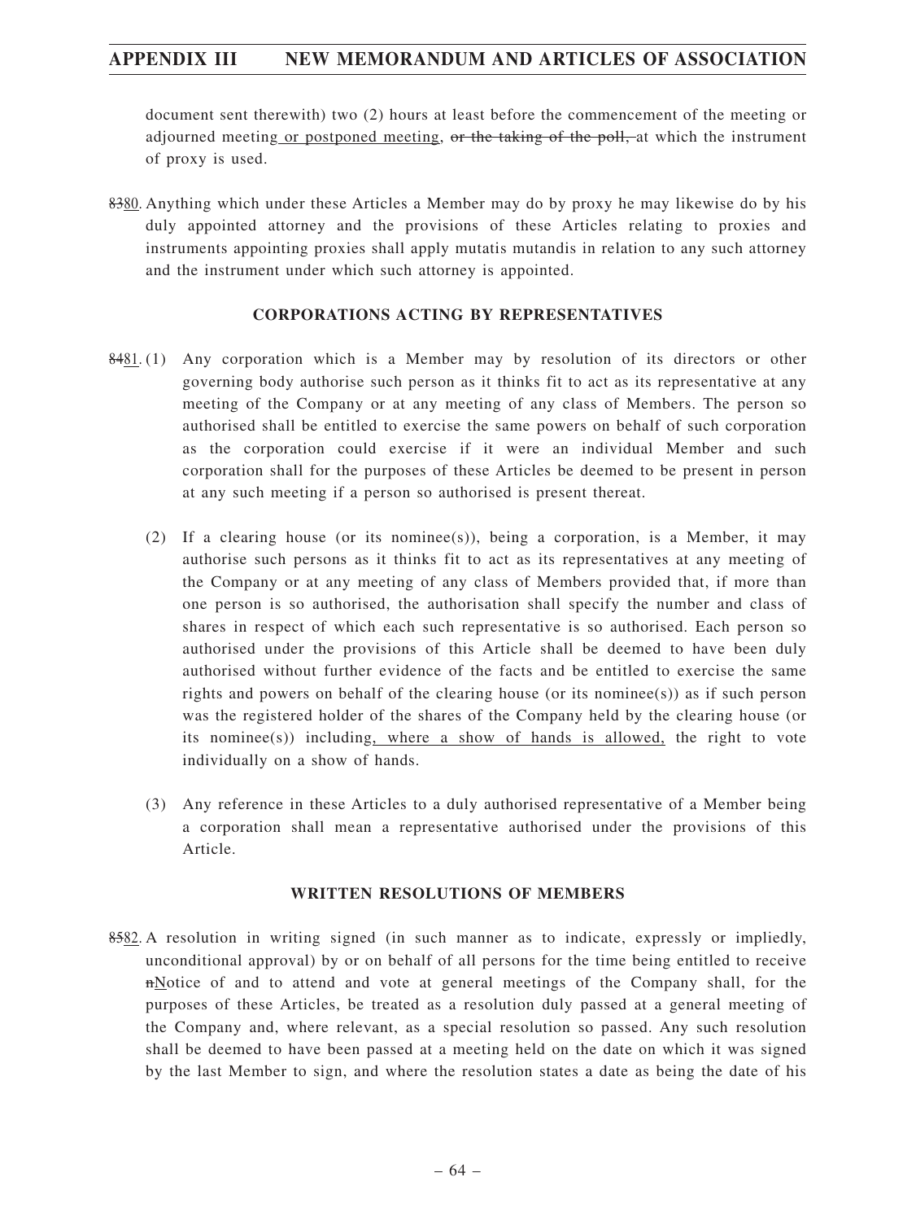document sent therewith) two (2) hours at least before the commencement of the meeting or adjourned meeting or postponed meeting, ~~or the taking of the poll,~~ at which the instrument of proxy is used.

~~83~~80. Anything which under these Articles a Member may do by proxy he may likewise do by his duly appointed attorney and the provisions of these Articles relating to proxies and instruments appointing proxies shall apply mutatis mutandis in relation to any such attorney and the instrument under which such attorney is appointed.

**CORPORATIONS ACTING BY REPRESENTATIVES**

~~84~~81. (1) Any corporation which is a Member may by resolution of its directors or other governing body authorise such person as it thinks fit to act as its representative at any meeting of the Company or at any meeting of any class of Members. The person so authorised shall be entitled to exercise the same powers on behalf of such corporation as the corporation could exercise if it were an individual Member and such corporation shall for the purposes of these Articles be deemed to be present in person at any such meeting if a person so authorised is present thereat.

(2) If a clearing house (or its nominee(s)), being a corporation, is a Member, it may authorise such persons as it thinks fit to act as its representatives at any meeting of the Company or at any meeting of any class of Members provided that, if more than one person is so authorised, the authorisation shall specify the number and class of shares in respect of which each such representative is so authorised. Each person so authorised under the provisions of this Article shall be deemed to have been duly authorised without further evidence of the facts and be entitled to exercise the same rights and powers on behalf of the clearing house (or its nominee(s)) as if such person was the registered holder of the shares of the Company held by the clearing house (or its nominee(s)) including, where a show of hands is allowed, the right to vote individually on a show of hands.

(3) Any reference in these Articles to a duly authorised representative of a Member being a corporation shall mean a representative authorised under the provisions of this Article.

**WRITTEN RESOLUTIONS OF MEMBERS**

~~85~~82. A resolution in writing signed (in such manner as to indicate, expressly or impliedly, unconditional approval) by or on behalf of all persons for the time being entitled to receive ~~n~~Notice of and to attend and vote at general meetings of the Company shall, for the purposes of these Articles, be treated as a resolution duly passed at a general meeting of the Company and, where relevant, as a special resolution so passed. Any such resolution shall be deemed to have been passed at a meeting held on the date on which it was signed by the last Member to sign, and where the resolution states a date as being the date of his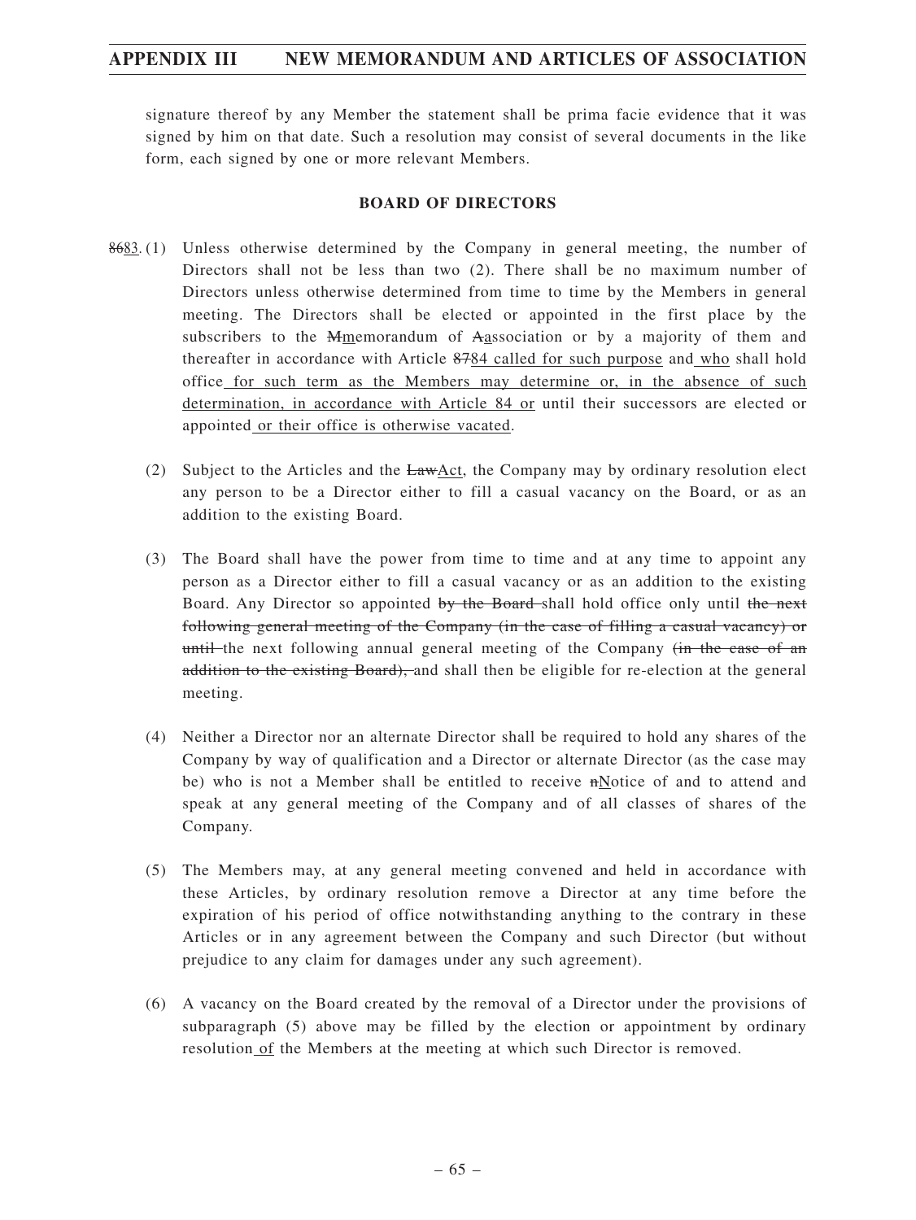signature thereof by any Member the statement shall be prima facie evidence that it was signed by him on that date. Such a resolution may consist of several documents in the like form, each signed by one or more relevant Members.

## BOARD OF DIRECTORS

~~86~~83. (1) Unless otherwise determined by the Company in general meeting, the number of Directors shall not be less than two (2). There shall be no maximum number of Directors unless otherwise determined from time to time by the Members in general meeting. The Directors shall be elected or appointed in the first place by the subscribers to the ~~M~~memorandum of ~~A~~association or by a majority of them and thereafter in accordance with Article ~~87~~84 called for such purpose and who shall hold office for such term as the Members may determine or, in the absence of such determination, in accordance with Article 84 or until their successors are elected or appointed or their office is otherwise vacated.

(2) Subject to the Articles and the ~~Law~~Act, the Company may by ordinary resolution elect any person to be a Director either to fill a casual vacancy on the Board, or as an addition to the existing Board.

(3) The Board shall have the power from time to time and at any time to appoint any person as a Director either to fill a casual vacancy or as an addition to the existing Board. Any Director so appointed ~~by the Board~~ shall hold office only until ~~the next following general meeting of the Company (in the case of filling a casual vacancy) or until~~ the next following annual general meeting of the Company ~~(in the case of an addition to the existing Board),~~ and shall then be eligible for re-election at the general meeting.

(4) Neither a Director nor an alternate Director shall be required to hold any shares of the Company by way of qualification and a Director or alternate Director (as the case may be) who is not a Member shall be entitled to receive ~~n~~Notice of and to attend and speak at any general meeting of the Company and of all classes of shares of the Company.

(5) The Members may, at any general meeting convened and held in accordance with these Articles, by ordinary resolution remove a Director at any time before the expiration of his period of office notwithstanding anything to the contrary in these Articles or in any agreement between the Company and such Director (but without prejudice to any claim for damages under any such agreement).

(6) A vacancy on the Board created by the removal of a Director under the provisions of subparagraph (5) above may be filled by the election or appointment by ordinary resolution of the Members at the meeting at which such Director is removed.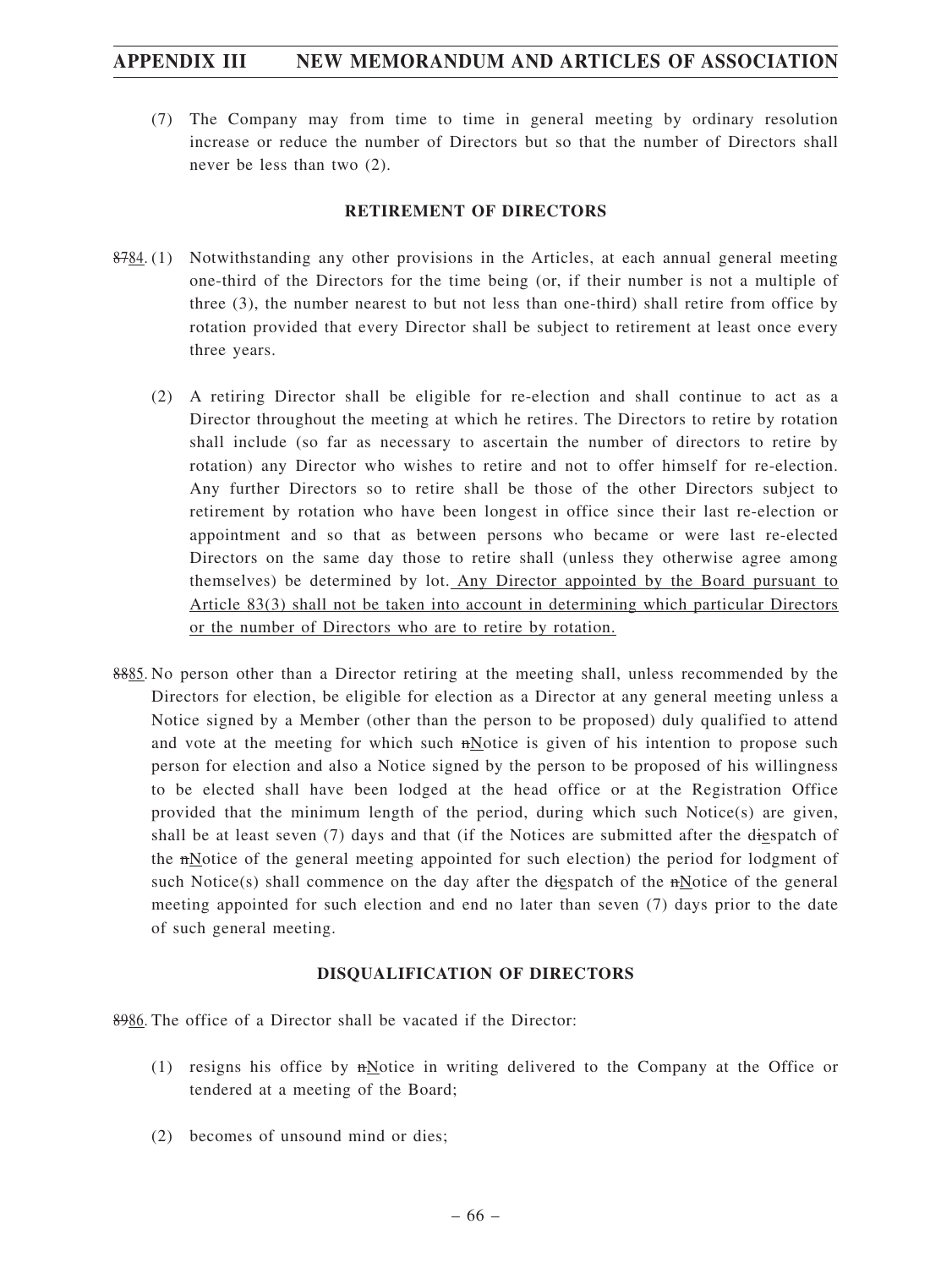(7) The Company may from time to time in general meeting by ordinary resolution increase or reduce the number of Directors but so that the number of Directors shall never be less than two (2).

### RETIREMENT OF DIRECTORS

~~87~~84. (1) Notwithstanding any other provisions in the Articles, at each annual general meeting one-third of the Directors for the time being (or, if their number is not a multiple of three (3), the number nearest to but not less than one-third) shall retire from office by rotation provided that every Director shall be subject to retirement at least once every three years.

(2) A retiring Director shall be eligible for re-election and shall continue to act as a Director throughout the meeting at which he retires. The Directors to retire by rotation shall include (so far as necessary to ascertain the number of directors to retire by rotation) any Director who wishes to retire and not to offer himself for re-election. Any further Directors so to retire shall be those of the other Directors subject to retirement by rotation who have been longest in office since their last re-election or appointment and so that as between persons who became or were last re-elected Directors on the same day those to retire shall (unless they otherwise agree among themselves) be determined by lot. Any Director appointed by the Board pursuant to Article 83(3) shall not be taken into account in determining which particular Directors or the number of Directors who are to retire by rotation.

~~88~~85. No person other than a Director retiring at the meeting shall, unless recommended by the Directors for election, be eligible for election as a Director at any general meeting unless a Notice signed by a Member (other than the person to be proposed) duly qualified to attend and vote at the meeting for which such ~~n~~Notice is given of his intention to propose such person for election and also a Notice signed by the person to be proposed of his willingness to be elected shall have been lodged at the head office or at the Registration Office provided that the minimum length of the period, during which such Notice(s) are given, shall be at least seven (7) days and that (if the Notices are submitted after the d~~i~~espatch of the ~~n~~Notice of the general meeting appointed for such election) the period for lodgment of such Notice(s) shall commence on the day after the d~~i~~espatch of the ~~n~~Notice of the general meeting appointed for such election and end no later than seven (7) days prior to the date of such general meeting.

### DISQUALIFICATION OF DIRECTORS

~~89~~86. The office of a Director shall be vacated if the Director:

(1) resigns his office by ~~n~~Notice in writing delivered to the Company at the Office or tendered at a meeting of the Board;

(2) becomes of unsound mind or dies;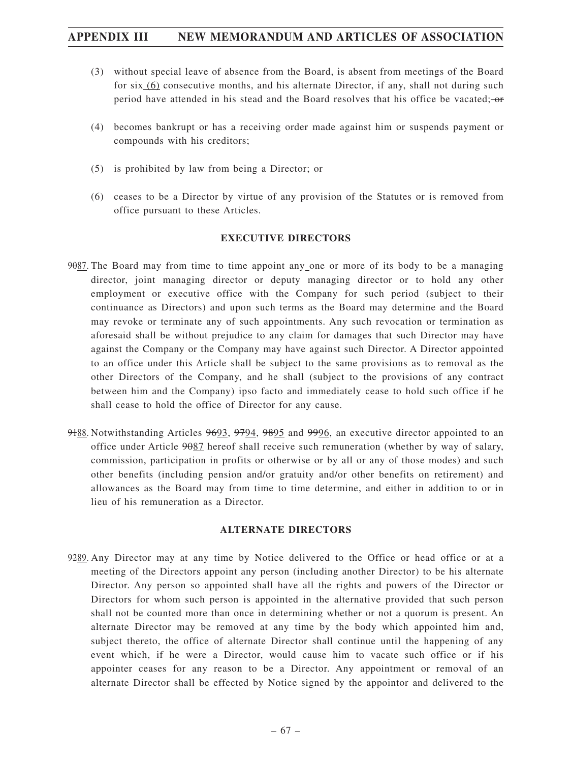(3) without special leave of absence from the Board, is absent from meetings of the Board for six (6) consecutive months, and his alternate Director, if any, shall not during such period have attended in his stead and the Board resolves that his office be vacated; ~~or~~

(4) becomes bankrupt or has a receiving order made against him or suspends payment or compounds with his creditors;

(5) is prohibited by law from being a Director; or

(6) ceases to be a Director by virtue of any provision of the Statutes or is removed from office pursuant to these Articles.

**EXECUTIVE DIRECTORS**

~~90~~87. The Board may from time to time appoint any one or more of its body to be a managing director, joint managing director or deputy managing director or to hold any other employment or executive office with the Company for such period (subject to their continuance as Directors) and upon such terms as the Board may determine and the Board may revoke or terminate any of such appointments. Any such revocation or termination as aforesaid shall be without prejudice to any claim for damages that such Director may have against the Company or the Company may have against such Director. A Director appointed to an office under this Article shall be subject to the same provisions as to removal as the other Directors of the Company, and he shall (subject to the provisions of any contract between him and the Company) ipso facto and immediately cease to hold such office if he shall cease to hold the office of Director for any cause.

~~91~~88. Notwithstanding Articles ~~96~~93, ~~97~~94, ~~98~~95 and ~~99~~96, an executive director appointed to an office under Article ~~90~~87 hereof shall receive such remuneration (whether by way of salary, commission, participation in profits or otherwise or by all or any of those modes) and such other benefits (including pension and/or gratuity and/or other benefits on retirement) and allowances as the Board may from time to time determine, and either in addition to or in lieu of his remuneration as a Director.

**ALTERNATE DIRECTORS**

~~92~~89. Any Director may at any time by Notice delivered to the Office or head office or at a meeting of the Directors appoint any person (including another Director) to be his alternate Director. Any person so appointed shall have all the rights and powers of the Director or Directors for whom such person is appointed in the alternative provided that such person shall not be counted more than once in determining whether or not a quorum is present. An alternate Director may be removed at any time by the body which appointed him and, subject thereto, the office of alternate Director shall continue until the happening of any event which, if he were a Director, would cause him to vacate such office or if his appointer ceases for any reason to be a Director. Any appointment or removal of an alternate Director shall be effected by Notice signed by the appointor and delivered to the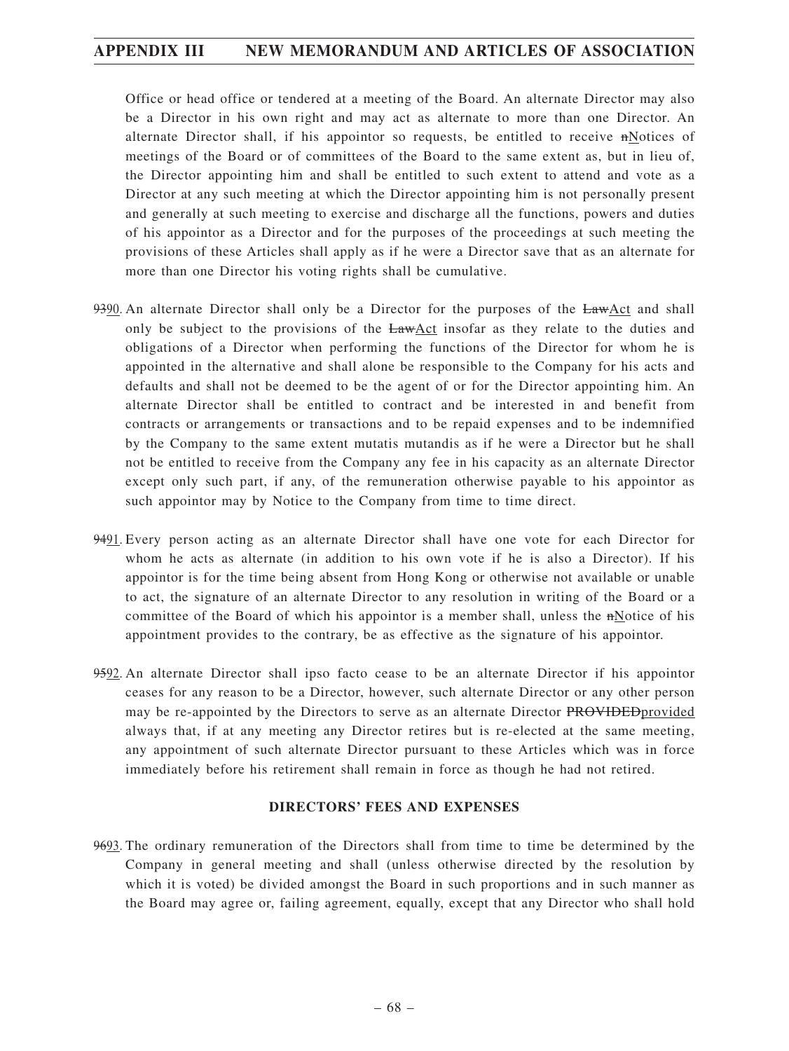Office or head office or tendered at a meeting of the Board. An alternate Director may also be a Director in his own right and may act as alternate to more than one Director. An alternate Director shall, if his appointor so requests, be entitled to receive ~~n~~Notices of meetings of the Board or of committees of the Board to the same extent as, but in lieu of, the Director appointing him and shall be entitled to such extent to attend and vote as a Director at any such meeting at which the Director appointing him is not personally present and generally at such meeting to exercise and discharge all the functions, powers and duties of his appointor as a Director and for the purposes of the proceedings at such meeting the provisions of these Articles shall apply as if he were a Director save that as an alternate for more than one Director his voting rights shall be cumulative.

~~93~~90. An alternate Director shall only be a Director for the purposes of the ~~Law~~Act and shall only be subject to the provisions of the ~~Law~~Act insofar as they relate to the duties and obligations of a Director when performing the functions of the Director for whom he is appointed in the alternative and shall alone be responsible to the Company for his acts and defaults and shall not be deemed to be the agent of or for the Director appointing him. An alternate Director shall be entitled to contract and be interested in and benefit from contracts or arrangements or transactions and to be repaid expenses and to be indemnified by the Company to the same extent mutatis mutandis as if he were a Director but he shall not be entitled to receive from the Company any fee in his capacity as an alternate Director except only such part, if any, of the remuneration otherwise payable to his appointor as such appointor may by Notice to the Company from time to time direct.

~~94~~91. Every person acting as an alternate Director shall have one vote for each Director for whom he acts as alternate (in addition to his own vote if he is also a Director). If his appointor is for the time being absent from Hong Kong or otherwise not available or unable to act, the signature of an alternate Director to any resolution in writing of the Board or a committee of the Board of which his appointor is a member shall, unless the ~~n~~Notice of his appointment provides to the contrary, be as effective as the signature of his appointor.

~~95~~92. An alternate Director shall ipso facto cease to be an alternate Director if his appointor ceases for any reason to be a Director, however, such alternate Director or any other person may be re-appointed by the Directors to serve as an alternate Director ~~PROVIDED~~provided always that, if at any meeting any Director retires but is re-elected at the same meeting, any appointment of such alternate Director pursuant to these Articles which was in force immediately before his retirement shall remain in force as though he had not retired.

## DIRECTORS' FEES AND EXPENSES

~~96~~93. The ordinary remuneration of the Directors shall from time to time be determined by the Company in general meeting and shall (unless otherwise directed by the resolution by which it is voted) be divided amongst the Board in such proportions and in such manner as the Board may agree or, failing agreement, equally, except that any Director who shall hold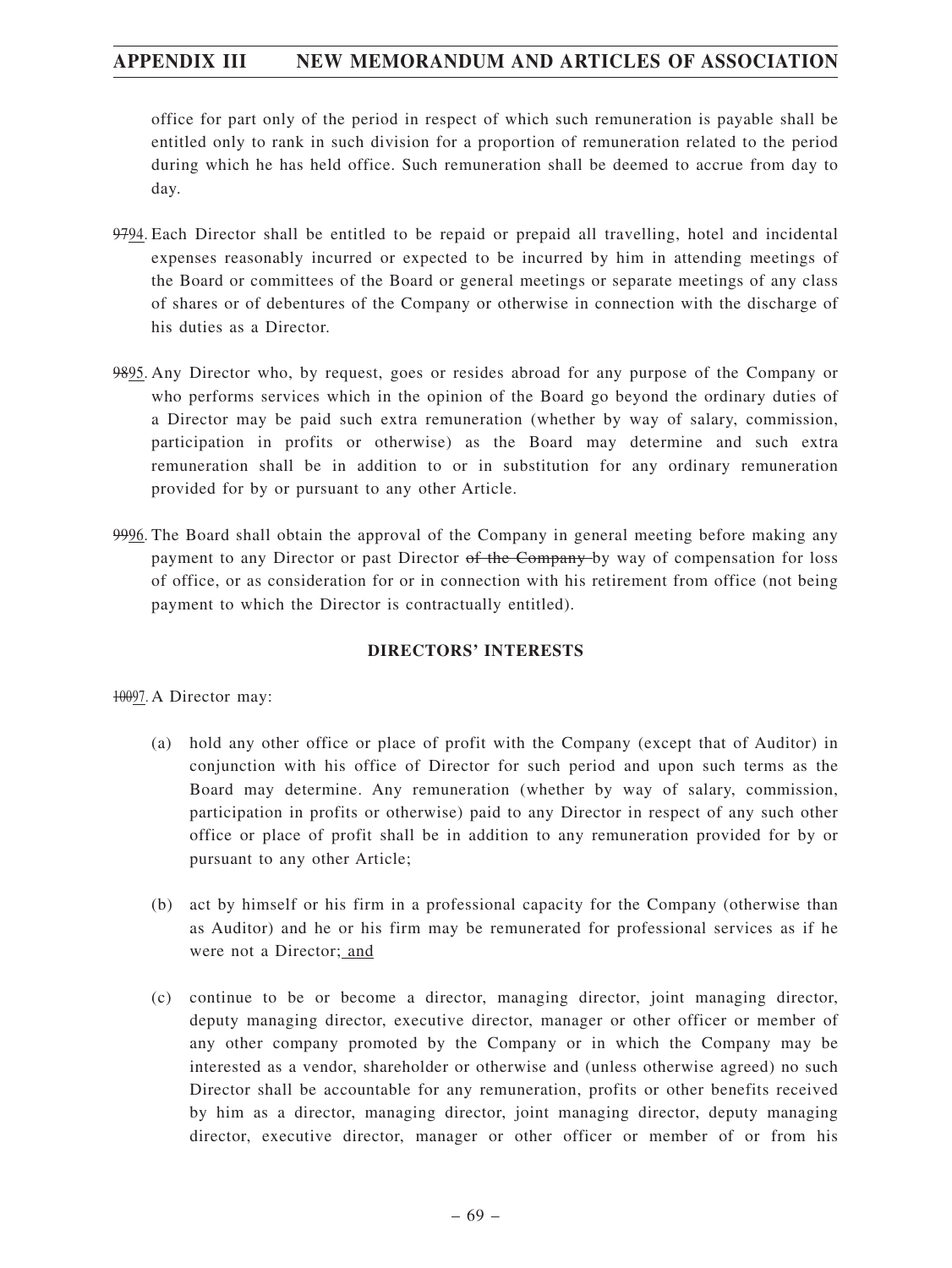office for part only of the period in respect of which such remuneration is payable shall be entitled only to rank in such division for a proportion of remuneration related to the period during which he has held office. Such remuneration shall be deemed to accrue from day to day.

~~97~~94. Each Director shall be entitled to be repaid or prepaid all travelling, hotel and incidental expenses reasonably incurred or expected to be incurred by him in attending meetings of the Board or committees of the Board or general meetings or separate meetings of any class of shares or of debentures of the Company or otherwise in connection with the discharge of his duties as a Director.

~~98~~95. Any Director who, by request, goes or resides abroad for any purpose of the Company or who performs services which in the opinion of the Board go beyond the ordinary duties of a Director may be paid such extra remuneration (whether by way of salary, commission, participation in profits or otherwise) as the Board may determine and such extra remuneration shall be in addition to or in substitution for any ordinary remuneration provided for by or pursuant to any other Article.

~~99~~96. The Board shall obtain the approval of the Company in general meeting before making any payment to any Director or past Director ~~of the Company~~ by way of compensation for loss of office, or as consideration for or in connection with his retirement from office (not being payment to which the Director is contractually entitled).

**DIRECTORS' INTERESTS**

~~100~~97. A Director may:

(a) hold any other office or place of profit with the Company (except that of Auditor) in conjunction with his office of Director for such period and upon such terms as the Board may determine. Any remuneration (whether by way of salary, commission, participation in profits or otherwise) paid to any Director in respect of any such other office or place of profit shall be in addition to any remuneration provided for by or pursuant to any other Article;

(b) act by himself or his firm in a professional capacity for the Company (otherwise than as Auditor) and he or his firm may be remunerated for professional services as if he were not a Director; and

(c) continue to be or become a director, managing director, joint managing director, deputy managing director, executive director, manager or other officer or member of any other company promoted by the Company or in which the Company may be interested as a vendor, shareholder or otherwise and (unless otherwise agreed) no such Director shall be accountable for any remuneration, profits or other benefits received by him as a director, managing director, joint managing director, deputy managing director, executive director, manager or other officer or member of or from his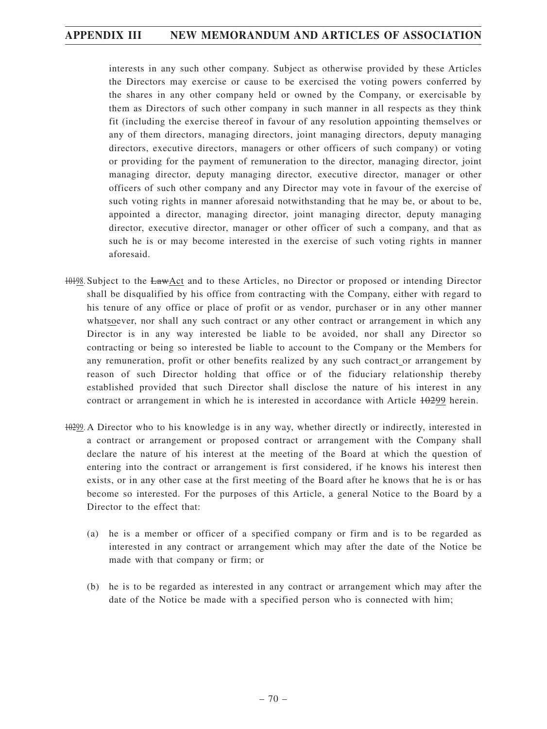interests in any such other company. Subject as otherwise provided by these Articles the Directors may exercise or cause to be exercised the voting powers conferred by the shares in any other company held or owned by the Company, or exercisable by them as Directors of such other company in such manner in all respects as they think fit (including the exercise thereof in favour of any resolution appointing themselves or any of them directors, managing directors, joint managing directors, deputy managing directors, executive directors, managers or other officers of such company) or voting or providing for the payment of remuneration to the director, managing director, joint managing director, deputy managing director, executive director, manager or other officers of such other company and any Director may vote in favour of the exercise of such voting rights in manner aforesaid notwithstanding that he may be, or about to be, appointed a director, managing director, joint managing director, deputy managing director, executive director, manager or other officer of such a company, and that as such he is or may become interested in the exercise of such voting rights in manner aforesaid.

~~101~~98. Subject to the ~~Law~~Act and to these Articles, no Director or proposed or intending Director shall be disqualified by his office from contracting with the Company, either with regard to his tenure of any office or place of profit or as vendor, purchaser or in any other manner whatsoever, nor shall any such contract or any other contract or arrangement in which any Director is in any way interested be liable to be avoided, nor shall any Director so contracting or being so interested be liable to account to the Company or the Members for any remuneration, profit or other benefits realized by any such contract or arrangement by reason of such Director holding that office or of the fiduciary relationship thereby established provided that such Director shall disclose the nature of his interest in any contract or arrangement in which he is interested in accordance with Article ~~102~~99 herein.

~~102~~99. A Director who to his knowledge is in any way, whether directly or indirectly, interested in a contract or arrangement or proposed contract or arrangement with the Company shall declare the nature of his interest at the meeting of the Board at which the question of entering into the contract or arrangement is first considered, if he knows his interest then exists, or in any other case at the first meeting of the Board after he knows that he is or has become so interested. For the purposes of this Article, a general Notice to the Board by a Director to the effect that:

(a) he is a member or officer of a specified company or firm and is to be regarded as interested in any contract or arrangement which may after the date of the Notice be made with that company or firm; or

(b) he is to be regarded as interested in any contract or arrangement which may after the date of the Notice be made with a specified person who is connected with him;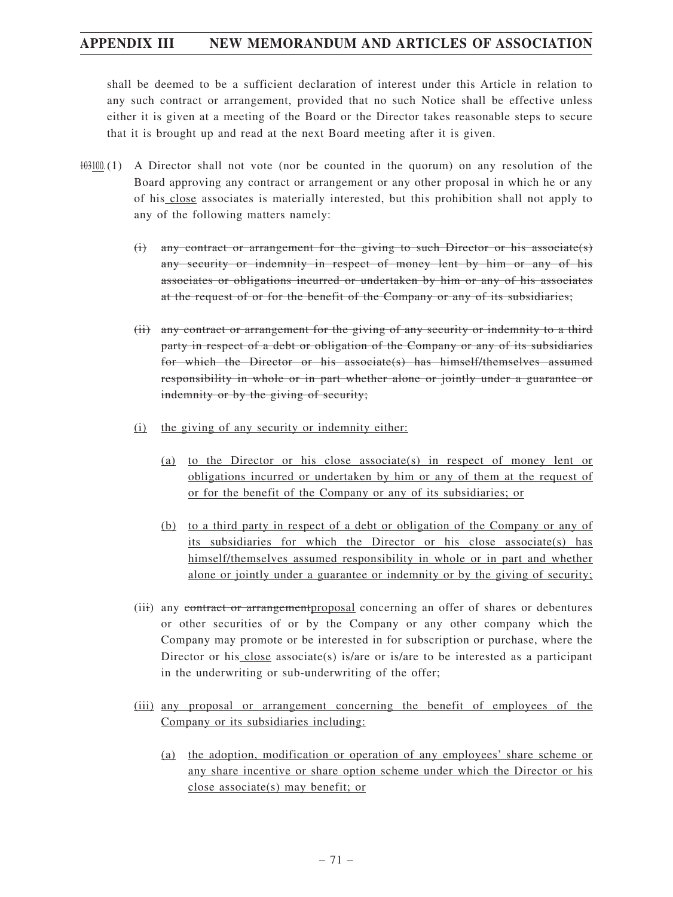shall be deemed to be a sufficient declaration of interest under this Article in relation to any such contract or arrangement, provided that no such Notice shall be effective unless either it is given at a meeting of the Board or the Director takes reasonable steps to secure that it is brought up and read at the next Board meeting after it is given.

~~103~~100.(1) A Director shall not vote (nor be counted in the quorum) on any resolution of the Board approving any contract or arrangement or any other proposal in which he or any of his close associates is materially interested, but this prohibition shall not apply to any of the following matters namely:

~~(i) any contract or arrangement for the giving to such Director or his associate(s) any security or indemnity in respect of money lent by him or any of his associates or obligations incurred or undertaken by him or any of his associates at the request of or for the benefit of the Company or any of its subsidiaries;~~

~~(ii) any contract or arrangement for the giving of any security or indemnity to a third party in respect of a debt or obligation of the Company or any of its subsidiaries for which the Director or his associate(s) has himself/themselves assumed responsibility in whole or in part whether alone or jointly under a guarantee or indemnity or by the giving of security;~~

(i) the giving of any security or indemnity either:

(a) to the Director or his close associate(s) in respect of money lent or obligations incurred or undertaken by him or any of them at the request of or for the benefit of the Company or any of its subsidiaries; or

(b) to a third party in respect of a debt or obligation of the Company or any of its subsidiaries for which the Director or his close associate(s) has himself/themselves assumed responsibility in whole or in part and whether alone or jointly under a guarantee or indemnity or by the giving of security;

(ii~~i~~) any ~~contract or arrangement~~proposal concerning an offer of shares or debentures or other securities of or by the Company or any other company which the Company may promote or be interested in for subscription or purchase, where the Director or his close associate(s) is/are or is/are to be interested as a participant in the underwriting or sub-underwriting of the offer;

(iii) any proposal or arrangement concerning the benefit of employees of the Company or its subsidiaries including:

(a) the adoption, modification or operation of any employees' share scheme or any share incentive or share option scheme under which the Director or his close associate(s) may benefit; or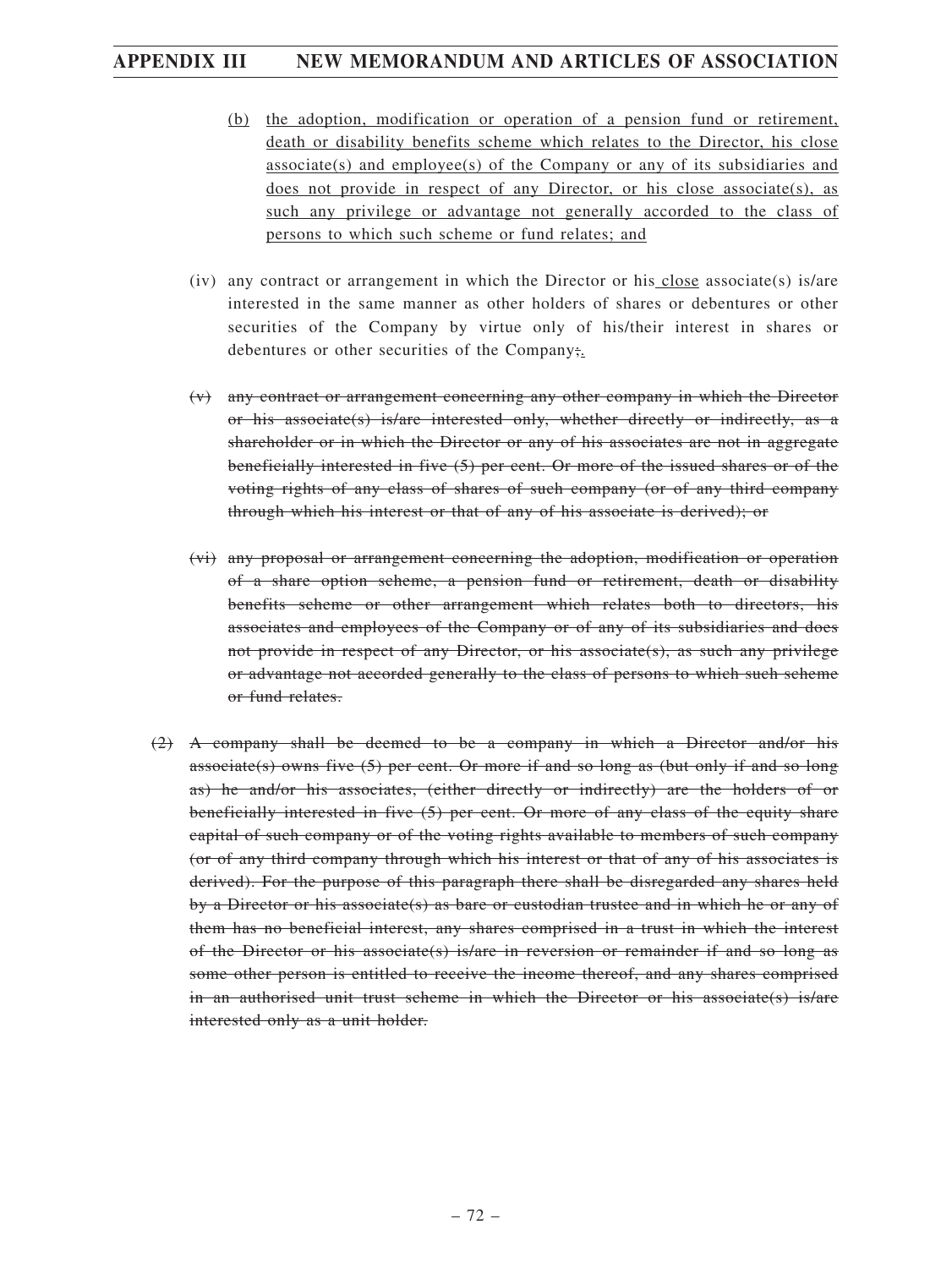(b) the adoption, modification or operation of a pension fund or retirement, death or disability benefits scheme which relates to the Director, his close associate(s) and employee(s) of the Company or any of its subsidiaries and does not provide in respect of any Director, or his close associate(s), as such any privilege or advantage not generally accorded to the class of persons to which such scheme or fund relates; and

(iv) any contract or arrangement in which the Director or his close associate(s) is/are interested in the same manner as other holders of shares or debentures or other securities of the Company by virtue only of his/their interest in shares or debentures or other securities of the Company~~;~~.

~~(v) any contract or arrangement concerning any other company in which the Director or his associate(s) is/are interested only, whether directly or indirectly, as a shareholder or in which the Director or any of his associates are not in aggregate beneficially interested in five (5) per cent. Or more of the issued shares or of the voting rights of any class of shares of such company (or of any third company through which his interest or that of any of his associate is derived); or~~

~~(vi) any proposal or arrangement concerning the adoption, modification or operation of a share option scheme, a pension fund or retirement, death or disability benefits scheme or other arrangement which relates both to directors, his associates and employees of the Company or of any of its subsidiaries and does not provide in respect of any Director, or his associate(s), as such any privilege or advantage not accorded generally to the class of persons to which such scheme or fund relates.~~

~~(2) A company shall be deemed to be a company in which a Director and/or his associate(s) owns five (5) per cent. Or more if and so long as (but only if and so long as) he and/or his associates, (either directly or indirectly) are the holders of or beneficially interested in five (5) per cent. Or more of any class of the equity share capital of such company or of the voting rights available to members of such company (or of any third company through which his interest or that of any of his associates is derived). For the purpose of this paragraph there shall be disregarded any shares held by a Director or his associate(s) as bare or custodian trustee and in which he or any of them has no beneficial interest, any shares comprised in a trust in which the interest of the Director or his associate(s) is/are in reversion or remainder if and so long as some other person is entitled to receive the income thereof, and any shares comprised in an authorised unit trust scheme in which the Director or his associate(s) is/are interested only as a unit holder.~~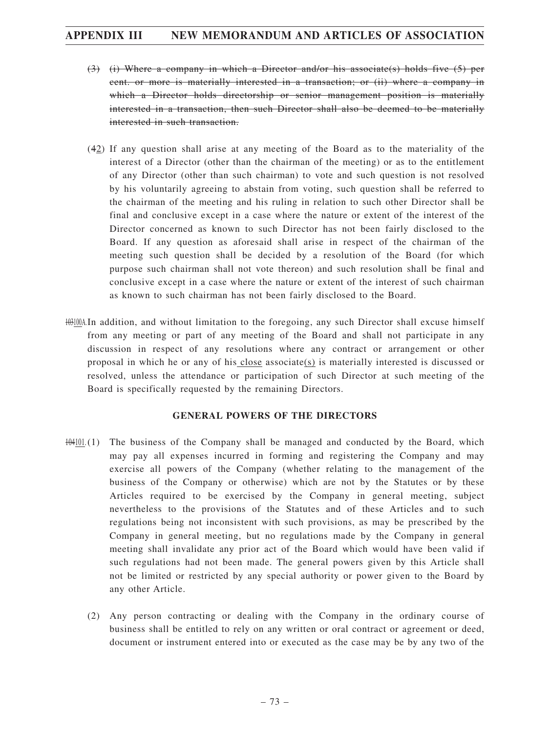(3) ~~(i) Where a company in which a Director and/or his associate(s) holds five (5) per cent. or more is materially interested in a transaction; or (ii) where a company in which a Director holds directorship or senior management position is materially interested in a transaction, then such Director shall also be deemed to be materially interested in such transaction.~~

(~~4~~2) If any question shall arise at any meeting of the Board as to the materiality of the interest of a Director (other than the chairman of the meeting) or as to the entitlement of any Director (other than such chairman) to vote and such question is not resolved by his voluntarily agreeing to abstain from voting, such question shall be referred to the chairman of the meeting and his ruling in relation to such other Director shall be final and conclusive except in a case where the nature or extent of the interest of the Director concerned as known to such Director has not been fairly disclosed to the Board. If any question as aforesaid shall arise in respect of the chairman of the meeting such question shall be decided by a resolution of the Board (for which purpose such chairman shall not vote thereon) and such resolution shall be final and conclusive except in a case where the nature or extent of the interest of such chairman as known to such chairman has not been fairly disclosed to the Board.

~~103~~100A. In addition, and without limitation to the foregoing, any such Director shall excuse himself from any meeting or part of any meeting of the Board and shall not participate in any discussion in respect of any resolutions where any contract or arrangement or other proposal in which he or any of his close associate(s) is materially interested is discussed or resolved, unless the attendance or participation of such Director at such meeting of the Board is specifically requested by the remaining Directors.

#### GENERAL POWERS OF THE DIRECTORS

~~104~~101. (1) The business of the Company shall be managed and conducted by the Board, which may pay all expenses incurred in forming and registering the Company and may exercise all powers of the Company (whether relating to the management of the business of the Company or otherwise) which are not by the Statutes or by these Articles required to be exercised by the Company in general meeting, subject nevertheless to the provisions of the Statutes and of these Articles and to such regulations being not inconsistent with such provisions, as may be prescribed by the Company in general meeting, but no regulations made by the Company in general meeting shall invalidate any prior act of the Board which would have been valid if such regulations had not been made. The general powers given by this Article shall not be limited or restricted by any special authority or power given to the Board by any other Article.

(2) Any person contracting or dealing with the Company in the ordinary course of business shall be entitled to rely on any written or oral contract or agreement or deed, document or instrument entered into or executed as the case may be by any two of the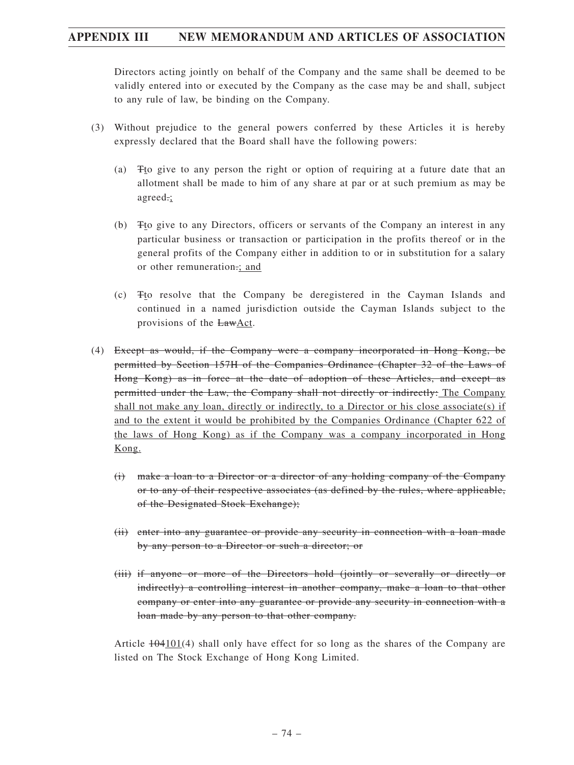Directors acting jointly on behalf of the Company and the same shall be deemed to be validly entered into or executed by the Company as the case may be and shall, subject to any rule of law, be binding on the Company.

(3) Without prejudice to the general powers conferred by these Articles it is hereby expressly declared that the Board shall have the following powers:

(a) ~~T~~<u>t</u>o give to any person the right or option of requiring at a future date that an allotment shall be made to him of any share at par or at such premium as may be agreed~~.~~<u>;</u>

(b) ~~T~~<u>t</u>o give to any Directors, officers or servants of the Company an interest in any particular business or transaction or participation in the profits thereof or in the general profits of the Company either in addition to or in substitution for a salary or other remuneration~~.~~<u>; and</u>

(c) ~~T~~<u>t</u>o resolve that the Company be deregistered in the Cayman Islands and continued in a named jurisdiction outside the Cayman Islands subject to the provisions of the ~~Law~~<u>Act</u>.

(4) ~~Except as would, if the Company were a company incorporated in Hong Kong, be permitted by Section 157H of the Companies Ordinance (Chapter 32 of the Laws of Hong Kong) as in force at the date of adoption of these Articles, and except as permitted under the Law, the Company shall not directly or indirectly:~~ <u>The Company shall not make any loan, directly or indirectly, to a Director or his close associate(s) if and to the extent it would be prohibited by the Companies Ordinance (Chapter 622 of the laws of Hong Kong) as if the Company was a company incorporated in Hong Kong.</u>

~~(i) make a loan to a Director or a director of any holding company of the Company or to any of their respective associates (as defined by the rules, where applicable, of the Designated Stock Exchange);~~

~~(ii) enter into any guarantee or provide any security in connection with a loan made by any person to a Director or such a director; or~~

~~(iii) if anyone or more of the Directors hold (jointly or severally or directly or indirectly) a controlling interest in another company, make a loan to that other company or enter into any guarantee or provide any security in connection with a loan made by any person to that other company.~~

Article ~~104~~<u>101</u>(4) shall only have effect for so long as the shares of the Company are listed on The Stock Exchange of Hong Kong Limited.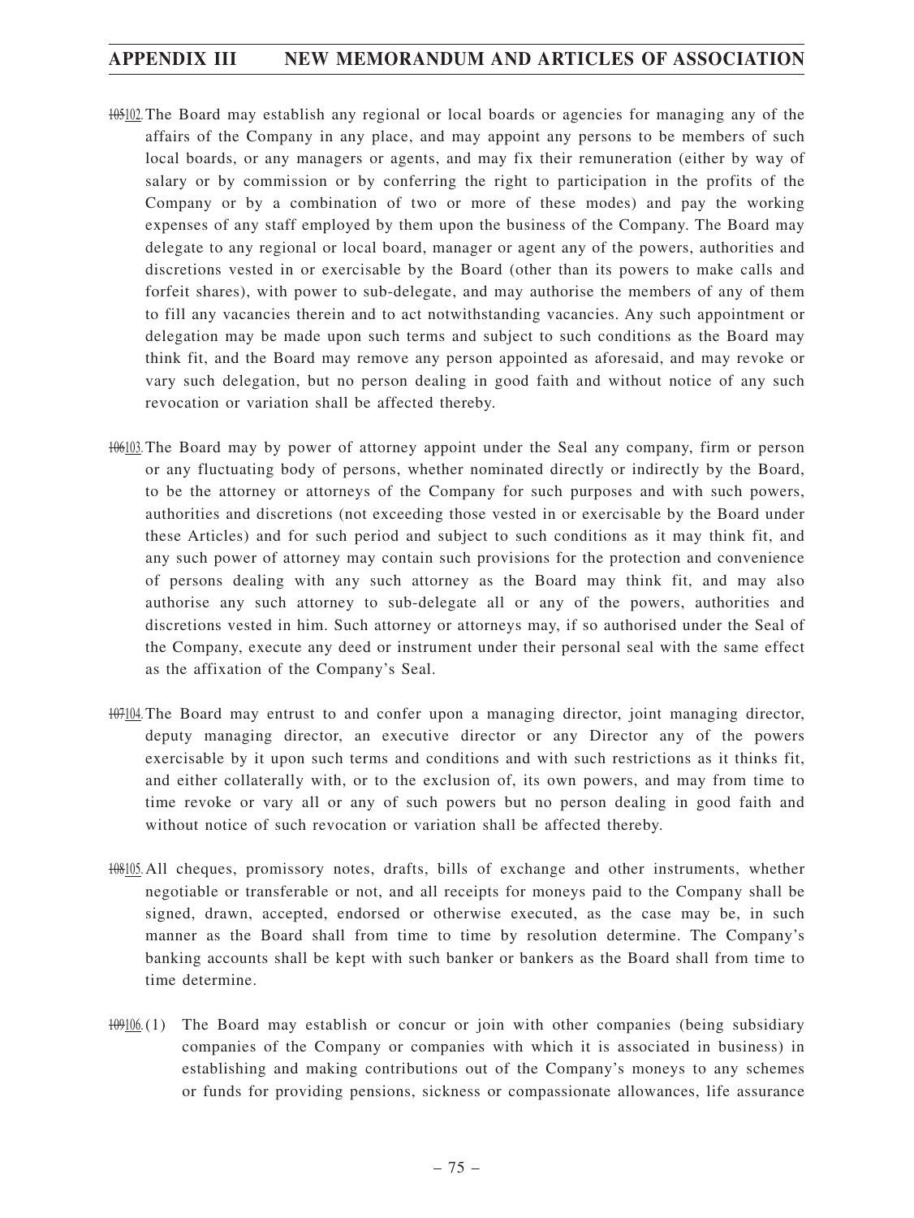~~105~~102. The Board may establish any regional or local boards or agencies for managing any of the affairs of the Company in any place, and may appoint any persons to be members of such local boards, or any managers or agents, and may fix their remuneration (either by way of salary or by commission or by conferring the right to participation in the profits of the Company or by a combination of two or more of these modes) and pay the working expenses of any staff employed by them upon the business of the Company. The Board may delegate to any regional or local board, manager or agent any of the powers, authorities and discretions vested in or exercisable by the Board (other than its powers to make calls and forfeit shares), with power to sub-delegate, and may authorise the members of any of them to fill any vacancies therein and to act notwithstanding vacancies. Any such appointment or delegation may be made upon such terms and subject to such conditions as the Board may think fit, and the Board may remove any person appointed as aforesaid, and may revoke or vary such delegation, but no person dealing in good faith and without notice of any such revocation or variation shall be affected thereby.

~~106~~103. The Board may by power of attorney appoint under the Seal any company, firm or person or any fluctuating body of persons, whether nominated directly or indirectly by the Board, to be the attorney or attorneys of the Company for such purposes and with such powers, authorities and discretions (not exceeding those vested in or exercisable by the Board under these Articles) and for such period and subject to such conditions as it may think fit, and any such power of attorney may contain such provisions for the protection and convenience of persons dealing with any such attorney as the Board may think fit, and may also authorise any such attorney to sub-delegate all or any of the powers, authorities and discretions vested in him. Such attorney or attorneys may, if so authorised under the Seal of the Company, execute any deed or instrument under their personal seal with the same effect as the affixation of the Company's Seal.

~~107~~104. The Board may entrust to and confer upon a managing director, joint managing director, deputy managing director, an executive director or any Director any of the powers exercisable by it upon such terms and conditions and with such restrictions as it thinks fit, and either collaterally with, or to the exclusion of, its own powers, and may from time to time revoke or vary all or any of such powers but no person dealing in good faith and without notice of such revocation or variation shall be affected thereby.

~~108~~105. All cheques, promissory notes, drafts, bills of exchange and other instruments, whether negotiable or transferable or not, and all receipts for moneys paid to the Company shall be signed, drawn, accepted, endorsed or otherwise executed, as the case may be, in such manner as the Board shall from time to time by resolution determine. The Company's banking accounts shall be kept with such banker or bankers as the Board shall from time to time determine.

~~109~~106. (1) The Board may establish or concur or join with other companies (being subsidiary companies of the Company or companies with which it is associated in business) in establishing and making contributions out of the Company's moneys to any schemes or funds for providing pensions, sickness or compassionate allowances, life assurance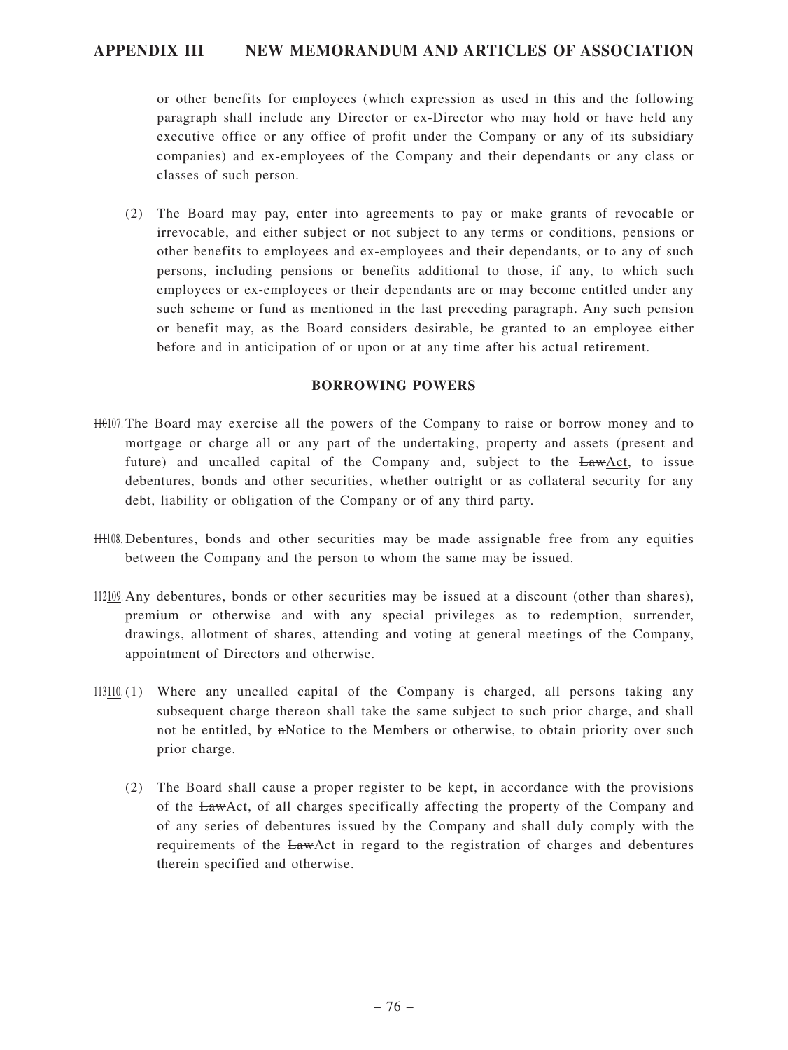or other benefits for employees (which expression as used in this and the following paragraph shall include any Director or ex-Director who may hold or have held any executive office or any office of profit under the Company or any of its subsidiary companies) and ex-employees of the Company and their dependants or any class or classes of such person.

(2) The Board may pay, enter into agreements to pay or make grants of revocable or irrevocable, and either subject or not subject to any terms or conditions, pensions or other benefits to employees and ex-employees and their dependants, or to any of such persons, including pensions or benefits additional to those, if any, to which such employees or ex-employees or their dependants are or may become entitled under any such scheme or fund as mentioned in the last preceding paragraph. Any such pension or benefit may, as the Board considers desirable, be granted to an employee either before and in anticipation of or upon or at any time after his actual retirement.

## BORROWING POWERS

~~110~~107. The Board may exercise all the powers of the Company to raise or borrow money and to mortgage or charge all or any part of the undertaking, property and assets (present and future) and uncalled capital of the Company and, subject to the ~~Law~~Act, to issue debentures, bonds and other securities, whether outright or as collateral security for any debt, liability or obligation of the Company or of any third party.

~~111~~108. Debentures, bonds and other securities may be made assignable free from any equities between the Company and the person to whom the same may be issued.

~~112~~109. Any debentures, bonds or other securities may be issued at a discount (other than shares), premium or otherwise and with any special privileges as to redemption, surrender, drawings, allotment of shares, attending and voting at general meetings of the Company, appointment of Directors and otherwise.

~~113~~110. (1) Where any uncalled capital of the Company is charged, all persons taking any subsequent charge thereon shall take the same subject to such prior charge, and shall not be entitled, by ~~n~~Notice to the Members or otherwise, to obtain priority over such prior charge.

(2) The Board shall cause a proper register to be kept, in accordance with the provisions of the ~~Law~~Act, of all charges specifically affecting the property of the Company and of any series of debentures issued by the Company and shall duly comply with the requirements of the ~~Law~~Act in regard to the registration of charges and debentures therein specified and otherwise.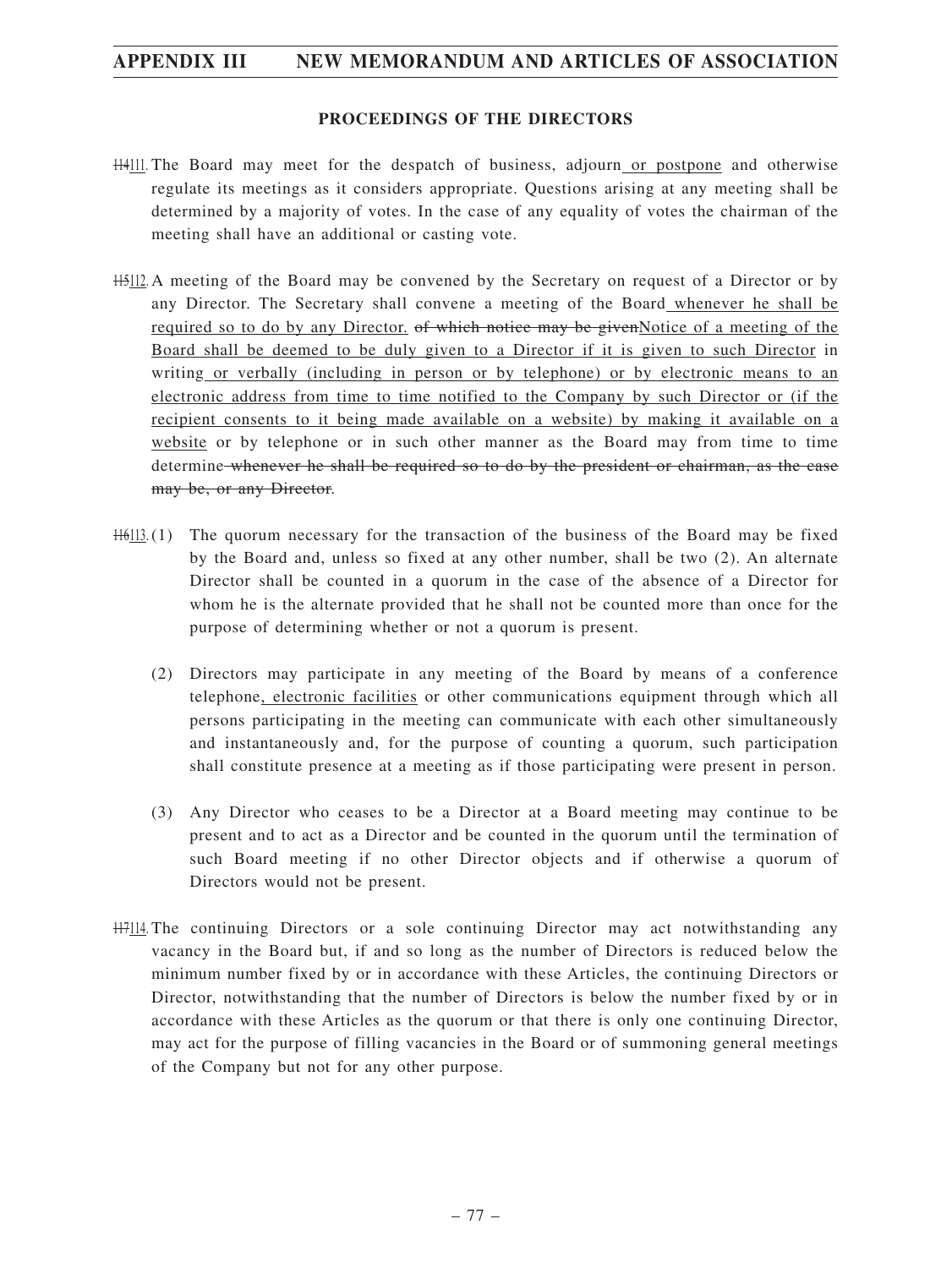## PROCEEDINGS OF THE DIRECTORS

~~114~~111. The Board may meet for the despatch of business, adjourn or postpone and otherwise regulate its meetings as it considers appropriate. Questions arising at any meeting shall be determined by a majority of votes. In the case of any equality of votes the chairman of the meeting shall have an additional or casting vote.

~~115~~112. A meeting of the Board may be convened by the Secretary on request of a Director or by any Director. The Secretary shall convene a meeting of the Board whenever he shall be required so to do by any Director. ~~of which notice may be given~~Notice of a meeting of the Board shall be deemed to be duly given to a Director if it is given to such Director in writing or verbally (including in person or by telephone) or by electronic means to an electronic address from time to time notified to the Company by such Director or (if the recipient consents to it being made available on a website) by making it available on a website or by telephone or in such other manner as the Board may from time to time determine ~~whenever he shall be required so to do by the president or chairman, as the case may be, or any Director~~.

~~116~~113. (1) The quorum necessary for the transaction of the business of the Board may be fixed by the Board and, unless so fixed at any other number, shall be two (2). An alternate Director shall be counted in a quorum in the case of the absence of a Director for whom he is the alternate provided that he shall not be counted more than once for the purpose of determining whether or not a quorum is present.

(2) Directors may participate in any meeting of the Board by means of a conference telephone, electronic facilities or other communications equipment through which all persons participating in the meeting can communicate with each other simultaneously and instantaneously and, for the purpose of counting a quorum, such participation shall constitute presence at a meeting as if those participating were present in person.

(3) Any Director who ceases to be a Director at a Board meeting may continue to be present and to act as a Director and be counted in the quorum until the termination of such Board meeting if no other Director objects and if otherwise a quorum of Directors would not be present.

~~117~~114. The continuing Directors or a sole continuing Director may act notwithstanding any vacancy in the Board but, if and so long as the number of Directors is reduced below the minimum number fixed by or in accordance with these Articles, the continuing Directors or Director, notwithstanding that the number of Directors is below the number fixed by or in accordance with these Articles as the quorum or that there is only one continuing Director, may act for the purpose of filling vacancies in the Board or of summoning general meetings of the Company but not for any other purpose.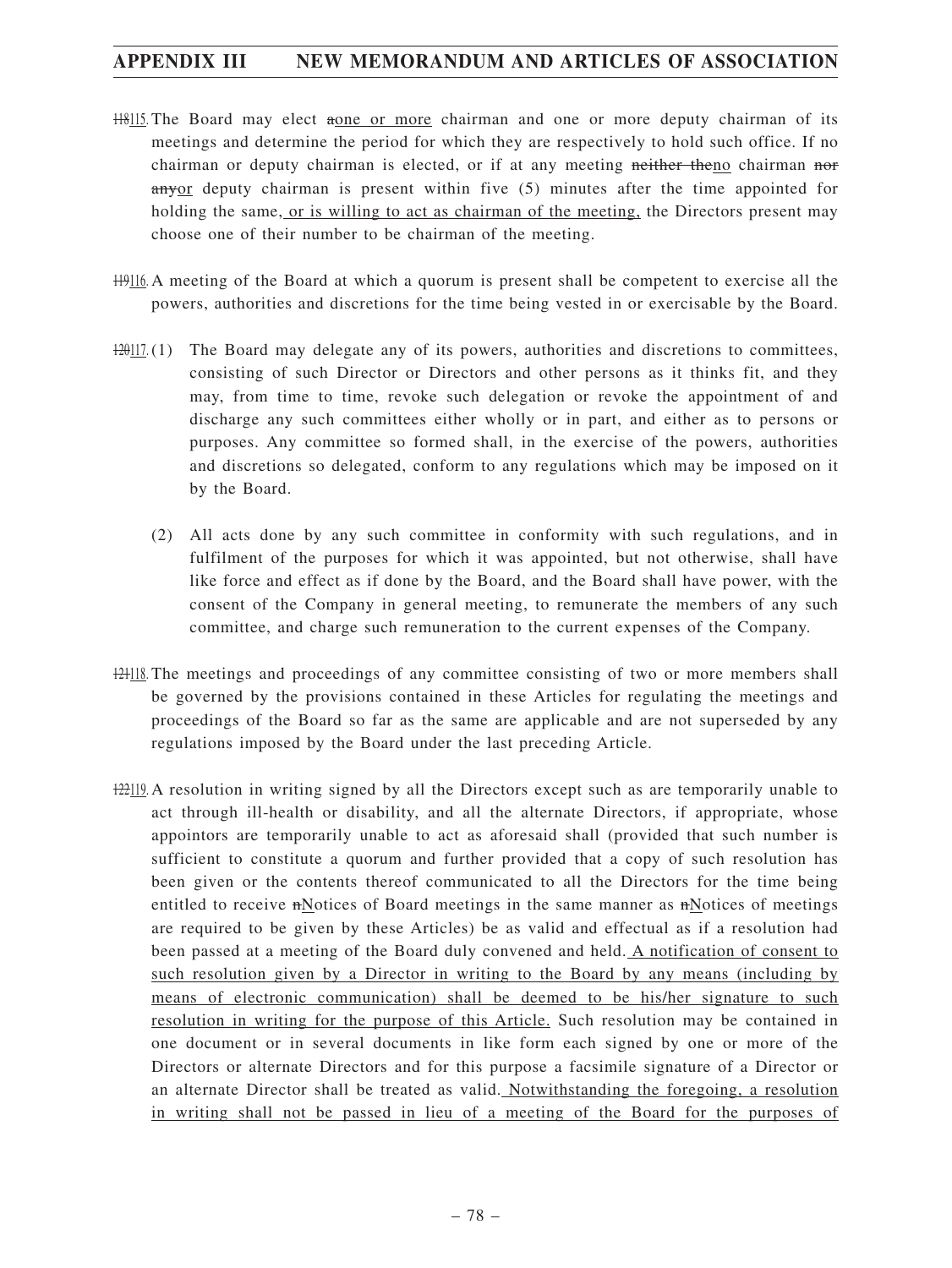~~118~~115. The Board may elect ~~a~~one or more chairman and one or more deputy chairman of its meetings and determine the period for which they are respectively to hold such office. If no chairman or deputy chairman is elected, or if at any meeting ~~neither the~~no chairman ~~nor any~~or deputy chairman is present within five (5) minutes after the time appointed for holding the same, or is willing to act as chairman of the meeting, the Directors present may choose one of their number to be chairman of the meeting.

~~119~~116. A meeting of the Board at which a quorum is present shall be competent to exercise all the powers, authorities and discretions for the time being vested in or exercisable by the Board.

~~120~~117. (1) The Board may delegate any of its powers, authorities and discretions to committees, consisting of such Director or Directors and other persons as it thinks fit, and they may, from time to time, revoke such delegation or revoke the appointment of and discharge any such committees either wholly or in part, and either as to persons or purposes. Any committee so formed shall, in the exercise of the powers, authorities and discretions so delegated, conform to any regulations which may be imposed on it by the Board.

(2) All acts done by any such committee in conformity with such regulations, and in fulfilment of the purposes for which it was appointed, but not otherwise, shall have like force and effect as if done by the Board, and the Board shall have power, with the consent of the Company in general meeting, to remunerate the members of any such committee, and charge such remuneration to the current expenses of the Company.

~~121~~118. The meetings and proceedings of any committee consisting of two or more members shall be governed by the provisions contained in these Articles for regulating the meetings and proceedings of the Board so far as the same are applicable and are not superseded by any regulations imposed by the Board under the last preceding Article.

~~122~~119. A resolution in writing signed by all the Directors except such as are temporarily unable to act through ill-health or disability, and all the alternate Directors, if appropriate, whose appointors are temporarily unable to act as aforesaid shall (provided that such number is sufficient to constitute a quorum and further provided that a copy of such resolution has been given or the contents thereof communicated to all the Directors for the time being entitled to receive ~~n~~Notices of Board meetings in the same manner as ~~n~~Notices of meetings are required to be given by these Articles) be as valid and effectual as if a resolution had been passed at a meeting of the Board duly convened and held. A notification of consent to such resolution given by a Director in writing to the Board by any means (including by means of electronic communication) shall be deemed to be his/her signature to such resolution in writing for the purpose of this Article. Such resolution may be contained in one document or in several documents in like form each signed by one or more of the Directors or alternate Directors and for this purpose a facsimile signature of a Director or an alternate Director shall be treated as valid. Notwithstanding the foregoing, a resolution in writing shall not be passed in lieu of a meeting of the Board for the purposes of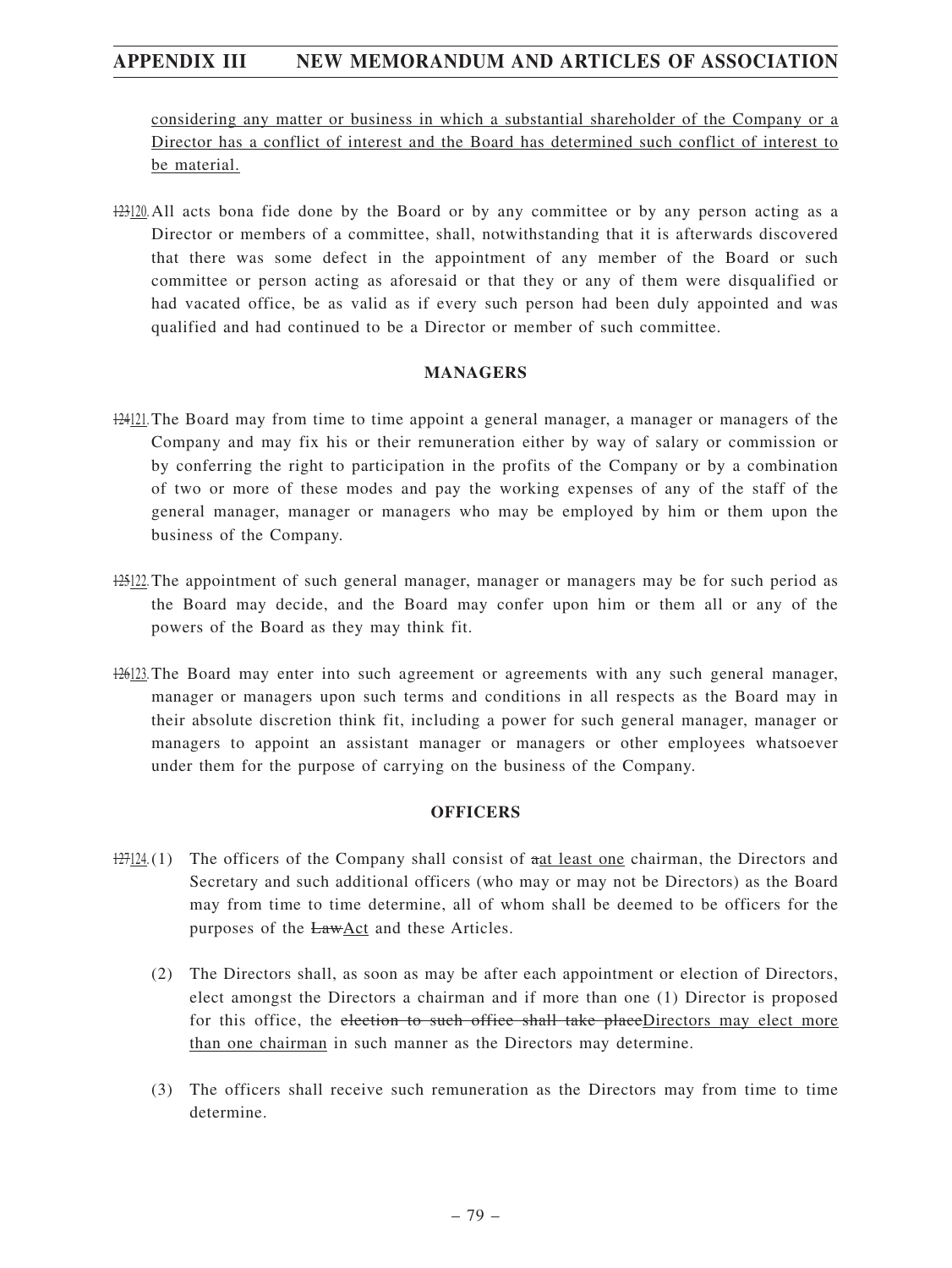considering any matter or business in which a substantial shareholder of the Company or a Director has a conflict of interest and the Board has determined such conflict of interest to be material.

~~123~~120. All acts bona fide done by the Board or by any committee or by any person acting as a Director or members of a committee, shall, notwithstanding that it is afterwards discovered that there was some defect in the appointment of any member of the Board or such committee or person acting as aforesaid or that they or any of them were disqualified or had vacated office, be as valid as if every such person had been duly appointed and was qualified and had continued to be a Director or member of such committee.

**MANAGERS**

~~124~~121. The Board may from time to time appoint a general manager, a manager or managers of the Company and may fix his or their remuneration either by way of salary or commission or by conferring the right to participation in the profits of the Company or by a combination of two or more of these modes and pay the working expenses of any of the staff of the general manager, manager or managers who may be employed by him or them upon the business of the Company.

~~125~~122. The appointment of such general manager, manager or managers may be for such period as the Board may decide, and the Board may confer upon him or them all or any of the powers of the Board as they may think fit.

~~126~~123. The Board may enter into such agreement or agreements with any such general manager, manager or managers upon such terms and conditions in all respects as the Board may in their absolute discretion think fit, including a power for such general manager, manager or managers to appoint an assistant manager or managers or other employees whatsoever under them for the purpose of carrying on the business of the Company.

**OFFICERS**

~~127~~124. (1) The officers of the Company shall consist of ~~a~~at least one chairman, the Directors and Secretary and such additional officers (who may or may not be Directors) as the Board may from time to time determine, all of whom shall be deemed to be officers for the purposes of the ~~Law~~Act and these Articles.

(2) The Directors shall, as soon as may be after each appointment or election of Directors, elect amongst the Directors a chairman and if more than one (1) Director is proposed for this office, the ~~election to such office shall take place~~Directors may elect more than one chairman in such manner as the Directors may determine.

(3) The officers shall receive such remuneration as the Directors may from time to time determine.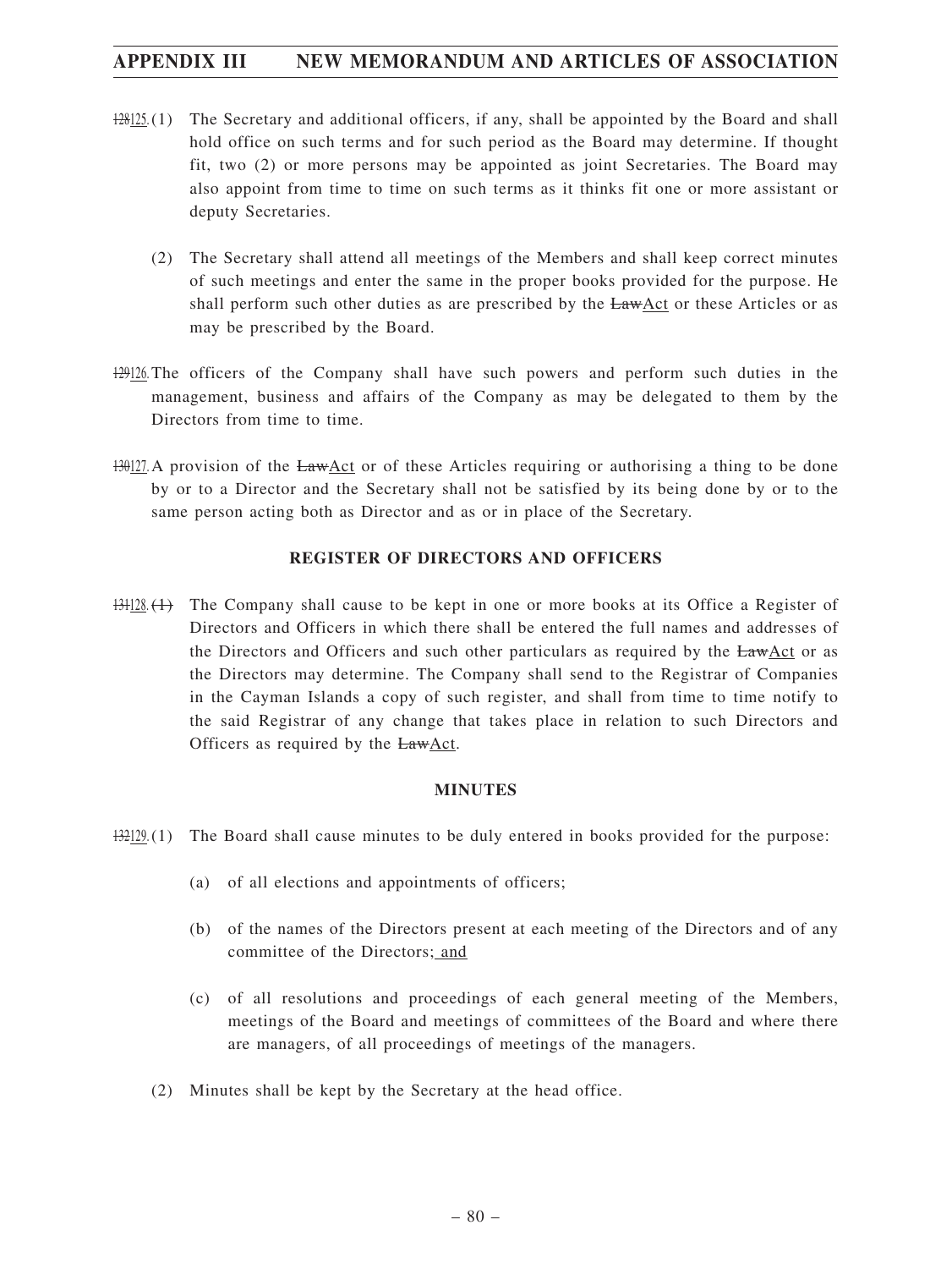- ~~128~~125. (1) The Secretary and additional officers, if any, shall be appointed by the Board and shall hold office on such terms and for such period as the Board may determine. If thought fit, two (2) or more persons may be appointed as joint Secretaries. The Board may also appoint from time to time on such terms as it thinks fit one or more assistant or deputy Secretaries.

  (2) The Secretary shall attend all meetings of the Members and shall keep correct minutes of such meetings and enter the same in the proper books provided for the purpose. He shall perform such other duties as are prescribed by the ~~Law~~Act or these Articles or as may be prescribed by the Board.

- ~~129~~126. The officers of the Company shall have such powers and perform such duties in the management, business and affairs of the Company as may be delegated to them by the Directors from time to time.

- ~~130~~127. A provision of the ~~Law~~Act or of these Articles requiring or authorising a thing to be done by or to a Director and the Secretary shall not be satisfied by its being done by or to the same person acting both as Director and as or in place of the Secretary.

**REGISTER OF DIRECTORS AND OFFICERS**

- ~~131~~128. ~~(1)~~ The Company shall cause to be kept in one or more books at its Office a Register of Directors and Officers in which there shall be entered the full names and addresses of the Directors and Officers and such other particulars as required by the ~~Law~~Act or as the Directors may determine. The Company shall send to the Registrar of Companies in the Cayman Islands a copy of such register, and shall from time to time notify to the said Registrar of any change that takes place in relation to such Directors and Officers as required by the ~~Law~~Act.

**MINUTES**

- ~~132~~129. (1) The Board shall cause minutes to be duly entered in books provided for the purpose:

  (a) of all elections and appointments of officers;

  (b) of the names of the Directors present at each meeting of the Directors and of any committee of the Directors; and

  (c) of all resolutions and proceedings of each general meeting of the Members, meetings of the Board and meetings of committees of the Board and where there are managers, of all proceedings of meetings of the managers.

  (2) Minutes shall be kept by the Secretary at the head office.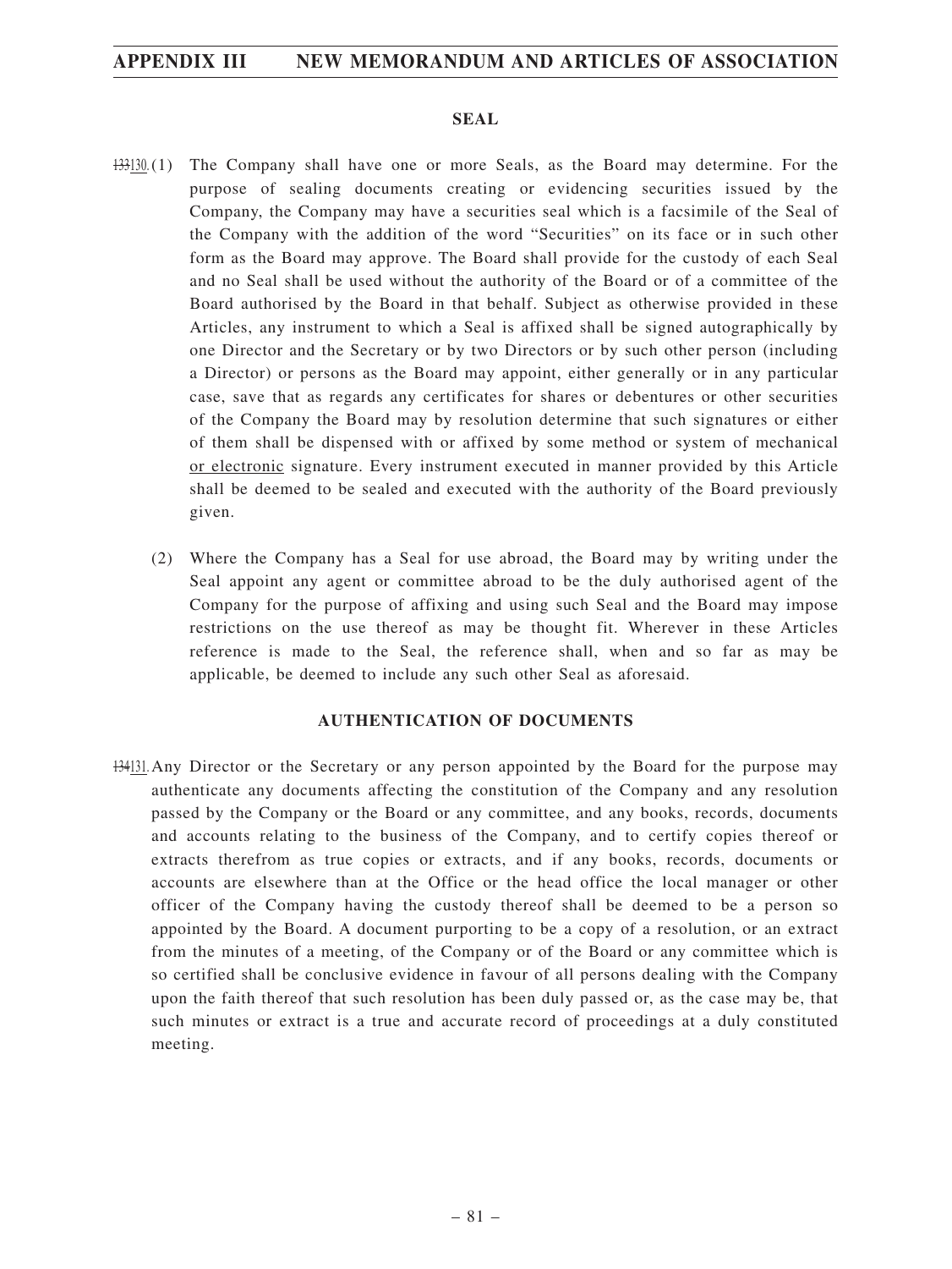## SEAL

~~133~~130.(1) The Company shall have one or more Seals, as the Board may determine. For the purpose of sealing documents creating or evidencing securities issued by the Company, the Company may have a securities seal which is a facsimile of the Seal of the Company with the addition of the word "Securities" on its face or in such other form as the Board may approve. The Board shall provide for the custody of each Seal and no Seal shall be used without the authority of the Board or of a committee of the Board authorised by the Board in that behalf. Subject as otherwise provided in these Articles, any instrument to which a Seal is affixed shall be signed autographically by one Director and the Secretary or by two Directors or by such other person (including a Director) or persons as the Board may appoint, either generally or in any particular case, save that as regards any certificates for shares or debentures or other securities of the Company the Board may by resolution determine that such signatures or either of them shall be dispensed with or affixed by some method or system of mechanical or electronic signature. Every instrument executed in manner provided by this Article shall be deemed to be sealed and executed with the authority of the Board previously given.

(2) Where the Company has a Seal for use abroad, the Board may by writing under the Seal appoint any agent or committee abroad to be the duly authorised agent of the Company for the purpose of affixing and using such Seal and the Board may impose restrictions on the use thereof as may be thought fit. Wherever in these Articles reference is made to the Seal, the reference shall, when and so far as may be applicable, be deemed to include any such other Seal as aforesaid.

## AUTHENTICATION OF DOCUMENTS

~~134~~131. Any Director or the Secretary or any person appointed by the Board for the purpose may authenticate any documents affecting the constitution of the Company and any resolution passed by the Company or the Board or any committee, and any books, records, documents and accounts relating to the business of the Company, and to certify copies thereof or extracts therefrom as true copies or extracts, and if any books, records, documents or accounts are elsewhere than at the Office or the head office the local manager or other officer of the Company having the custody thereof shall be deemed to be a person so appointed by the Board. A document purporting to be a copy of a resolution, or an extract from the minutes of a meeting, of the Company or of the Board or any committee which is so certified shall be conclusive evidence in favour of all persons dealing with the Company upon the faith thereof that such resolution has been duly passed or, as the case may be, that such minutes or extract is a true and accurate record of proceedings at a duly constituted meeting.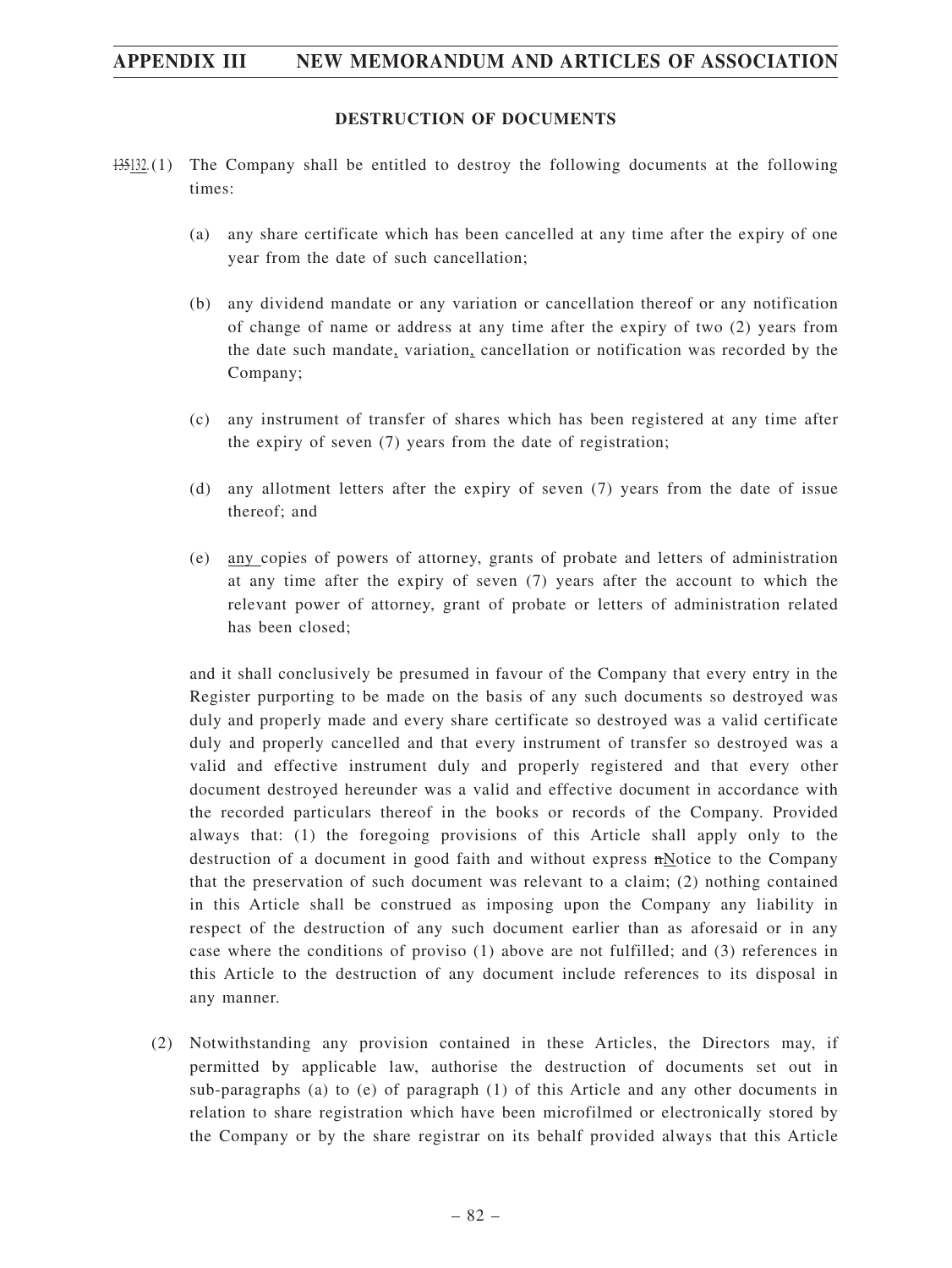## DESTRUCTION OF DOCUMENTS

~~135~~132. (1) The Company shall be entitled to destroy the following documents at the following times:

(a) any share certificate which has been cancelled at any time after the expiry of one year from the date of such cancellation;

(b) any dividend mandate or any variation or cancellation thereof or any notification of change of name or address at any time after the expiry of two (2) years from the date such mandate, variation, cancellation or notification was recorded by the Company;

(c) any instrument of transfer of shares which has been registered at any time after the expiry of seven (7) years from the date of registration;

(d) any allotment letters after the expiry of seven (7) years from the date of issue thereof; and

(e) any copies of powers of attorney, grants of probate and letters of administration at any time after the expiry of seven (7) years after the account to which the relevant power of attorney, grant of probate or letters of administration related has been closed;

and it shall conclusively be presumed in favour of the Company that every entry in the Register purporting to be made on the basis of any such documents so destroyed was duly and properly made and every share certificate so destroyed was a valid certificate duly and properly cancelled and that every instrument of transfer so destroyed was a valid and effective instrument duly and properly registered and that every other document destroyed hereunder was a valid and effective document in accordance with the recorded particulars thereof in the books or records of the Company. Provided always that: (1) the foregoing provisions of this Article shall apply only to the destruction of a document in good faith and without express ~~n~~Notice to the Company that the preservation of such document was relevant to a claim; (2) nothing contained in this Article shall be construed as imposing upon the Company any liability in respect of the destruction of any such document earlier than as aforesaid or in any case where the conditions of proviso (1) above are not fulfilled; and (3) references in this Article to the destruction of any document include references to its disposal in any manner.

(2) Notwithstanding any provision contained in these Articles, the Directors may, if permitted by applicable law, authorise the destruction of documents set out in sub-paragraphs (a) to (e) of paragraph (1) of this Article and any other documents in relation to share registration which have been microfilmed or electronically stored by the Company or by the share registrar on its behalf provided always that this Article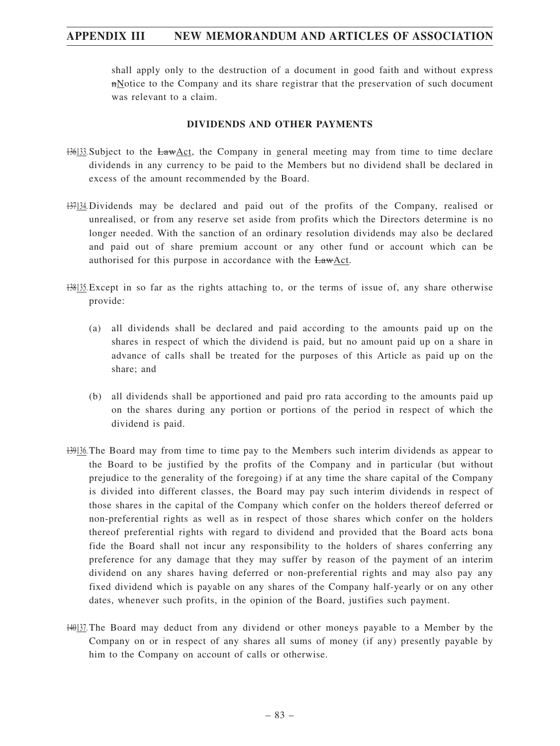shall apply only to the destruction of a document in good faith and without express ~~n~~Notice to the Company and its share registrar that the preservation of such document was relevant to a claim.

## DIVIDENDS AND OTHER PAYMENTS

~~136~~133. Subject to the ~~Law~~Act, the Company in general meeting may from time to time declare dividends in any currency to be paid to the Members but no dividend shall be declared in excess of the amount recommended by the Board.

~~137~~134. Dividends may be declared and paid out of the profits of the Company, realised or unrealised, or from any reserve set aside from profits which the Directors determine is no longer needed. With the sanction of an ordinary resolution dividends may also be declared and paid out of share premium account or any other fund or account which can be authorised for this purpose in accordance with the ~~Law~~Act.

~~138~~135. Except in so far as the rights attaching to, or the terms of issue of, any share otherwise provide:

(a) all dividends shall be declared and paid according to the amounts paid up on the shares in respect of which the dividend is paid, but no amount paid up on a share in advance of calls shall be treated for the purposes of this Article as paid up on the share; and

(b) all dividends shall be apportioned and paid pro rata according to the amounts paid up on the shares during any portion or portions of the period in respect of which the dividend is paid.

~~139~~136. The Board may from time to time pay to the Members such interim dividends as appear to the Board to be justified by the profits of the Company and in particular (but without prejudice to the generality of the foregoing) if at any time the share capital of the Company is divided into different classes, the Board may pay such interim dividends in respect of those shares in the capital of the Company which confer on the holders thereof deferred or non-preferential rights as well as in respect of those shares which confer on the holders thereof preferential rights with regard to dividend and provided that the Board acts bona fide the Board shall not incur any responsibility to the holders of shares conferring any preference for any damage that they may suffer by reason of the payment of an interim dividend on any shares having deferred or non-preferential rights and may also pay any fixed dividend which is payable on any shares of the Company half-yearly or on any other dates, whenever such profits, in the opinion of the Board, justifies such payment.

~~140~~137. The Board may deduct from any dividend or other moneys payable to a Member by the Company on or in respect of any shares all sums of money (if any) presently payable by him to the Company on account of calls or otherwise.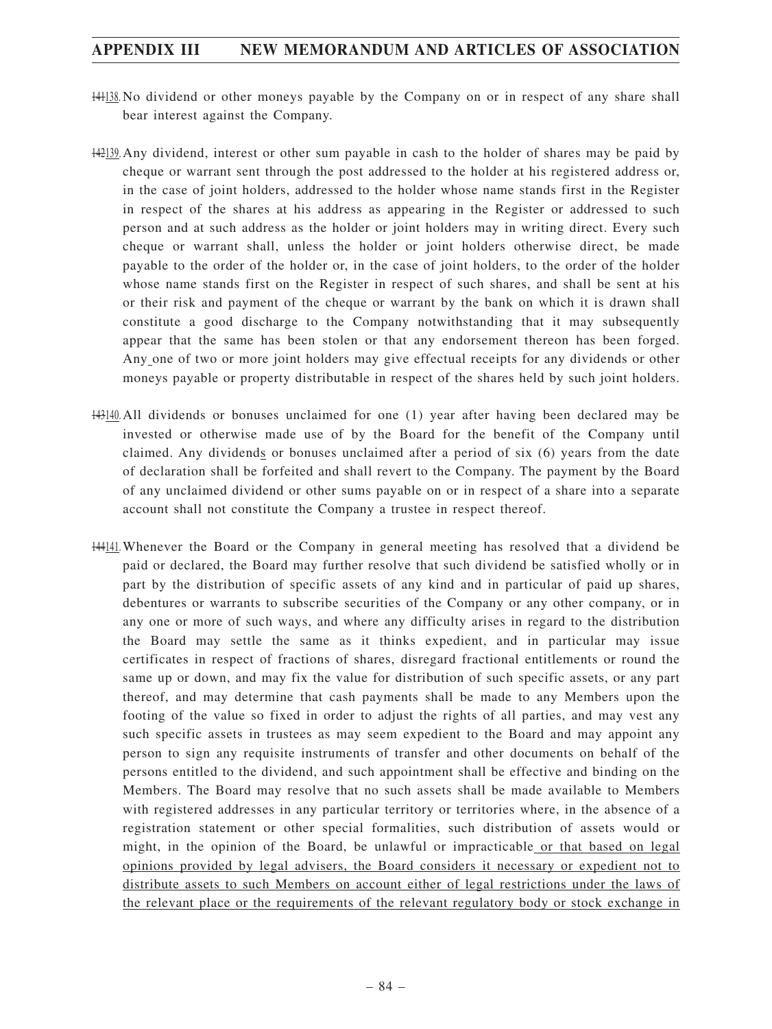~~141~~138. No dividend or other moneys payable by the Company on or in respect of any share shall bear interest against the Company.

~~142~~139. Any dividend, interest or other sum payable in cash to the holder of shares may be paid by cheque or warrant sent through the post addressed to the holder at his registered address or, in the case of joint holders, addressed to the holder whose name stands first in the Register in respect of the shares at his address as appearing in the Register or addressed to such person and at such address as the holder or joint holders may in writing direct. Every such cheque or warrant shall, unless the holder or joint holders otherwise direct, be made payable to the order of the holder or, in the case of joint holders, to the order of the holder whose name stands first on the Register in respect of such shares, and shall be sent at his or their risk and payment of the cheque or warrant by the bank on which it is drawn shall constitute a good discharge to the Company notwithstanding that it may subsequently appear that the same has been stolen or that any endorsement thereon has been forged. Any one of two or more joint holders may give effectual receipts for any dividends or other moneys payable or property distributable in respect of the shares held by such joint holders.

~~143~~140. All dividends or bonuses unclaimed for one (1) year after having been declared may be invested or otherwise made use of by the Board for the benefit of the Company until claimed. Any dividends or bonuses unclaimed after a period of six (6) years from the date of declaration shall be forfeited and shall revert to the Company. The payment by the Board of any unclaimed dividend or other sums payable on or in respect of a share into a separate account shall not constitute the Company a trustee in respect thereof.

~~144~~141. Whenever the Board or the Company in general meeting has resolved that a dividend be paid or declared, the Board may further resolve that such dividend be satisfied wholly or in part by the distribution of specific assets of any kind and in particular of paid up shares, debentures or warrants to subscribe securities of the Company or any other company, or in any one or more of such ways, and where any difficulty arises in regard to the distribution the Board may settle the same as it thinks expedient, and in particular may issue certificates in respect of fractions of shares, disregard fractional entitlements or round the same up or down, and may fix the value for distribution of such specific assets, or any part thereof, and may determine that cash payments shall be made to any Members upon the footing of the value so fixed in order to adjust the rights of all parties, and may vest any such specific assets in trustees as may seem expedient to the Board and may appoint any person to sign any requisite instruments of transfer and other documents on behalf of the persons entitled to the dividend, and such appointment shall be effective and binding on the Members. The Board may resolve that no such assets shall be made available to Members with registered addresses in any particular territory or territories where, in the absence of a registration statement or other special formalities, such distribution of assets would or might, in the opinion of the Board, be unlawful or impracticable or that based on legal opinions provided by legal advisers, the Board considers it necessary or expedient not to distribute assets to such Members on account either of legal restrictions under the laws of the relevant place or the requirements of the relevant regulatory body or stock exchange in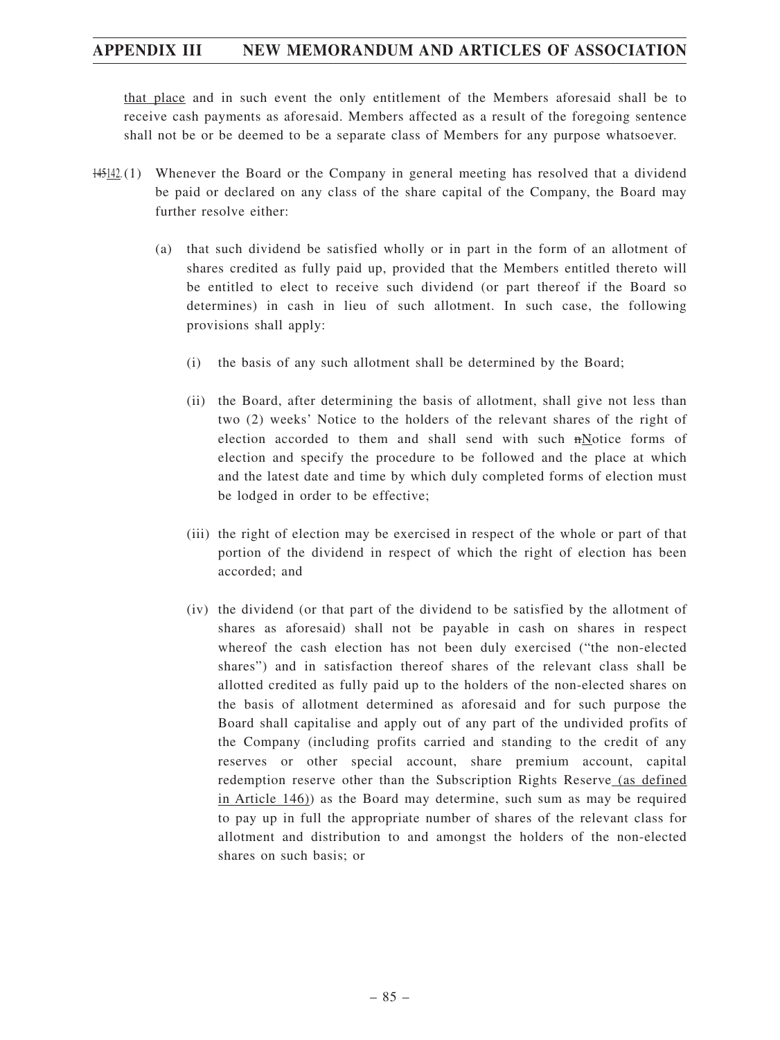that place and in such event the only entitlement of the Members aforesaid shall be to receive cash payments as aforesaid. Members affected as a result of the foregoing sentence shall not be or be deemed to be a separate class of Members for any purpose whatsoever.

~~145~~142. (1) Whenever the Board or the Company in general meeting has resolved that a dividend be paid or declared on any class of the share capital of the Company, the Board may further resolve either:

(a) that such dividend be satisfied wholly or in part in the form of an allotment of shares credited as fully paid up, provided that the Members entitled thereto will be entitled to elect to receive such dividend (or part thereof if the Board so determines) in cash in lieu of such allotment. In such case, the following provisions shall apply:

(i) the basis of any such allotment shall be determined by the Board;

(ii) the Board, after determining the basis of allotment, shall give not less than two (2) weeks' Notice to the holders of the relevant shares of the right of election accorded to them and shall send with such ~~n~~Notice forms of election and specify the procedure to be followed and the place at which and the latest date and time by which duly completed forms of election must be lodged in order to be effective;

(iii) the right of election may be exercised in respect of the whole or part of that portion of the dividend in respect of which the right of election has been accorded; and

(iv) the dividend (or that part of the dividend to be satisfied by the allotment of shares as aforesaid) shall not be payable in cash on shares in respect whereof the cash election has not been duly exercised ("the non-elected shares") and in satisfaction thereof shares of the relevant class shall be allotted credited as fully paid up to the holders of the non-elected shares on the basis of allotment determined as aforesaid and for such purpose the Board shall capitalise and apply out of any part of the undivided profits of the Company (including profits carried and standing to the credit of any reserves or other special account, share premium account, capital redemption reserve other than the Subscription Rights Reserve (as defined in Article 146)) as the Board may determine, such sum as may be required to pay up in full the appropriate number of shares of the relevant class for allotment and distribution to and amongst the holders of the non-elected shares on such basis; or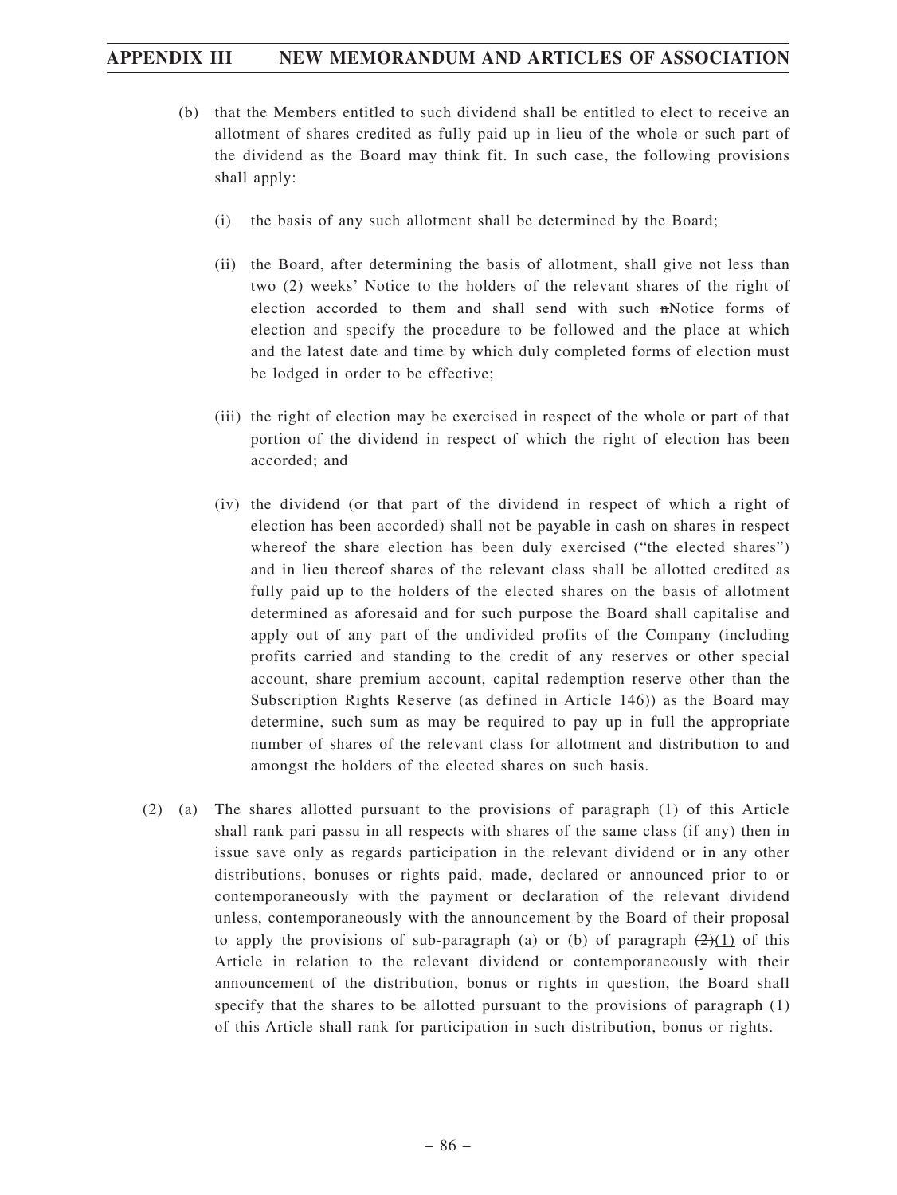(b) that the Members entitled to such dividend shall be entitled to elect to receive an allotment of shares credited as fully paid up in lieu of the whole or such part of the dividend as the Board may think fit. In such case, the following provisions shall apply:

(i) the basis of any such allotment shall be determined by the Board;

(ii) the Board, after determining the basis of allotment, shall give not less than two (2) weeks' Notice to the holders of the relevant shares of the right of election accorded to them and shall send with such ~~n~~Notice forms of election and specify the procedure to be followed and the place at which and the latest date and time by which duly completed forms of election must be lodged in order to be effective;

(iii) the right of election may be exercised in respect of the whole or part of that portion of the dividend in respect of which the right of election has been accorded; and

(iv) the dividend (or that part of the dividend in respect of which a right of election has been accorded) shall not be payable in cash on shares in respect whereof the share election has been duly exercised ("the elected shares") and in lieu thereof shares of the relevant class shall be allotted credited as fully paid up to the holders of the elected shares on the basis of allotment determined as aforesaid and for such purpose the Board shall capitalise and apply out of any part of the undivided profits of the Company (including profits carried and standing to the credit of any reserves or other special account, share premium account, capital redemption reserve other than the Subscription Rights Reserve (as defined in Article 146)) as the Board may determine, such sum as may be required to pay up in full the appropriate number of shares of the relevant class for allotment and distribution to and amongst the holders of the elected shares on such basis.

(2) (a) The shares allotted pursuant to the provisions of paragraph (1) of this Article shall rank pari passu in all respects with shares of the same class (if any) then in issue save only as regards participation in the relevant dividend or in any other distributions, bonuses or rights paid, made, declared or announced prior to or contemporaneously with the payment or declaration of the relevant dividend unless, contemporaneously with the announcement by the Board of their proposal to apply the provisions of sub-paragraph (a) or (b) of paragraph ~~(2)~~(1) of this Article in relation to the relevant dividend or contemporaneously with their announcement of the distribution, bonus or rights in question, the Board shall specify that the shares to be allotted pursuant to the provisions of paragraph (1) of this Article shall rank for participation in such distribution, bonus or rights.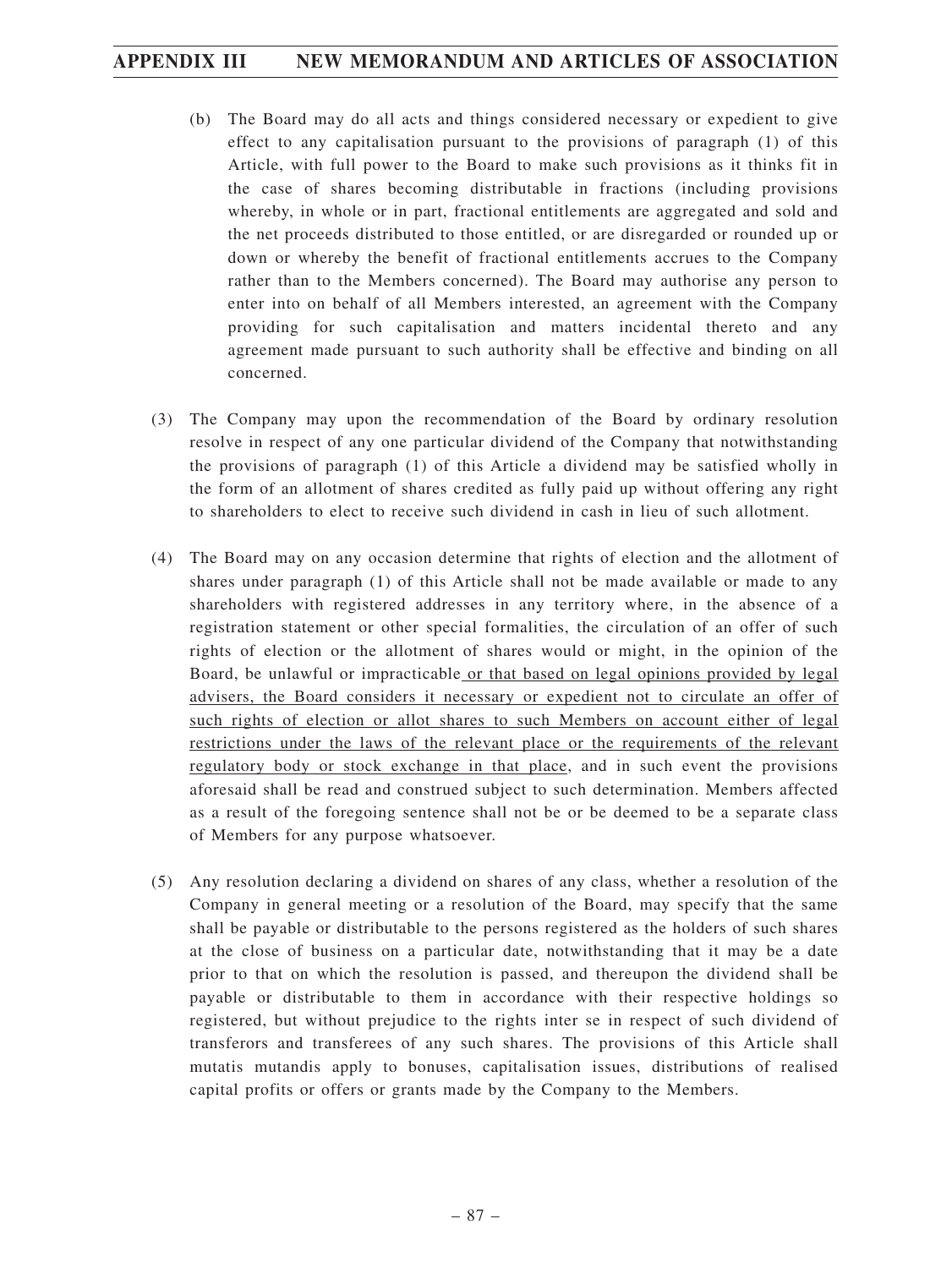(b) The Board may do all acts and things considered necessary or expedient to give effect to any capitalisation pursuant to the provisions of paragraph (1) of this Article, with full power to the Board to make such provisions as it thinks fit in the case of shares becoming distributable in fractions (including provisions whereby, in whole or in part, fractional entitlements are aggregated and sold and the net proceeds distributed to those entitled, or are disregarded or rounded up or down or whereby the benefit of fractional entitlements accrues to the Company rather than to the Members concerned). The Board may authorise any person to enter into on behalf of all Members interested, an agreement with the Company providing for such capitalisation and matters incidental thereto and any agreement made pursuant to such authority shall be effective and binding on all concerned.

(3) The Company may upon the recommendation of the Board by ordinary resolution resolve in respect of any one particular dividend of the Company that notwithstanding the provisions of paragraph (1) of this Article a dividend may be satisfied wholly in the form of an allotment of shares credited as fully paid up without offering any right to shareholders to elect to receive such dividend in cash in lieu of such allotment.

(4) The Board may on any occasion determine that rights of election and the allotment of shares under paragraph (1) of this Article shall not be made available or made to any shareholders with registered addresses in any territory where, in the absence of a registration statement or other special formalities, the circulation of an offer of such rights of election or the allotment of shares would or might, in the opinion of the Board, be unlawful or impracticable or that based on legal opinions provided by legal advisers, the Board considers it necessary or expedient not to circulate an offer of such rights of election or allot shares to such Members on account either of legal restrictions under the laws of the relevant place or the requirements of the relevant regulatory body or stock exchange in that place, and in such event the provisions aforesaid shall be read and construed subject to such determination. Members affected as a result of the foregoing sentence shall not be or be deemed to be a separate class of Members for any purpose whatsoever.

(5) Any resolution declaring a dividend on shares of any class, whether a resolution of the Company in general meeting or a resolution of the Board, may specify that the same shall be payable or distributable to the persons registered as the holders of such shares at the close of business on a particular date, notwithstanding that it may be a date prior to that on which the resolution is passed, and thereupon the dividend shall be payable or distributable to them in accordance with their respective holdings so registered, but without prejudice to the rights inter se in respect of such dividend of transferors and transferees of any such shares. The provisions of this Article shall mutatis mutandis apply to bonuses, capitalisation issues, distributions of realised capital profits or offers or grants made by the Company to the Members.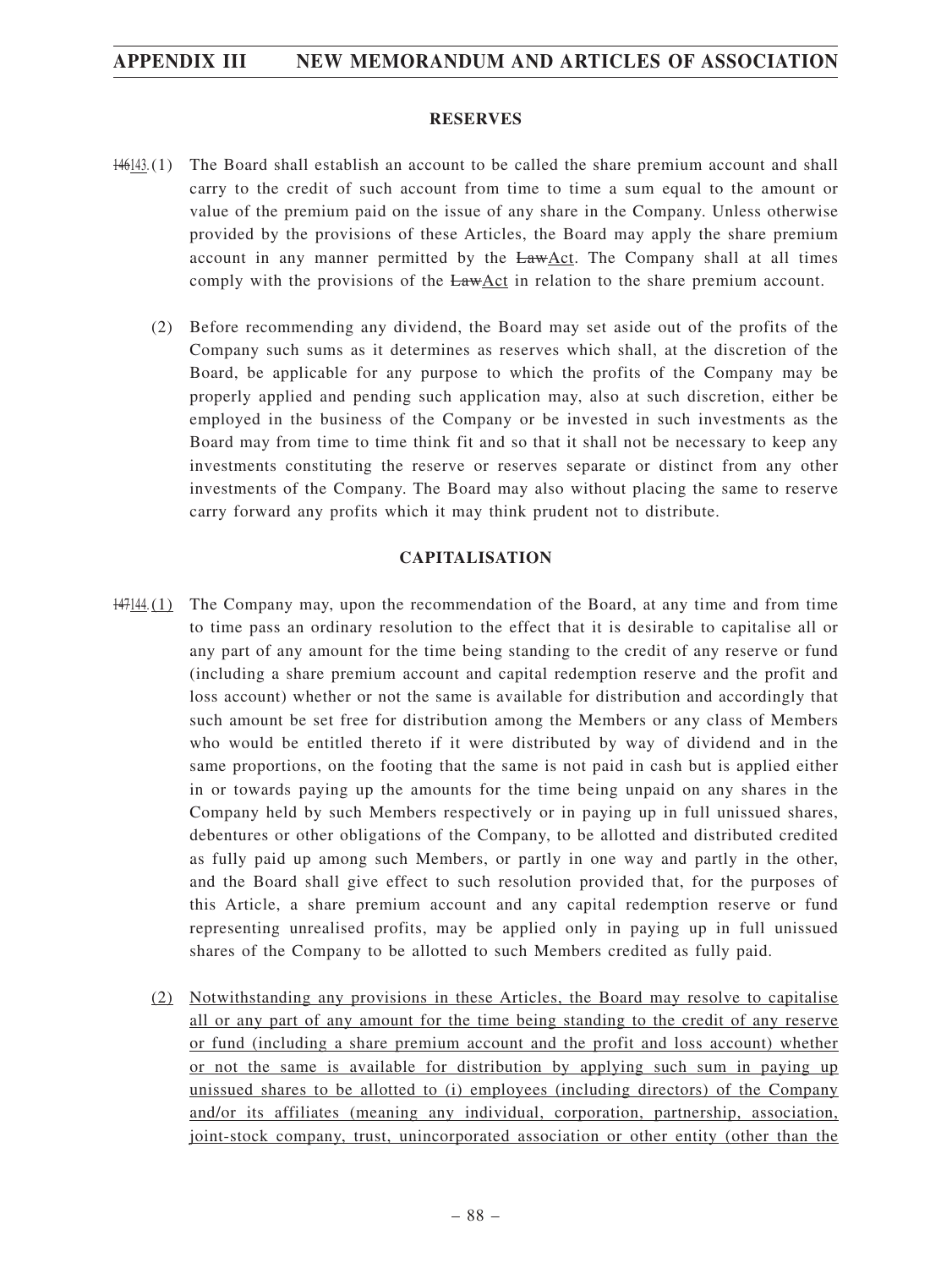## RESERVES

~~146~~143.(1) The Board shall establish an account to be called the share premium account and shall carry to the credit of such account from time to time a sum equal to the amount or value of the premium paid on the issue of any share in the Company. Unless otherwise provided by the provisions of these Articles, the Board may apply the share premium account in any manner permitted by the ~~Law~~Act. The Company shall at all times comply with the provisions of the ~~Law~~Act in relation to the share premium account.

(2) Before recommending any dividend, the Board may set aside out of the profits of the Company such sums as it determines as reserves which shall, at the discretion of the Board, be applicable for any purpose to which the profits of the Company may be properly applied and pending such application may, also at such discretion, either be employed in the business of the Company or be invested in such investments as the Board may from time to time think fit and so that it shall not be necessary to keep any investments constituting the reserve or reserves separate or distinct from any other investments of the Company. The Board may also without placing the same to reserve carry forward any profits which it may think prudent not to distribute.

## CAPITALISATION

~~147~~144.(1) The Company may, upon the recommendation of the Board, at any time and from time to time pass an ordinary resolution to the effect that it is desirable to capitalise all or any part of any amount for the time being standing to the credit of any reserve or fund (including a share premium account and capital redemption reserve and the profit and loss account) whether or not the same is available for distribution and accordingly that such amount be set free for distribution among the Members or any class of Members who would be entitled thereto if it were distributed by way of dividend and in the same proportions, on the footing that the same is not paid in cash but is applied either in or towards paying up the amounts for the time being unpaid on any shares in the Company held by such Members respectively or in paying up in full unissued shares, debentures or other obligations of the Company, to be allotted and distributed credited as fully paid up among such Members, or partly in one way and partly in the other, and the Board shall give effect to such resolution provided that, for the purposes of this Article, a share premium account and any capital redemption reserve or fund representing unrealised profits, may be applied only in paying up in full unissued shares of the Company to be allotted to such Members credited as fully paid.

(2) Notwithstanding any provisions in these Articles, the Board may resolve to capitalise all or any part of any amount for the time being standing to the credit of any reserve or fund (including a share premium account and the profit and loss account) whether or not the same is available for distribution by applying such sum in paying up unissued shares to be allotted to (i) employees (including directors) of the Company and/or its affiliates (meaning any individual, corporation, partnership, association, joint-stock company, trust, unincorporated association or other entity (other than the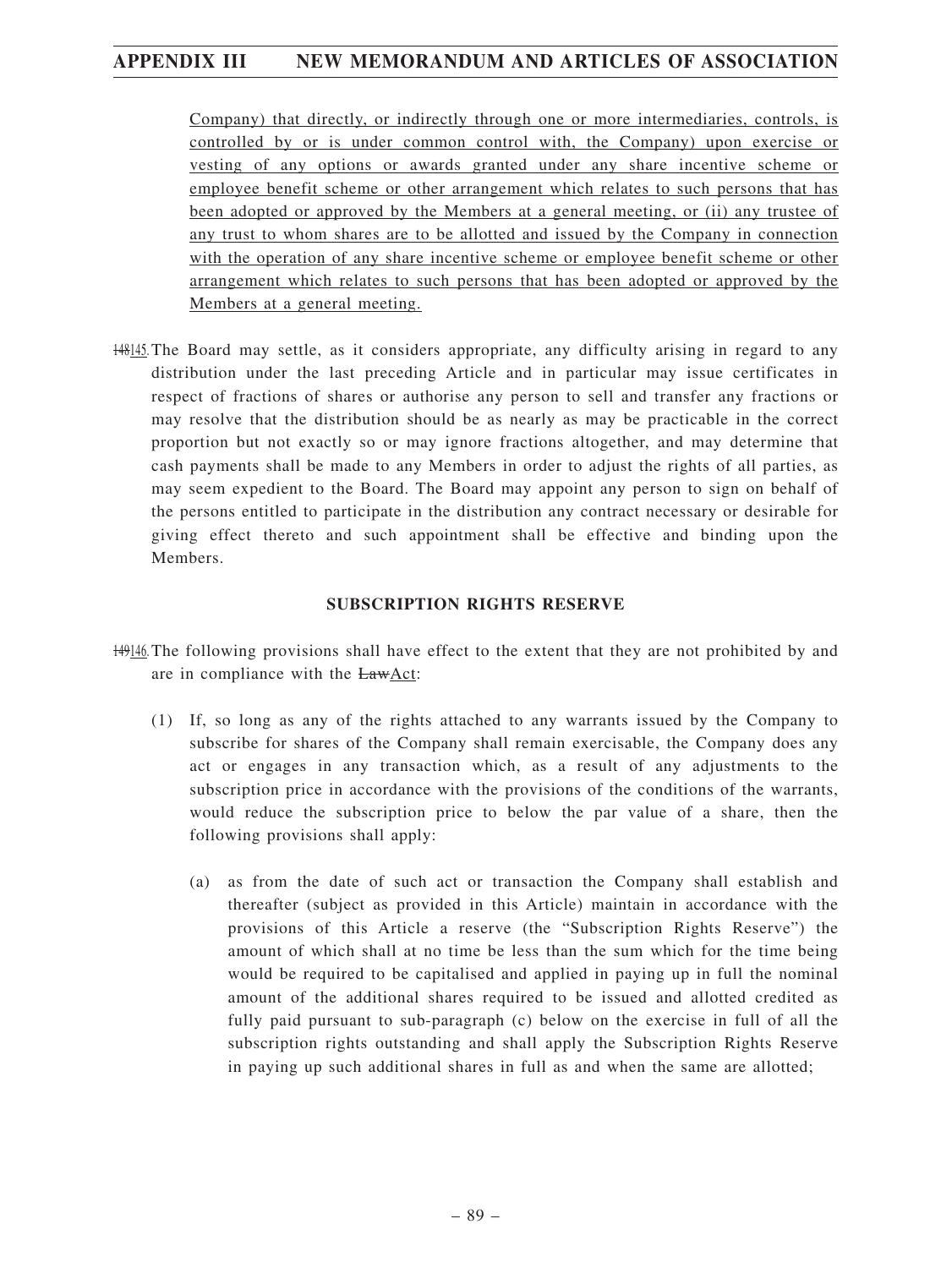Company) that directly, or indirectly through one or more intermediaries, controls, is controlled by or is under common control with, the Company) upon exercise or vesting of any options or awards granted under any share incentive scheme or employee benefit scheme or other arrangement which relates to such persons that has been adopted or approved by the Members at a general meeting, or (ii) any trustee of any trust to whom shares are to be allotted and issued by the Company in connection with the operation of any share incentive scheme or employee benefit scheme or other arrangement which relates to such persons that has been adopted or approved by the Members at a general meeting.

~~148~~145. The Board may settle, as it considers appropriate, any difficulty arising in regard to any distribution under the last preceding Article and in particular may issue certificates in respect of fractions of shares or authorise any person to sell and transfer any fractions or may resolve that the distribution should be as nearly as may be practicable in the correct proportion but not exactly so or may ignore fractions altogether, and may determine that cash payments shall be made to any Members in order to adjust the rights of all parties, as may seem expedient to the Board. The Board may appoint any person to sign on behalf of the persons entitled to participate in the distribution any contract necessary or desirable for giving effect thereto and such appointment shall be effective and binding upon the Members.

**SUBSCRIPTION RIGHTS RESERVE**

~~149~~146. The following provisions shall have effect to the extent that they are not prohibited by and are in compliance with the ~~Law~~Act:

(1) If, so long as any of the rights attached to any warrants issued by the Company to subscribe for shares of the Company shall remain exercisable, the Company does any act or engages in any transaction which, as a result of any adjustments to the subscription price in accordance with the provisions of the conditions of the warrants, would reduce the subscription price to below the par value of a share, then the following provisions shall apply:

(a) as from the date of such act or transaction the Company shall establish and thereafter (subject as provided in this Article) maintain in accordance with the provisions of this Article a reserve (the "Subscription Rights Reserve") the amount of which shall at no time be less than the sum which for the time being would be required to be capitalised and applied in paying up in full the nominal amount of the additional shares required to be issued and allotted credited as fully paid pursuant to sub-paragraph (c) below on the exercise in full of all the subscription rights outstanding and shall apply the Subscription Rights Reserve in paying up such additional shares in full as and when the same are allotted;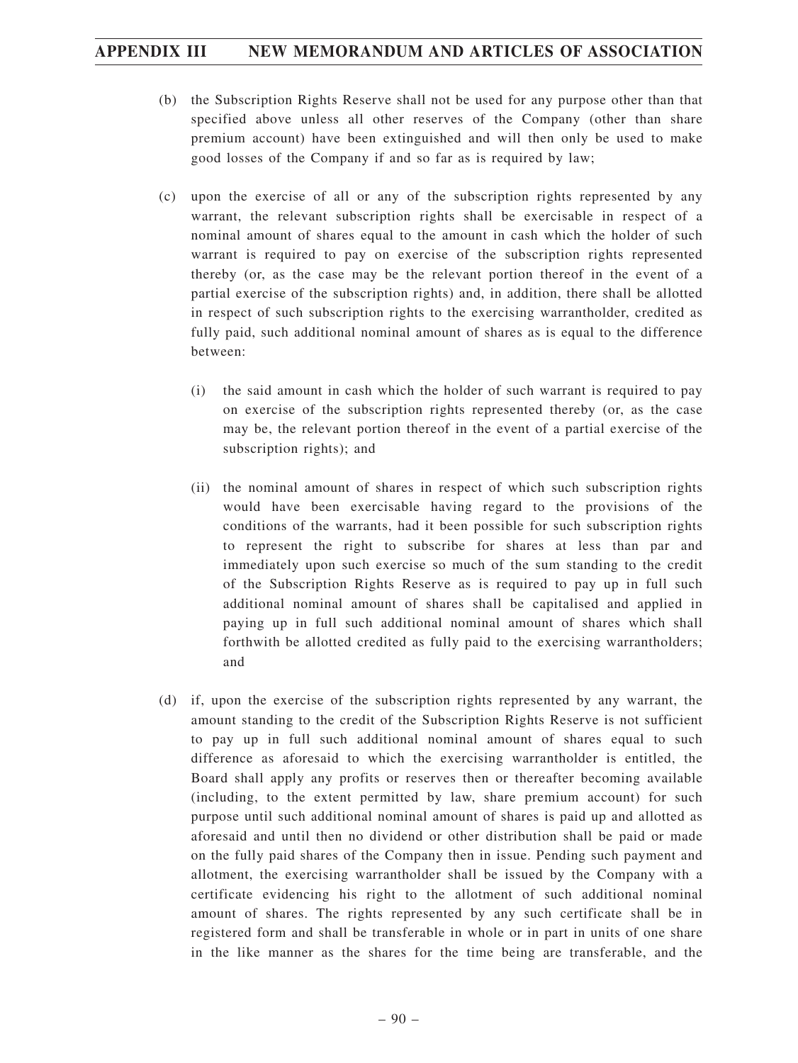(b) the Subscription Rights Reserve shall not be used for any purpose other than that specified above unless all other reserves of the Company (other than share premium account) have been extinguished and will then only be used to make good losses of the Company if and so far as is required by law;

(c) upon the exercise of all or any of the subscription rights represented by any warrant, the relevant subscription rights shall be exercisable in respect of a nominal amount of shares equal to the amount in cash which the holder of such warrant is required to pay on exercise of the subscription rights represented thereby (or, as the case may be the relevant portion thereof in the event of a partial exercise of the subscription rights) and, in addition, there shall be allotted in respect of such subscription rights to the exercising warrantholder, credited as fully paid, such additional nominal amount of shares as is equal to the difference between:

   (i) the said amount in cash which the holder of such warrant is required to pay on exercise of the subscription rights represented thereby (or, as the case may be, the relevant portion thereof in the event of a partial exercise of the subscription rights); and

   (ii) the nominal amount of shares in respect of which such subscription rights would have been exercisable having regard to the provisions of the conditions of the warrants, had it been possible for such subscription rights to represent the right to subscribe for shares at less than par and immediately upon such exercise so much of the sum standing to the credit of the Subscription Rights Reserve as is required to pay up in full such additional nominal amount of shares shall be capitalised and applied in paying up in full such additional nominal amount of shares which shall forthwith be allotted credited as fully paid to the exercising warrantholders; and

(d) if, upon the exercise of the subscription rights represented by any warrant, the amount standing to the credit of the Subscription Rights Reserve is not sufficient to pay up in full such additional nominal amount of shares equal to such difference as aforesaid to which the exercising warrantholder is entitled, the Board shall apply any profits or reserves then or thereafter becoming available (including, to the extent permitted by law, share premium account) for such purpose until such additional nominal amount of shares is paid up and allotted as aforesaid and until then no dividend or other distribution shall be paid or made on the fully paid shares of the Company then in issue. Pending such payment and allotment, the exercising warrantholder shall be issued by the Company with a certificate evidencing his right to the allotment of such additional nominal amount of shares. The rights represented by any such certificate shall be in registered form and shall be transferable in whole or in part in units of one share in the like manner as the shares for the time being are transferable, and the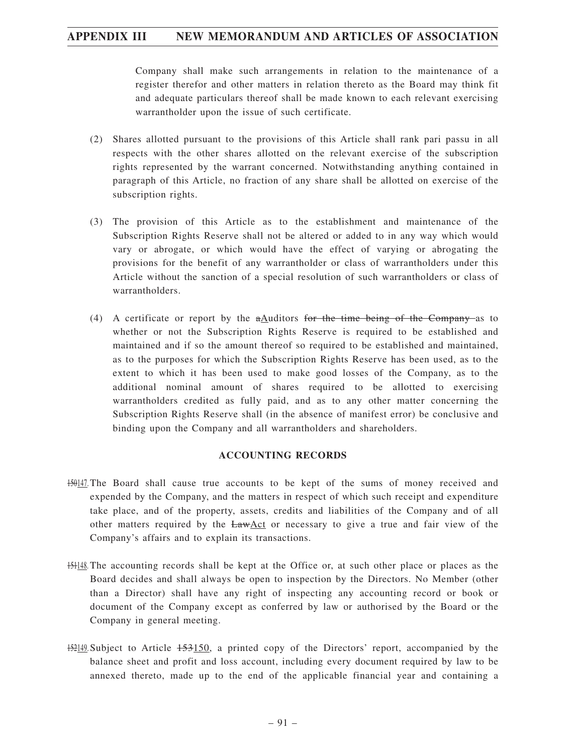Company shall make such arrangements in relation to the maintenance of a register therefor and other matters in relation thereto as the Board may think fit and adequate particulars thereof shall be made known to each relevant exercising warrantholder upon the issue of such certificate.

(2) Shares allotted pursuant to the provisions of this Article shall rank pari passu in all respects with the other shares allotted on the relevant exercise of the subscription rights represented by the warrant concerned. Notwithstanding anything contained in paragraph of this Article, no fraction of any share shall be allotted on exercise of the subscription rights.

(3) The provision of this Article as to the establishment and maintenance of the Subscription Rights Reserve shall not be altered or added to in any way which would vary or abrogate, or which would have the effect of varying or abrogating the provisions for the benefit of any warrantholder or class of warrantholders under this Article without the sanction of a special resolution of such warrantholders or class of warrantholders.

(4) A certificate or report by the ~~a~~Auditors ~~for the time being of the Company~~ as to whether or not the Subscription Rights Reserve is required to be established and maintained and if so the amount thereof so required to be established and maintained, as to the purposes for which the Subscription Rights Reserve has been used, as to the extent to which it has been used to make good losses of the Company, as to the additional nominal amount of shares required to be allotted to exercising warrantholders credited as fully paid, and as to any other matter concerning the Subscription Rights Reserve shall (in the absence of manifest error) be conclusive and binding upon the Company and all warrantholders and shareholders.

## ACCOUNTING RECORDS

~~150~~147. The Board shall cause true accounts to be kept of the sums of money received and expended by the Company, and the matters in respect of which such receipt and expenditure take place, and of the property, assets, credits and liabilities of the Company and of all other matters required by the ~~Law~~Act or necessary to give a true and fair view of the Company's affairs and to explain its transactions.

~~151~~148. The accounting records shall be kept at the Office or, at such other place or places as the Board decides and shall always be open to inspection by the Directors. No Member (other than a Director) shall have any right of inspecting any accounting record or book or document of the Company except as conferred by law or authorised by the Board or the Company in general meeting.

~~152~~149. Subject to Article ~~153~~150, a printed copy of the Directors' report, accompanied by the balance sheet and profit and loss account, including every document required by law to be annexed thereto, made up to the end of the applicable financial year and containing a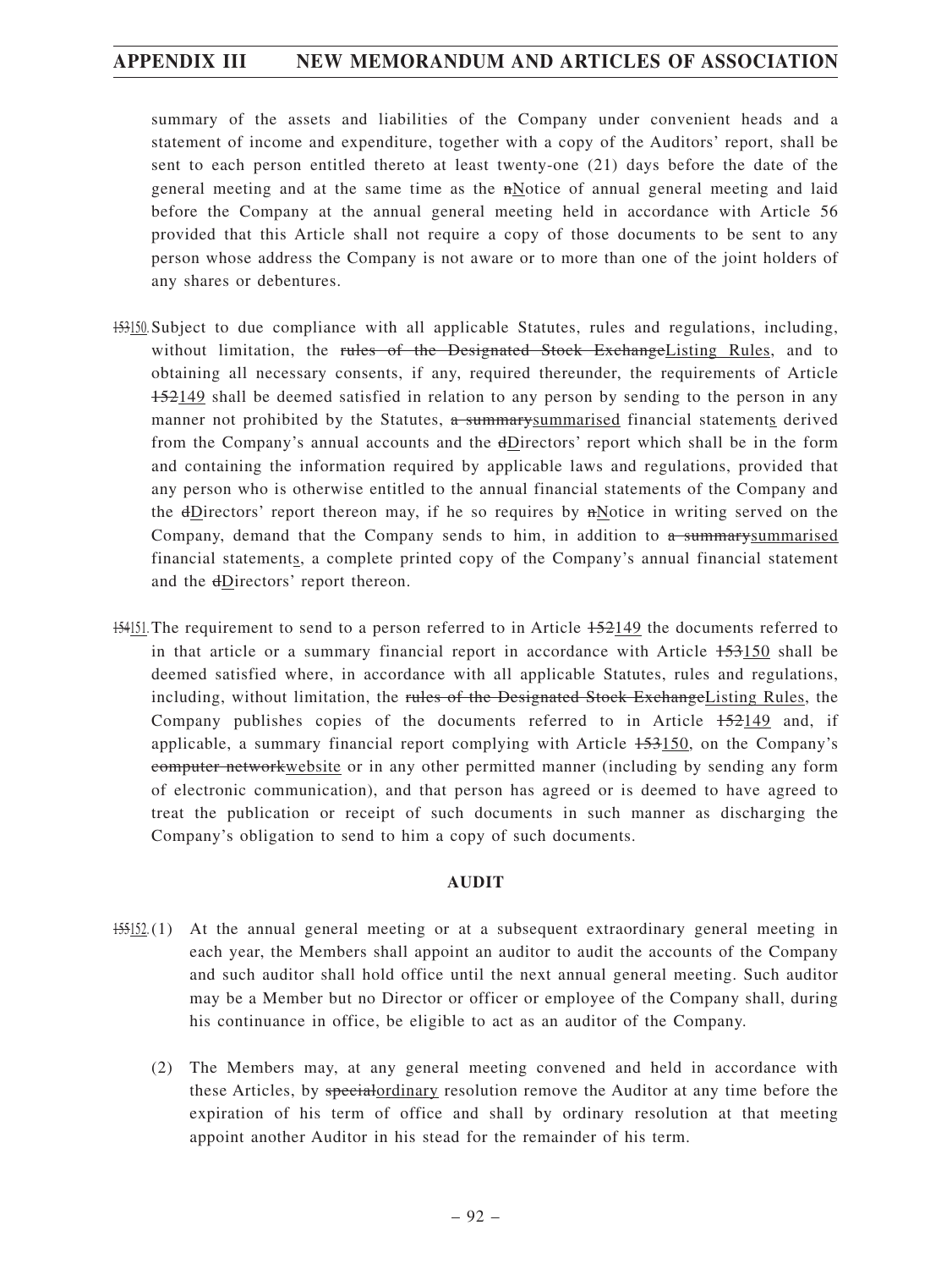summary of the assets and liabilities of the Company under convenient heads and a statement of income and expenditure, together with a copy of the Auditors' report, shall be sent to each person entitled thereto at least twenty-one (21) days before the date of the general meeting and at the same time as the ~~n~~Notice of annual general meeting and laid before the Company at the annual general meeting held in accordance with Article 56 provided that this Article shall not require a copy of those documents to be sent to any person whose address the Company is not aware or to more than one of the joint holders of any shares or debentures.

~~153~~150. Subject to due compliance with all applicable Statutes, rules and regulations, including, without limitation, the ~~rules of the Designated Stock Exchange~~Listing Rules, and to obtaining all necessary consents, if any, required thereunder, the requirements of Article ~~152~~149 shall be deemed satisfied in relation to any person by sending to the person in any manner not prohibited by the Statutes, ~~a summary~~summarised financial statements derived from the Company's annual accounts and the ~~d~~Directors' report which shall be in the form and containing the information required by applicable laws and regulations, provided that any person who is otherwise entitled to the annual financial statements of the Company and the ~~d~~Directors' report thereon may, if he so requires by ~~n~~Notice in writing served on the Company, demand that the Company sends to him, in addition to ~~a summary~~summarised financial statements, a complete printed copy of the Company's annual financial statement and the ~~d~~Directors' report thereon.

~~154~~151. The requirement to send to a person referred to in Article ~~152~~149 the documents referred to in that article or a summary financial report in accordance with Article ~~153~~150 shall be deemed satisfied where, in accordance with all applicable Statutes, rules and regulations, including, without limitation, the ~~rules of the Designated Stock Exchange~~Listing Rules, the Company publishes copies of the documents referred to in Article ~~152~~149 and, if applicable, a summary financial report complying with Article ~~153~~150, on the Company's ~~computer network~~website or in any other permitted manner (including by sending any form of electronic communication), and that person has agreed or is deemed to have agreed to treat the publication or receipt of such documents in such manner as discharging the Company's obligation to send to him a copy of such documents.

## AUDIT

~~155~~152. (1) At the annual general meeting or at a subsequent extraordinary general meeting in each year, the Members shall appoint an auditor to audit the accounts of the Company and such auditor shall hold office until the next annual general meeting. Such auditor may be a Member but no Director or officer or employee of the Company shall, during his continuance in office, be eligible to act as an auditor of the Company.

(2) The Members may, at any general meeting convened and held in accordance with these Articles, by ~~special~~ordinary resolution remove the Auditor at any time before the expiration of his term of office and shall by ordinary resolution at that meeting appoint another Auditor in his stead for the remainder of his term.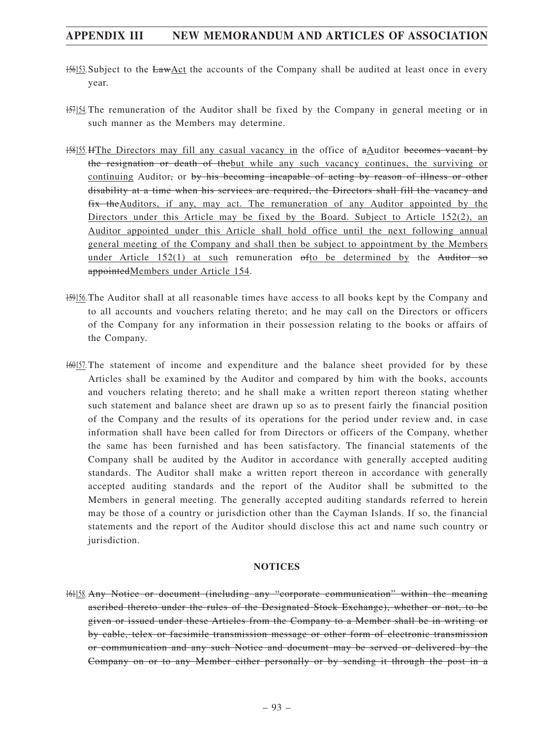~~156~~153. Subject to the ~~Law~~Act the accounts of the Company shall be audited at least once in every year.

~~157~~154. The remuneration of the Auditor shall be fixed by the Company in general meeting or in such manner as the Members may determine.

~~158~~155. ~~If~~The Directors may fill any casual vacancy in the office of ~~a~~Auditor ~~becomes vacant by the resignation or death of the~~but while any such vacancy continues, the surviving or continuing Auditor~~,~~ or ~~by his becoming incapable of acting by reason of illness or other disability at a time when his services are required, the Directors shall fill the vacancy and fix the~~Auditors, if any, may act. The remuneration of any Auditor appointed by the Directors under this Article may be fixed by the Board. Subject to Article 152(2), an Auditor appointed under this Article shall hold office until the next following annual general meeting of the Company and shall then be subject to appointment by the Members under Article 152(1) at such remuneration ~~of~~to be determined by the ~~Auditor so appointed~~Members under Article 154.

~~159~~156. The Auditor shall at all reasonable times have access to all books kept by the Company and to all accounts and vouchers relating thereto; and he may call on the Directors or officers of the Company for any information in their possession relating to the books or affairs of the Company.

~~160~~157. The statement of income and expenditure and the balance sheet provided for by these Articles shall be examined by the Auditor and compared by him with the books, accounts and vouchers relating thereto; and he shall make a written report thereon stating whether such statement and balance sheet are drawn up so as to present fairly the financial position of the Company and the results of its operations for the period under review and, in case information shall have been called for from Directors or officers of the Company, whether the same has been furnished and has been satisfactory. The financial statements of the Company shall be audited by the Auditor in accordance with generally accepted auditing standards. The Auditor shall make a written report thereon in accordance with generally accepted auditing standards and the report of the Auditor shall be submitted to the Members in general meeting. The generally accepted auditing standards referred to herein may be those of a country or jurisdiction other than the Cayman Islands. If so, the financial statements and the report of the Auditor should disclose this act and name such country or jurisdiction.

## NOTICES

~~161~~158. ~~Any Notice or document (including any "corporate communication" within the meaning ascribed thereto under the rules of the Designated Stock Exchange), whether or not, to be given or issued under these Articles from the Company to a Member shall be in writing or by cable, telex or facsimile transmission message or other form of electronic transmission or communication and any such Notice and document may be served or delivered by the Company on or to any Member either personally or by sending it through the post in a~~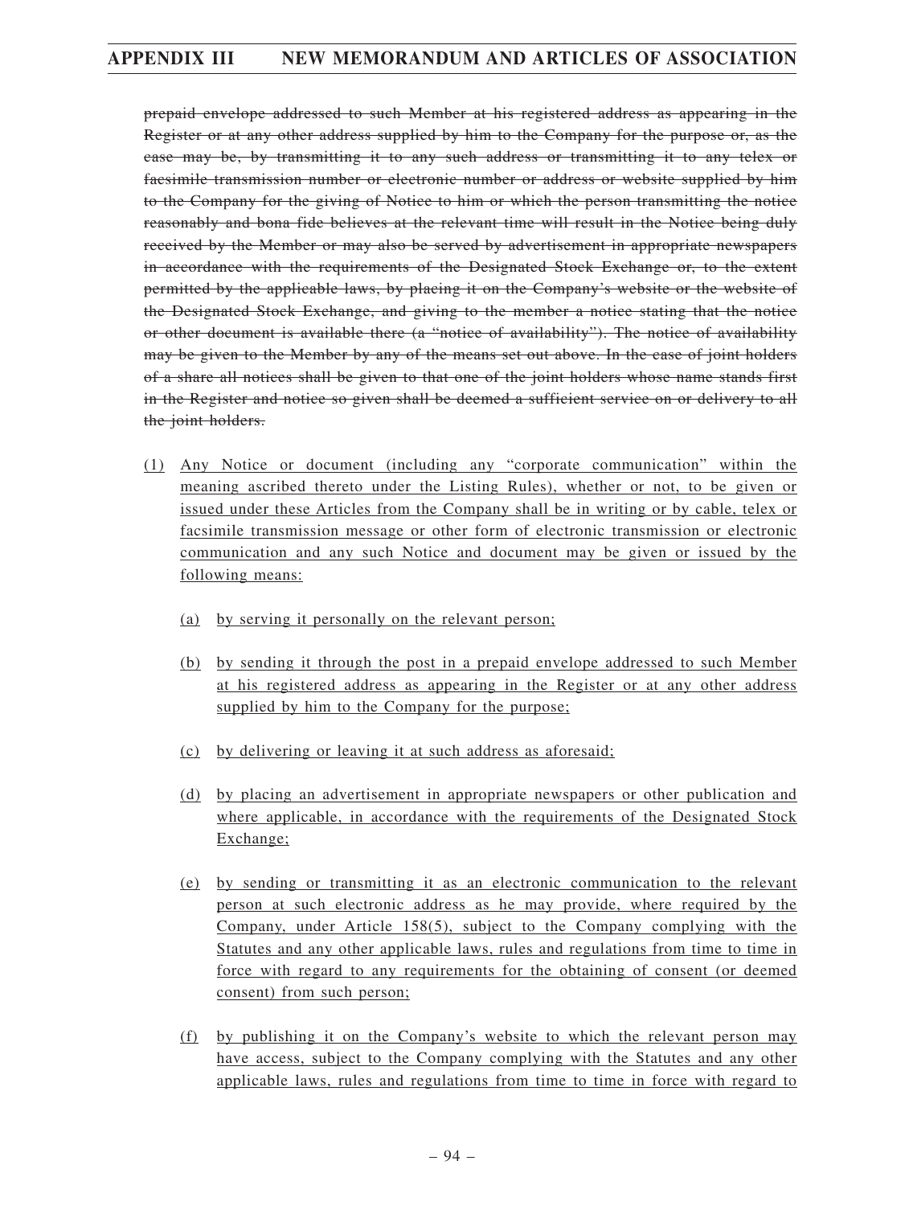~~prepaid envelope addressed to such Member at his registered address as appearing in the Register or at any other address supplied by him to the Company for the purpose or, as the case may be, by transmitting it to any such address or transmitting it to any telex or facsimile transmission number or electronic number or address or website supplied by him to the Company for the giving of Notice to him or which the person transmitting the notice reasonably and bona fide believes at the relevant time will result in the Notice being duly received by the Member or may also be served by advertisement in appropriate newspapers in accordance with the requirements of the Designated Stock Exchange or, to the extent permitted by the applicable laws, by placing it on the Company's website or the website of the Designated Stock Exchange, and giving to the member a notice stating that the notice or other document is available there (a "notice of availability"). The notice of availability may be given to the Member by any of the means set out above. In the case of joint holders of a share all notices shall be given to that one of the joint holders whose name stands first in the Register and notice so given shall be deemed a sufficient service on or delivery to all the joint holders.~~

<u>(1)</u> <u>Any Notice or document (including any "corporate communication" within the meaning ascribed thereto under the Listing Rules), whether or not, to be given or issued under these Articles from the Company shall be in writing or by cable, telex or facsimile transmission message or other form of electronic transmission or electronic communication and any such Notice and document may be given or issued by the following means:</u>

<u>(a)</u> <u>by serving it personally on the relevant person;</u>

<u>(b)</u> <u>by sending it through the post in a prepaid envelope addressed to such Member at his registered address as appearing in the Register or at any other address supplied by him to the Company for the purpose;</u>

<u>(c)</u> <u>by delivering or leaving it at such address as aforesaid;</u>

<u>(d)</u> <u>by placing an advertisement in appropriate newspapers or other publication and where applicable, in accordance with the requirements of the Designated Stock Exchange;</u>

<u>(e)</u> <u>by sending or transmitting it as an electronic communication to the relevant person at such electronic address as he may provide, where required by the Company, under Article 158(5), subject to the Company complying with the Statutes and any other applicable laws, rules and regulations from time to time in force with regard to any requirements for the obtaining of consent (or deemed consent) from such person;</u>

<u>(f)</u> <u>by publishing it on the Company's website to which the relevant person may have access, subject to the Company complying with the Statutes and any other applicable laws, rules and regulations from time to time in force with regard to</u>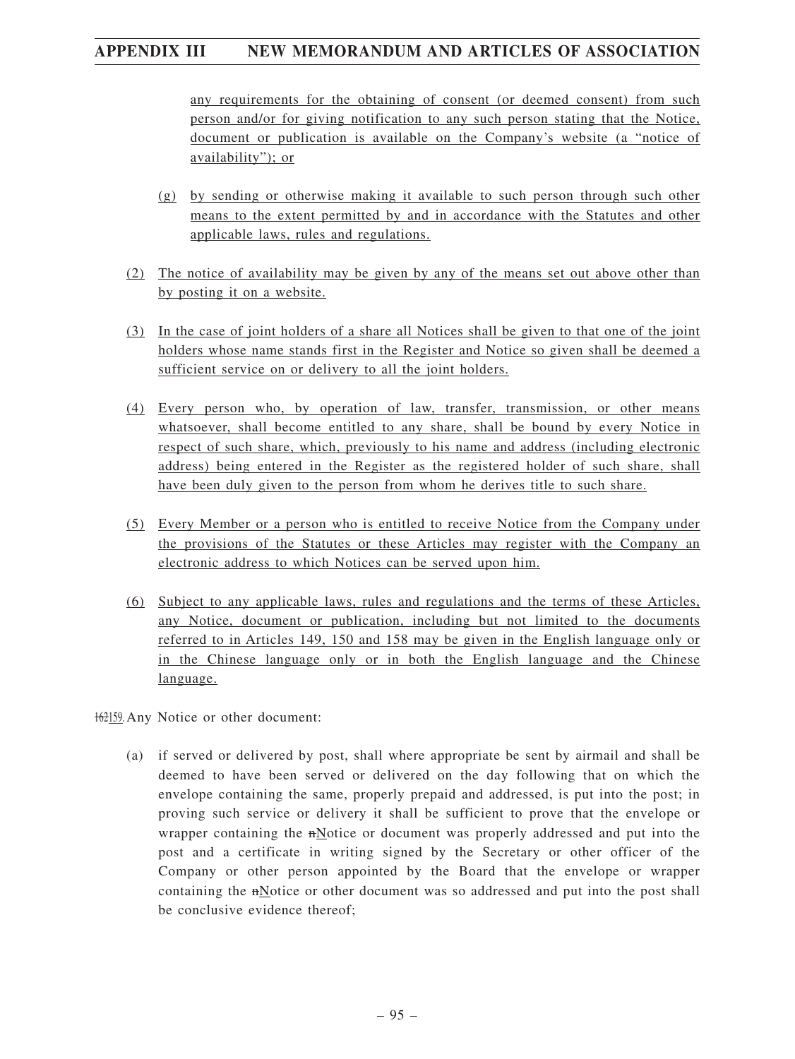any requirements for the obtaining of consent (or deemed consent) from such person and/or for giving notification to any such person stating that the Notice, document or publication is available on the Company's website (a "notice of availability"); or

(g) by sending or otherwise making it available to such person through such other means to the extent permitted by and in accordance with the Statutes and other applicable laws, rules and regulations.

(2) The notice of availability may be given by any of the means set out above other than by posting it on a website.

(3) In the case of joint holders of a share all Notices shall be given to that one of the joint holders whose name stands first in the Register and Notice so given shall be deemed a sufficient service on or delivery to all the joint holders.

(4) Every person who, by operation of law, transfer, transmission, or other means whatsoever, shall become entitled to any share, shall be bound by every Notice in respect of such share, which, previously to his name and address (including electronic address) being entered in the Register as the registered holder of such share, shall have been duly given to the person from whom he derives title to such share.

(5) Every Member or a person who is entitled to receive Notice from the Company under the provisions of the Statutes or these Articles may register with the Company an electronic address to which Notices can be served upon him.

(6) Subject to any applicable laws, rules and regulations and the terms of these Articles, any Notice, document or publication, including but not limited to the documents referred to in Articles 149, 150 and 158 may be given in the English language only or in the Chinese language only or in both the English language and the Chinese language.

~~162~~159. Any Notice or other document:

(a) if served or delivered by post, shall where appropriate be sent by airmail and shall be deemed to have been served or delivered on the day following that on which the envelope containing the same, properly prepaid and addressed, is put into the post; in proving such service or delivery it shall be sufficient to prove that the envelope or wrapper containing the ~~n~~Notice or document was properly addressed and put into the post and a certificate in writing signed by the Secretary or other officer of the Company or other person appointed by the Board that the envelope or wrapper containing the ~~n~~Notice or other document was so addressed and put into the post shall be conclusive evidence thereof;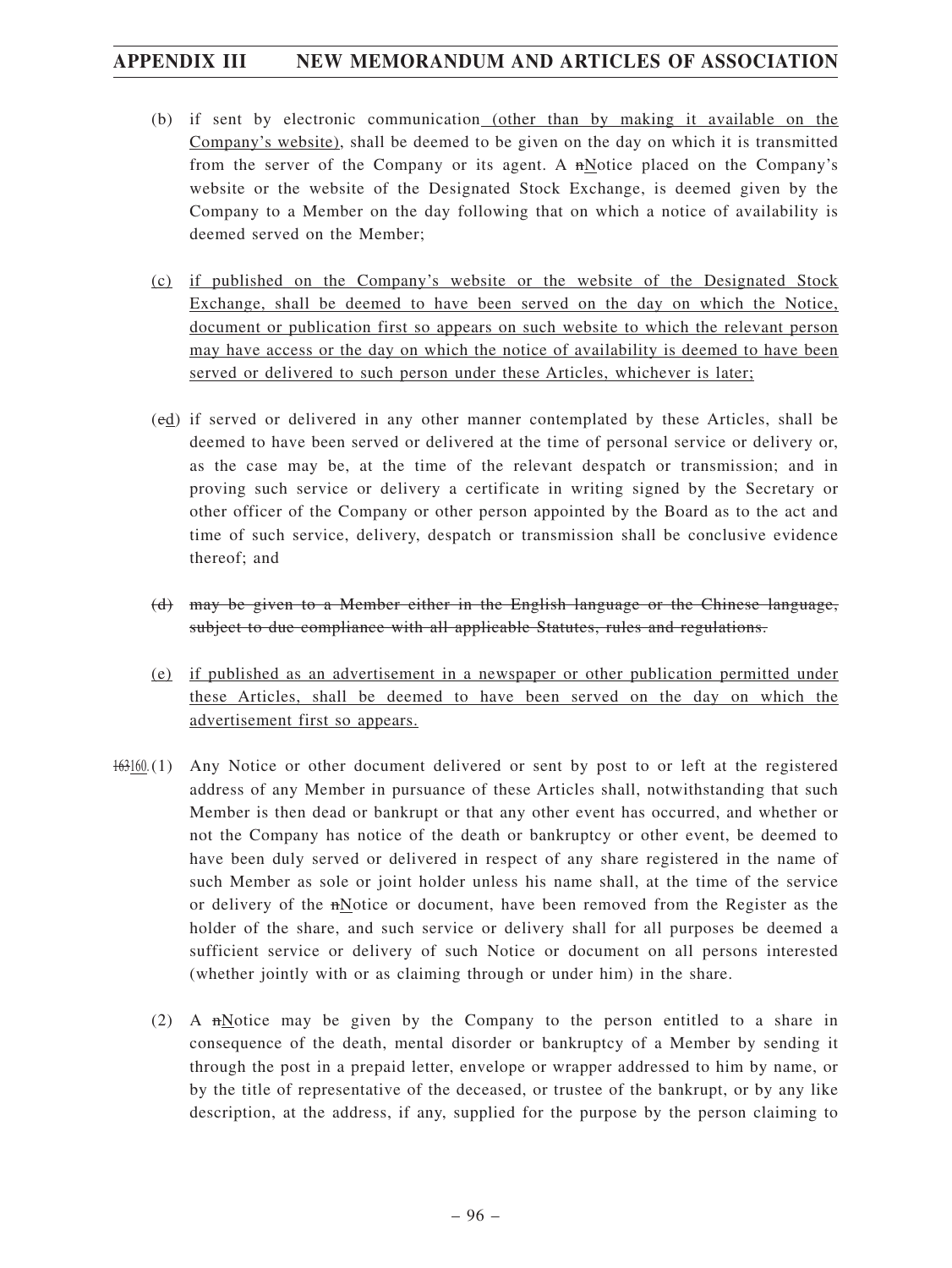(b) if sent by electronic communication (other than by making it available on the Company's website), shall be deemed to be given on the day on which it is transmitted from the server of the Company or its agent. A nNotice placed on the Company's website or the website of the Designated Stock Exchange, is deemed given by the Company to a Member on the day following that on which a notice of availability is deemed served on the Member;

(c) if published on the Company's website or the website of the Designated Stock Exchange, shall be deemed to have been served on the day on which the Notice, document or publication first so appears on such website to which the relevant person may have access or the day on which the notice of availability is deemed to have been served or delivered to such person under these Articles, whichever is later;

(cd) if served or delivered in any other manner contemplated by these Articles, shall be deemed to have been served or delivered at the time of personal service or delivery or, as the case may be, at the time of the relevant despatch or transmission; and in proving such service or delivery a certificate in writing signed by the Secretary or other officer of the Company or other person appointed by the Board as to the act and time of such service, delivery, despatch or transmission shall be conclusive evidence thereof; and

~~(d) may be given to a Member either in the English language or the Chinese language, subject to due compliance with all applicable Statutes, rules and regulations.~~

(e) if published as an advertisement in a newspaper or other publication permitted under these Articles, shall be deemed to have been served on the day on which the advertisement first so appears.

163160. (1) Any Notice or other document delivered or sent by post to or left at the registered address of any Member in pursuance of these Articles shall, notwithstanding that such Member is then dead or bankrupt or that any other event has occurred, and whether or not the Company has notice of the death or bankruptcy or other event, be deemed to have been duly served or delivered in respect of any share registered in the name of such Member as sole or joint holder unless his name shall, at the time of the service or delivery of the nNotice or document, have been removed from the Register as the holder of the share, and such service or delivery shall for all purposes be deemed a sufficient service or delivery of such Notice or document on all persons interested (whether jointly with or as claiming through or under him) in the share.

(2) A nNotice may be given by the Company to the person entitled to a share in consequence of the death, mental disorder or bankruptcy of a Member by sending it through the post in a prepaid letter, envelope or wrapper addressed to him by name, or by the title of representative of the deceased, or trustee of the bankrupt, or by any like description, at the address, if any, supplied for the purpose by the person claiming to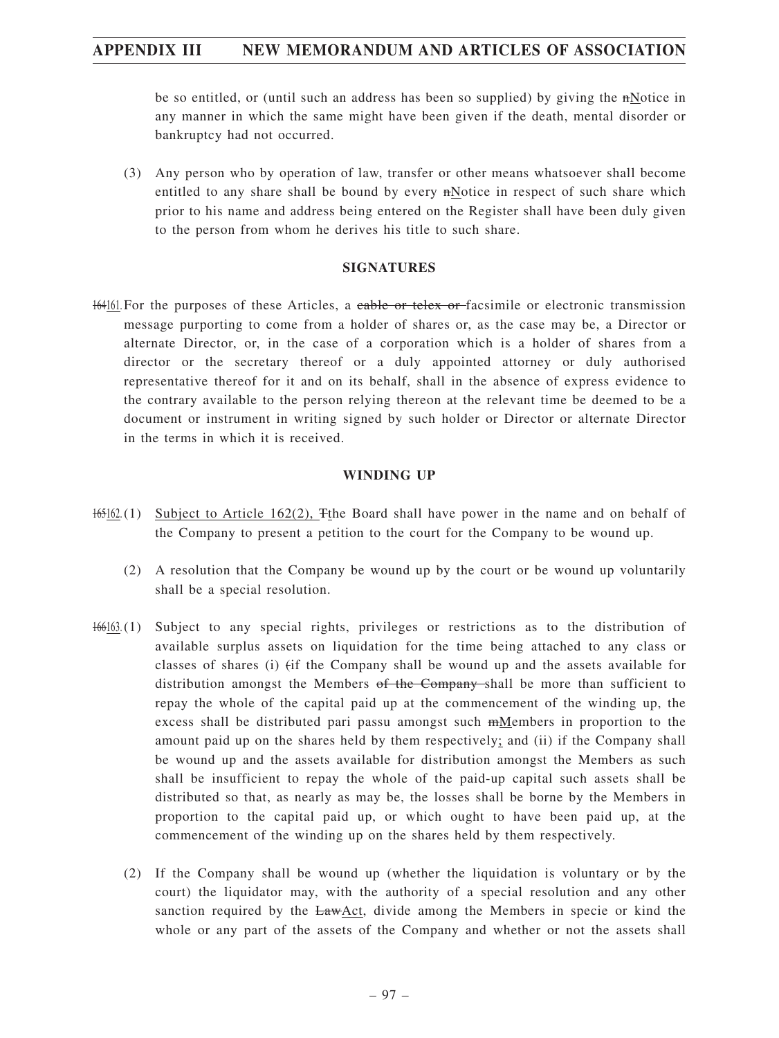be so entitled, or (until such an address has been so supplied) by giving the ~~n~~Notice in any manner in which the same might have been given if the death, mental disorder or bankruptcy had not occurred.

(3) Any person who by operation of law, transfer or other means whatsoever shall become entitled to any share shall be bound by every ~~n~~Notice in respect of such share which prior to his name and address being entered on the Register shall have been duly given to the person from whom he derives his title to such share.

**SIGNATURES**

~~164~~161. For the purposes of these Articles, a ~~cable or telex or~~ facsimile or electronic transmission message purporting to come from a holder of shares or, as the case may be, a Director or alternate Director, or, in the case of a corporation which is a holder of shares from a director or the secretary thereof or a duly appointed attorney or duly authorised representative thereof for it and on its behalf, shall in the absence of express evidence to the contrary available to the person relying thereon at the relevant time be deemed to be a document or instrument in writing signed by such holder or Director or alternate Director in the terms in which it is received.

**WINDING UP**

~~165~~162. (1) Subject to Article 162(2), ~~T~~the Board shall have power in the name and on behalf of the Company to present a petition to the court for the Company to be wound up.

(2) A resolution that the Company be wound up by the court or be wound up voluntarily shall be a special resolution.

~~166~~163. (1) Subject to any special rights, privileges or restrictions as to the distribution of available surplus assets on liquidation for the time being attached to any class or classes of shares (i) ~~(~~if the Company shall be wound up and the assets available for distribution amongst the Members ~~of the Company~~ shall be more than sufficient to repay the whole of the capital paid up at the commencement of the winding up, the excess shall be distributed pari passu amongst such ~~m~~Members in proportion to the amount paid up on the shares held by them respectively; and (ii) if the Company shall be wound up and the assets available for distribution amongst the Members as such shall be insufficient to repay the whole of the paid-up capital such assets shall be distributed so that, as nearly as may be, the losses shall be borne by the Members in proportion to the capital paid up, or which ought to have been paid up, at the commencement of the winding up on the shares held by them respectively.

(2) If the Company shall be wound up (whether the liquidation is voluntary or by the court) the liquidator may, with the authority of a special resolution and any other sanction required by the ~~Law~~Act, divide among the Members in specie or kind the whole or any part of the assets of the Company and whether or not the assets shall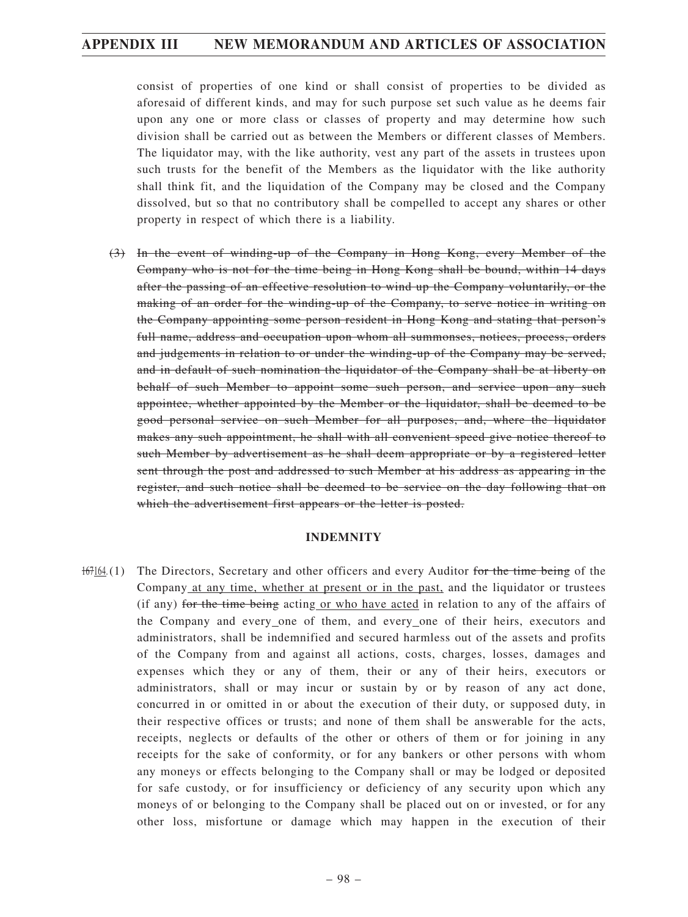consist of properties of one kind or shall consist of properties to be divided as aforesaid of different kinds, and may for such purpose set such value as he deems fair upon any one or more class or classes of property and may determine how such division shall be carried out as between the Members or different classes of Members. The liquidator may, with the like authority, vest any part of the assets in trustees upon such trusts for the benefit of the Members as the liquidator with the like authority shall think fit, and the liquidation of the Company may be closed and the Company dissolved, but so that no contributory shall be compelled to accept any shares or other property in respect of which there is a liability.

~~(3) In the event of winding-up of the Company in Hong Kong, every Member of the Company who is not for the time being in Hong Kong shall be bound, within 14 days after the passing of an effective resolution to wind up the Company voluntarily, or the making of an order for the winding-up of the Company, to serve notice in writing on the Company appointing some person resident in Hong Kong and stating that person's full name, address and occupation upon whom all summonses, notices, process, orders and judgements in relation to or under the winding-up of the Company may be served, and in default of such nomination the liquidator of the Company shall be at liberty on behalf of such Member to appoint some such person, and service upon any such appointee, whether appointed by the Member or the liquidator, shall be deemed to be good personal service on such Member for all purposes, and, where the liquidator makes any such appointment, he shall with all convenient speed give notice thereof to such Member by advertisement as he shall deem appropriate or by a registered letter sent through the post and addressed to such Member at his address as appearing in the register, and such notice shall be deemed to be service on the day following that on which the advertisement first appears or the letter is posted.~~

**INDEMNITY**

~~167~~164. (1) The Directors, Secretary and other officers and every Auditor ~~for the time being~~ of the Company at any time, whether at present or in the past, and the liquidator or trustees (if any) ~~for the time being~~ acting or who have acted in relation to any of the affairs of the Company and every one of them, and every one of their heirs, executors and administrators, shall be indemnified and secured harmless out of the assets and profits of the Company from and against all actions, costs, charges, losses, damages and expenses which they or any of them, their or any of their heirs, executors or administrators, shall or may incur or sustain by or by reason of any act done, concurred in or omitted in or about the execution of their duty, or supposed duty, in their respective offices or trusts; and none of them shall be answerable for the acts, receipts, neglects or defaults of the other or others of them or for joining in any receipts for the sake of conformity, or for any bankers or other persons with whom any moneys or effects belonging to the Company shall or may be lodged or deposited for safe custody, or for insufficiency or deficiency of any security upon which any moneys of or belonging to the Company shall be placed out on or invested, or for any other loss, misfortune or damage which may happen in the execution of their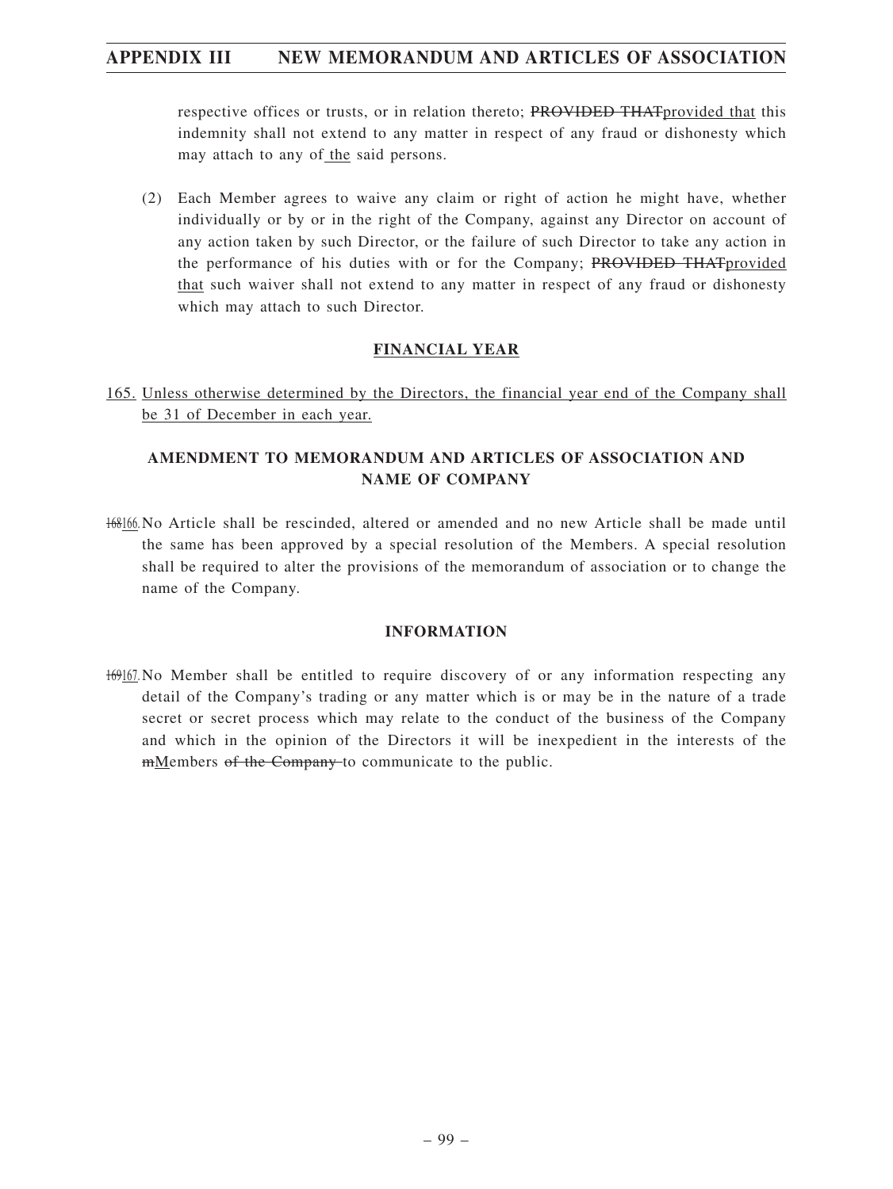respective offices or trusts, or in relation thereto; ~~PROVIDED THAT~~provided that this indemnity shall not extend to any matter in respect of any fraud or dishonesty which may attach to any of the said persons.

(2) Each Member agrees to waive any claim or right of action he might have, whether individually or by or in the right of the Company, against any Director on account of any action taken by such Director, or the failure of such Director to take any action in the performance of his duties with or for the Company; ~~PROVIDED THAT~~provided that such waiver shall not extend to any matter in respect of any fraud or dishonesty which may attach to such Director.

**FINANCIAL YEAR**

165. Unless otherwise determined by the Directors, the financial year end of the Company shall be 31 of December in each year.

**AMENDMENT TO MEMORANDUM AND ARTICLES OF ASSOCIATION AND NAME OF COMPANY**

~~168~~166. No Article shall be rescinded, altered or amended and no new Article shall be made until the same has been approved by a special resolution of the Members. A special resolution shall be required to alter the provisions of the memorandum of association or to change the name of the Company.

**INFORMATION**

~~169~~167. No Member shall be entitled to require discovery of or any information respecting any detail of the Company's trading or any matter which is or may be in the nature of a trade secret or secret process which may relate to the conduct of the business of the Company and which in the opinion of the Directors it will be inexpedient in the interests of the ~~m~~Members ~~of the Company~~ to communicate to the public.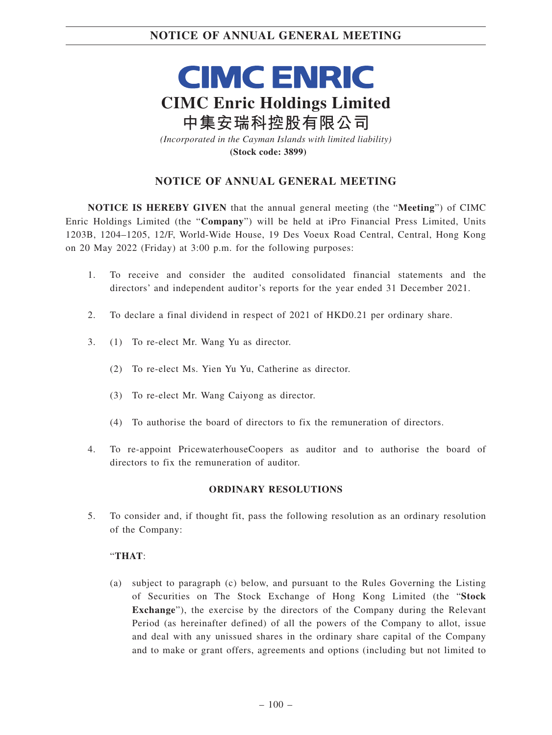# CIMC ENRIC

# CIMC Enric Holdings Limited

# 中集安瑞科控股有限公司

*(Incorporated in the Cayman Islands with limited liability)*

**(Stock code: 3899)**

## NOTICE OF ANNUAL GENERAL MEETING

**NOTICE IS HEREBY GIVEN** that the annual general meeting (the "**Meeting**") of CIMC Enric Holdings Limited (the "**Company**") will be held at iPro Financial Press Limited, Units 1203B, 1204–1205, 12/F, World-Wide House, 19 Des Voeux Road Central, Central, Hong Kong on 20 May 2022 (Friday) at 3:00 p.m. for the following purposes:

1. To receive and consider the audited consolidated financial statements and the directors' and independent auditor's reports for the year ended 31 December 2021.

2. To declare a final dividend in respect of 2021 of HKD0.21 per ordinary share.

3. (1) To re-elect Mr. Wang Yu as director.

   (2) To re-elect Ms. Yien Yu Yu, Catherine as director.

   (3) To re-elect Mr. Wang Caiyong as director.

   (4) To authorise the board of directors to fix the remuneration of directors.

4. To re-appoint PricewaterhouseCoopers as auditor and to authorise the board of directors to fix the remuneration of auditor.

### ORDINARY RESOLUTIONS

5. To consider and, if thought fit, pass the following resolution as an ordinary resolution of the Company:

   "**THAT**:

   (a) subject to paragraph (c) below, and pursuant to the Rules Governing the Listing of Securities on The Stock Exchange of Hong Kong Limited (the "**Stock Exchange**"), the exercise by the directors of the Company during the Relevant Period (as hereinafter defined) of all the powers of the Company to allot, issue and deal with any unissued shares in the ordinary share capital of the Company and to make or grant offers, agreements and options (including but not limited to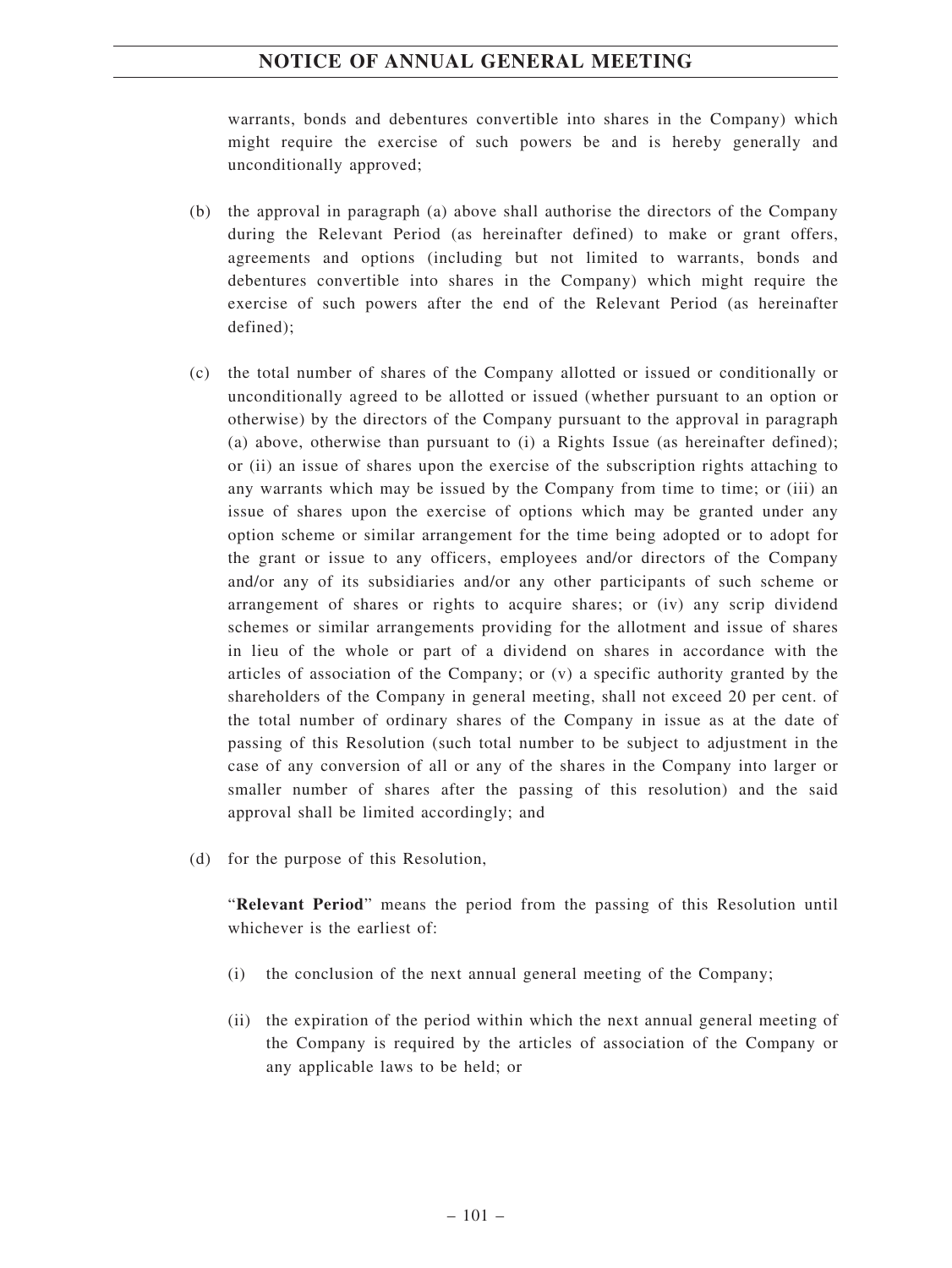warrants, bonds and debentures convertible into shares in the Company) which might require the exercise of such powers be and is hereby generally and unconditionally approved;

(b) the approval in paragraph (a) above shall authorise the directors of the Company during the Relevant Period (as hereinafter defined) to make or grant offers, agreements and options (including but not limited to warrants, bonds and debentures convertible into shares in the Company) which might require the exercise of such powers after the end of the Relevant Period (as hereinafter defined);

(c) the total number of shares of the Company allotted or issued or conditionally or unconditionally agreed to be allotted or issued (whether pursuant to an option or otherwise) by the directors of the Company pursuant to the approval in paragraph (a) above, otherwise than pursuant to (i) a Rights Issue (as hereinafter defined); or (ii) an issue of shares upon the exercise of the subscription rights attaching to any warrants which may be issued by the Company from time to time; or (iii) an issue of shares upon the exercise of options which may be granted under any option scheme or similar arrangement for the time being adopted or to adopt for the grant or issue to any officers, employees and/or directors of the Company and/or any of its subsidiaries and/or any other participants of such scheme or arrangement of shares or rights to acquire shares; or (iv) any scrip dividend schemes or similar arrangements providing for the allotment and issue of shares in lieu of the whole or part of a dividend on shares in accordance with the articles of association of the Company; or (v) a specific authority granted by the shareholders of the Company in general meeting, shall not exceed 20 per cent. of the total number of ordinary shares of the Company in issue as at the date of passing of this Resolution (such total number to be subject to adjustment in the case of any conversion of all or any of the shares in the Company into larger or smaller number of shares after the passing of this resolution) and the said approval shall be limited accordingly; and

(d) for the purpose of this Resolution,

"**Relevant Period**" means the period from the passing of this Resolution until whichever is the earliest of:

(i) the conclusion of the next annual general meeting of the Company;

(ii) the expiration of the period within which the next annual general meeting of the Company is required by the articles of association of the Company or any applicable laws to be held; or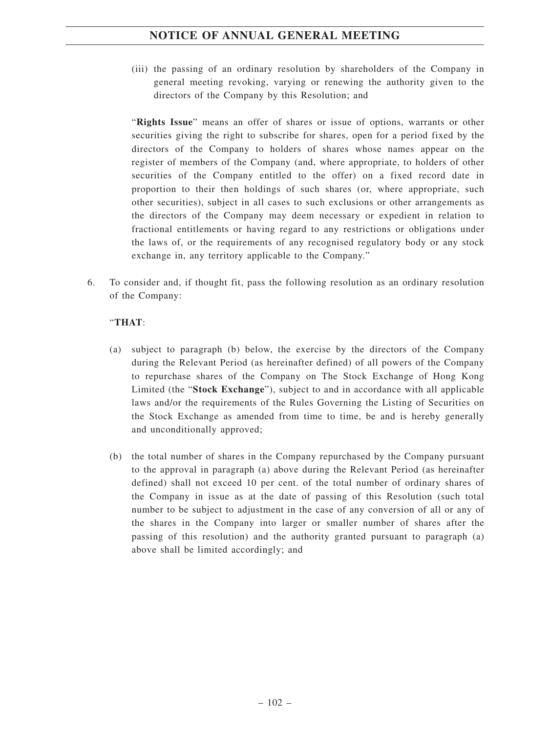(iii) the passing of an ordinary resolution by shareholders of the Company in general meeting revoking, varying or renewing the authority given to the directors of the Company by this Resolution; and

"**Rights Issue**" means an offer of shares or issue of options, warrants or other securities giving the right to subscribe for shares, open for a period fixed by the directors of the Company to holders of shares whose names appear on the register of members of the Company (and, where appropriate, to holders of other securities of the Company entitled to the offer) on a fixed record date in proportion to their then holdings of such shares (or, where appropriate, such other securities), subject in all cases to such exclusions or other arrangements as the directors of the Company may deem necessary or expedient in relation to fractional entitlements or having regard to any restrictions or obligations under the laws of, or the requirements of any recognised regulatory body or any stock exchange in, any territory applicable to the Company."

6. To consider and, if thought fit, pass the following resolution as an ordinary resolution of the Company:

"**THAT**:

(a) subject to paragraph (b) below, the exercise by the directors of the Company during the Relevant Period (as hereinafter defined) of all powers of the Company to repurchase shares of the Company on The Stock Exchange of Hong Kong Limited (the "**Stock Exchange**"), subject to and in accordance with all applicable laws and/or the requirements of the Rules Governing the Listing of Securities on the Stock Exchange as amended from time to time, be and is hereby generally and unconditionally approved;

(b) the total number of shares in the Company repurchased by the Company pursuant to the approval in paragraph (a) above during the Relevant Period (as hereinafter defined) shall not exceed 10 per cent. of the total number of ordinary shares of the Company in issue as at the date of passing of this Resolution (such total number to be subject to adjustment in the case of any conversion of all or any of the shares in the Company into larger or smaller number of shares after the passing of this resolution) and the authority granted pursuant to paragraph (a) above shall be limited accordingly; and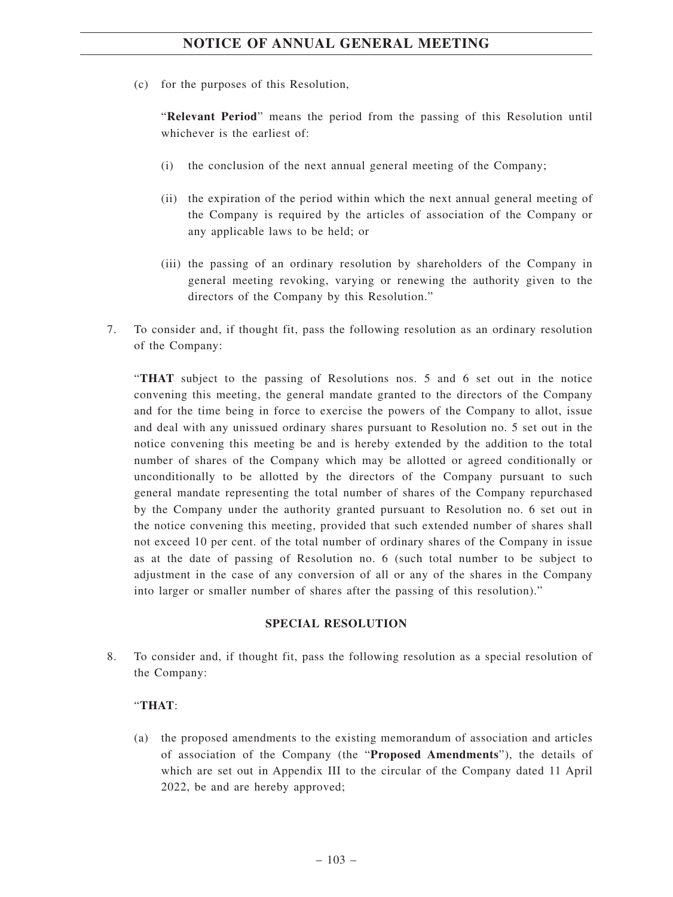(c) for the purposes of this Resolution,

"**Relevant Period**" means the period from the passing of this Resolution until whichever is the earliest of:

(i) the conclusion of the next annual general meeting of the Company;

(ii) the expiration of the period within which the next annual general meeting of the Company is required by the articles of association of the Company or any applicable laws to be held; or

(iii) the passing of an ordinary resolution by shareholders of the Company in general meeting revoking, varying or renewing the authority given to the directors of the Company by this Resolution."

7. To consider and, if thought fit, pass the following resolution as an ordinary resolution of the Company:

"**THAT** subject to the passing of Resolutions nos. 5 and 6 set out in the notice convening this meeting, the general mandate granted to the directors of the Company and for the time being in force to exercise the powers of the Company to allot, issue and deal with any unissued ordinary shares pursuant to Resolution no. 5 set out in the notice convening this meeting be and is hereby extended by the addition to the total number of shares of the Company which may be allotted or agreed conditionally or unconditionally to be allotted by the directors of the Company pursuant to such general mandate representing the total number of shares of the Company repurchased by the Company under the authority granted pursuant to Resolution no. 6 set out in the notice convening this meeting, provided that such extended number of shares shall not exceed 10 per cent. of the total number of ordinary shares of the Company in issue as at the date of passing of Resolution no. 6 (such total number to be subject to adjustment in the case of any conversion of all or any of the shares in the Company into larger or smaller number of shares after the passing of this resolution)."

## SPECIAL RESOLUTION

8. To consider and, if thought fit, pass the following resolution as a special resolution of the Company:

"**THAT**:

(a) the proposed amendments to the existing memorandum of association and articles of association of the Company (the "**Proposed Amendments**"), the details of which are set out in Appendix III to the circular of the Company dated 11 April 2022, be and are hereby approved;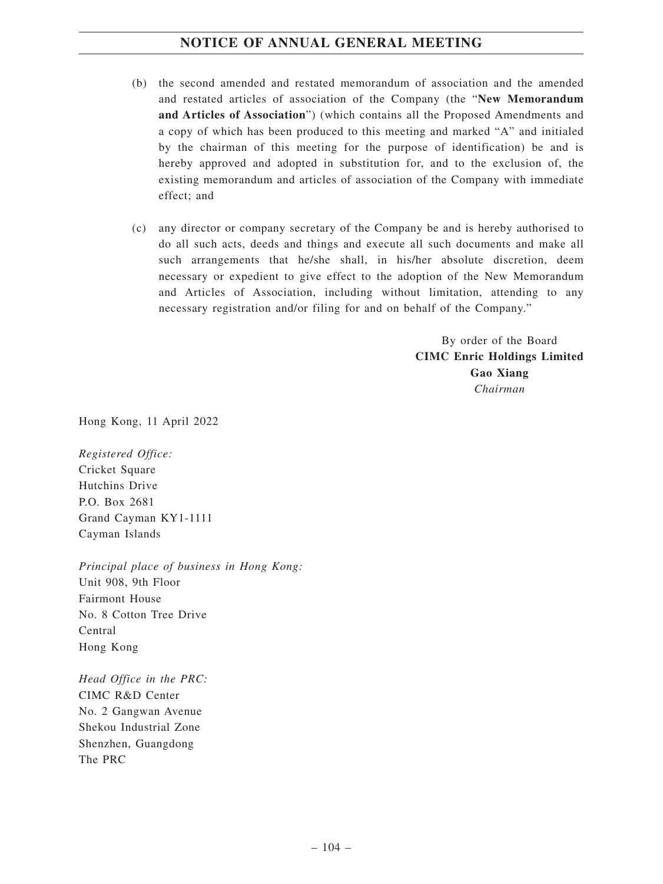(b) the second amended and restated memorandum of association and the amended and restated articles of association of the Company (the "**New Memorandum and Articles of Association**") (which contains all the Proposed Amendments and a copy of which has been produced to this meeting and marked "A" and initialed by the chairman of this meeting for the purpose of identification) be and is hereby approved and adopted in substitution for, and to the exclusion of, the existing memorandum and articles of association of the Company with immediate effect; and

(c) any director or company secretary of the Company be and is hereby authorised to do all such acts, deeds and things and execute all such documents and make all such arrangements that he/she shall, in his/her absolute discretion, deem necessary or expedient to give effect to the adoption of the New Memorandum and Articles of Association, including without limitation, attending to any necessary registration and/or filing for and on behalf of the Company."

By order of the Board
**CIMC Enric Holdings Limited**
**Gao Xiang**
*Chairman*

Hong Kong, 11 April 2022

*Registered Office:*
Cricket Square
Hutchins Drive
P.O. Box 2681
Grand Cayman KY1-1111
Cayman Islands

*Principal place of business in Hong Kong:*
Unit 908, 9th Floor
Fairmont House
No. 8 Cotton Tree Drive
Central
Hong Kong

*Head Office in the PRC:*
CIMC R&D Center
No. 2 Gangwan Avenue
Shekou Industrial Zone
Shenzhen, Guangdong
The PRC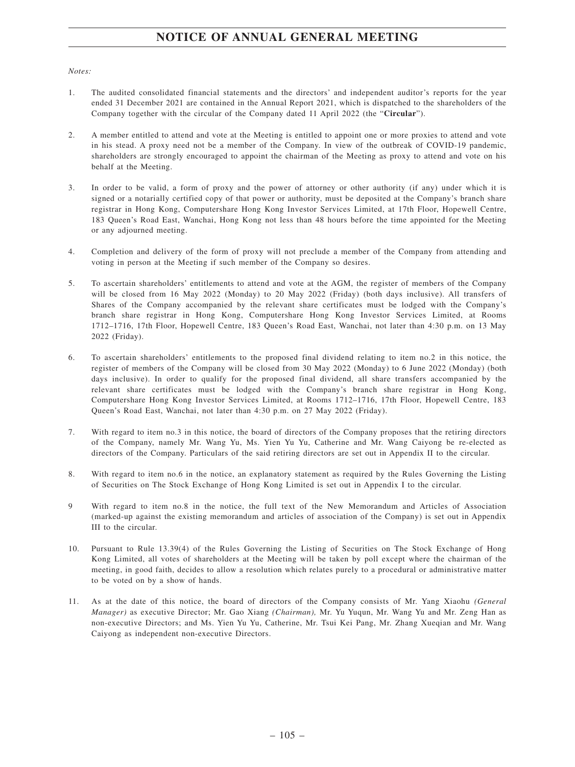# NOTICE OF ANNUAL GENERAL MEETING

*Notes:*

1. The audited consolidated financial statements and the directors' and independent auditor's reports for the year ended 31 December 2021 are contained in the Annual Report 2021, which is dispatched to the shareholders of the Company together with the circular of the Company dated 11 April 2022 (the "**Circular**").

2. A member entitled to attend and vote at the Meeting is entitled to appoint one or more proxies to attend and vote in his stead. A proxy need not be a member of the Company. In view of the outbreak of COVID-19 pandemic, shareholders are strongly encouraged to appoint the chairman of the Meeting as proxy to attend and vote on his behalf at the Meeting.

3. In order to be valid, a form of proxy and the power of attorney or other authority (if any) under which it is signed or a notarially certified copy of that power or authority, must be deposited at the Company's branch share registrar in Hong Kong, Computershare Hong Kong Investor Services Limited, at 17th Floor, Hopewell Centre, 183 Queen's Road East, Wanchai, Hong Kong not less than 48 hours before the time appointed for the Meeting or any adjourned meeting.

4. Completion and delivery of the form of proxy will not preclude a member of the Company from attending and voting in person at the Meeting if such member of the Company so desires.

5. To ascertain shareholders' entitlements to attend and vote at the AGM, the register of members of the Company will be closed from 16 May 2022 (Monday) to 20 May 2022 (Friday) (both days inclusive). All transfers of Shares of the Company accompanied by the relevant share certificates must be lodged with the Company's branch share registrar in Hong Kong, Computershare Hong Kong Investor Services Limited, at Rooms 1712–1716, 17th Floor, Hopewell Centre, 183 Queen's Road East, Wanchai, not later than 4:30 p.m. on 13 May 2022 (Friday).

6. To ascertain shareholders' entitlements to the proposed final dividend relating to item no.2 in this notice, the register of members of the Company will be closed from 30 May 2022 (Monday) to 6 June 2022 (Monday) (both days inclusive). In order to qualify for the proposed final dividend, all share transfers accompanied by the relevant share certificates must be lodged with the Company's branch share registrar in Hong Kong, Computershare Hong Kong Investor Services Limited, at Rooms 1712–1716, 17th Floor, Hopewell Centre, 183 Queen's Road East, Wanchai, not later than 4:30 p.m. on 27 May 2022 (Friday).

7. With regard to item no.3 in this notice, the board of directors of the Company proposes that the retiring directors of the Company, namely Mr. Wang Yu, Ms. Yien Yu Yu, Catherine and Mr. Wang Caiyong be re-elected as directors of the Company. Particulars of the said retiring directors are set out in Appendix II to the circular.

8. With regard to item no.6 in the notice, an explanatory statement as required by the Rules Governing the Listing of Securities on The Stock Exchange of Hong Kong Limited is set out in Appendix I to the circular.

9 With regard to item no.8 in the notice, the full text of the New Memorandum and Articles of Association (marked-up against the existing memorandum and articles of association of the Company) is set out in Appendix III to the circular.

10. Pursuant to Rule 13.39(4) of the Rules Governing the Listing of Securities on The Stock Exchange of Hong Kong Limited, all votes of shareholders at the Meeting will be taken by poll except where the chairman of the meeting, in good faith, decides to allow a resolution which relates purely to a procedural or administrative matter to be voted on by a show of hands.

11. As at the date of this notice, the board of directors of the Company consists of Mr. Yang Xiaohu *(General Manager)* as executive Director; Mr. Gao Xiang *(Chairman),* Mr. Yu Yuqun, Mr. Wang Yu and Mr. Zeng Han as non-executive Directors; and Ms. Yien Yu Yu, Catherine, Mr. Tsui Kei Pang, Mr. Zhang Xueqian and Mr. Wang Caiyong as independent non-executive Directors.